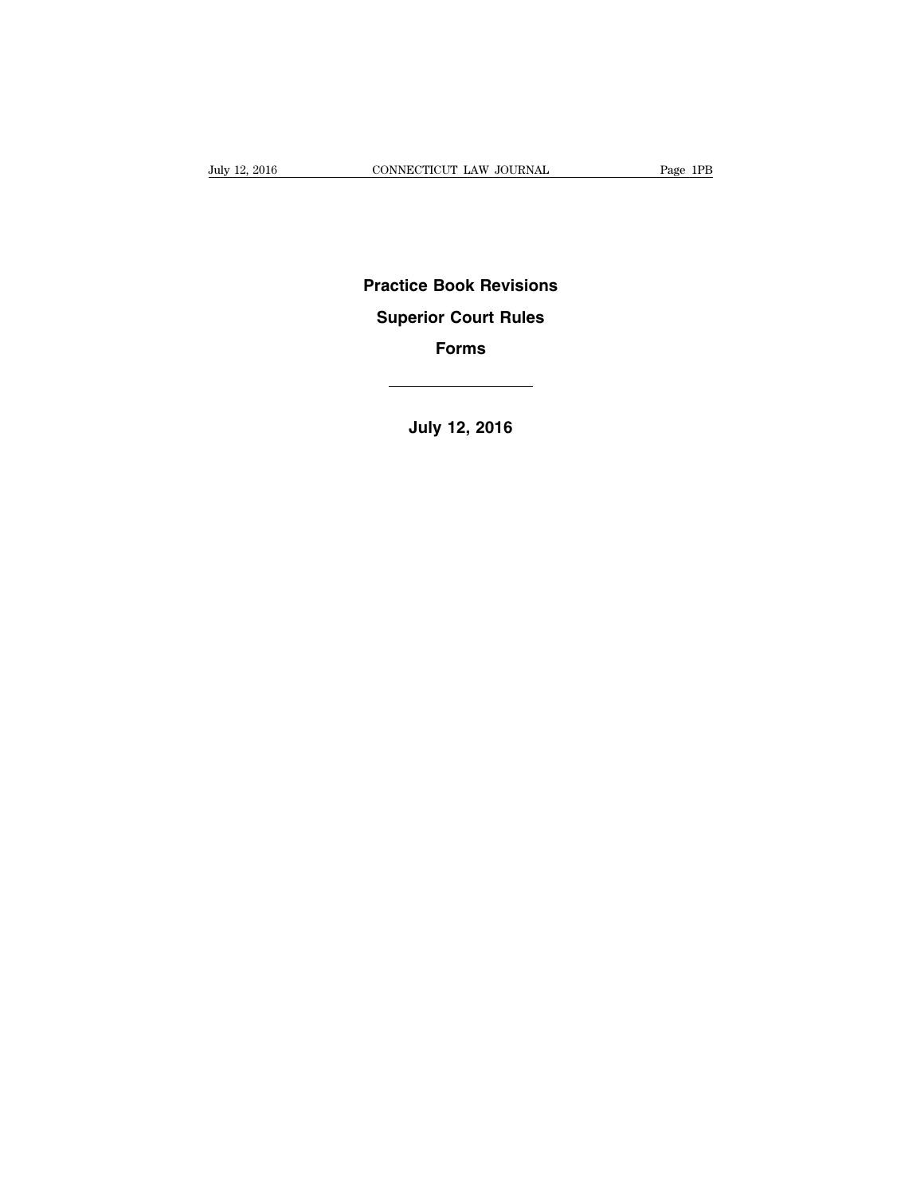# Practice Book Revisions

# Superior Court Rules

# Forms

---

**July 12, 2016**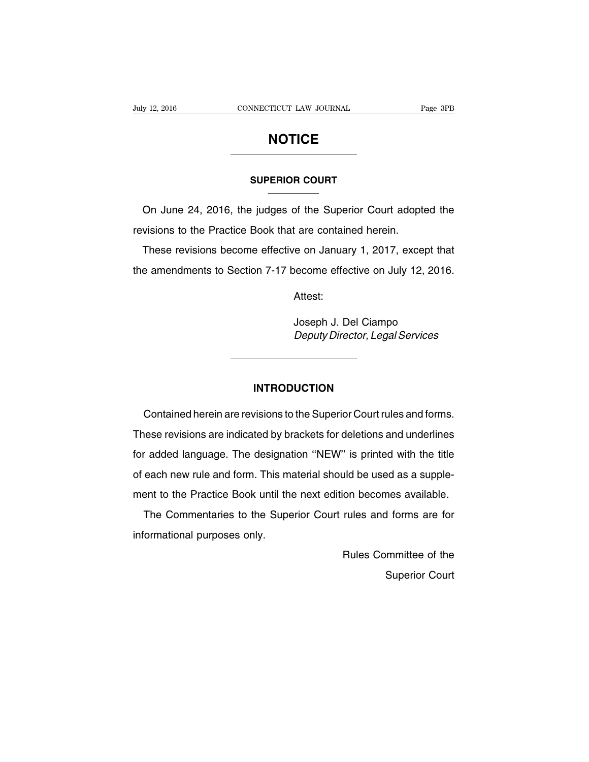# NOTICE

## SUPERIOR COURT

On June 24, 2016, the judges of the Superior Court adopted the revisions to the Practice Book that are contained herein.

These revisions become effective on January 1, 2017, except that the amendments to Section 7-17 become effective on July 12, 2016.

Attest:

Joseph J. Del Ciampo
*Deputy Director, Legal Services*

---

## INTRODUCTION

Contained herein are revisions to the Superior Court rules and forms. These revisions are indicated by brackets for deletions and underlines for added language. The designation ''NEW'' is printed with the title of each new rule and form. This material should be used as a supplement to the Practice Book until the next edition becomes available.

The Commentaries to the Superior Court rules and forms are for informational purposes only.

Rules Committee of the
Superior Court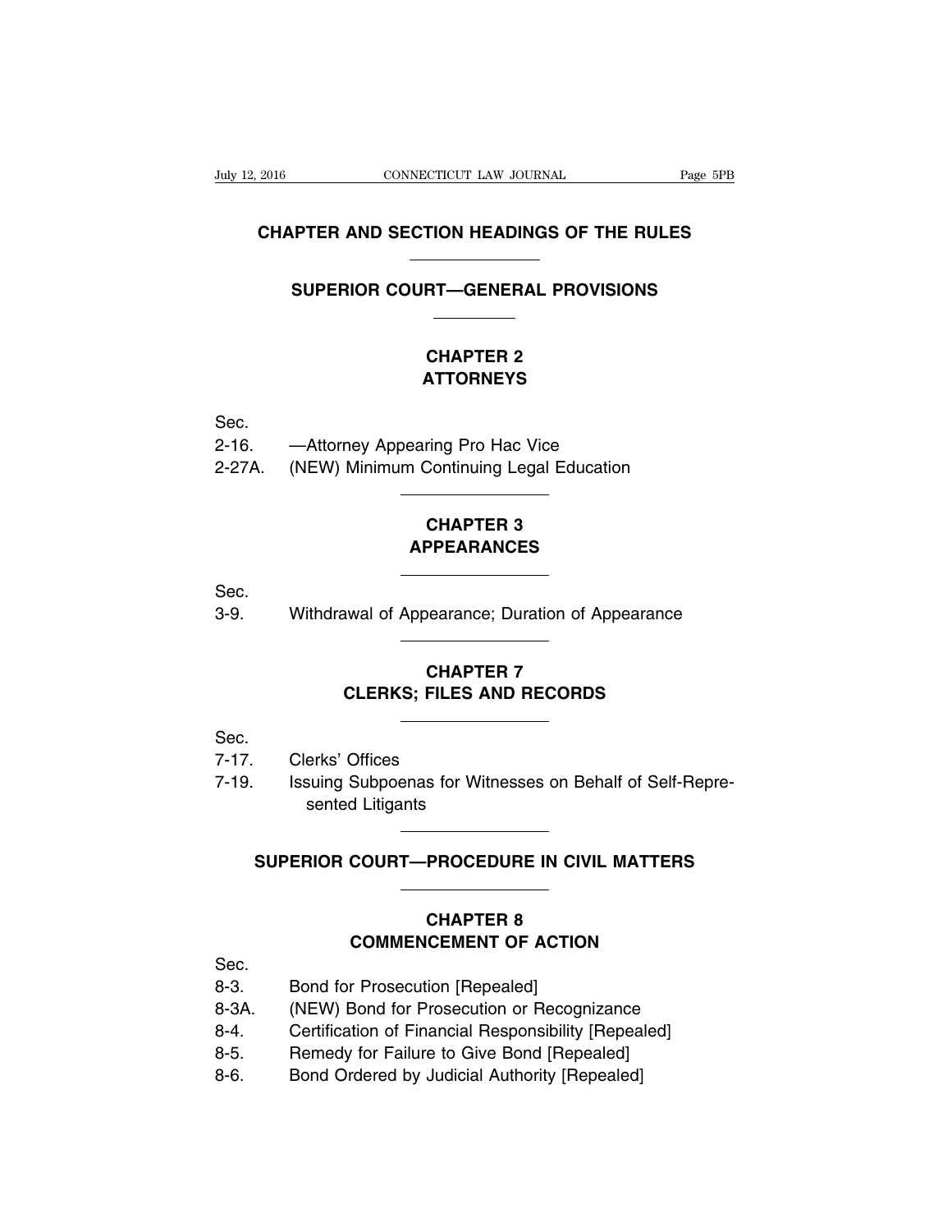# CHAPTER AND SECTION HEADINGS OF THE RULES

## SUPERIOR COURT—GENERAL PROVISIONS

### CHAPTER 2
### ATTORNEYS

Sec.
2-16. —Attorney Appearing Pro Hac Vice
2-27A. (NEW) Minimum Continuing Legal Education

### CHAPTER 3
### APPEARANCES

Sec.
3-9. Withdrawal of Appearance; Duration of Appearance

### CHAPTER 7
### CLERKS; FILES AND RECORDS

Sec.
7-17. Clerks' Offices
7-19. Issuing Subpoenas for Witnesses on Behalf of Self-Represented Litigants

## SUPERIOR COURT—PROCEDURE IN CIVIL MATTERS

### CHAPTER 8
### COMMENCEMENT OF ACTION

Sec.
8-3. Bond for Prosecution [Repealed]
8-3A. (NEW) Bond for Prosecution or Recognizance
8-4. Certification of Financial Responsibility [Repealed]
8-5. Remedy for Failure to Give Bond [Repealed]
8-6. Bond Ordered by Judicial Authority [Repealed]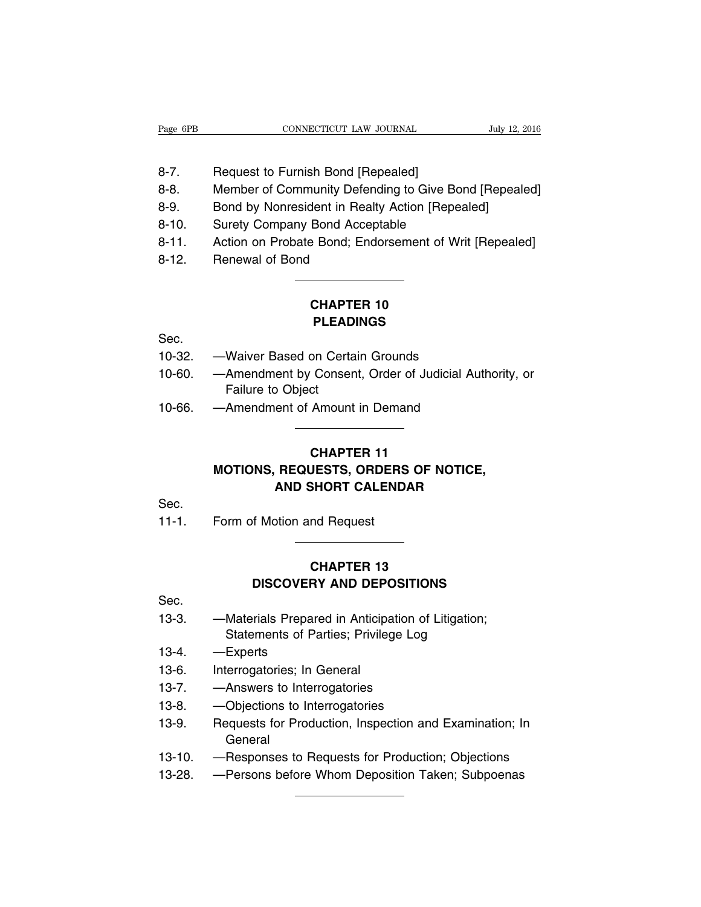8-7. Request to Furnish Bond [Repealed]
8-8. Member of Community Defending to Give Bond [Repealed]
8-9. Bond by Nonresident in Realty Action [Repealed]
8-10. Surety Company Bond Acceptable
8-11. Action on Probate Bond; Endorsement of Writ [Repealed]
8-12. Renewal of Bond

## CHAPTER 10
## PLEADINGS

Sec.
10-32. —Waiver Based on Certain Grounds
10-60. —Amendment by Consent, Order of Judicial Authority, or Failure to Object
10-66. —Amendment of Amount in Demand

## CHAPTER 11
## MOTIONS, REQUESTS, ORDERS OF NOTICE, AND SHORT CALENDAR

Sec.
11-1. Form of Motion and Request

## CHAPTER 13
## DISCOVERY AND DEPOSITIONS

Sec.
13-3. —Materials Prepared in Anticipation of Litigation; Statements of Parties; Privilege Log
13-4. —Experts
13-6. Interrogatories; In General
13-7. —Answers to Interrogatories
13-8. —Objections to Interrogatories
13-9. Requests for Production, Inspection and Examination; In General
13-10. —Responses to Requests for Production; Objections
13-28. —Persons before Whom Deposition Taken; Subpoenas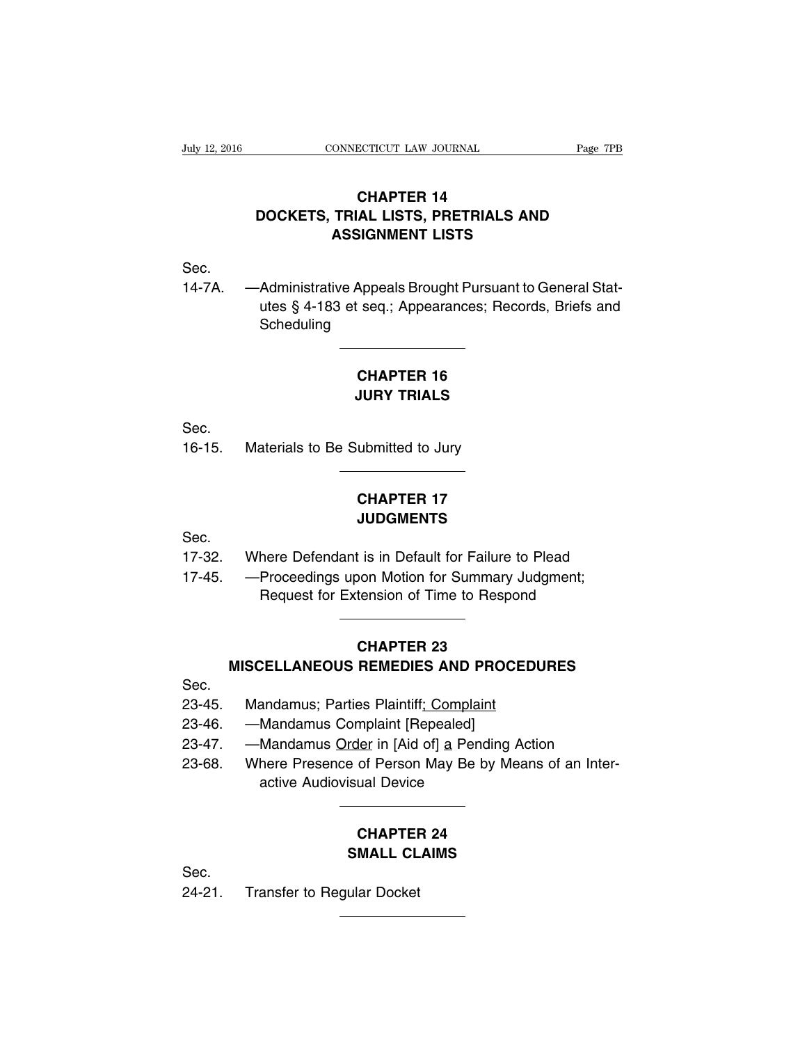## CHAPTER 14
## DOCKETS, TRIAL LISTS, PRETRIALS AND ASSIGNMENT LISTS

Sec.

14-7A. —Administrative Appeals Brought Pursuant to General Statutes § 4-183 et seq.; Appearances; Records, Briefs and Scheduling

---

## CHAPTER 16
## JURY TRIALS

Sec.

16-15. Materials to Be Submitted to Jury

---

## CHAPTER 17
## JUDGMENTS

Sec.

17-32. Where Defendant is in Default for Failure to Plead

17-45. —Proceedings upon Motion for Summary Judgment; Request for Extension of Time to Respond

---

## CHAPTER 23
## MISCELLANEOUS REMEDIES AND PROCEDURES

Sec.

23-45. Mandamus; Parties Plaintiff; Complaint

23-46. —Mandamus Complaint [Repealed]

23-47. —Mandamus Order in [Aid of] a Pending Action

23-68. Where Presence of Person May Be by Means of an Interactive Audiovisual Device

---

## CHAPTER 24
## SMALL CLAIMS

Sec.

24-21. Transfer to Regular Docket

---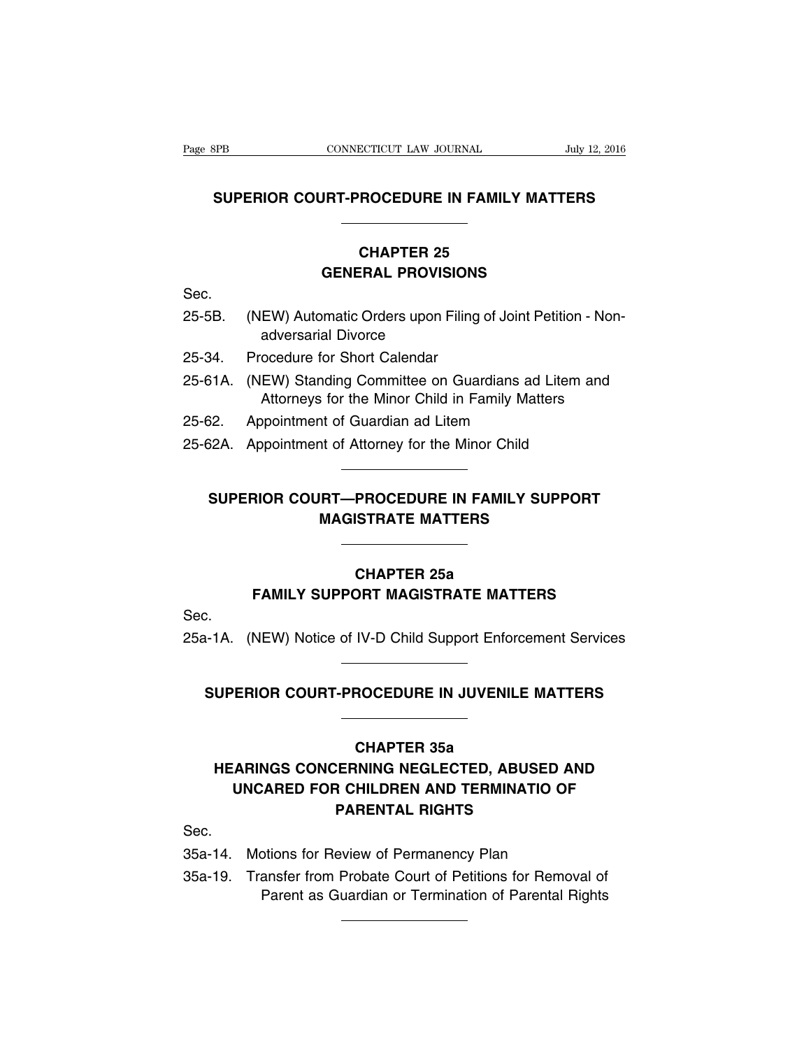## SUPERIOR COURT-PROCEDURE IN FAMILY MATTERS

### CHAPTER 25
### GENERAL PROVISIONS

Sec.

25-5B. (NEW) Automatic Orders upon Filing of Joint Petition - Non-adversarial Divorce

25-34. Procedure for Short Calendar

25-61A. (NEW) Standing Committee on Guardians ad Litem and Attorneys for the Minor Child in Family Matters

25-62. Appointment of Guardian ad Litem

25-62A. Appointment of Attorney for the Minor Child

## SUPERIOR COURT—PROCEDURE IN FAMILY SUPPORT MAGISTRATE MATTERS

### CHAPTER 25a
### FAMILY SUPPORT MAGISTRATE MATTERS

Sec.

25a-1A. (NEW) Notice of IV-D Child Support Enforcement Services

## SUPERIOR COURT-PROCEDURE IN JUVENILE MATTERS

### CHAPTER 35a
### HEARINGS CONCERNING NEGLECTED, ABUSED AND UNCARED FOR CHILDREN AND TERMINATIO OF PARENTAL RIGHTS

Sec.

35a-14. Motions for Review of Permanency Plan

35a-19. Transfer from Probate Court of Petitions for Removal of Parent as Guardian or Termination of Parental Rights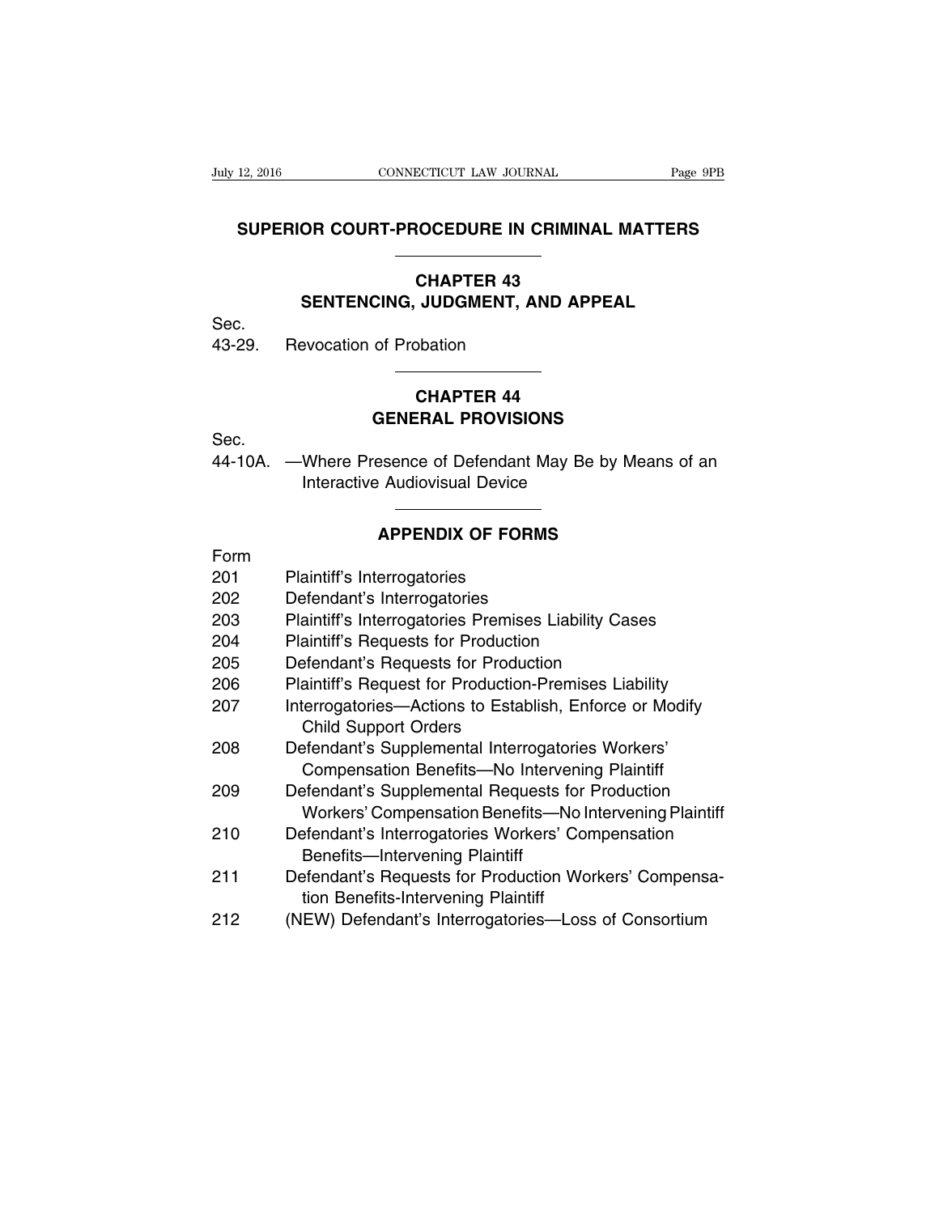# SUPERIOR COURT-PROCEDURE IN CRIMINAL MATTERS

## CHAPTER 43
## SENTENCING, JUDGMENT, AND APPEAL

Sec.

43-29. Revocation of Probation

## CHAPTER 44
## GENERAL PROVISIONS

Sec.

44-10A. —Where Presence of Defendant May Be by Means of an Interactive Audiovisual Device

## APPENDIX OF FORMS

| Form | |
|---|---|
| 201 | Plaintiff's Interrogatories |
| 202 | Defendant's Interrogatories |
| 203 | Plaintiff's Interrogatories Premises Liability Cases |
| 204 | Plaintiff's Requests for Production |
| 205 | Defendant's Requests for Production |
| 206 | Plaintiff's Request for Production-Premises Liability |
| 207 | Interrogatories—Actions to Establish, Enforce or Modify Child Support Orders |
| 208 | Defendant's Supplemental Interrogatories Workers' Compensation Benefits—No Intervening Plaintiff |
| 209 | Defendant's Supplemental Requests for Production Workers' Compensation Benefits—No Intervening Plaintiff |
| 210 | Defendant's Interrogatories Workers' Compensation Benefits—Intervening Plaintiff |
| 211 | Defendant's Requests for Production Workers' Compensation Benefits-Intervening Plaintiff |
| 212 | (NEW) Defendant's Interrogatories—Loss of Consortium |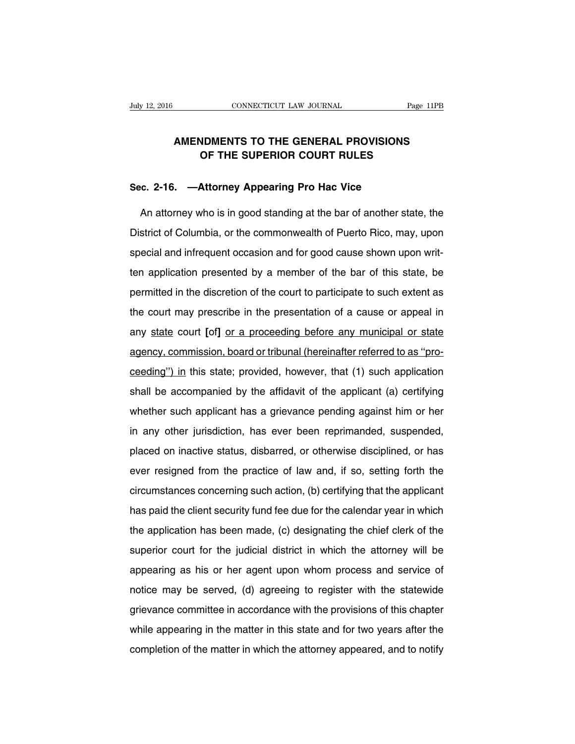# AMENDMENTS TO THE GENERAL PROVISIONS OF THE SUPERIOR COURT RULES

## Sec. 2-16. —Attorney Appearing Pro Hac Vice

An attorney who is in good standing at the bar of another state, the District of Columbia, or the commonwealth of Puerto Rico, may, upon special and infrequent occasion and for good cause shown upon written application presented by a member of the bar of this state, be permitted in the discretion of the court to participate to such extent as the court may prescribe in the presentation of a cause or appeal in any <u>state</u> court **[**of**]** <u>or a proceeding before any municipal or state agency, commission, board or tribunal (hereinafter referred to as "proceeding") in</u> this state; provided, however, that (1) such application shall be accompanied by the affidavit of the applicant (a) certifying whether such applicant has a grievance pending against him or her in any other jurisdiction, has ever been reprimanded, suspended, placed on inactive status, disbarred, or otherwise disciplined, or has ever resigned from the practice of law and, if so, setting forth the circumstances concerning such action, (b) certifying that the applicant has paid the client security fund fee due for the calendar year in which the application has been made, (c) designating the chief clerk of the superior court for the judicial district in which the attorney will be appearing as his or her agent upon whom process and service of notice may be served, (d) agreeing to register with the statewide grievance committee in accordance with the provisions of this chapter while appearing in the matter in this state and for two years after the completion of the matter in which the attorney appeared, and to notify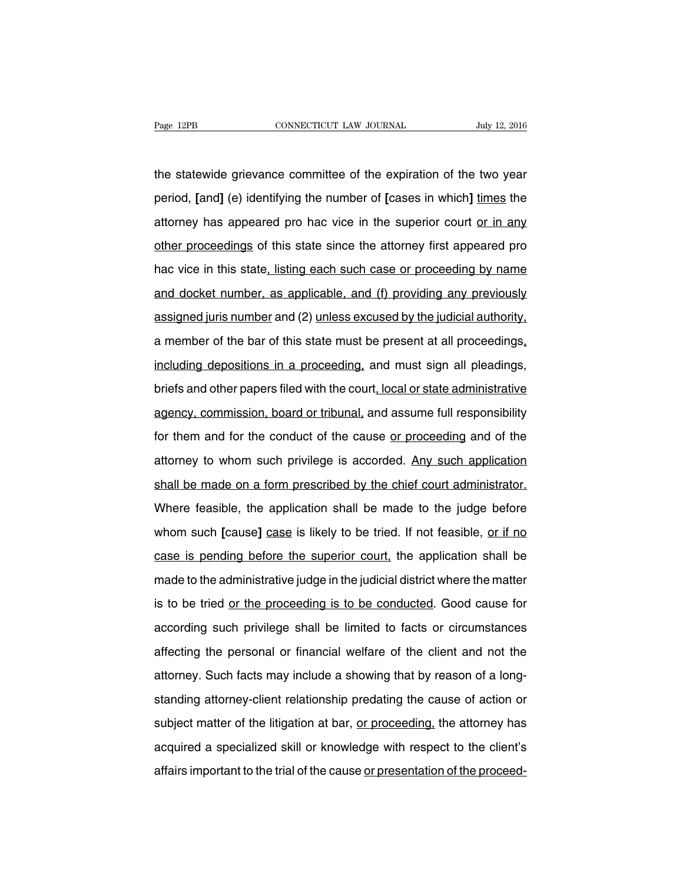the statewide grievance committee of the expiration of the two year period, **[**and**]** (e) identifying the number of **[**cases in which**]** <u>times</u> the attorney has appeared pro hac vice in the superior court <u>or in any other proceedings</u> of this state since the attorney first appeared pro hac vice in this state<u>, listing each such case or proceeding by name and docket number, as applicable, and (f) providing any previously assigned juris number</u> and (2) <u>unless excused by the judicial authority,</u> a member of the bar of this state must be present at all proceedings<u>, including depositions in a proceeding,</u> and must sign all pleadings, briefs and other papers filed with the court<u>, local or state administrative agency, commission, board or tribunal,</u> and assume full responsibility for them and for the conduct of the cause <u>or proceeding</u> and of the attorney to whom such privilege is accorded. <u>Any such application shall be made on a form prescribed by the chief court administrator.</u> Where feasible, the application shall be made to the judge before whom such **[**cause**]** <u>case</u> is likely to be tried. If not feasible, <u>or if no case is pending before the superior court,</u> the application shall be made to the administrative judge in the judicial district where the matter is to be tried <u>or the proceeding is to be conducted</u>. Good cause for according such privilege shall be limited to facts or circumstances affecting the personal or financial welfare of the client and not the attorney. Such facts may include a showing that by reason of a long-standing attorney-client relationship predating the cause of action or subject matter of the litigation at bar, <u>or proceeding,</u> the attorney has acquired a specialized skill or knowledge with respect to the client's affairs important to the trial of the cause <u>or presentation of the proceed-</u>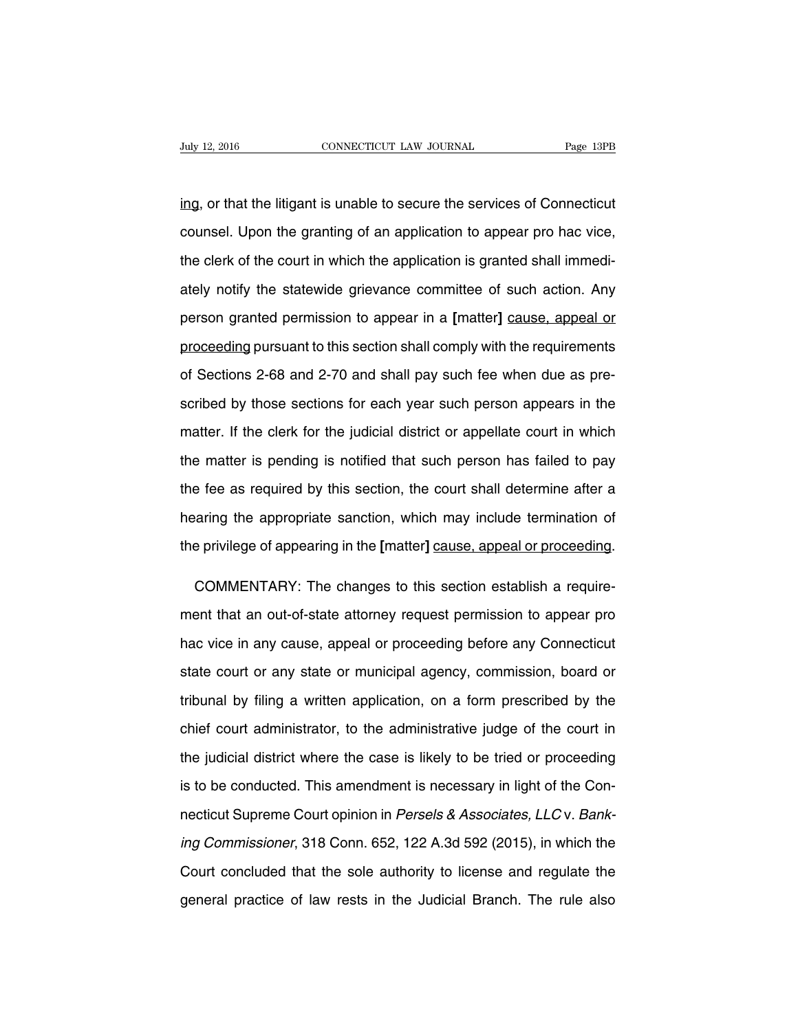<u>ing</u>, or that the litigant is unable to secure the services of Connecticut counsel. Upon the granting of an application to appear pro hac vice, the clerk of the court in which the application is granted shall immediately notify the statewide grievance committee of such action. Any person granted permission to appear in a **[**matter**]** <u>cause, appeal or proceeding</u> pursuant to this section shall comply with the requirements of Sections 2-68 and 2-70 and shall pay such fee when due as prescribed by those sections for each year such person appears in the matter. If the clerk for the judicial district or appellate court in which the matter is pending is notified that such person has failed to pay the fee as required by this section, the court shall determine after a hearing the appropriate sanction, which may include termination of the privilege of appearing in the **[**matter**]** <u>cause, appeal or proceeding</u>.

COMMENTARY: The changes to this section establish a requirement that an out-of-state attorney request permission to appear pro hac vice in any cause, appeal or proceeding before any Connecticut state court or any state or municipal agency, commission, board or tribunal by filing a written application, on a form prescribed by the chief court administrator, to the administrative judge of the court in the judicial district where the case is likely to be tried or proceeding is to be conducted. This amendment is necessary in light of the Connecticut Supreme Court opinion in *Persels & Associates, LLC* v. *Banking Commissioner*, 318 Conn. 652, 122 A.3d 592 (2015), in which the Court concluded that the sole authority to license and regulate the general practice of law rests in the Judicial Branch. The rule also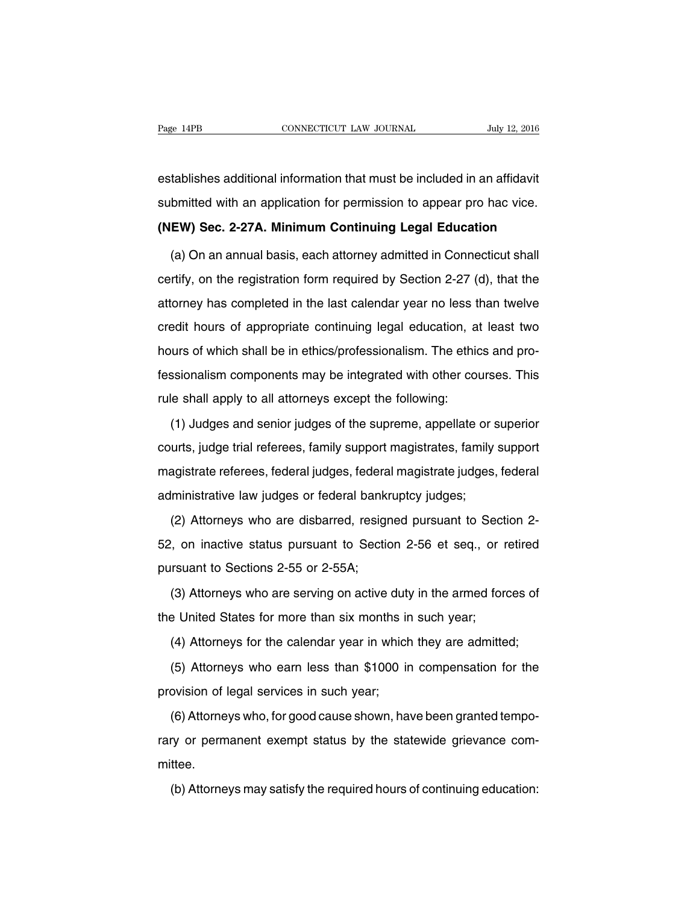establishes additional information that must be included in an affidavit submitted with an application for permission to appear pro hac vice.

**(NEW) Sec. 2-27A. Minimum Continuing Legal Education**

(a) On an annual basis, each attorney admitted in Connecticut shall certify, on the registration form required by Section 2-27 (d), that the attorney has completed in the last calendar year no less than twelve credit hours of appropriate continuing legal education, at least two hours of which shall be in ethics/professionalism. The ethics and professionalism components may be integrated with other courses. This rule shall apply to all attorneys except the following:

(1) Judges and senior judges of the supreme, appellate or superior courts, judge trial referees, family support magistrates, family support magistrate referees, federal judges, federal magistrate judges, federal administrative law judges or federal bankruptcy judges;

(2) Attorneys who are disbarred, resigned pursuant to Section 2-52, on inactive status pursuant to Section 2-56 et seq., or retired pursuant to Sections 2-55 or 2-55A;

(3) Attorneys who are serving on active duty in the armed forces of the United States for more than six months in such year;

(4) Attorneys for the calendar year in which they are admitted;

(5) Attorneys who earn less than $1000 in compensation for the provision of legal services in such year;

(6) Attorneys who, for good cause shown, have been granted temporary or permanent exempt status by the statewide grievance committee.

(b) Attorneys may satisfy the required hours of continuing education: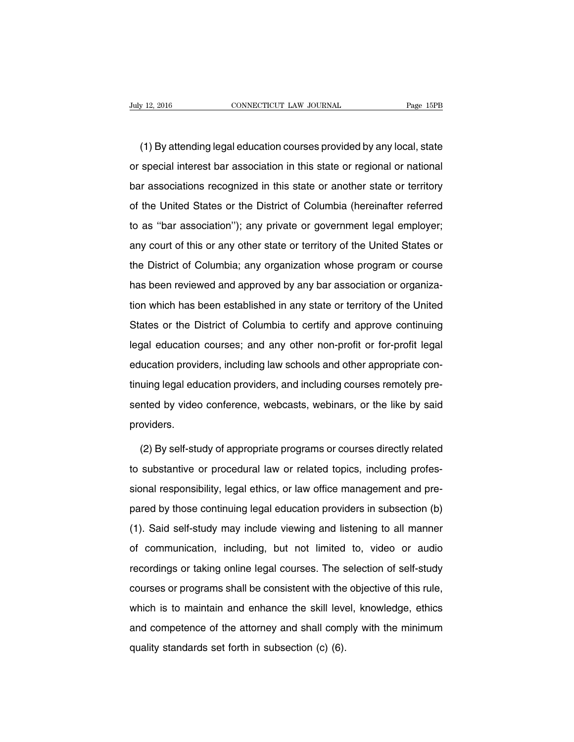(1) By attending legal education courses provided by any local, state or special interest bar association in this state or regional or national bar associations recognized in this state or another state or territory of the United States or the District of Columbia (hereinafter referred to as ''bar association''); any private or government legal employer; any court of this or any other state or territory of the United States or the District of Columbia; any organization whose program or course has been reviewed and approved by any bar association or organization which has been established in any state or territory of the United States or the District of Columbia to certify and approve continuing legal education courses; and any other non-profit or for-profit legal education providers, including law schools and other appropriate continuing legal education providers, and including courses remotely presented by video conference, webcasts, webinars, or the like by said providers.

(2) By self-study of appropriate programs or courses directly related to substantive or procedural law or related topics, including professional responsibility, legal ethics, or law office management and prepared by those continuing legal education providers in subsection (b) (1). Said self-study may include viewing and listening to all manner of communication, including, but not limited to, video or audio recordings or taking online legal courses. The selection of self-study courses or programs shall be consistent with the objective of this rule, which is to maintain and enhance the skill level, knowledge, ethics and competence of the attorney and shall comply with the minimum quality standards set forth in subsection (c) (6).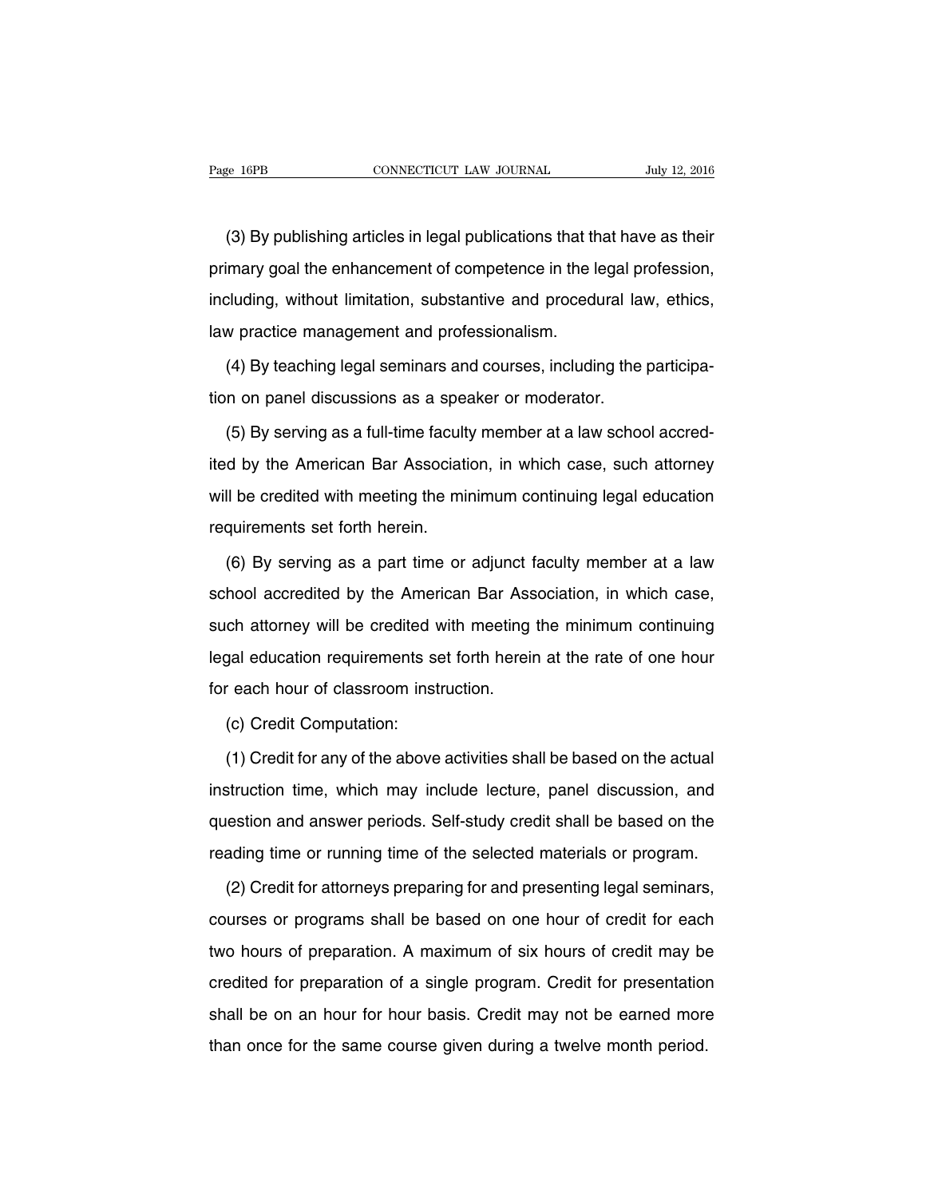(3) By publishing articles in legal publications that that have as their primary goal the enhancement of competence in the legal profession, including, without limitation, substantive and procedural law, ethics, law practice management and professionalism.

(4) By teaching legal seminars and courses, including the participation on panel discussions as a speaker or moderator.

(5) By serving as a full-time faculty member at a law school accredited by the American Bar Association, in which case, such attorney will be credited with meeting the minimum continuing legal education requirements set forth herein.

(6) By serving as a part time or adjunct faculty member at a law school accredited by the American Bar Association, in which case, such attorney will be credited with meeting the minimum continuing legal education requirements set forth herein at the rate of one hour for each hour of classroom instruction.

(c) Credit Computation:

(1) Credit for any of the above activities shall be based on the actual instruction time, which may include lecture, panel discussion, and question and answer periods. Self-study credit shall be based on the reading time or running time of the selected materials or program.

(2) Credit for attorneys preparing for and presenting legal seminars, courses or programs shall be based on one hour of credit for each two hours of preparation. A maximum of six hours of credit may be credited for preparation of a single program. Credit for presentation shall be on an hour for hour basis. Credit may not be earned more than once for the same course given during a twelve month period.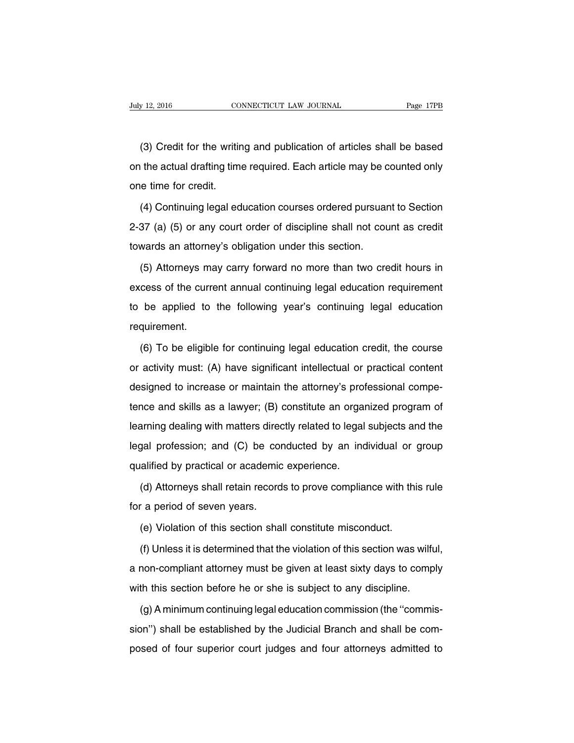(3) Credit for the writing and publication of articles shall be based on the actual drafting time required. Each article may be counted only one time for credit.

(4) Continuing legal education courses ordered pursuant to Section 2-37 (a) (5) or any court order of discipline shall not count as credit towards an attorney's obligation under this section.

(5) Attorneys may carry forward no more than two credit hours in excess of the current annual continuing legal education requirement to be applied to the following year's continuing legal education requirement.

(6) To be eligible for continuing legal education credit, the course or activity must: (A) have significant intellectual or practical content designed to increase or maintain the attorney's professional competence and skills as a lawyer; (B) constitute an organized program of learning dealing with matters directly related to legal subjects and the legal profession; and (C) be conducted by an individual or group qualified by practical or academic experience.

(d) Attorneys shall retain records to prove compliance with this rule for a period of seven years.

(e) Violation of this section shall constitute misconduct.

(f) Unless it is determined that the violation of this section was wilful, a non-compliant attorney must be given at least sixty days to comply with this section before he or she is subject to any discipline.

(g) A minimum continuing legal education commission (the ''commission'') shall be established by the Judicial Branch and shall be composed of four superior court judges and four attorneys admitted to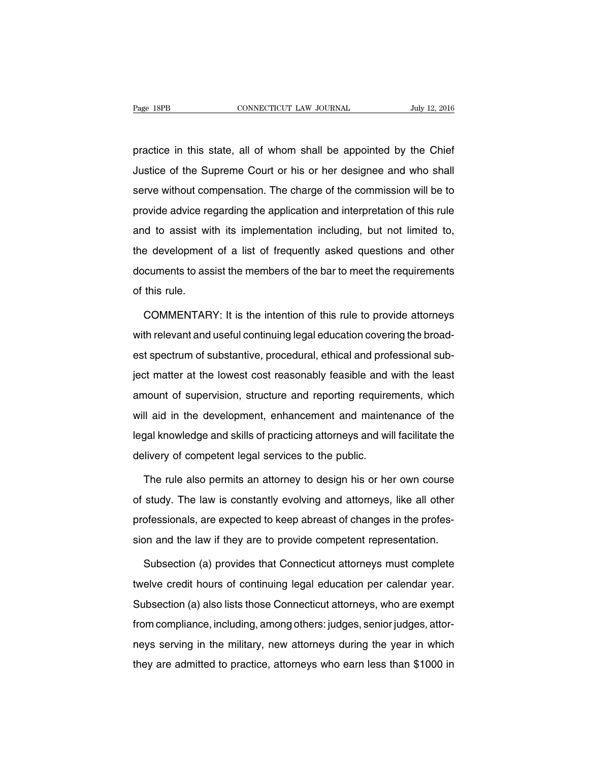practice in this state, all of whom shall be appointed by the Chief Justice of the Supreme Court or his or her designee and who shall serve without compensation. The charge of the commission will be to provide advice regarding the application and interpretation of this rule and to assist with its implementation including, but not limited to, the development of a list of frequently asked questions and other documents to assist the members of the bar to meet the requirements of this rule.

COMMENTARY: It is the intention of this rule to provide attorneys with relevant and useful continuing legal education covering the broadest spectrum of substantive, procedural, ethical and professional subject matter at the lowest cost reasonably feasible and with the least amount of supervision, structure and reporting requirements, which will aid in the development, enhancement and maintenance of the legal knowledge and skills of practicing attorneys and will facilitate the delivery of competent legal services to the public.

The rule also permits an attorney to design his or her own course of study. The law is constantly evolving and attorneys, like all other professionals, are expected to keep abreast of changes in the profession and the law if they are to provide competent representation.

Subsection (a) provides that Connecticut attorneys must complete twelve credit hours of continuing legal education per calendar year. Subsection (a) also lists those Connecticut attorneys, who are exempt from compliance, including, among others: judges, senior judges, attorneys serving in the military, new attorneys during the year in which they are admitted to practice, attorneys who earn less than $1000 in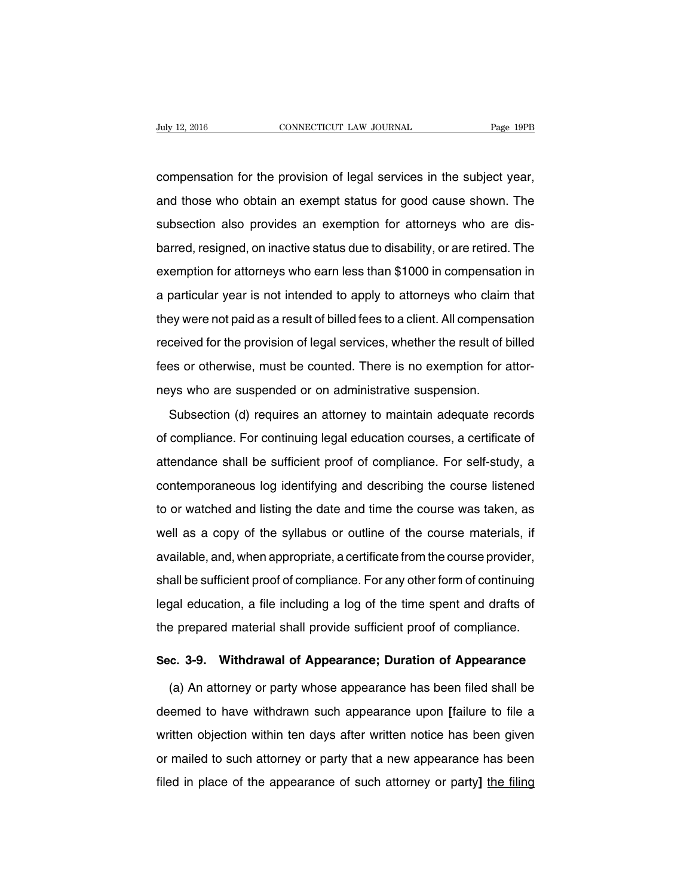compensation for the provision of legal services in the subject year, and those who obtain an exempt status for good cause shown. The subsection also provides an exemption for attorneys who are disbarred, resigned, on inactive status due to disability, or are retired. The exemption for attorneys who earn less than $1000 in compensation in a particular year is not intended to apply to attorneys who claim that they were not paid as a result of billed fees to a client. All compensation received for the provision of legal services, whether the result of billed fees or otherwise, must be counted. There is no exemption for attorneys who are suspended or on administrative suspension.

Subsection (d) requires an attorney to maintain adequate records of compliance. For continuing legal education courses, a certificate of attendance shall be sufficient proof of compliance. For self-study, a contemporaneous log identifying and describing the course listened to or watched and listing the date and time the course was taken, as well as a copy of the syllabus or outline of the course materials, if available, and, when appropriate, a certificate from the course provider, shall be sufficient proof of compliance. For any other form of continuing legal education, a file including a log of the time spent and drafts of the prepared material shall provide sufficient proof of compliance.

### Sec. 3-9. Withdrawal of Appearance; Duration of Appearance

(a) An attorney or party whose appearance has been filed shall be deemed to have withdrawn such appearance upon **[**failure to file a written objection within ten days after written notice has been given or mailed to such attorney or party that a new appearance has been filed in place of the appearance of such attorney or party**]** <u>the filing</u>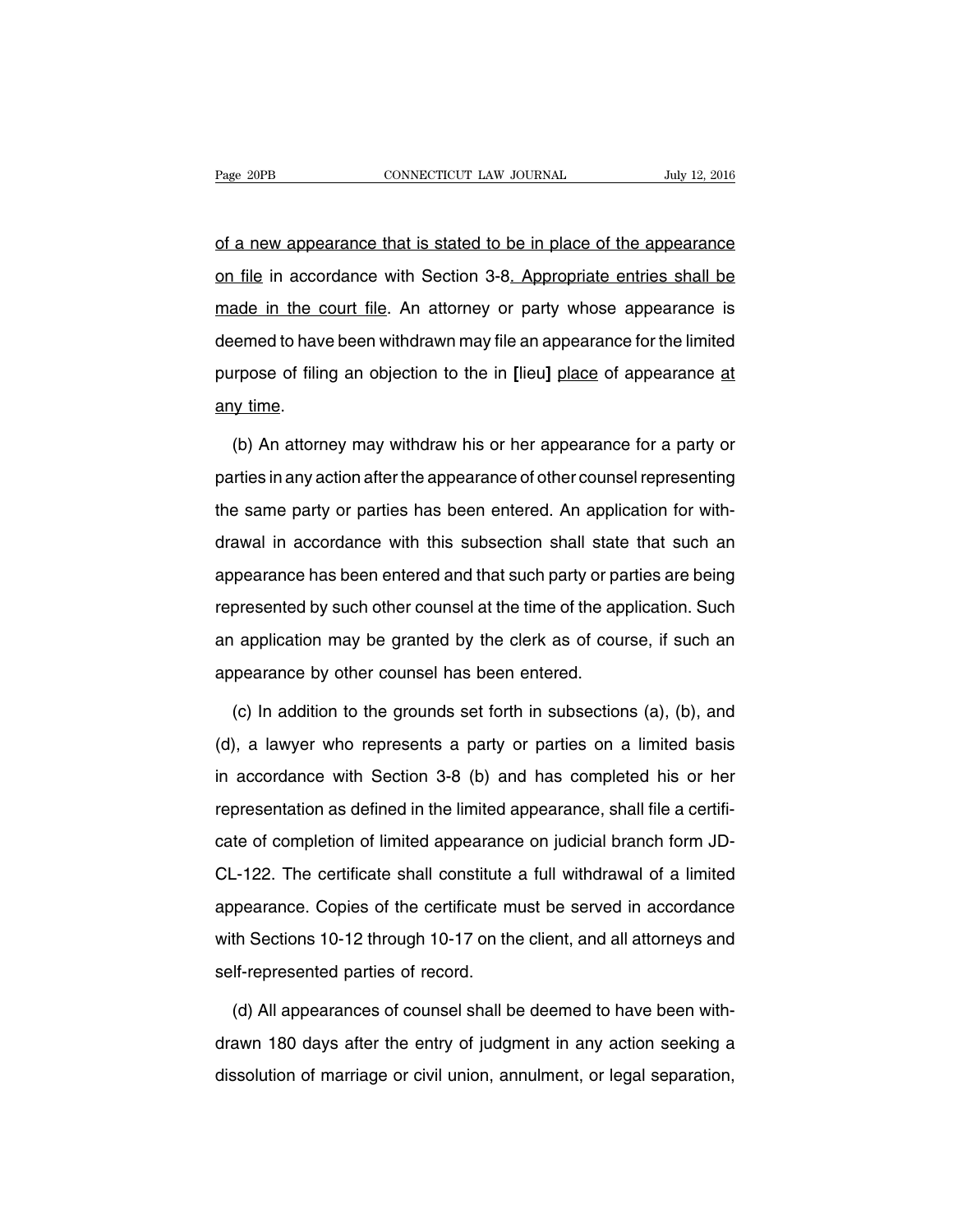of a new appearance that is stated to be in place of the appearance on file in accordance with Section 3-8. Appropriate entries shall be made in the court file. An attorney or party whose appearance is deemed to have been withdrawn may file an appearance for the limited purpose of filing an objection to the in [lieu] place of appearance at any time.

(b) An attorney may withdraw his or her appearance for a party or parties in any action after the appearance of other counsel representing the same party or parties has been entered. An application for withdrawal in accordance with this subsection shall state that such an appearance has been entered and that such party or parties are being represented by such other counsel at the time of the application. Such an application may be granted by the clerk as of course, if such an appearance by other counsel has been entered.

(c) In addition to the grounds set forth in subsections (a), (b), and (d), a lawyer who represents a party or parties on a limited basis in accordance with Section 3-8 (b) and has completed his or her representation as defined in the limited appearance, shall file a certificate of completion of limited appearance on judicial branch form JD-CL-122. The certificate shall constitute a full withdrawal of a limited appearance. Copies of the certificate must be served in accordance with Sections 10-12 through 10-17 on the client, and all attorneys and self-represented parties of record.

(d) All appearances of counsel shall be deemed to have been withdrawn 180 days after the entry of judgment in any action seeking a dissolution of marriage or civil union, annulment, or legal separation,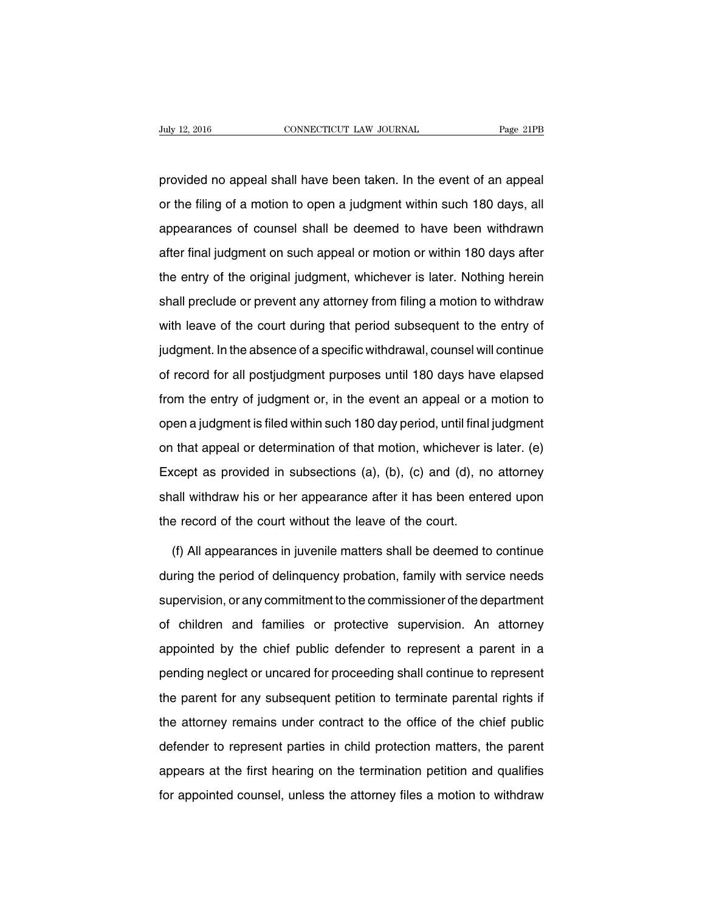provided no appeal shall have been taken. In the event of an appeal or the filing of a motion to open a judgment within such 180 days, all appearances of counsel shall be deemed to have been withdrawn after final judgment on such appeal or motion or within 180 days after the entry of the original judgment, whichever is later. Nothing herein shall preclude or prevent any attorney from filing a motion to withdraw with leave of the court during that period subsequent to the entry of judgment. In the absence of a specific withdrawal, counsel will continue of record for all postjudgment purposes until 180 days have elapsed from the entry of judgment or, in the event an appeal or a motion to open a judgment is filed within such 180 day period, until final judgment on that appeal or determination of that motion, whichever is later. (e) Except as provided in subsections (a), (b), (c) and (d), no attorney shall withdraw his or her appearance after it has been entered upon the record of the court without the leave of the court.

(f) All appearances in juvenile matters shall be deemed to continue during the period of delinquency probation, family with service needs supervision, or any commitment to the commissioner of the department of children and families or protective supervision. An attorney appointed by the chief public defender to represent a parent in a pending neglect or uncared for proceeding shall continue to represent the parent for any subsequent petition to terminate parental rights if the attorney remains under contract to the office of the chief public defender to represent parties in child protection matters, the parent appears at the first hearing on the termination petition and qualifies for appointed counsel, unless the attorney files a motion to withdraw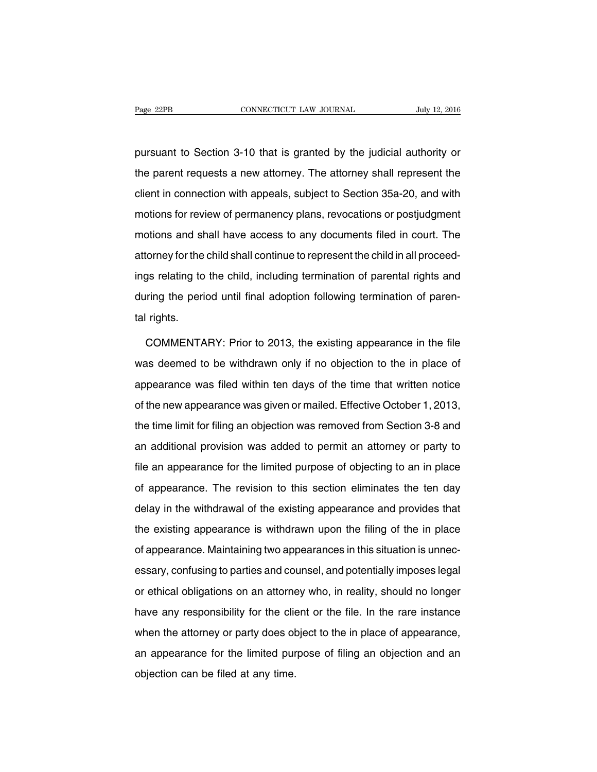pursuant to Section 3-10 that is granted by the judicial authority or the parent requests a new attorney. The attorney shall represent the client in connection with appeals, subject to Section 35a-20, and with motions for review of permanency plans, revocations or postjudgment motions and shall have access to any documents filed in court. The attorney for the child shall continue to represent the child in all proceedings relating to the child, including termination of parental rights and during the period until final adoption following termination of parental rights.

COMMENTARY: Prior to 2013, the existing appearance in the file was deemed to be withdrawn only if no objection to the in place of appearance was filed within ten days of the time that written notice of the new appearance was given or mailed. Effective October 1, 2013, the time limit for filing an objection was removed from Section 3-8 and an additional provision was added to permit an attorney or party to file an appearance for the limited purpose of objecting to an in place of appearance. The revision to this section eliminates the ten day delay in the withdrawal of the existing appearance and provides that the existing appearance is withdrawn upon the filing of the in place of appearance. Maintaining two appearances in this situation is unnecessary, confusing to parties and counsel, and potentially imposes legal or ethical obligations on an attorney who, in reality, should no longer have any responsibility for the client or the file. In the rare instance when the attorney or party does object to the in place of appearance, an appearance for the limited purpose of filing an objection and an objection can be filed at any time.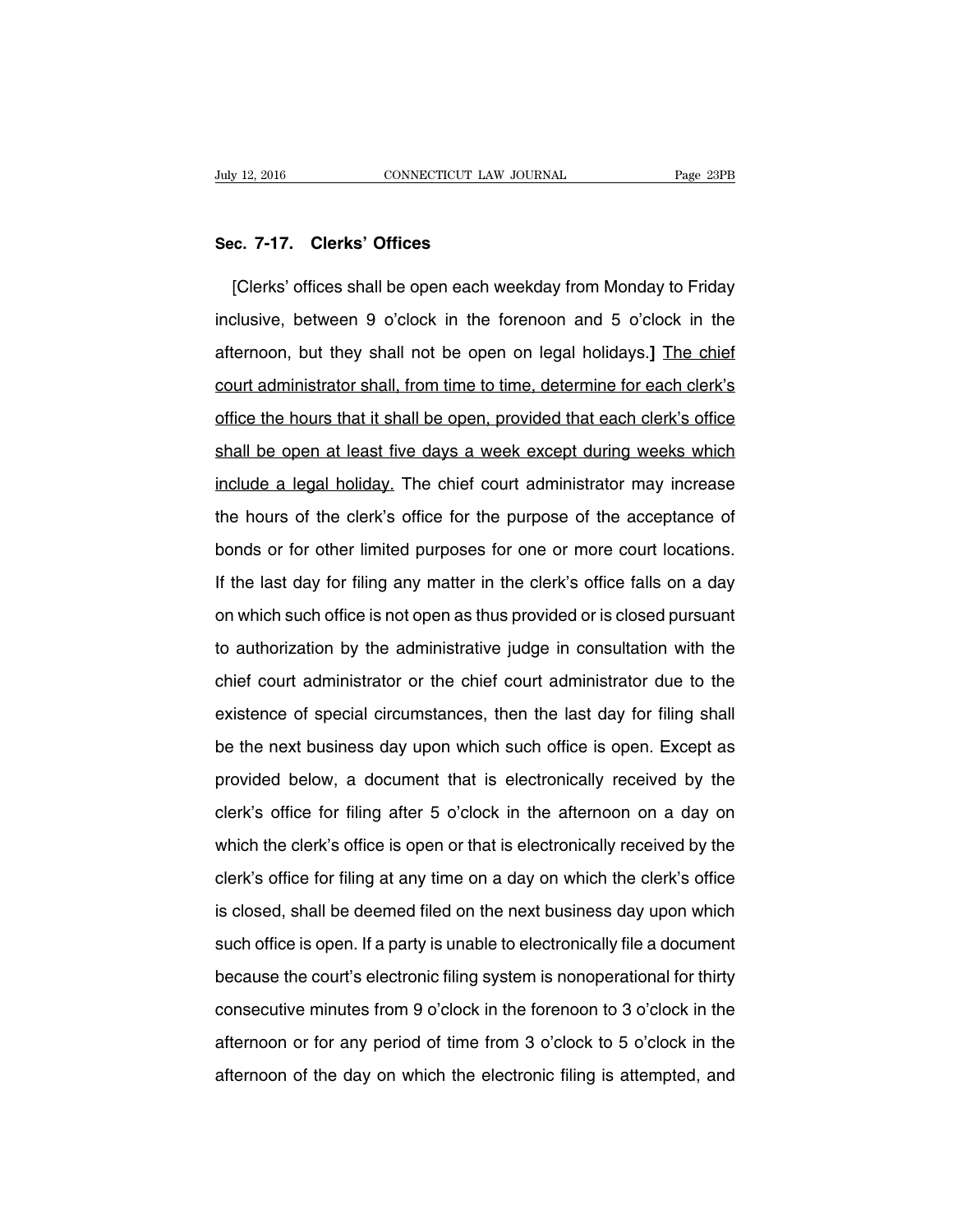### Sec. 7-17. Clerks' Offices

[Clerks' offices shall be open each weekday from Monday to Friday inclusive, between 9 o'clock in the forenoon and 5 o'clock in the afternoon, but they shall not be open on legal holidays.] The chief court administrator shall, from time to time, determine for each clerk's office the hours that it shall be open, provided that each clerk's office shall be open at least five days a week except during weeks which include a legal holiday. The chief court administrator may increase the hours of the clerk's office for the purpose of the acceptance of bonds or for other limited purposes for one or more court locations. If the last day for filing any matter in the clerk's office falls on a day on which such office is not open as thus provided or is closed pursuant to authorization by the administrative judge in consultation with the chief court administrator or the chief court administrator due to the existence of special circumstances, then the last day for filing shall be the next business day upon which such office is open. Except as provided below, a document that is electronically received by the clerk's office for filing after 5 o'clock in the afternoon on a day on which the clerk's office is open or that is electronically received by the clerk's office for filing at any time on a day on which the clerk's office is closed, shall be deemed filed on the next business day upon which such office is open. If a party is unable to electronically file a document because the court's electronic filing system is nonoperational for thirty consecutive minutes from 9 o'clock in the forenoon to 3 o'clock in the afternoon or for any period of time from 3 o'clock to 5 o'clock in the afternoon of the day on which the electronic filing is attempted, and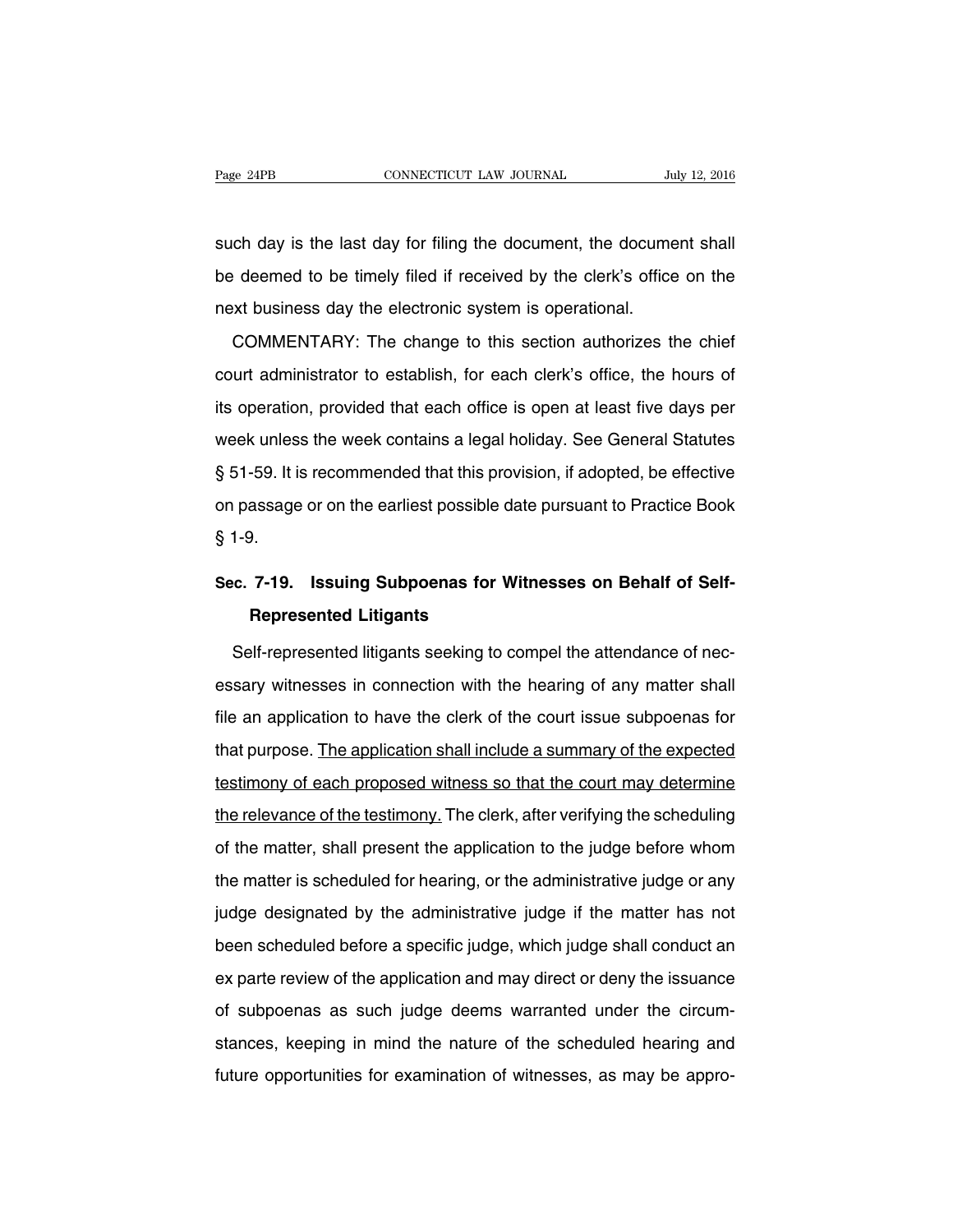such day is the last day for filing the document, the document shall be deemed to be timely filed if received by the clerk's office on the next business day the electronic system is operational.

COMMENTARY: The change to this section authorizes the chief court administrator to establish, for each clerk's office, the hours of its operation, provided that each office is open at least five days per week unless the week contains a legal holiday. See General Statutes § 51-59. It is recommended that this provision, if adopted, be effective on passage or on the earliest possible date pursuant to Practice Book § 1-9.

## Sec. 7-19. Issuing Subpoenas for Witnesses on Behalf of Self-Represented Litigants

Self-represented litigants seeking to compel the attendance of necessary witnesses in connection with the hearing of any matter shall file an application to have the clerk of the court issue subpoenas for that purpose. <u>The application shall include a summary of the expected testimony of each proposed witness so that the court may determine the relevance of the testimony.</u> The clerk, after verifying the scheduling of the matter, shall present the application to the judge before whom the matter is scheduled for hearing, or the administrative judge or any judge designated by the administrative judge if the matter has not been scheduled before a specific judge, which judge shall conduct an ex parte review of the application and may direct or deny the issuance of subpoenas as such judge deems warranted under the circumstances, keeping in mind the nature of the scheduled hearing and future opportunities for examination of witnesses, as may be appro-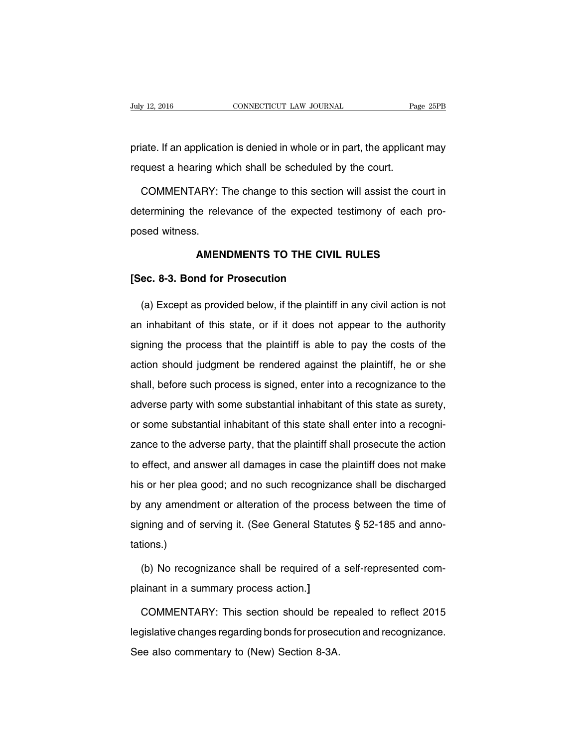priate. If an application is denied in whole or in part, the applicant may request a hearing which shall be scheduled by the court.

COMMENTARY: The change to this section will assist the court in determining the relevance of the expected testimony of each proposed witness.

## AMENDMENTS TO THE CIVIL RULES

**[Sec. 8-3. Bond for Prosecution**

(a) Except as provided below, if the plaintiff in any civil action is not an inhabitant of this state, or if it does not appear to the authority signing the process that the plaintiff is able to pay the costs of the action should judgment be rendered against the plaintiff, he or she shall, before such process is signed, enter into a recognizance to the adverse party with some substantial inhabitant of this state as surety, or some substantial inhabitant of this state shall enter into a recognizance to the adverse party, that the plaintiff shall prosecute the action to effect, and answer all damages in case the plaintiff does not make his or her plea good; and no such recognizance shall be discharged by any amendment or alteration of the process between the time of signing and of serving it. (See General Statutes § 52-185 and annotations.)

(b) No recognizance shall be required of a self-represented complainant in a summary process action.**]**

COMMENTARY: This section should be repealed to reflect 2015 legislative changes regarding bonds for prosecution and recognizance. See also commentary to (New) Section 8-3A.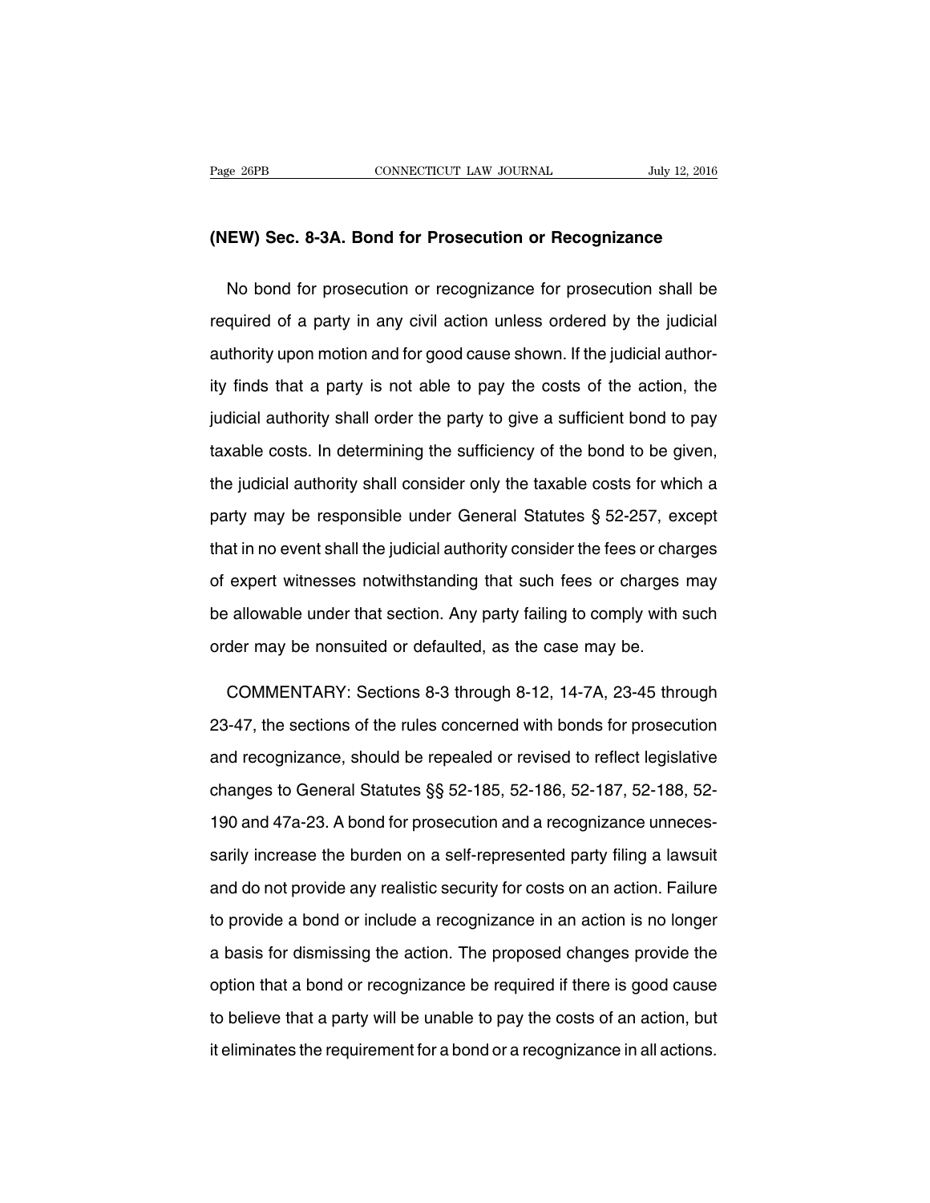**(NEW) Sec. 8-3A. Bond for Prosecution or Recognizance**

No bond for prosecution or recognizance for prosecution shall be required of a party in any civil action unless ordered by the judicial authority upon motion and for good cause shown. If the judicial authority finds that a party is not able to pay the costs of the action, the judicial authority shall order the party to give a sufficient bond to pay taxable costs. In determining the sufficiency of the bond to be given, the judicial authority shall consider only the taxable costs for which a party may be responsible under General Statutes § 52-257, except that in no event shall the judicial authority consider the fees or charges of expert witnesses notwithstanding that such fees or charges may be allowable under that section. Any party failing to comply with such order may be nonsuited or defaulted, as the case may be.

COMMENTARY: Sections 8-3 through 8-12, 14-7A, 23-45 through 23-47, the sections of the rules concerned with bonds for prosecution and recognizance, should be repealed or revised to reflect legislative changes to General Statutes §§ 52-185, 52-186, 52-187, 52-188, 52-190 and 47a-23. A bond for prosecution and a recognizance unnecessarily increase the burden on a self-represented party filing a lawsuit and do not provide any realistic security for costs on an action. Failure to provide a bond or include a recognizance in an action is no longer a basis for dismissing the action. The proposed changes provide the option that a bond or recognizance be required if there is good cause to believe that a party will be unable to pay the costs of an action, but it eliminates the requirement for a bond or a recognizance in all actions.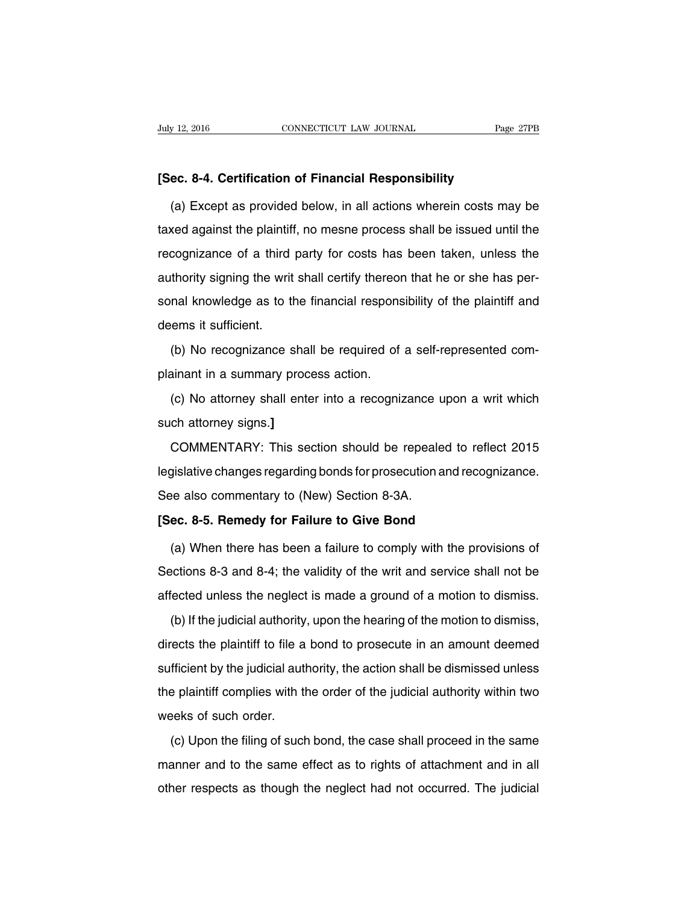**[Sec. 8-4. Certification of Financial Responsibility**

(a) Except as provided below, in all actions wherein costs may be taxed against the plaintiff, no mesne process shall be issued until the recognizance of a third party for costs has been taken, unless the authority signing the writ shall certify thereon that he or she has personal knowledge as to the financial responsibility of the plaintiff and deems it sufficient.

(b) No recognizance shall be required of a self-represented complainant in a summary process action.

(c) No attorney shall enter into a recognizance upon a writ which such attorney signs.**]**

COMMENTARY: This section should be repealed to reflect 2015 legislative changes regarding bonds for prosecution and recognizance. See also commentary to (New) Section 8-3A.

**[Sec. 8-5. Remedy for Failure to Give Bond**

(a) When there has been a failure to comply with the provisions of Sections 8-3 and 8-4; the validity of the writ and service shall not be affected unless the neglect is made a ground of a motion to dismiss.

(b) If the judicial authority, upon the hearing of the motion to dismiss, directs the plaintiff to file a bond to prosecute in an amount deemed sufficient by the judicial authority, the action shall be dismissed unless the plaintiff complies with the order of the judicial authority within two weeks of such order.

(c) Upon the filing of such bond, the case shall proceed in the same manner and to the same effect as to rights of attachment and in all other respects as though the neglect had not occurred. The judicial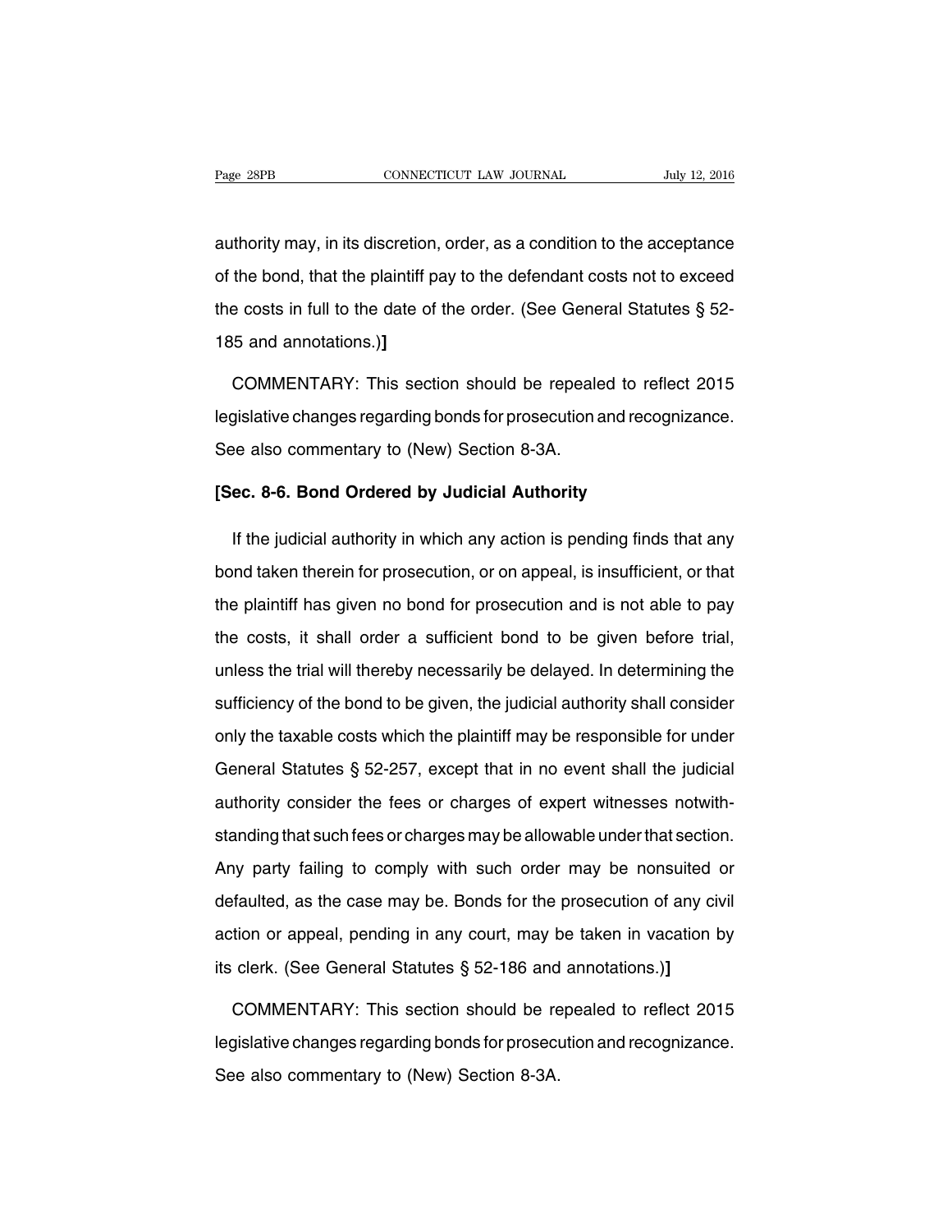authority may, in its discretion, order, as a condition to the acceptance of the bond, that the plaintiff pay to the defendant costs not to exceed the costs in full to the date of the order. (See General Statutes § 52-185 and annotations.)]

COMMENTARY: This section should be repealed to reflect 2015 legislative changes regarding bonds for prosecution and recognizance. See also commentary to (New) Section 8-3A.

**[Sec. 8-6. Bond Ordered by Judicial Authority**

If the judicial authority in which any action is pending finds that any bond taken therein for prosecution, or on appeal, is insufficient, or that the plaintiff has given no bond for prosecution and is not able to pay the costs, it shall order a sufficient bond to be given before trial, unless the trial will thereby necessarily be delayed. In determining the sufficiency of the bond to be given, the judicial authority shall consider only the taxable costs which the plaintiff may be responsible for under General Statutes § 52-257, except that in no event shall the judicial authority consider the fees or charges of expert witnesses notwithstanding that such fees or charges may be allowable under that section. Any party failing to comply with such order may be nonsuited or defaulted, as the case may be. Bonds for the prosecution of any civil action or appeal, pending in any court, may be taken in vacation by its clerk. (See General Statutes § 52-186 and annotations.)]

COMMENTARY: This section should be repealed to reflect 2015 legislative changes regarding bonds for prosecution and recognizance. See also commentary to (New) Section 8-3A.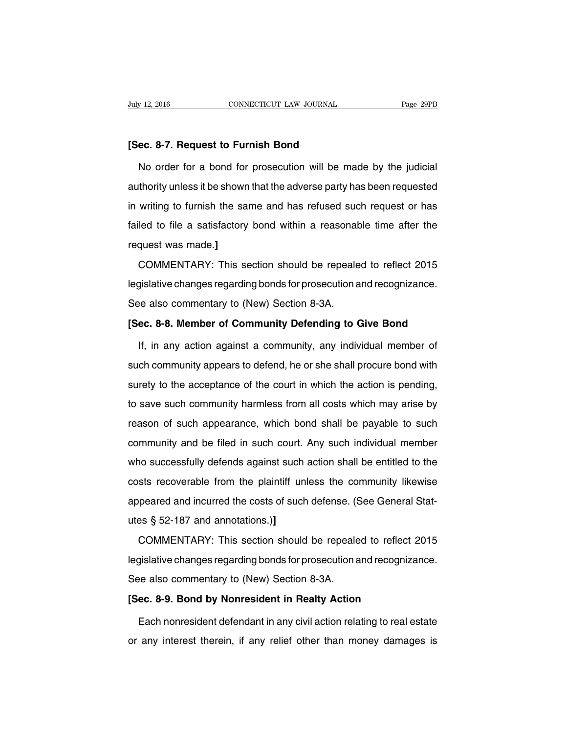**[Sec. 8-7. Request to Furnish Bond**

No order for a bond for prosecution will be made by the judicial authority unless it be shown that the adverse party has been requested in writing to furnish the same and has refused such request or has failed to file a satisfactory bond within a reasonable time after the request was made.**]**

COMMENTARY: This section should be repealed to reflect 2015 legislative changes regarding bonds for prosecution and recognizance. See also commentary to (New) Section 8-3A.

**[Sec. 8-8. Member of Community Defending to Give Bond**

If, in any action against a community, any individual member of such community appears to defend, he or she shall procure bond with surety to the acceptance of the court in which the action is pending, to save such community harmless from all costs which may arise by reason of such appearance, which bond shall be payable to such community and be filed in such court. Any such individual member who successfully defends against such action shall be entitled to the costs recoverable from the plaintiff unless the community likewise appeared and incurred the costs of such defense. (See General Statutes § 52-187 and annotations.)**]**

COMMENTARY: This section should be repealed to reflect 2015 legislative changes regarding bonds for prosecution and recognizance. See also commentary to (New) Section 8-3A.

**[Sec. 8-9. Bond by Nonresident in Realty Action**

Each nonresident defendant in any civil action relating to real estate or any interest therein, if any relief other than money damages is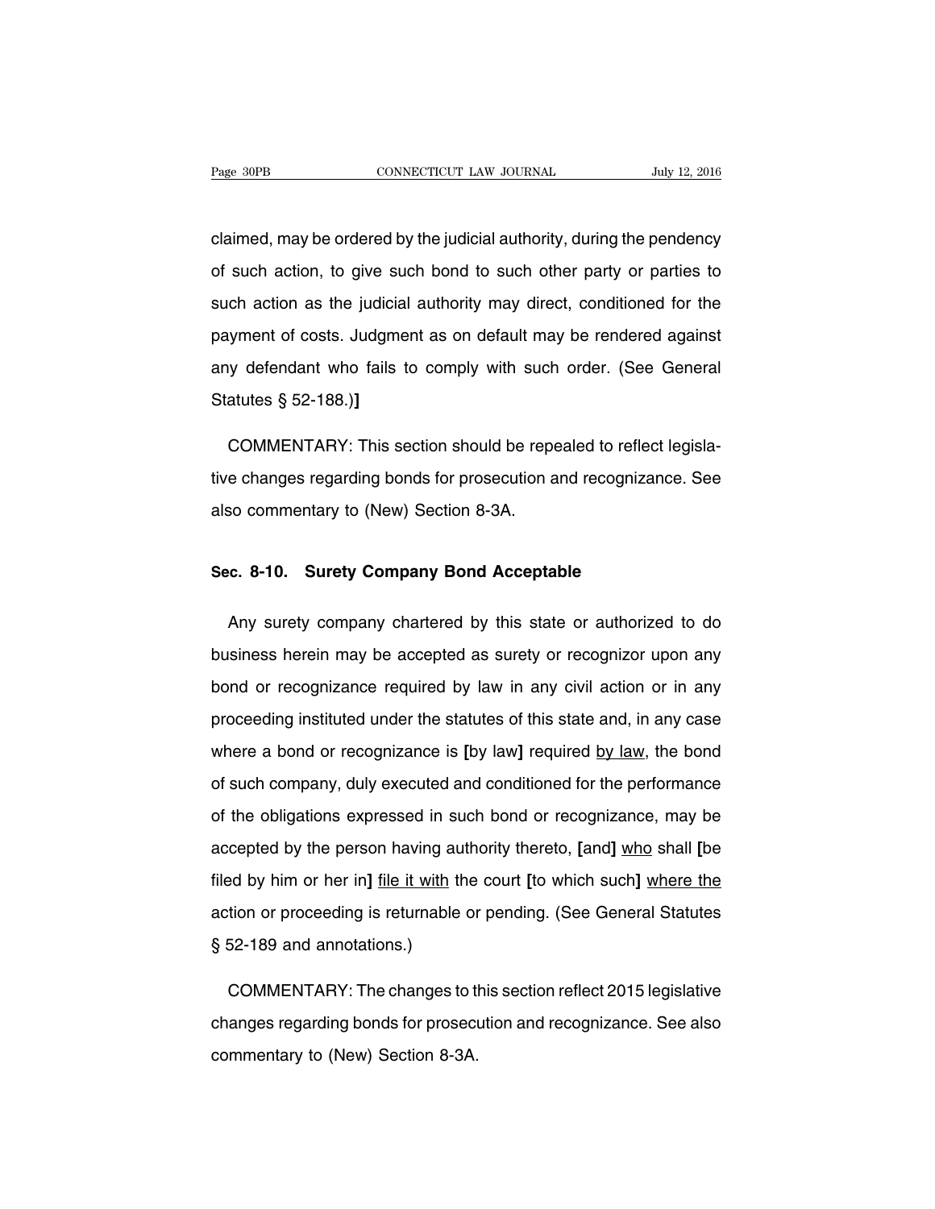claimed, may be ordered by the judicial authority, during the pendency of such action, to give such bond to such other party or parties to such action as the judicial authority may direct, conditioned for the payment of costs. Judgment as on default may be rendered against any defendant who fails to comply with such order. (See General Statutes § 52-188.)**]**

COMMENTARY: This section should be repealed to reflect legislative changes regarding bonds for prosecution and recognizance. See also commentary to (New) Section 8-3A.

### Sec. 8-10. Surety Company Bond Acceptable

Any surety company chartered by this state or authorized to do business herein may be accepted as surety or recognizor upon any bond or recognizance required by law in any civil action or in any proceeding instituted under the statutes of this state and, in any case where a bond or recognizance is **[**by law**]** required <u>by law</u>, the bond of such company, duly executed and conditioned for the performance of the obligations expressed in such bond or recognizance, may be accepted by the person having authority thereto, **[**and**]** <u>who</u> shall **[**be filed by him or her in**]** <u>file it with</u> the court **[**to which such**]** <u>where the</u> action or proceeding is returnable or pending. (See General Statutes § 52-189 and annotations.)

COMMENTARY: The changes to this section reflect 2015 legislative changes regarding bonds for prosecution and recognizance. See also commentary to (New) Section 8-3A.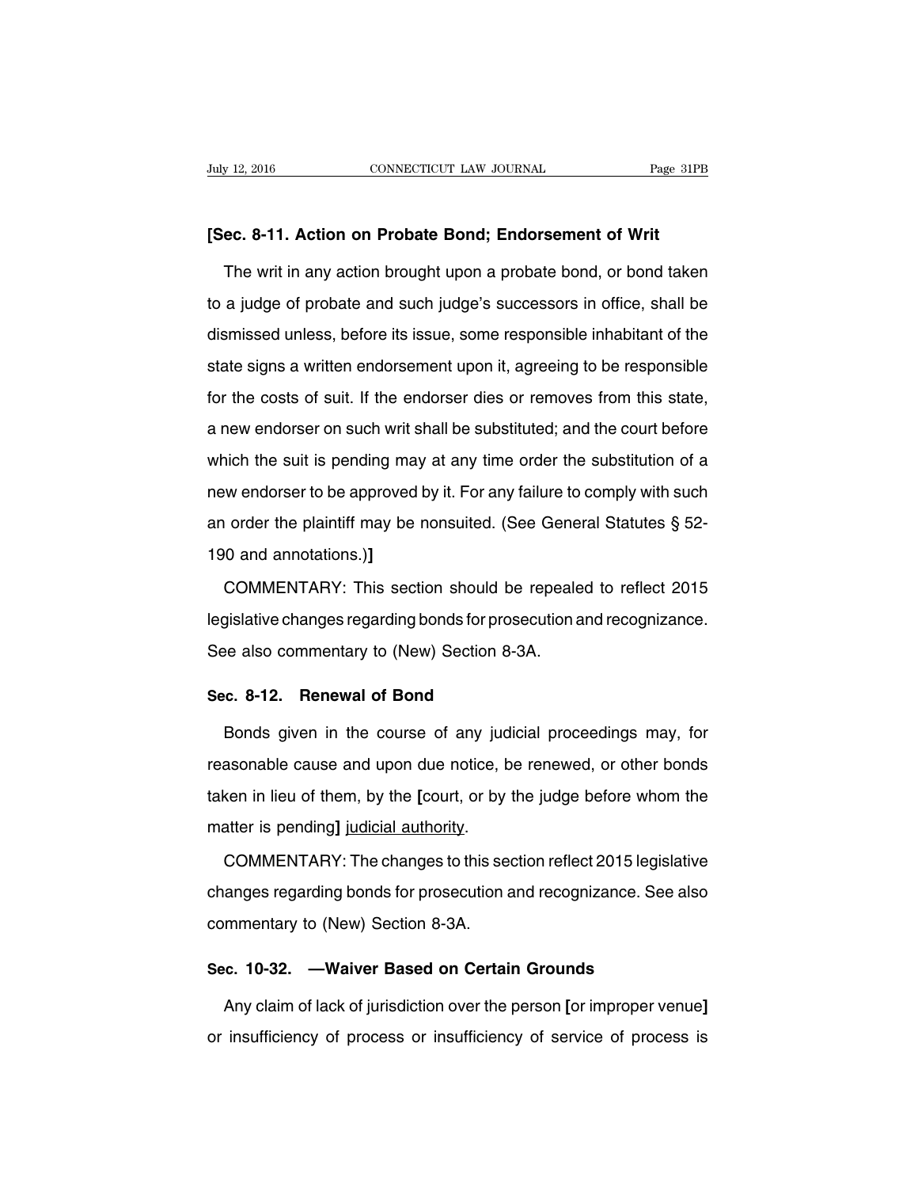**[Sec. 8-11. Action on Probate Bond; Endorsement of Writ**

The writ in any action brought upon a probate bond, or bond taken to a judge of probate and such judge's successors in office, shall be dismissed unless, before its issue, some responsible inhabitant of the state signs a written endorsement upon it, agreeing to be responsible for the costs of suit. If the endorser dies or removes from this state, a new endorser on such writ shall be substituted; and the court before which the suit is pending may at any time order the substitution of a new endorser to be approved by it. For any failure to comply with such an order the plaintiff may be nonsuited. (See General Statutes § 52-190 and annotations.)**]**

COMMENTARY: This section should be repealed to reflect 2015 legislative changes regarding bonds for prosecution and recognizance. See also commentary to (New) Section 8-3A.

**Sec. 8-12. Renewal of Bond**

Bonds given in the course of any judicial proceedings may, for reasonable cause and upon due notice, be renewed, or other bonds taken in lieu of them, by the **[**court, or by the judge before whom the matter is pending**]** <u>judicial authority</u>.

COMMENTARY: The changes to this section reflect 2015 legislative changes regarding bonds for prosecution and recognizance. See also commentary to (New) Section 8-3A.

**Sec. 10-32. —Waiver Based on Certain Grounds**

Any claim of lack of jurisdiction over the person **[**or improper venue**]** or insufficiency of process or insufficiency of service of process is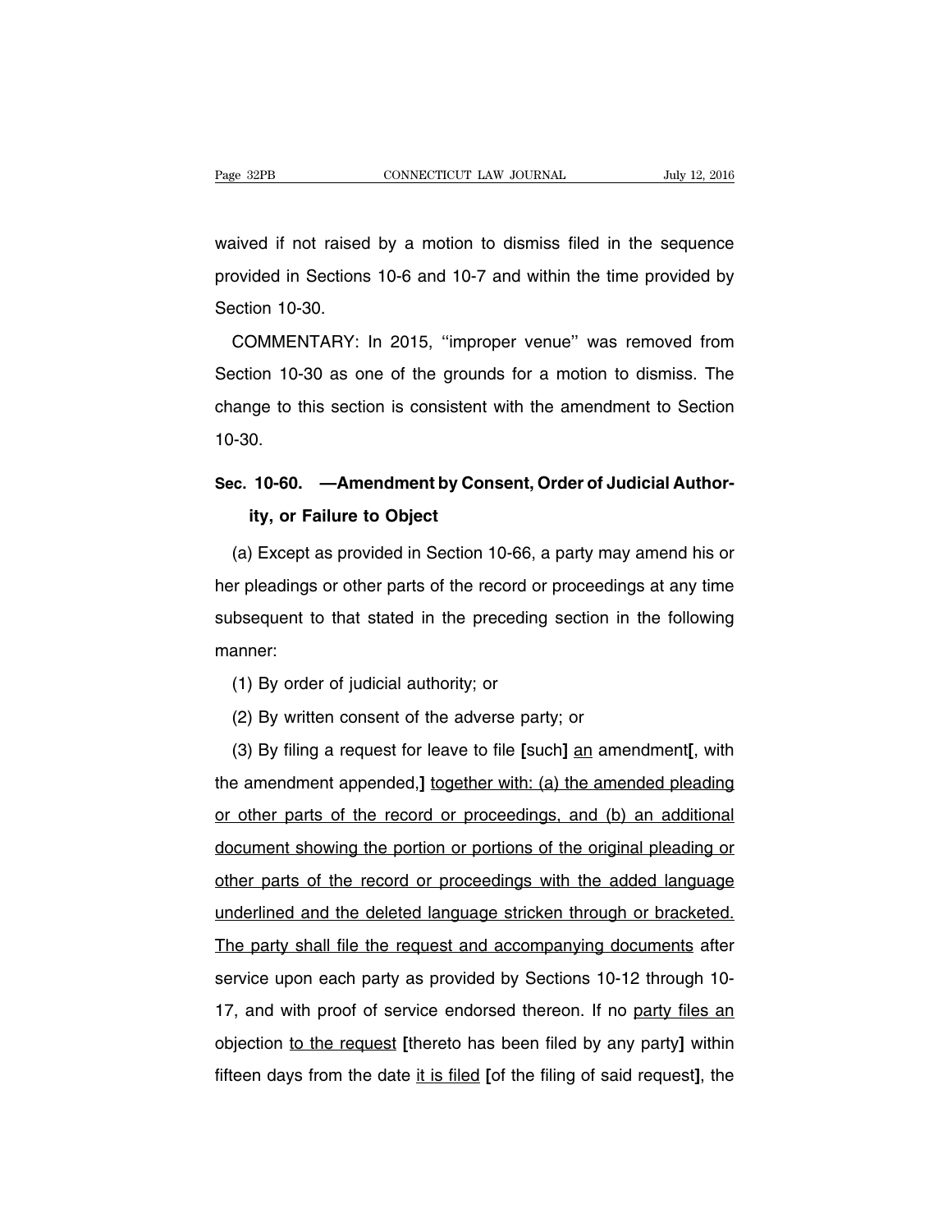waived if not raised by a motion to dismiss filed in the sequence provided in Sections 10-6 and 10-7 and within the time provided by Section 10-30.

COMMENTARY: In 2015, ''improper venue'' was removed from Section 10-30 as one of the grounds for a motion to dismiss. The change to this section is consistent with the amendment to Section 10-30.

**Sec. 10-60. —Amendment by Consent, Order of Judicial Authority, or Failure to Object**

(a) Except as provided in Section 10-66, a party may amend his or her pleadings or other parts of the record or proceedings at any time subsequent to that stated in the preceding section in the following manner:

(1) By order of judicial authority; or

(2) By written consent of the adverse party; or

(3) By filing a request for leave to file **[**such**]** <u>an</u> amendment**[**, with the amendment appended,**]** <u>together with: (a) the amended pleading or other parts of the record or proceedings, and (b) an additional document showing the portion or portions of the original pleading or other parts of the record or proceedings with the added language underlined and the deleted language stricken through or bracketed. The party shall file the request and accompanying documents</u> after service upon each party as provided by Sections 10-12 through 10-17, and with proof of service endorsed thereon. If no <u>party files an</u> objection <u>to the request</u> **[**thereto has been filed by any party**]** within fifteen days from the date <u>it is filed</u> **[**of the filing of said request**]**, the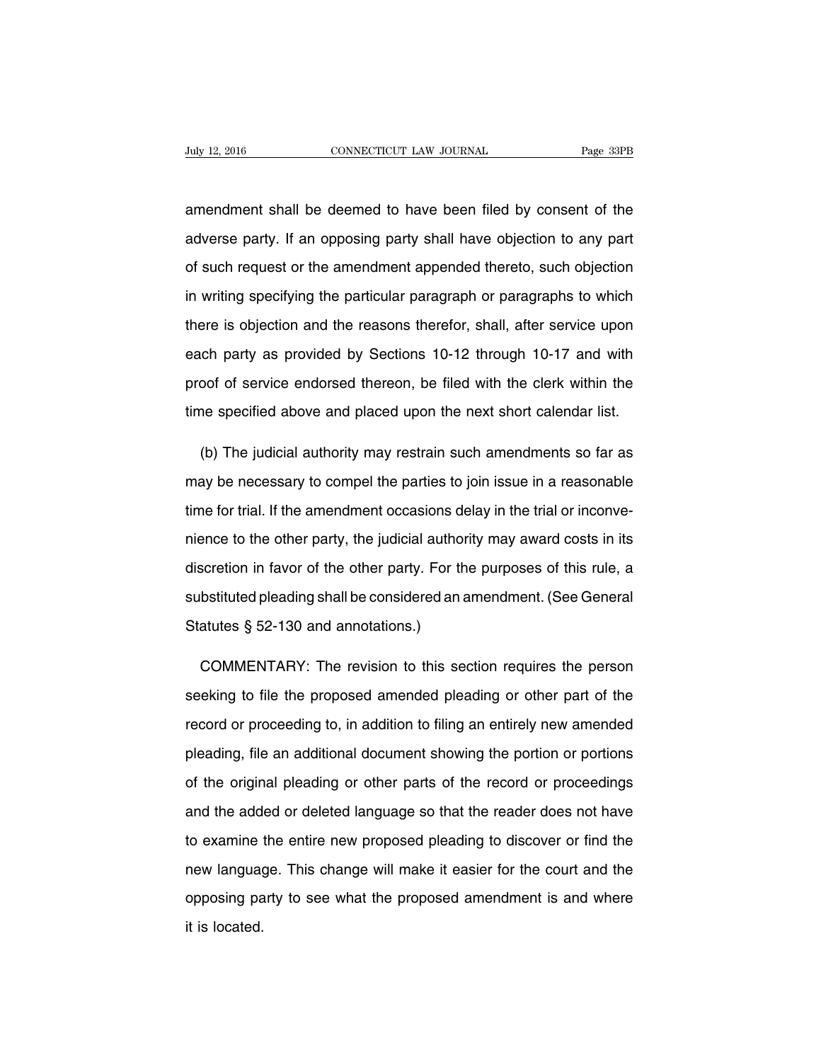amendment shall be deemed to have been filed by consent of the adverse party. If an opposing party shall have objection to any part of such request or the amendment appended thereto, such objection in writing specifying the particular paragraph or paragraphs to which there is objection and the reasons therefor, shall, after service upon each party as provided by Sections 10-12 through 10-17 and with proof of service endorsed thereon, be filed with the clerk within the time specified above and placed upon the next short calendar list.

(b) The judicial authority may restrain such amendments so far as may be necessary to compel the parties to join issue in a reasonable time for trial. If the amendment occasions delay in the trial or inconvenience to the other party, the judicial authority may award costs in its discretion in favor of the other party. For the purposes of this rule, a substituted pleading shall be considered an amendment. (See General Statutes § 52-130 and annotations.)

COMMENTARY: The revision to this section requires the person seeking to file the proposed amended pleading or other part of the record or proceeding to, in addition to filing an entirely new amended pleading, file an additional document showing the portion or portions of the original pleading or other parts of the record or proceedings and the added or deleted language so that the reader does not have to examine the entire new proposed pleading to discover or find the new language. This change will make it easier for the court and the opposing party to see what the proposed amendment is and where it is located.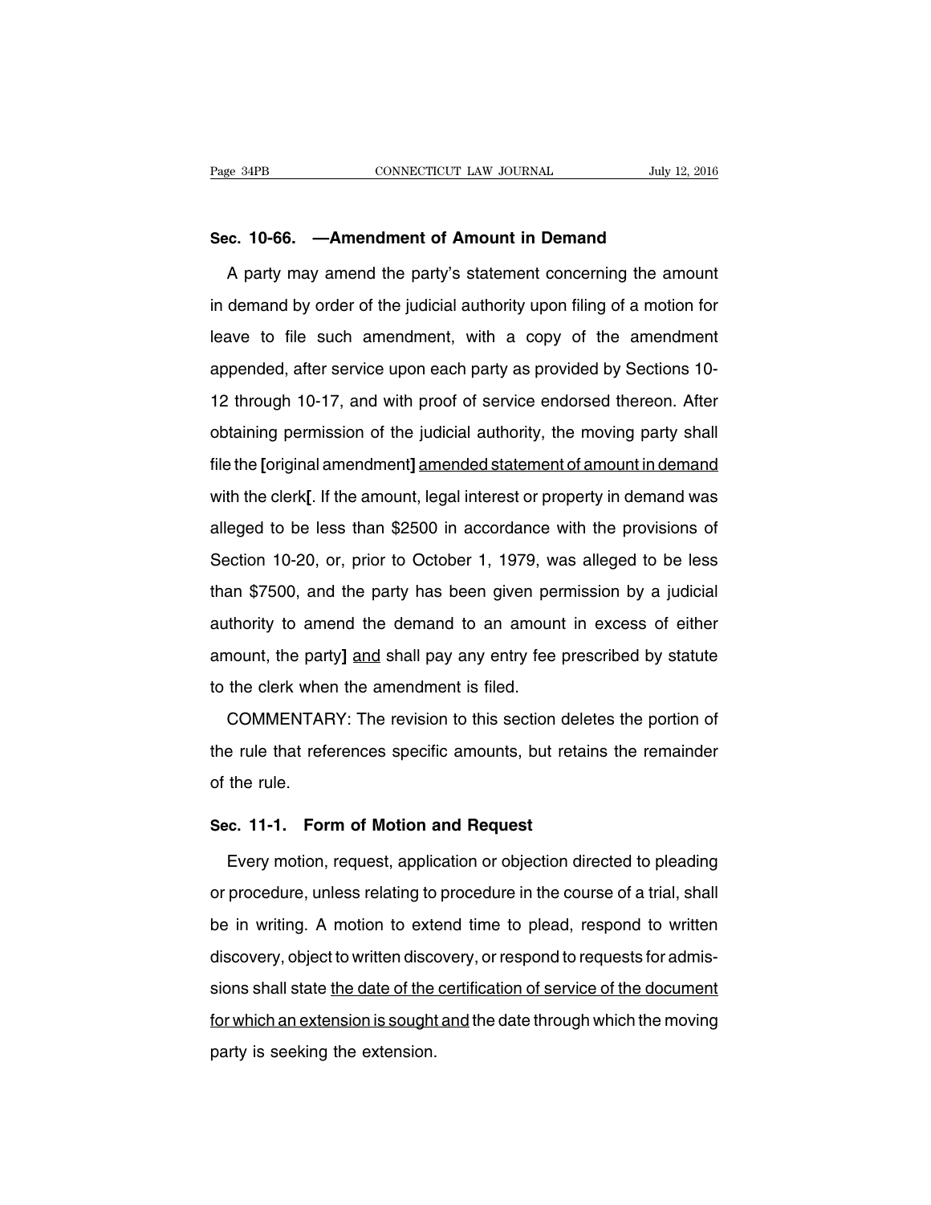**Sec. 10-66. —Amendment of Amount in Demand**

A party may amend the party's statement concerning the amount in demand by order of the judicial authority upon filing of a motion for leave to file such amendment, with a copy of the amendment appended, after service upon each party as provided by Sections 10-12 through 10-17, and with proof of service endorsed thereon. After obtaining permission of the judicial authority, the moving party shall file the [original amendment] <u>amended statement of amount in demand</u> with the clerk[. If the amount, legal interest or property in demand was alleged to be less than $2500 in accordance with the provisions of Section 10-20, or, prior to October 1, 1979, was alleged to be less than $7500, and the party has been given permission by a judicial authority to amend the demand to an amount in excess of either amount, the party] <u>and</u> shall pay any entry fee prescribed by statute to the clerk when the amendment is filed.

COMMENTARY: The revision to this section deletes the portion of the rule that references specific amounts, but retains the remainder of the rule.

**Sec. 11-1. Form of Motion and Request**

Every motion, request, application or objection directed to pleading or procedure, unless relating to procedure in the course of a trial, shall be in writing. A motion to extend time to plead, respond to written discovery, object to written discovery, or respond to requests for admissions shall state <u>the date of the certification of service of the document for which an extension is sought and</u> the date through which the moving party is seeking the extension.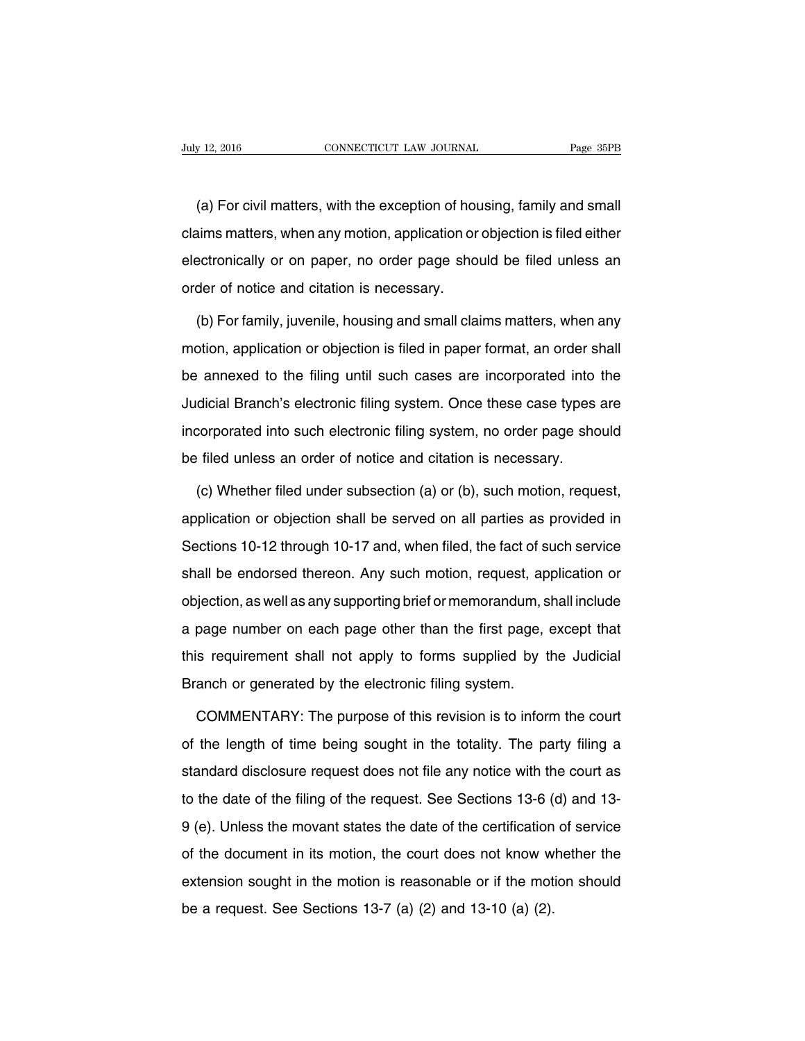(a) For civil matters, with the exception of housing, family and small claims matters, when any motion, application or objection is filed either electronically or on paper, no order page should be filed unless an order of notice and citation is necessary.

(b) For family, juvenile, housing and small claims matters, when any motion, application or objection is filed in paper format, an order shall be annexed to the filing until such cases are incorporated into the Judicial Branch's electronic filing system. Once these case types are incorporated into such electronic filing system, no order page should be filed unless an order of notice and citation is necessary.

(c) Whether filed under subsection (a) or (b), such motion, request, application or objection shall be served on all parties as provided in Sections 10-12 through 10-17 and, when filed, the fact of such service shall be endorsed thereon. Any such motion, request, application or objection, as well as any supporting brief or memorandum, shall include a page number on each page other than the first page, except that this requirement shall not apply to forms supplied by the Judicial Branch or generated by the electronic filing system.

COMMENTARY: The purpose of this revision is to inform the court of the length of time being sought in the totality. The party filing a standard disclosure request does not file any notice with the court as to the date of the filing of the request. See Sections 13-6 (d) and 13-9 (e). Unless the movant states the date of the certification of service of the document in its motion, the court does not know whether the extension sought in the motion is reasonable or if the motion should be a request. See Sections 13-7 (a) (2) and 13-10 (a) (2).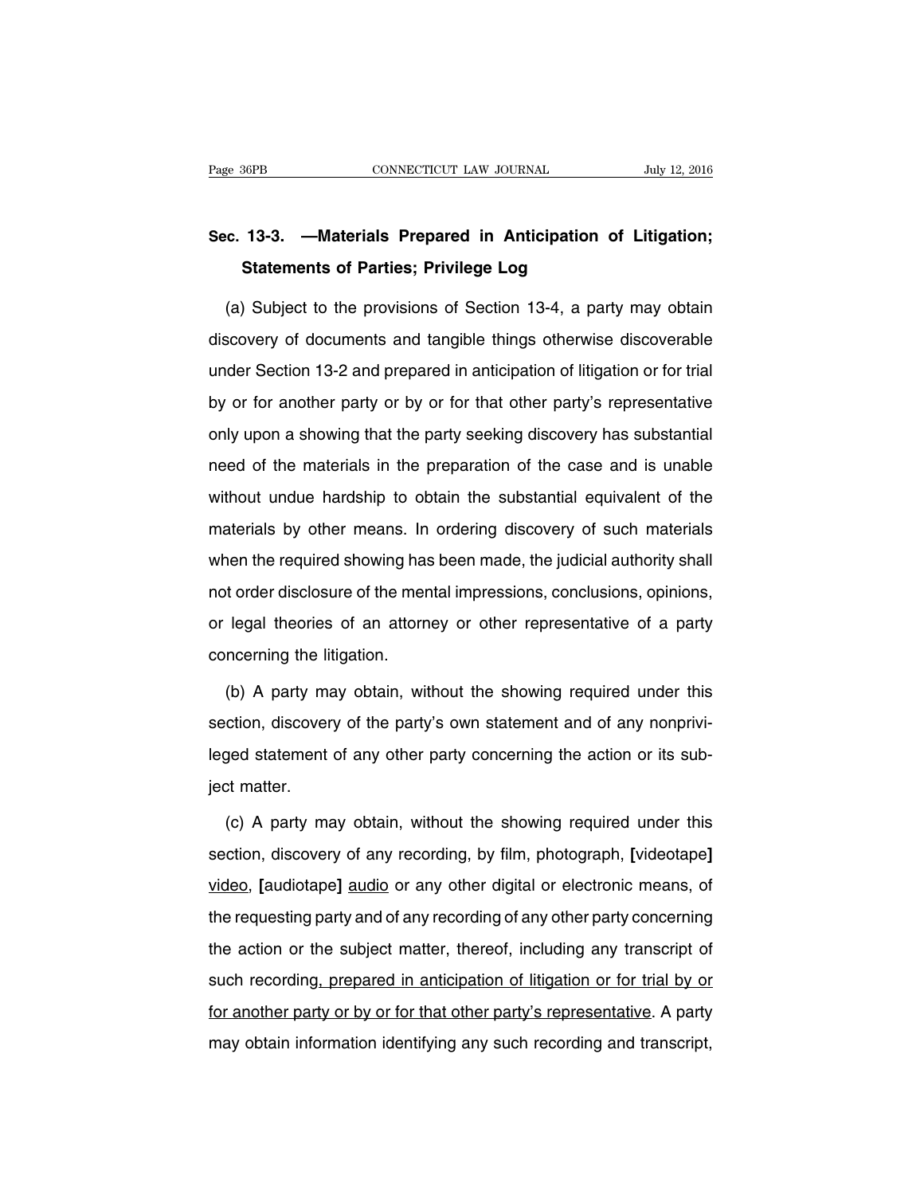**Sec. 13-3. —Materials Prepared in Anticipation of Litigation; Statements of Parties; Privilege Log**

(a) Subject to the provisions of Section 13-4, a party may obtain discovery of documents and tangible things otherwise discoverable under Section 13-2 and prepared in anticipation of litigation or for trial by or for another party or by or for that other party's representative only upon a showing that the party seeking discovery has substantial need of the materials in the preparation of the case and is unable without undue hardship to obtain the substantial equivalent of the materials by other means. In ordering discovery of such materials when the required showing has been made, the judicial authority shall not order disclosure of the mental impressions, conclusions, opinions, or legal theories of an attorney or other representative of a party concerning the litigation.

(b) A party may obtain, without the showing required under this section, discovery of the party's own statement and of any nonprivileged statement of any other party concerning the action or its subject matter.

(c) A party may obtain, without the showing required under this section, discovery of any recording, by film, photograph, **[**videotape**]** <u>video</u>, **[**audiotape**]** <u>audio</u> or any other digital or electronic means, of the requesting party and of any recording of any other party concerning the action or the subject matter, thereof, including any transcript of such recording<u>, prepared in anticipation of litigation or for trial by or for another party or by or for that other party's representative</u>. A party may obtain information identifying any such recording and transcript,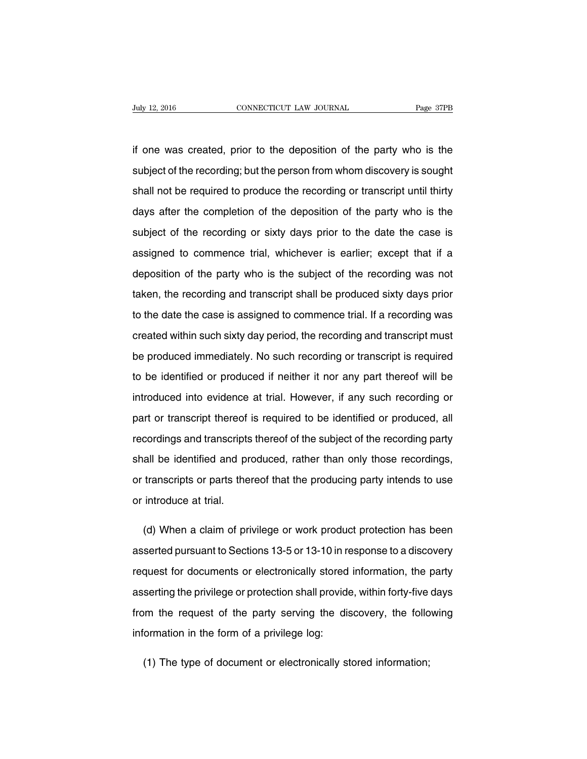if one was created, prior to the deposition of the party who is the subject of the recording; but the person from whom discovery is sought shall not be required to produce the recording or transcript until thirty days after the completion of the deposition of the party who is the subject of the recording or sixty days prior to the date the case is assigned to commence trial, whichever is earlier; except that if a deposition of the party who is the subject of the recording was not taken, the recording and transcript shall be produced sixty days prior to the date the case is assigned to commence trial. If a recording was created within such sixty day period, the recording and transcript must be produced immediately. No such recording or transcript is required to be identified or produced if neither it nor any part thereof will be introduced into evidence at trial. However, if any such recording or part or transcript thereof is required to be identified or produced, all recordings and transcripts thereof of the subject of the recording party shall be identified and produced, rather than only those recordings, or transcripts or parts thereof that the producing party intends to use or introduce at trial.

(d) When a claim of privilege or work product protection has been asserted pursuant to Sections 13-5 or 13-10 in response to a discovery request for documents or electronically stored information, the party asserting the privilege or protection shall provide, within forty-five days from the request of the party serving the discovery, the following information in the form of a privilege log:

(1) The type of document or electronically stored information;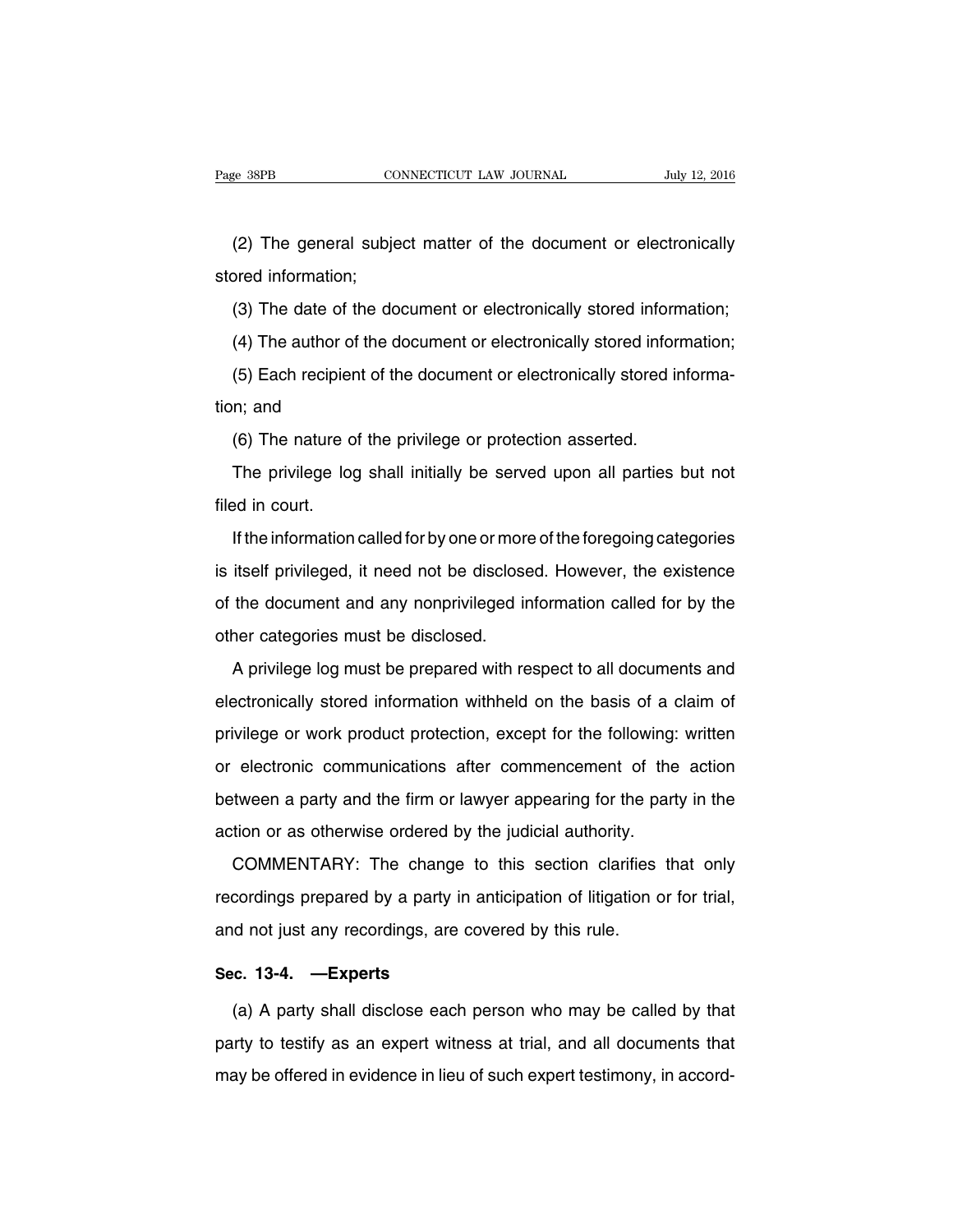(2) The general subject matter of the document or electronically stored information;

(3) The date of the document or electronically stored information;

(4) The author of the document or electronically stored information;

(5) Each recipient of the document or electronically stored information; and

(6) The nature of the privilege or protection asserted.

The privilege log shall initially be served upon all parties but not filed in court.

If the information called for by one or more of the foregoing categories is itself privileged, it need not be disclosed. However, the existence of the document and any nonprivileged information called for by the other categories must be disclosed.

A privilege log must be prepared with respect to all documents and electronically stored information withheld on the basis of a claim of privilege or work product protection, except for the following: written or electronic communications after commencement of the action between a party and the firm or lawyer appearing for the party in the action or as otherwise ordered by the judicial authority.

COMMENTARY: The change to this section clarifies that only recordings prepared by a party in anticipation of litigation or for trial, and not just any recordings, are covered by this rule.

### Sec. 13-4. —Experts

(a) A party shall disclose each person who may be called by that party to testify as an expert witness at trial, and all documents that may be offered in evidence in lieu of such expert testimony, in accord-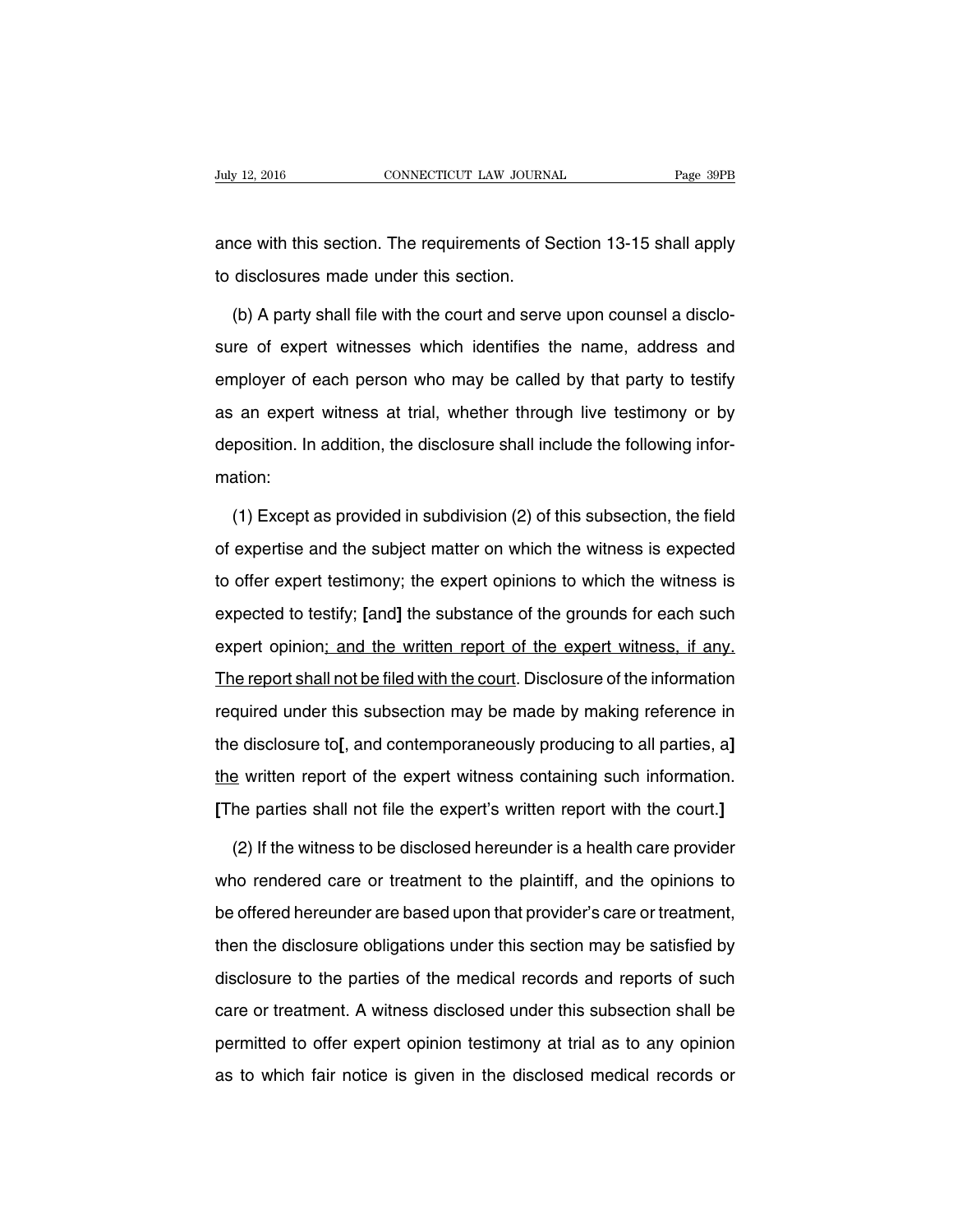ance with this section. The requirements of Section 13-15 shall apply to disclosures made under this section.

(b) A party shall file with the court and serve upon counsel a disclosure of expert witnesses which identifies the name, address and employer of each person who may be called by that party to testify as an expert witness at trial, whether through live testimony or by deposition. In addition, the disclosure shall include the following information:

(1) Except as provided in subdivision (2) of this subsection, the field of expertise and the subject matter on which the witness is expected to offer expert testimony; the expert opinions to which the witness is expected to testify; **[**and**]** the substance of the grounds for each such expert opinion<u>; and the written report of the expert witness, if any. The report shall not be filed with the court</u>. Disclosure of the information required under this subsection may be made by making reference in the disclosure to**[**, and contemporaneously producing to all parties, a**]** <u>the</u> written report of the expert witness containing such information. **[**The parties shall not file the expert's written report with the court.**]**

(2) If the witness to be disclosed hereunder is a health care provider who rendered care or treatment to the plaintiff, and the opinions to be offered hereunder are based upon that provider's care or treatment, then the disclosure obligations under this section may be satisfied by disclosure to the parties of the medical records and reports of such care or treatment. A witness disclosed under this subsection shall be permitted to offer expert opinion testimony at trial as to any opinion as to which fair notice is given in the disclosed medical records or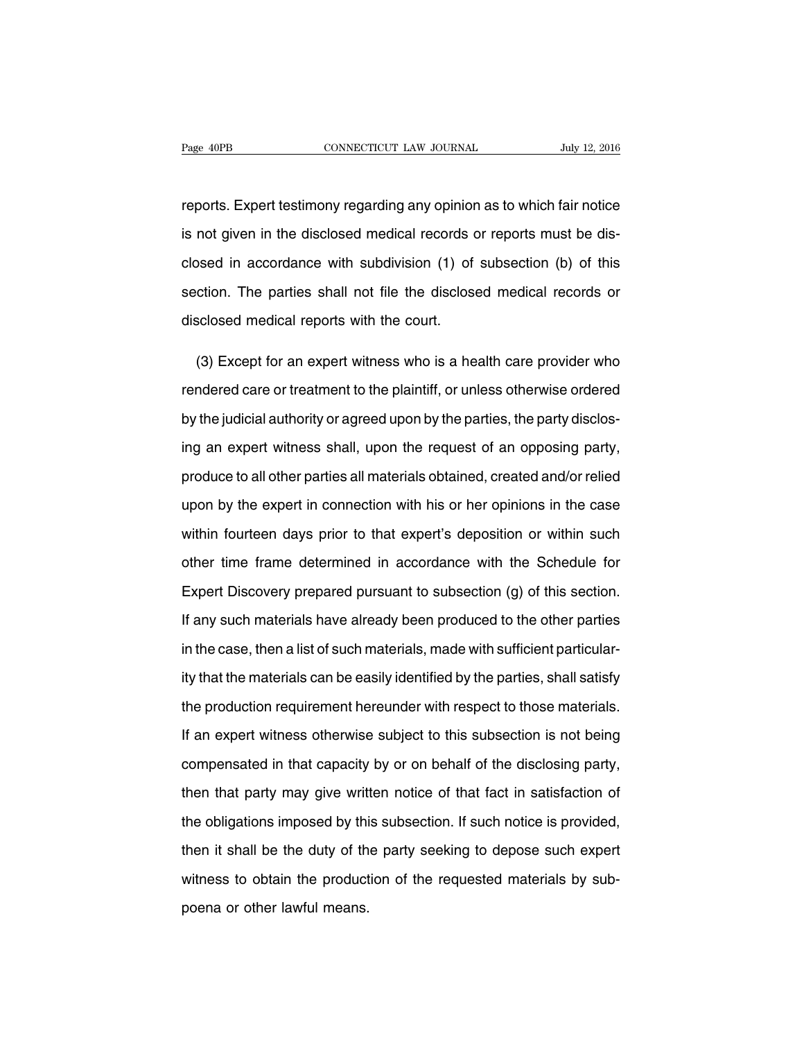reports. Expert testimony regarding any opinion as to which fair notice is not given in the disclosed medical records or reports must be disclosed in accordance with subdivision (1) of subsection (b) of this section. The parties shall not file the disclosed medical records or disclosed medical reports with the court.

(3) Except for an expert witness who is a health care provider who rendered care or treatment to the plaintiff, or unless otherwise ordered by the judicial authority or agreed upon by the parties, the party disclosing an expert witness shall, upon the request of an opposing party, produce to all other parties all materials obtained, created and/or relied upon by the expert in connection with his or her opinions in the case within fourteen days prior to that expert's deposition or within such other time frame determined in accordance with the Schedule for Expert Discovery prepared pursuant to subsection (g) of this section. If any such materials have already been produced to the other parties in the case, then a list of such materials, made with sufficient particularity that the materials can be easily identified by the parties, shall satisfy the production requirement hereunder with respect to those materials. If an expert witness otherwise subject to this subsection is not being compensated in that capacity by or on behalf of the disclosing party, then that party may give written notice of that fact in satisfaction of the obligations imposed by this subsection. If such notice is provided, then it shall be the duty of the party seeking to depose such expert witness to obtain the production of the requested materials by subpoena or other lawful means.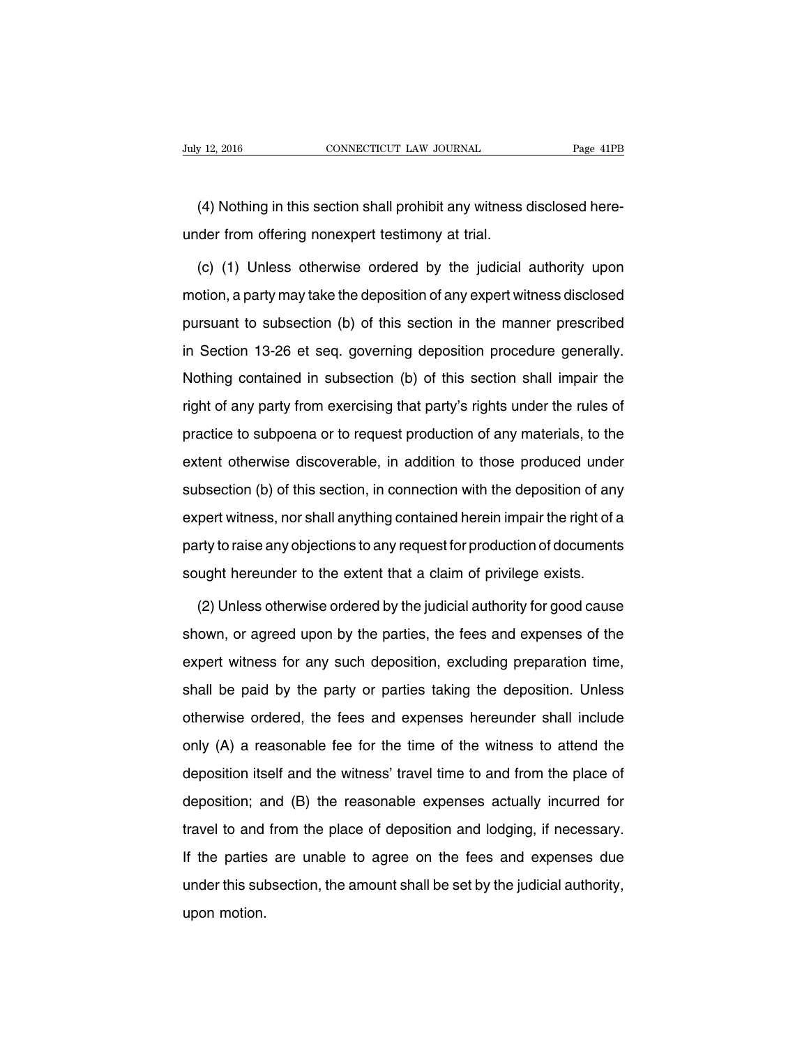(4) Nothing in this section shall prohibit any witness disclosed hereunder from offering nonexpert testimony at trial.

(c) (1) Unless otherwise ordered by the judicial authority upon motion, a party may take the deposition of any expert witness disclosed pursuant to subsection (b) of this section in the manner prescribed in Section 13-26 et seq. governing deposition procedure generally. Nothing contained in subsection (b) of this section shall impair the right of any party from exercising that party's rights under the rules of practice to subpoena or to request production of any materials, to the extent otherwise discoverable, in addition to those produced under subsection (b) of this section, in connection with the deposition of any expert witness, nor shall anything contained herein impair the right of a party to raise any objections to any request for production of documents sought hereunder to the extent that a claim of privilege exists.

(2) Unless otherwise ordered by the judicial authority for good cause shown, or agreed upon by the parties, the fees and expenses of the expert witness for any such deposition, excluding preparation time, shall be paid by the party or parties taking the deposition. Unless otherwise ordered, the fees and expenses hereunder shall include only (A) a reasonable fee for the time of the witness to attend the deposition itself and the witness' travel time to and from the place of deposition; and (B) the reasonable expenses actually incurred for travel to and from the place of deposition and lodging, if necessary. If the parties are unable to agree on the fees and expenses due under this subsection, the amount shall be set by the judicial authority, upon motion.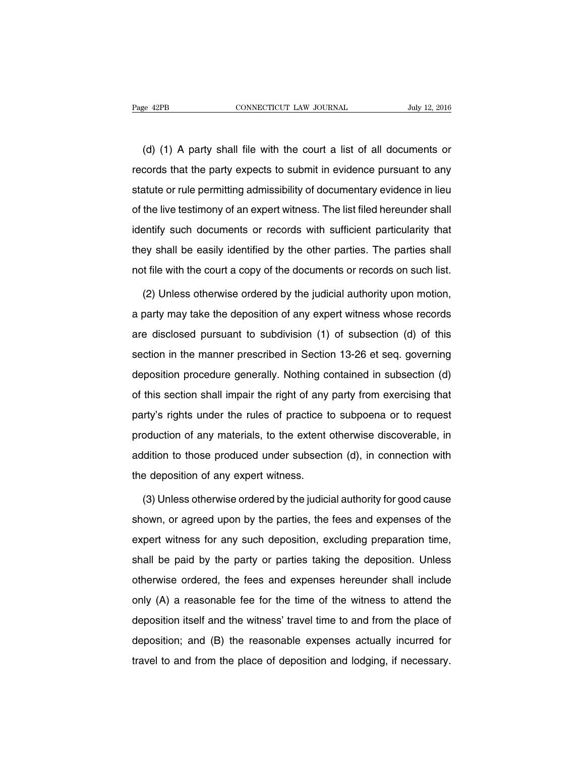(d) (1) A party shall file with the court a list of all documents or records that the party expects to submit in evidence pursuant to any statute or rule permitting admissibility of documentary evidence in lieu of the live testimony of an expert witness. The list filed hereunder shall identify such documents or records with sufficient particularity that they shall be easily identified by the other parties. The parties shall not file with the court a copy of the documents or records on such list.

(2) Unless otherwise ordered by the judicial authority upon motion, a party may take the deposition of any expert witness whose records are disclosed pursuant to subdivision (1) of subsection (d) of this section in the manner prescribed in Section 13-26 et seq. governing deposition procedure generally. Nothing contained in subsection (d) of this section shall impair the right of any party from exercising that party's rights under the rules of practice to subpoena or to request production of any materials, to the extent otherwise discoverable, in addition to those produced under subsection (d), in connection with the deposition of any expert witness.

(3) Unless otherwise ordered by the judicial authority for good cause shown, or agreed upon by the parties, the fees and expenses of the expert witness for any such deposition, excluding preparation time, shall be paid by the party or parties taking the deposition. Unless otherwise ordered, the fees and expenses hereunder shall include only (A) a reasonable fee for the time of the witness to attend the deposition itself and the witness' travel time to and from the place of deposition; and (B) the reasonable expenses actually incurred for travel to and from the place of deposition and lodging, if necessary.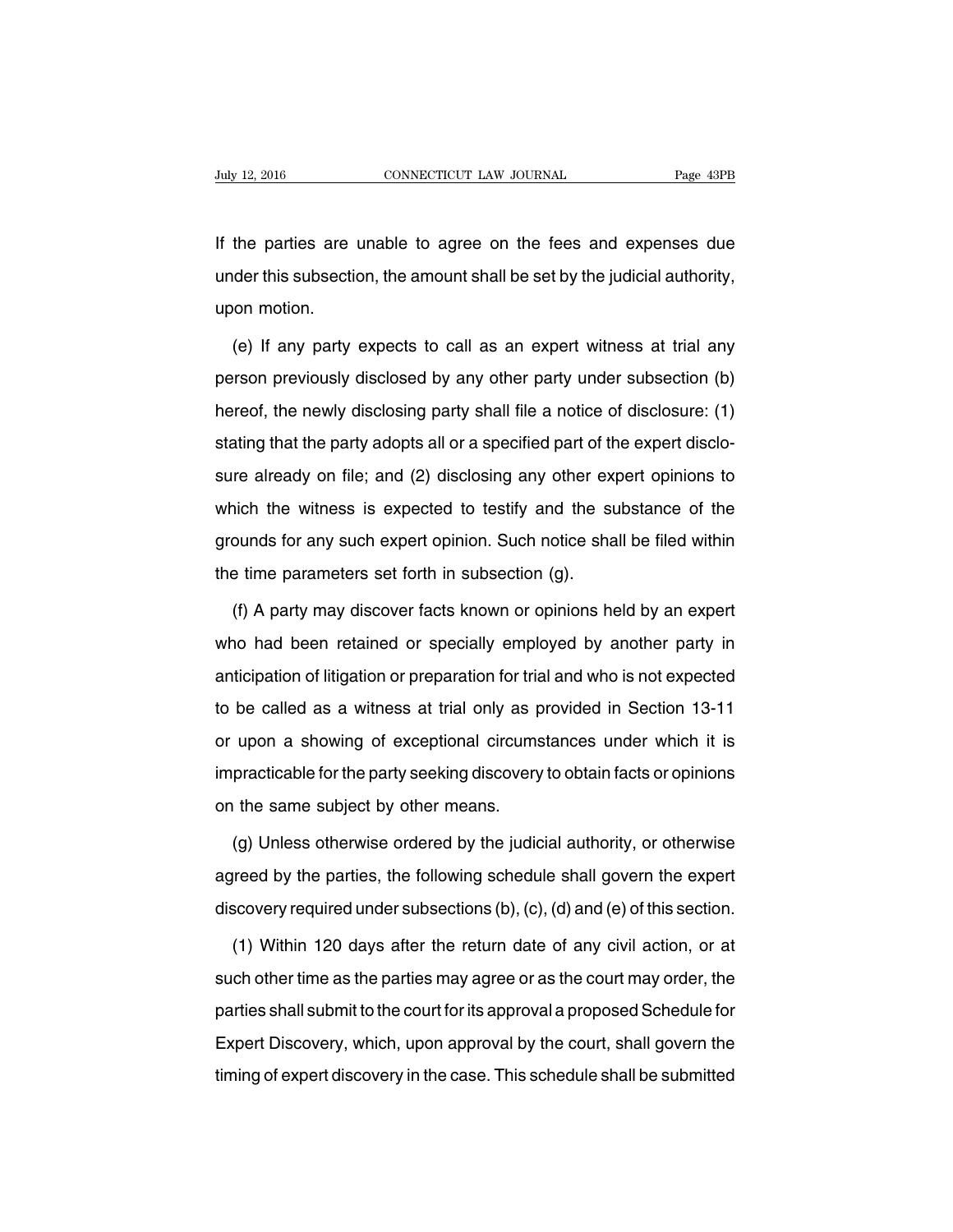If the parties are unable to agree on the fees and expenses due under this subsection, the amount shall be set by the judicial authority, upon motion.

(e) If any party expects to call as an expert witness at trial any person previously disclosed by any other party under subsection (b) hereof, the newly disclosing party shall file a notice of disclosure: (1) stating that the party adopts all or a specified part of the expert disclosure already on file; and (2) disclosing any other expert opinions to which the witness is expected to testify and the substance of the grounds for any such expert opinion. Such notice shall be filed within the time parameters set forth in subsection (g).

(f) A party may discover facts known or opinions held by an expert who had been retained or specially employed by another party in anticipation of litigation or preparation for trial and who is not expected to be called as a witness at trial only as provided in Section 13-11 or upon a showing of exceptional circumstances under which it is impracticable for the party seeking discovery to obtain facts or opinions on the same subject by other means.

(g) Unless otherwise ordered by the judicial authority, or otherwise agreed by the parties, the following schedule shall govern the expert discovery required under subsections (b), (c), (d) and (e) of this section.

(1) Within 120 days after the return date of any civil action, or at such other time as the parties may agree or as the court may order, the parties shall submit to the court for its approval a proposed Schedule for Expert Discovery, which, upon approval by the court, shall govern the timing of expert discovery in the case. This schedule shall be submitted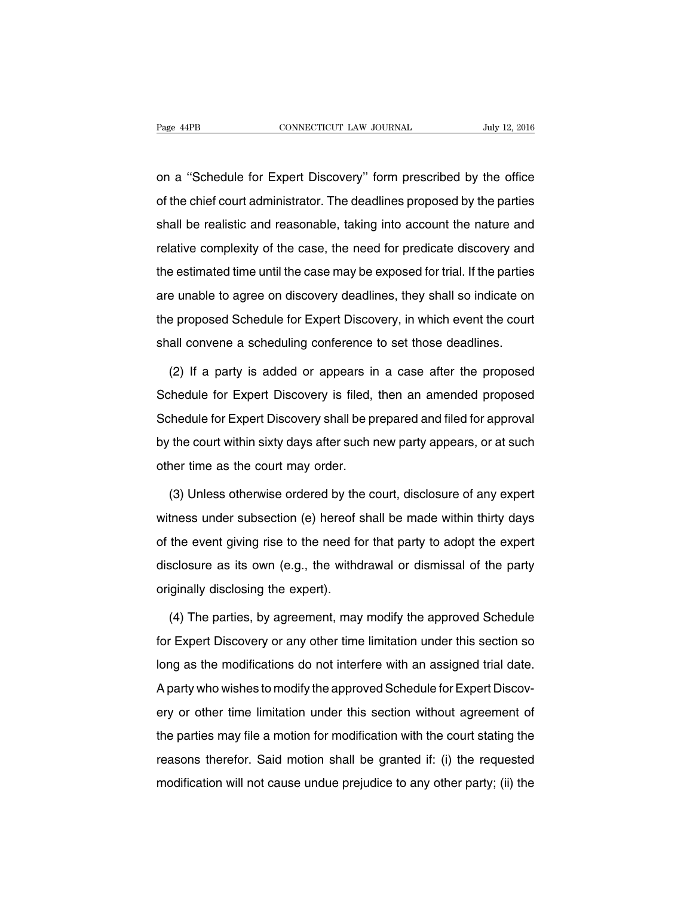on a ''Schedule for Expert Discovery'' form prescribed by the office of the chief court administrator. The deadlines proposed by the parties shall be realistic and reasonable, taking into account the nature and relative complexity of the case, the need for predicate discovery and the estimated time until the case may be exposed for trial. If the parties are unable to agree on discovery deadlines, they shall so indicate on the proposed Schedule for Expert Discovery, in which event the court shall convene a scheduling conference to set those deadlines.

(2) If a party is added or appears in a case after the proposed Schedule for Expert Discovery is filed, then an amended proposed Schedule for Expert Discovery shall be prepared and filed for approval by the court within sixty days after such new party appears, or at such other time as the court may order.

(3) Unless otherwise ordered by the court, disclosure of any expert witness under subsection (e) hereof shall be made within thirty days of the event giving rise to the need for that party to adopt the expert disclosure as its own (e.g., the withdrawal or dismissal of the party originally disclosing the expert).

(4) The parties, by agreement, may modify the approved Schedule for Expert Discovery or any other time limitation under this section so long as the modifications do not interfere with an assigned trial date. A party who wishes to modify the approved Schedule for Expert Discovery or other time limitation under this section without agreement of the parties may file a motion for modification with the court stating the reasons therefor. Said motion shall be granted if: (i) the requested modification will not cause undue prejudice to any other party; (ii) the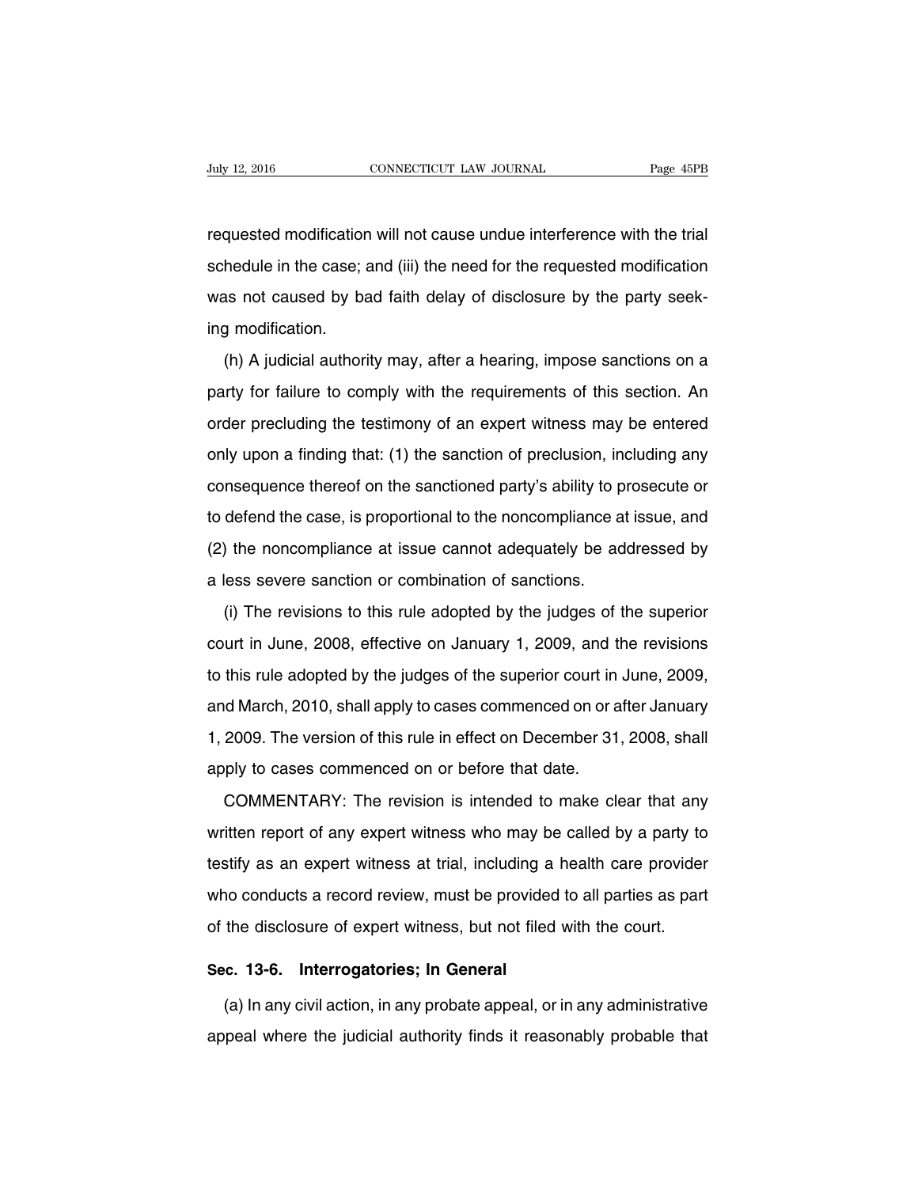requested modification will not cause undue interference with the trial schedule in the case; and (iii) the need for the requested modification was not caused by bad faith delay of disclosure by the party seeking modification.

(h) A judicial authority may, after a hearing, impose sanctions on a party for failure to comply with the requirements of this section. An order precluding the testimony of an expert witness may be entered only upon a finding that: (1) the sanction of preclusion, including any consequence thereof on the sanctioned party's ability to prosecute or to defend the case, is proportional to the noncompliance at issue, and (2) the noncompliance at issue cannot adequately be addressed by a less severe sanction or combination of sanctions.

(i) The revisions to this rule adopted by the judges of the superior court in June, 2008, effective on January 1, 2009, and the revisions to this rule adopted by the judges of the superior court in June, 2009, and March, 2010, shall apply to cases commenced on or after January 1, 2009. The version of this rule in effect on December 31, 2008, shall apply to cases commenced on or before that date.

COMMENTARY: The revision is intended to make clear that any written report of any expert witness who may be called by a party to testify as an expert witness at trial, including a health care provider who conducts a record review, must be provided to all parties as part of the disclosure of expert witness, but not filed with the court.

### Sec. 13-6. Interrogatories; In General

(a) In any civil action, in any probate appeal, or in any administrative appeal where the judicial authority finds it reasonably probable that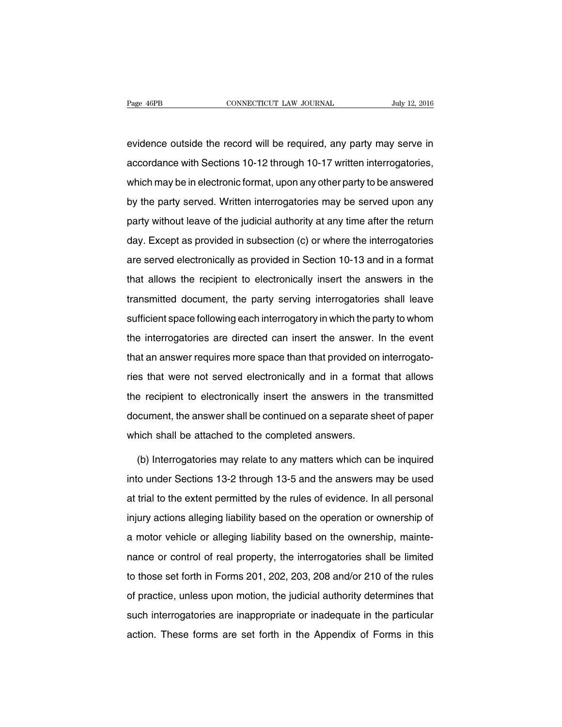evidence outside the record will be required, any party may serve in accordance with Sections 10-12 through 10-17 written interrogatories, which may be in electronic format, upon any other party to be answered by the party served. Written interrogatories may be served upon any party without leave of the judicial authority at any time after the return day. Except as provided in subsection (c) or where the interrogatories are served electronically as provided in Section 10-13 and in a format that allows the recipient to electronically insert the answers in the transmitted document, the party serving interrogatories shall leave sufficient space following each interrogatory in which the party to whom the interrogatories are directed can insert the answer. In the event that an answer requires more space than that provided on interrogatories that were not served electronically and in a format that allows the recipient to electronically insert the answers in the transmitted document, the answer shall be continued on a separate sheet of paper which shall be attached to the completed answers.

(b) Interrogatories may relate to any matters which can be inquired into under Sections 13-2 through 13-5 and the answers may be used at trial to the extent permitted by the rules of evidence. In all personal injury actions alleging liability based on the operation or ownership of a motor vehicle or alleging liability based on the ownership, maintenance or control of real property, the interrogatories shall be limited to those set forth in Forms 201, 202, 203, 208 and/or 210 of the rules of practice, unless upon motion, the judicial authority determines that such interrogatories are inappropriate or inadequate in the particular action. These forms are set forth in the Appendix of Forms in this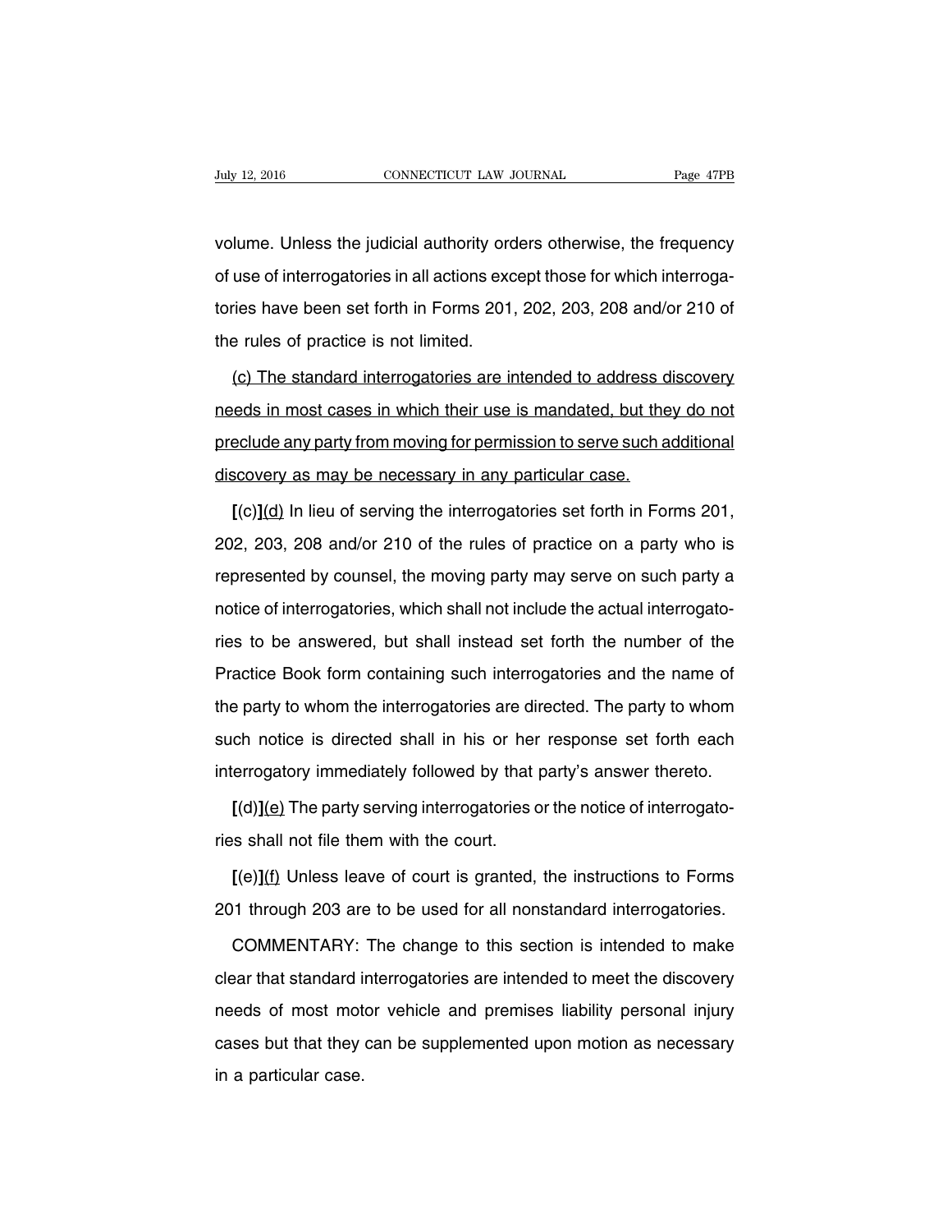volume. Unless the judicial authority orders otherwise, the frequency of use of interrogatories in all actions except those for which interrogatories have been set forth in Forms 201, 202, 203, 208 and/or 210 of the rules of practice is not limited.

<u>(c) The standard interrogatories are intended to address discovery needs in most cases in which their use is mandated, but they do not preclude any party from moving for permission to serve such additional discovery as may be necessary in any particular case.</u>

**[**(c)**]**<u>(d)</u> In lieu of serving the interrogatories set forth in Forms 201, 202, 203, 208 and/or 210 of the rules of practice on a party who is represented by counsel, the moving party may serve on such party a notice of interrogatories, which shall not include the actual interrogatories to be answered, but shall instead set forth the number of the Practice Book form containing such interrogatories and the name of the party to whom the interrogatories are directed. The party to whom such notice is directed shall in his or her response set forth each interrogatory immediately followed by that party's answer thereto.

**[**(d)**]**<u>(e)</u> The party serving interrogatories or the notice of interrogatories shall not file them with the court.

**[**(e)**]**<u>(f)</u> Unless leave of court is granted, the instructions to Forms 201 through 203 are to be used for all nonstandard interrogatories.

COMMENTARY: The change to this section is intended to make clear that standard interrogatories are intended to meet the discovery needs of most motor vehicle and premises liability personal injury cases but that they can be supplemented upon motion as necessary in a particular case.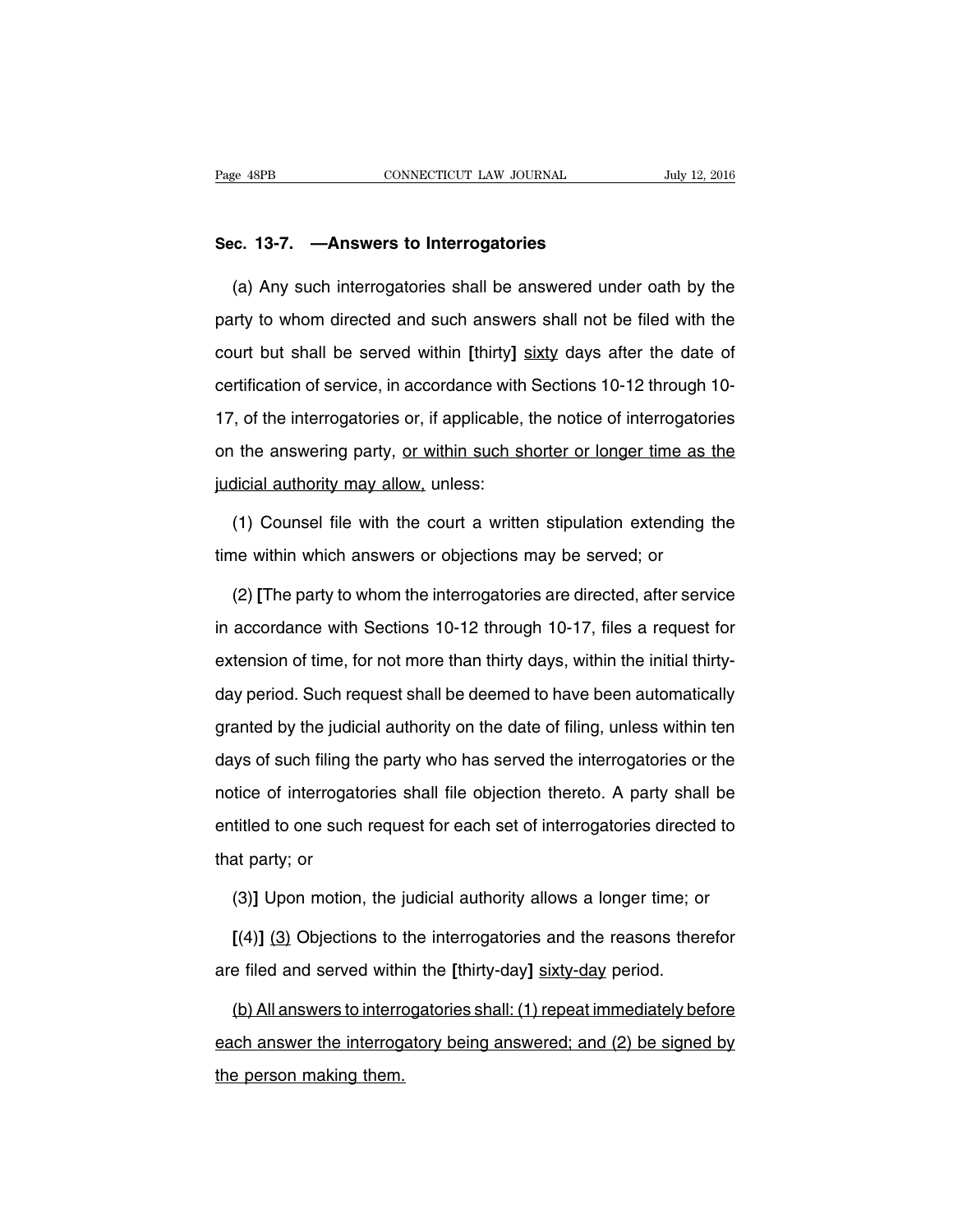## Sec. 13-7. —Answers to Interrogatories

(a) Any such interrogatories shall be answered under oath by the party to whom directed and such answers shall not be filed with the court but shall be served within [thirty] <u>sixty</u> days after the date of certification of service, in accordance with Sections 10-12 through 10-17, of the interrogatories or, if applicable, the notice of interrogatories on the answering party, <u>or within such shorter or longer time as the judicial authority may allow,</u> unless:

(1) Counsel file with the court a written stipulation extending the time within which answers or objections may be served; or

(2) [The party to whom the interrogatories are directed, after service in accordance with Sections 10-12 through 10-17, files a request for extension of time, for not more than thirty days, within the initial thirty-day period. Such request shall be deemed to have been automatically granted by the judicial authority on the date of filing, unless within ten days of such filing the party who has served the interrogatories or the notice of interrogatories shall file objection thereto. A party shall be entitled to one such request for each set of interrogatories directed to that party; or

(3)] Upon motion, the judicial authority allows a longer time; or

[(4)] <u>(3)</u> Objections to the interrogatories and the reasons therefor are filed and served within the [thirty-day] <u>sixty-day</u> period.

<u>(b) All answers to interrogatories shall: (1) repeat immediately before each answer the interrogatory being answered; and (2) be signed by the person making them.</u>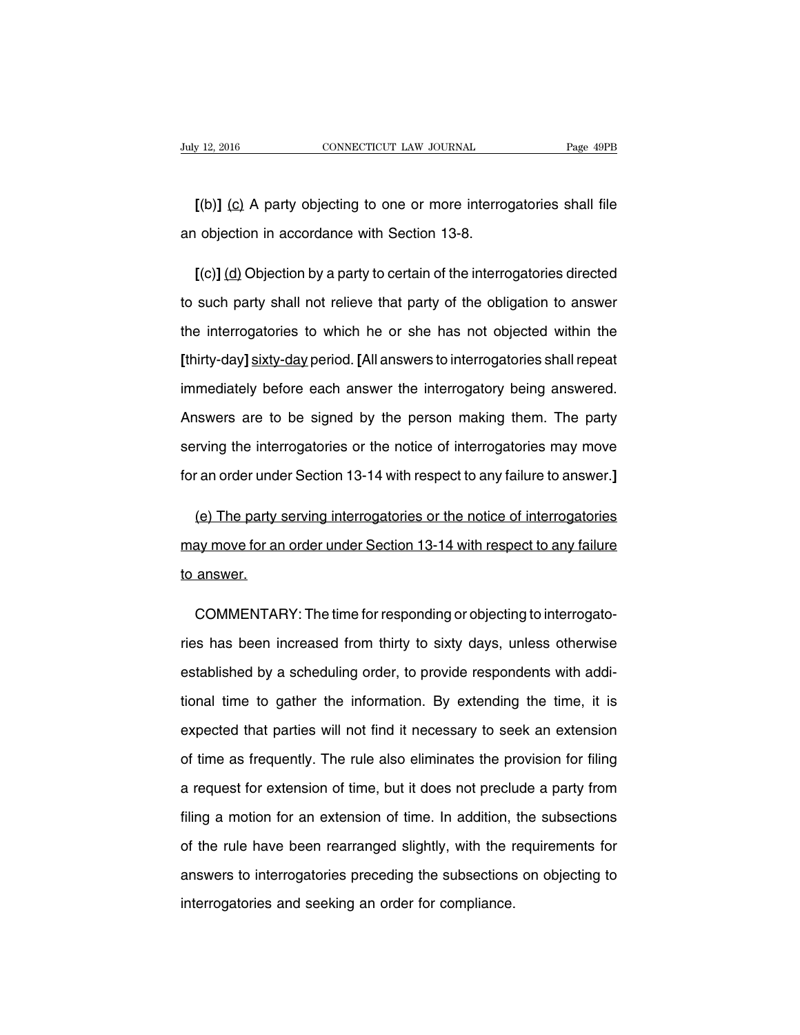**[**(b)**]** <u>(c)</u> A party objecting to one or more interrogatories shall file an objection in accordance with Section 13-8.

**[**(c)**]** <u>(d)</u> Objection by a party to certain of the interrogatories directed to such party shall not relieve that party of the obligation to answer the interrogatories to which he or she has not objected within the **[**thirty-day**]** <u>sixty-day</u> period. **[**All answers to interrogatories shall repeat immediately before each answer the interrogatory being answered. Answers are to be signed by the person making them. The party serving the interrogatories or the notice of interrogatories may move for an order under Section 13-14 with respect to any failure to answer.**]**

<u>(e) The party serving interrogatories or the notice of interrogatories may move for an order under Section 13-14 with respect to any failure to answer.</u>

COMMENTARY: The time for responding or objecting to interrogatories has been increased from thirty to sixty days, unless otherwise established by a scheduling order, to provide respondents with additional time to gather the information. By extending the time, it is expected that parties will not find it necessary to seek an extension of time as frequently. The rule also eliminates the provision for filing a request for extension of time, but it does not preclude a party from filing a motion for an extension of time. In addition, the subsections of the rule have been rearranged slightly, with the requirements for answers to interrogatories preceding the subsections on objecting to interrogatories and seeking an order for compliance.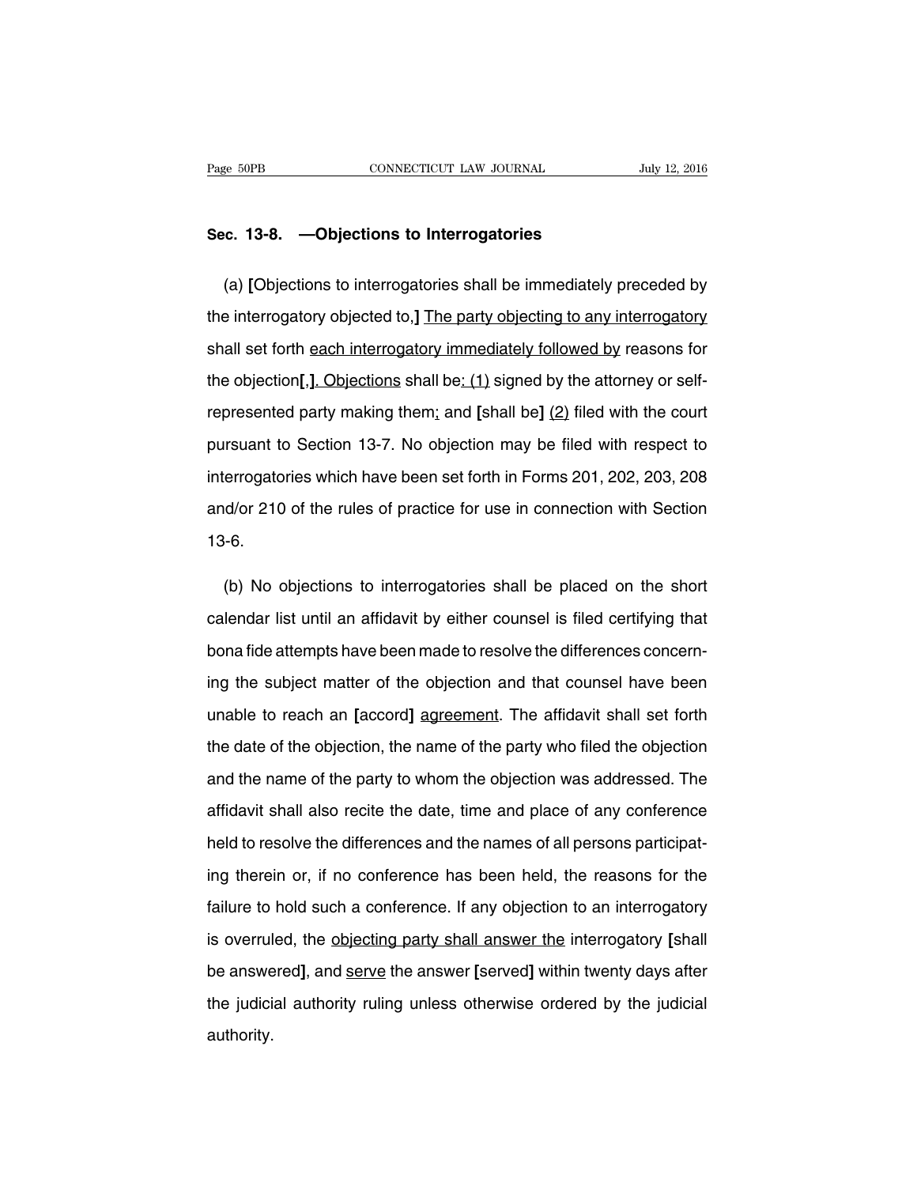**Sec. 13-8. —Objections to Interrogatories**

(a) **[**Objections to interrogatories shall be immediately preceded by the interrogatory objected to,**]** <u>The party objecting to any interrogatory</u> shall set forth <u>each interrogatory immediately followed by</u> reasons for the objection**[**,**]**<u>. Objections</u> shall be<u>: (1)</u> signed by the attorney or self-represented party making them<u>;</u> and **[**shall be**]** <u>(2)</u> filed with the court pursuant to Section 13-7. No objection may be filed with respect to interrogatories which have been set forth in Forms 201, 202, 203, 208 and/or 210 of the rules of practice for use in connection with Section 13-6.

(b) No objections to interrogatories shall be placed on the short calendar list until an affidavit by either counsel is filed certifying that bona fide attempts have been made to resolve the differences concerning the subject matter of the objection and that counsel have been unable to reach an **[**accord**]** <u>agreement</u>. The affidavit shall set forth the date of the objection, the name of the party who filed the objection and the name of the party to whom the objection was addressed. The affidavit shall also recite the date, time and place of any conference held to resolve the differences and the names of all persons participating therein or, if no conference has been held, the reasons for the failure to hold such a conference. If any objection to an interrogatory is overruled, the <u>objecting party shall answer the</u> interrogatory **[**shall be answered**]**, and <u>serve</u> the answer **[**served**]** within twenty days after the judicial authority ruling unless otherwise ordered by the judicial authority.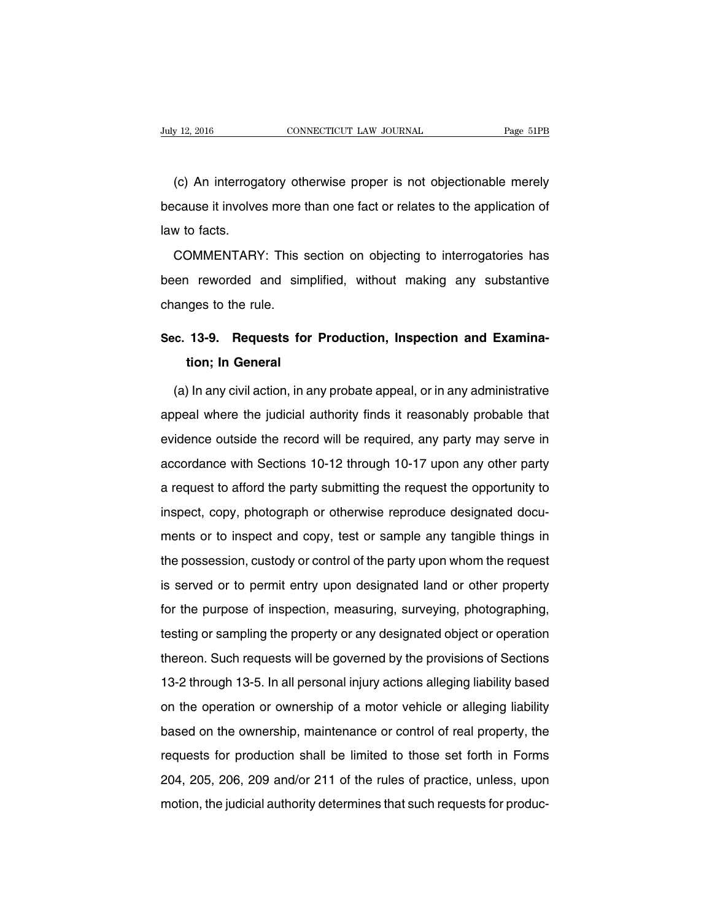(c) An interrogatory otherwise proper is not objectionable merely because it involves more than one fact or relates to the application of law to facts.

COMMENTARY: This section on objecting to interrogatories has been reworded and simplified, without making any substantive changes to the rule.

## Sec. 13-9. Requests for Production, Inspection and Examination; In General

(a) In any civil action, in any probate appeal, or in any administrative appeal where the judicial authority finds it reasonably probable that evidence outside the record will be required, any party may serve in accordance with Sections 10-12 through 10-17 upon any other party a request to afford the party submitting the request the opportunity to inspect, copy, photograph or otherwise reproduce designated documents or to inspect and copy, test or sample any tangible things in the possession, custody or control of the party upon whom the request is served or to permit entry upon designated land or other property for the purpose of inspection, measuring, surveying, photographing, testing or sampling the property or any designated object or operation thereon. Such requests will be governed by the provisions of Sections 13-2 through 13-5. In all personal injury actions alleging liability based on the operation or ownership of a motor vehicle or alleging liability based on the ownership, maintenance or control of real property, the requests for production shall be limited to those set forth in Forms 204, 205, 206, 209 and/or 211 of the rules of practice, unless, upon motion, the judicial authority determines that such requests for produc-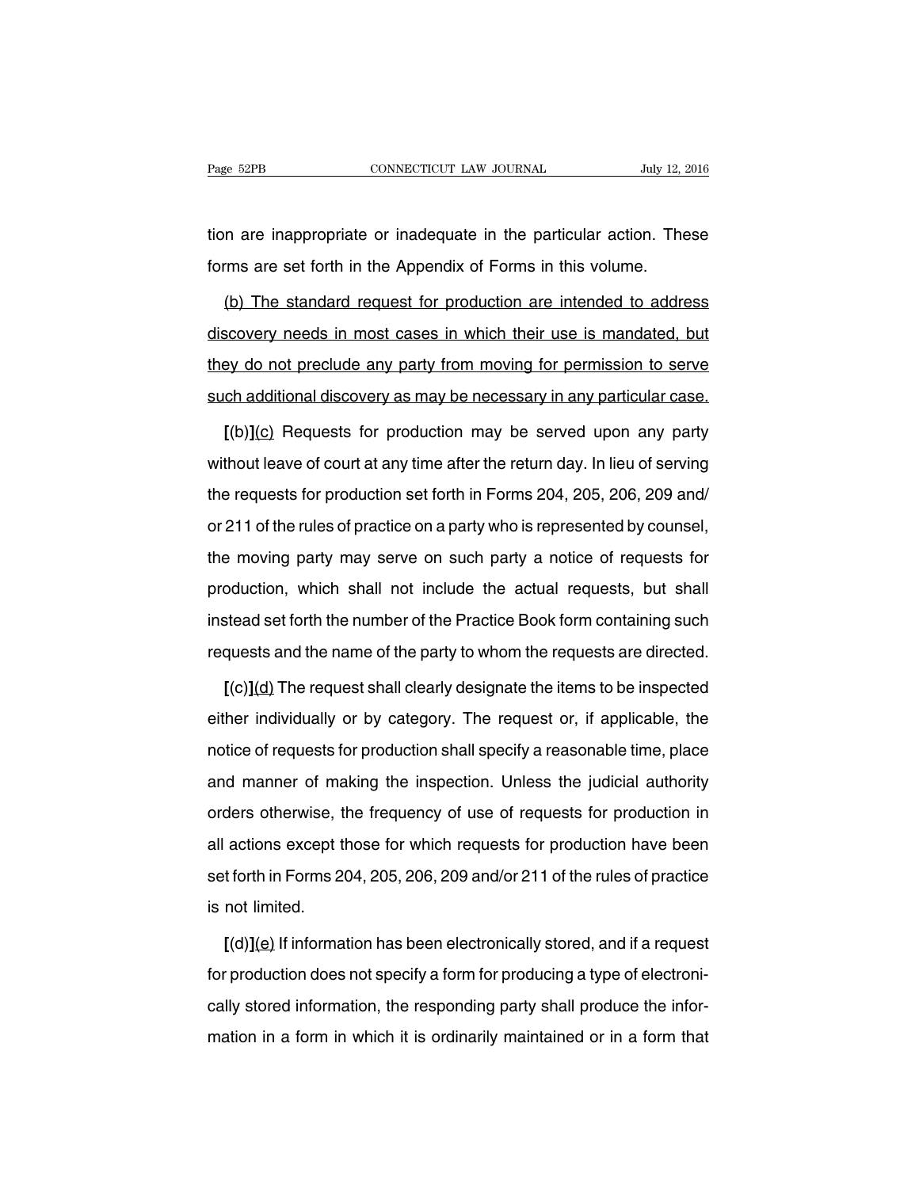tion are inappropriate or inadequate in the particular action. These forms are set forth in the Appendix of Forms in this volume.

<u>(b) The standard request for production are intended to address discovery needs in most cases in which their use is mandated, but they do not preclude any party from moving for permission to serve such additional discovery as may be necessary in any particular case.</u>

**[**(b)**]**<u>(c)</u> Requests for production may be served upon any party without leave of court at any time after the return day. In lieu of serving the requests for production set forth in Forms 204, 205, 206, 209 and/or 211 of the rules of practice on a party who is represented by counsel, the moving party may serve on such party a notice of requests for production, which shall not include the actual requests, but shall instead set forth the number of the Practice Book form containing such requests and the name of the party to whom the requests are directed.

**[**(c)**]**<u>(d)</u> The request shall clearly designate the items to be inspected either individually or by category. The request or, if applicable, the notice of requests for production shall specify a reasonable time, place and manner of making the inspection. Unless the judicial authority orders otherwise, the frequency of use of requests for production in all actions except those for which requests for production have been set forth in Forms 204, 205, 206, 209 and/or 211 of the rules of practice is not limited.

**[**(d)**]**<u>(e)</u> If information has been electronically stored, and if a request for production does not specify a form for producing a type of electronically stored information, the responding party shall produce the information in a form in which it is ordinarily maintained or in a form that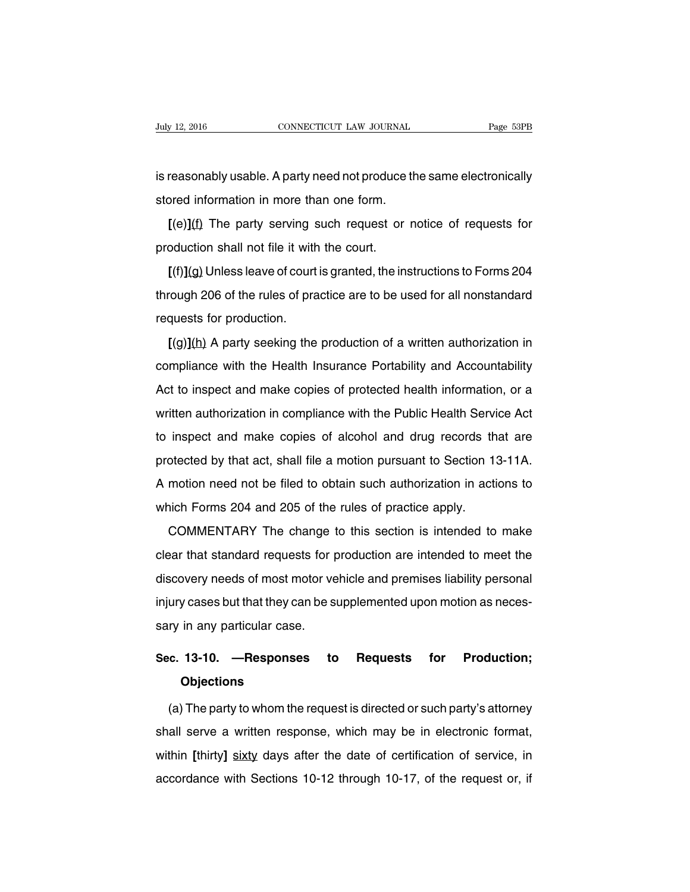is reasonably usable. A party need not produce the same electronically stored information in more than one form.

**[**(e)**]**(f) The party serving such request or notice of requests for production shall not file it with the court.

**[**(f)**]**(g) Unless leave of court is granted, the instructions to Forms 204 through 206 of the rules of practice are to be used for all nonstandard requests for production.

**[**(g)**]**(h) A party seeking the production of a written authorization in compliance with the Health Insurance Portability and Accountability Act to inspect and make copies of protected health information, or a written authorization in compliance with the Public Health Service Act to inspect and make copies of alcohol and drug records that are protected by that act, shall file a motion pursuant to Section 13-11A. A motion need not be filed to obtain such authorization in actions to which Forms 204 and 205 of the rules of practice apply.

COMMENTARY The change to this section is intended to make clear that standard requests for production are intended to meet the discovery needs of most motor vehicle and premises liability personal injury cases but that they can be supplemented upon motion as necessary in any particular case.

**Sec. 13-10. —Responses to Requests for Production; Objections**

(a) The party to whom the request is directed or such party's attorney shall serve a written response, which may be in electronic format, within **[**thirty**]** sixty days after the date of certification of service, in accordance with Sections 10-12 through 10-17, of the request or, if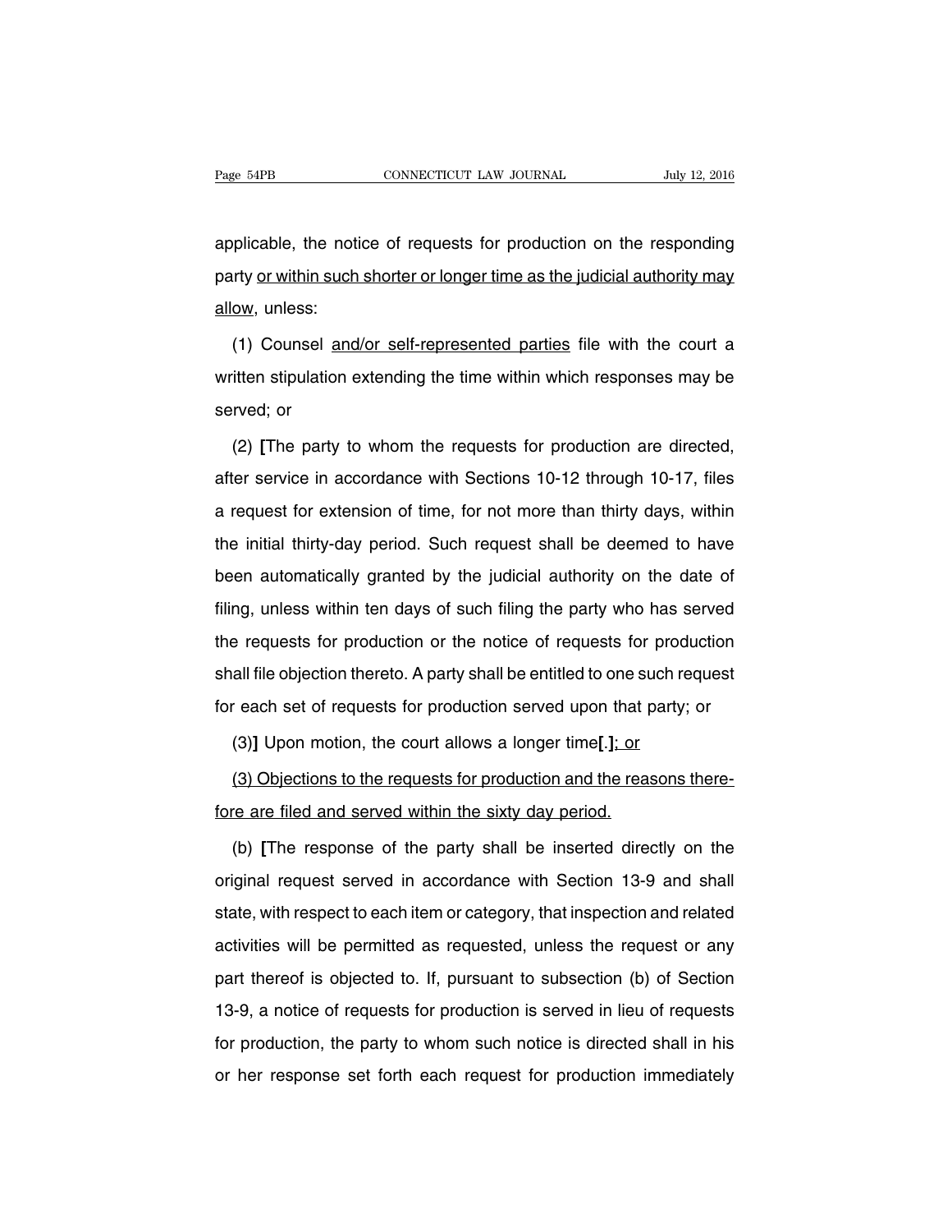applicable, the notice of requests for production on the responding party <u>or within such shorter or longer time as the judicial authority may allow</u>, unless:

(1) Counsel <u>and/or self-represented parties</u> file with the court a written stipulation extending the time within which responses may be served; or

(2) **[**The party to whom the requests for production are directed, after service in accordance with Sections 10-12 through 10-17, files a request for extension of time, for not more than thirty days, within the initial thirty-day period. Such request shall be deemed to have been automatically granted by the judicial authority on the date of filing, unless within ten days of such filing the party who has served the requests for production or the notice of requests for production shall file objection thereto. A party shall be entitled to one such request for each set of requests for production served upon that party; or

(3)**]** Upon motion, the court allows a longer time**[**.**]**<u>; or</u>

<u>(3) Objections to the requests for production and the reasons therefore are filed and served within the sixty day period.</u>

(b) **[**The response of the party shall be inserted directly on the original request served in accordance with Section 13-9 and shall state, with respect to each item or category, that inspection and related activities will be permitted as requested, unless the request or any part thereof is objected to. If, pursuant to subsection (b) of Section 13-9, a notice of requests for production is served in lieu of requests for production, the party to whom such notice is directed shall in his or her response set forth each request for production immediately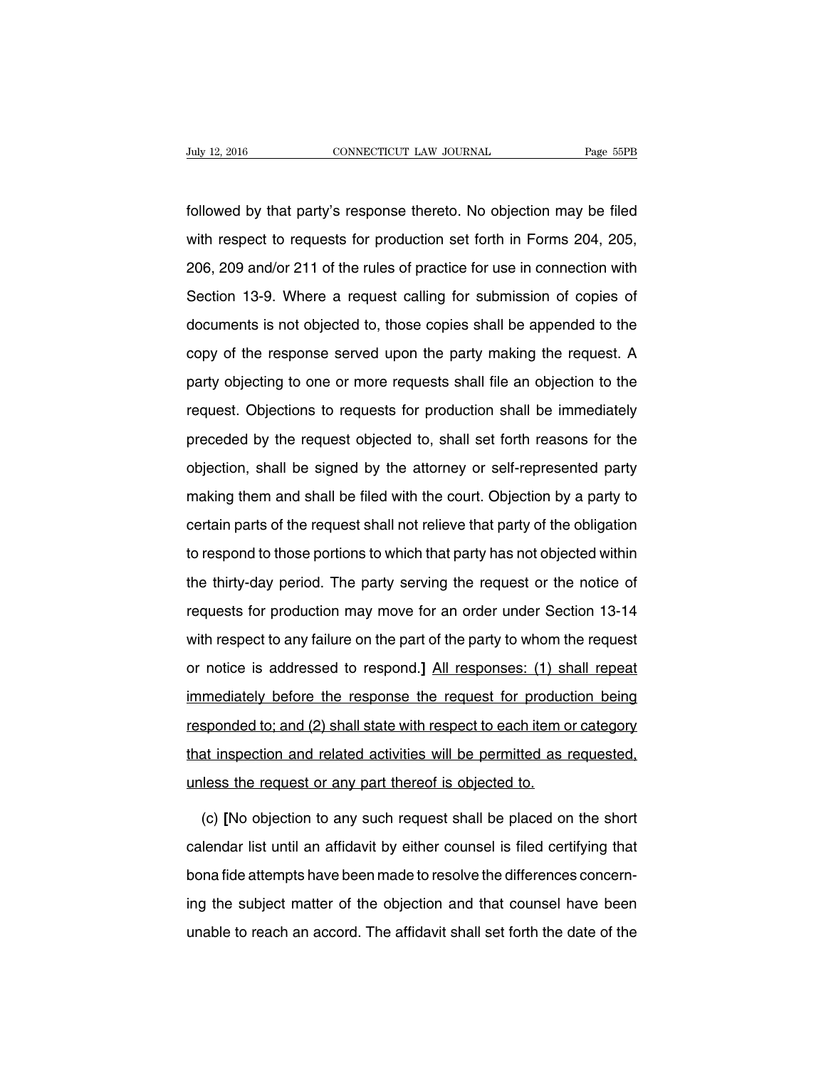followed by that party's response thereto. No objection may be filed with respect to requests for production set forth in Forms 204, 205, 206, 209 and/or 211 of the rules of practice for use in connection with Section 13-9. Where a request calling for submission of copies of documents is not objected to, those copies shall be appended to the copy of the response served upon the party making the request. A party objecting to one or more requests shall file an objection to the request. Objections to requests for production shall be immediately preceded by the request objected to, shall set forth reasons for the objection, shall be signed by the attorney or self-represented party making them and shall be filed with the court. Objection by a party to certain parts of the request shall not relieve that party of the obligation to respond to those portions to which that party has not objected within the thirty-day period. The party serving the request or the notice of requests for production may move for an order under Section 13-14 with respect to any failure on the part of the party to whom the request or notice is addressed to respond.**]** <u>All responses: (1) shall repeat immediately before the response the request for production being responded to; and (2) shall state with respect to each item or category that inspection and related activities will be permitted as requested, unless the request or any part thereof is objected to.</u>

(c) **[**No objection to any such request shall be placed on the short calendar list until an affidavit by either counsel is filed certifying that bona fide attempts have been made to resolve the differences concerning the subject matter of the objection and that counsel have been unable to reach an accord. The affidavit shall set forth the date of the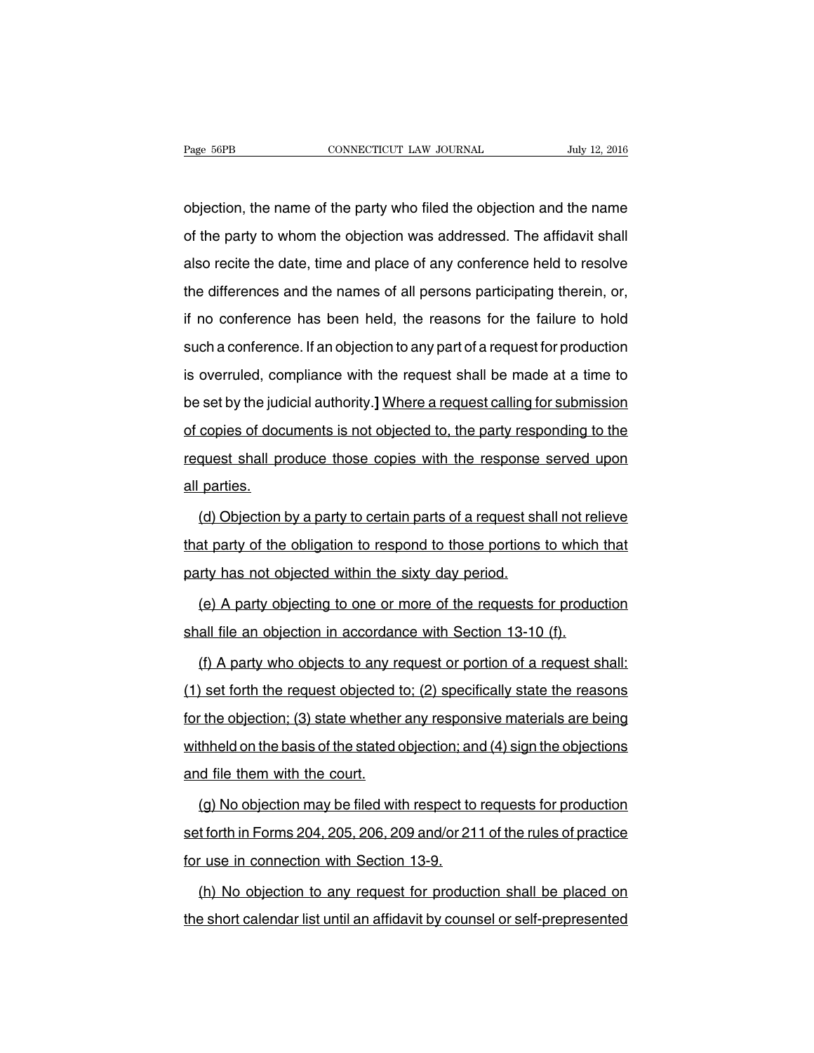objection, the name of the party who filed the objection and the name of the party to whom the objection was addressed. The affidavit shall also recite the date, time and place of any conference held to resolve the differences and the names of all persons participating therein, or, if no conference has been held, the reasons for the failure to hold such a conference. If an objection to any part of a request for production is overruled, compliance with the request shall be made at a time to be set by the judicial authority.] Where a request calling for submission of copies of documents is not objected to, the party responding to the request shall produce those copies with the response served upon all parties.

(d) Objection by a party to certain parts of a request shall not relieve that party of the obligation to respond to those portions to which that party has not objected within the sixty day period.

(e) A party objecting to one or more of the requests for production shall file an objection in accordance with Section 13-10 (f).

(f) A party who objects to any request or portion of a request shall: (1) set forth the request objected to; (2) specifically state the reasons for the objection; (3) state whether any responsive materials are being withheld on the basis of the stated objection; and (4) sign the objections and file them with the court.

(g) No objection may be filed with respect to requests for production set forth in Forms 204, 205, 206, 209 and/or 211 of the rules of practice for use in connection with Section 13-9.

(h) No objection to any request for production shall be placed on the short calendar list until an affidavit by counsel or self-prepresented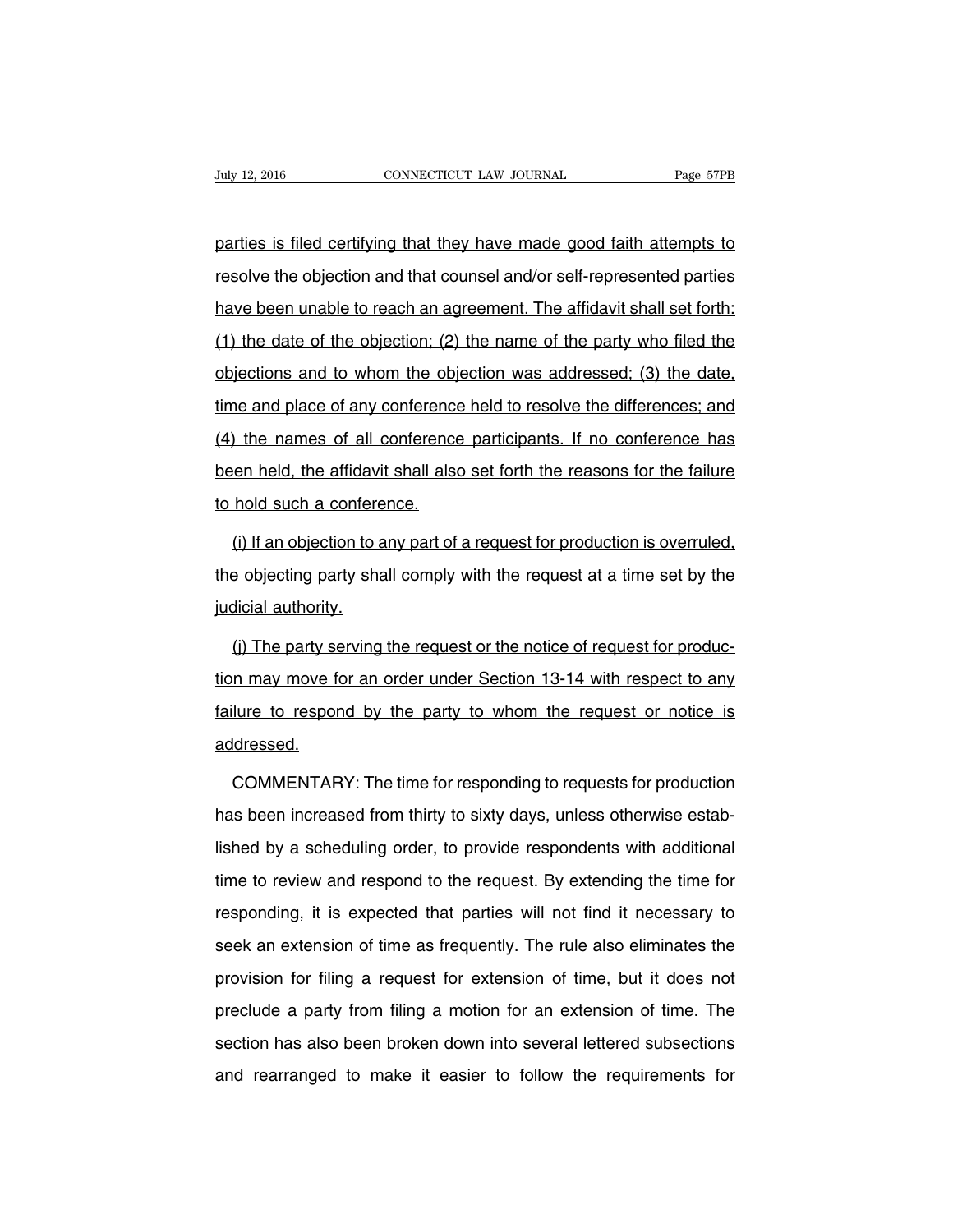parties is filed certifying that they have made good faith attempts to resolve the objection and that counsel and/or self-represented parties have been unable to reach an agreement. The affidavit shall set forth: (1) the date of the objection; (2) the name of the party who filed the objections and to whom the objection was addressed; (3) the date, time and place of any conference held to resolve the differences; and (4) the names of all conference participants. If no conference has been held, the affidavit shall also set forth the reasons for the failure to hold such a conference.

(i) If an objection to any part of a request for production is overruled, the objecting party shall comply with the request at a time set by the judicial authority.

(j) The party serving the request or the notice of request for production may move for an order under Section 13-14 with respect to any failure to respond by the party to whom the request or notice is addressed.

COMMENTARY: The time for responding to requests for production has been increased from thirty to sixty days, unless otherwise established by a scheduling order, to provide respondents with additional time to review and respond to the request. By extending the time for responding, it is expected that parties will not find it necessary to seek an extension of time as frequently. The rule also eliminates the provision for filing a request for extension of time, but it does not preclude a party from filing a motion for an extension of time. The section has also been broken down into several lettered subsections and rearranged to make it easier to follow the requirements for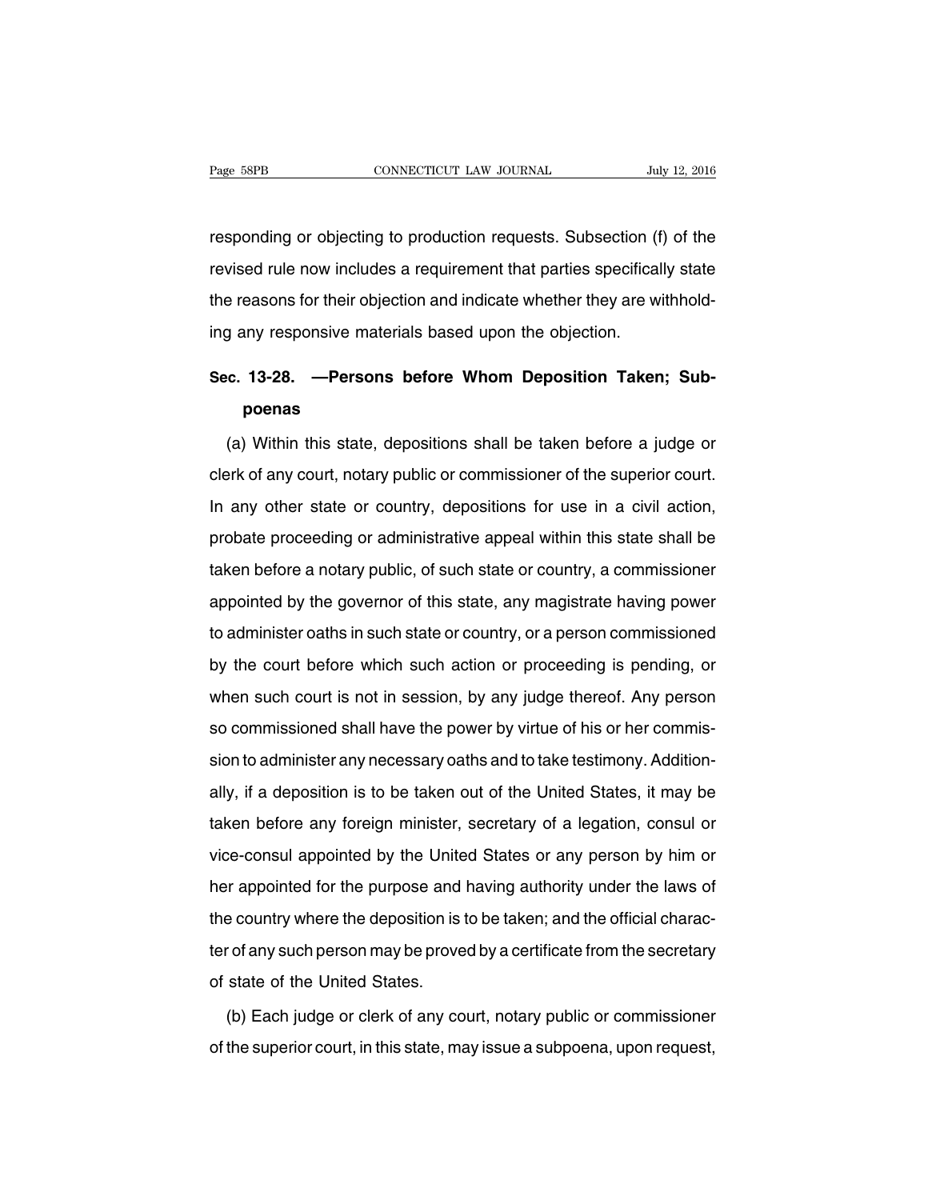responding or objecting to production requests. Subsection (f) of the revised rule now includes a requirement that parties specifically state the reasons for their objection and indicate whether they are withholding any responsive materials based upon the objection.

## Sec. 13-28. —Persons before Whom Deposition Taken; Subpoenas

(a) Within this state, depositions shall be taken before a judge or clerk of any court, notary public or commissioner of the superior court. In any other state or country, depositions for use in a civil action, probate proceeding or administrative appeal within this state shall be taken before a notary public, of such state or country, a commissioner appointed by the governor of this state, any magistrate having power to administer oaths in such state or country, or a person commissioned by the court before which such action or proceeding is pending, or when such court is not in session, by any judge thereof. Any person so commissioned shall have the power by virtue of his or her commission to administer any necessary oaths and to take testimony. Additionally, if a deposition is to be taken out of the United States, it may be taken before any foreign minister, secretary of a legation, consul or vice-consul appointed by the United States or any person by him or her appointed for the purpose and having authority under the laws of the country where the deposition is to be taken; and the official character of any such person may be proved by a certificate from the secretary of state of the United States.

(b) Each judge or clerk of any court, notary public or commissioner of the superior court, in this state, may issue a subpoena, upon request,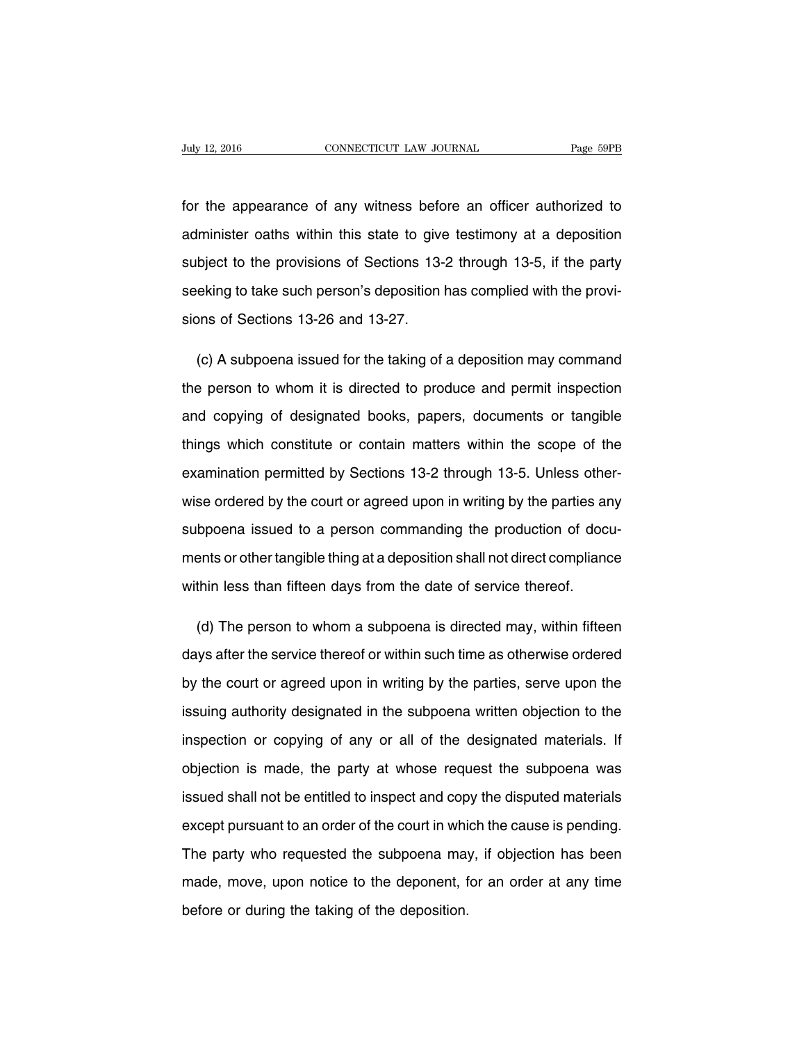for the appearance of any witness before an officer authorized to administer oaths within this state to give testimony at a deposition subject to the provisions of Sections 13-2 through 13-5, if the party seeking to take such person's deposition has complied with the provisions of Sections 13-26 and 13-27.

(c) A subpoena issued for the taking of a deposition may command the person to whom it is directed to produce and permit inspection and copying of designated books, papers, documents or tangible things which constitute or contain matters within the scope of the examination permitted by Sections 13-2 through 13-5. Unless otherwise ordered by the court or agreed upon in writing by the parties any subpoena issued to a person commanding the production of documents or other tangible thing at a deposition shall not direct compliance within less than fifteen days from the date of service thereof.

(d) The person to whom a subpoena is directed may, within fifteen days after the service thereof or within such time as otherwise ordered by the court or agreed upon in writing by the parties, serve upon the issuing authority designated in the subpoena written objection to the inspection or copying of any or all of the designated materials. If objection is made, the party at whose request the subpoena was issued shall not be entitled to inspect and copy the disputed materials except pursuant to an order of the court in which the cause is pending. The party who requested the subpoena may, if objection has been made, move, upon notice to the deponent, for an order at any time before or during the taking of the deposition.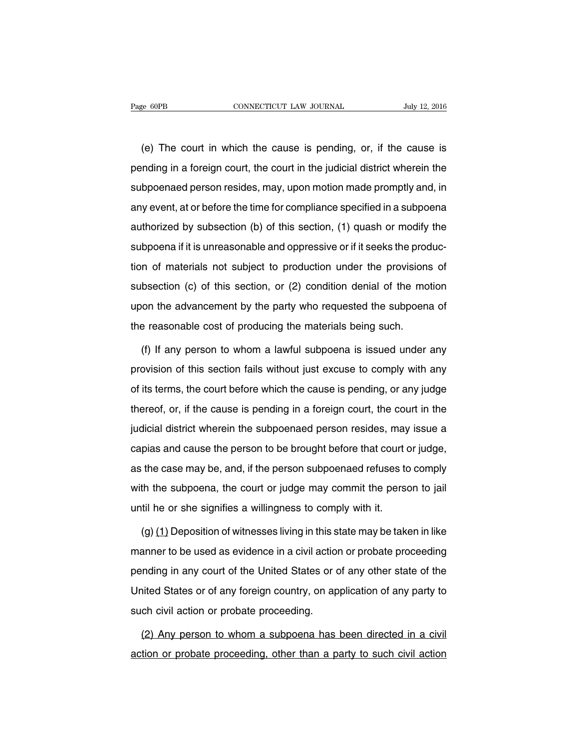(e) The court in which the cause is pending, or, if the cause is pending in a foreign court, the court in the judicial district wherein the subpoenaed person resides, may, upon motion made promptly and, in any event, at or before the time for compliance specified in a subpoena authorized by subsection (b) of this section, (1) quash or modify the subpoena if it is unreasonable and oppressive or if it seeks the production of materials not subject to production under the provisions of subsection (c) of this section, or (2) condition denial of the motion upon the advancement by the party who requested the subpoena of the reasonable cost of producing the materials being such.

(f) If any person to whom a lawful subpoena is issued under any provision of this section fails without just excuse to comply with any of its terms, the court before which the cause is pending, or any judge thereof, or, if the cause is pending in a foreign court, the court in the judicial district wherein the subpoenaed person resides, may issue a capias and cause the person to be brought before that court or judge, as the case may be, and, if the person subpoenaed refuses to comply with the subpoena, the court or judge may commit the person to jail until he or she signifies a willingness to comply with it.

(g) <u>(1)</u> Deposition of witnesses living in this state may be taken in like manner to be used as evidence in a civil action or probate proceeding pending in any court of the United States or of any other state of the United States or of any foreign country, on application of any party to such civil action or probate proceeding.

<u>(2) Any person to whom a subpoena has been directed in a civil action or probate proceeding, other than a party to such civil action</u>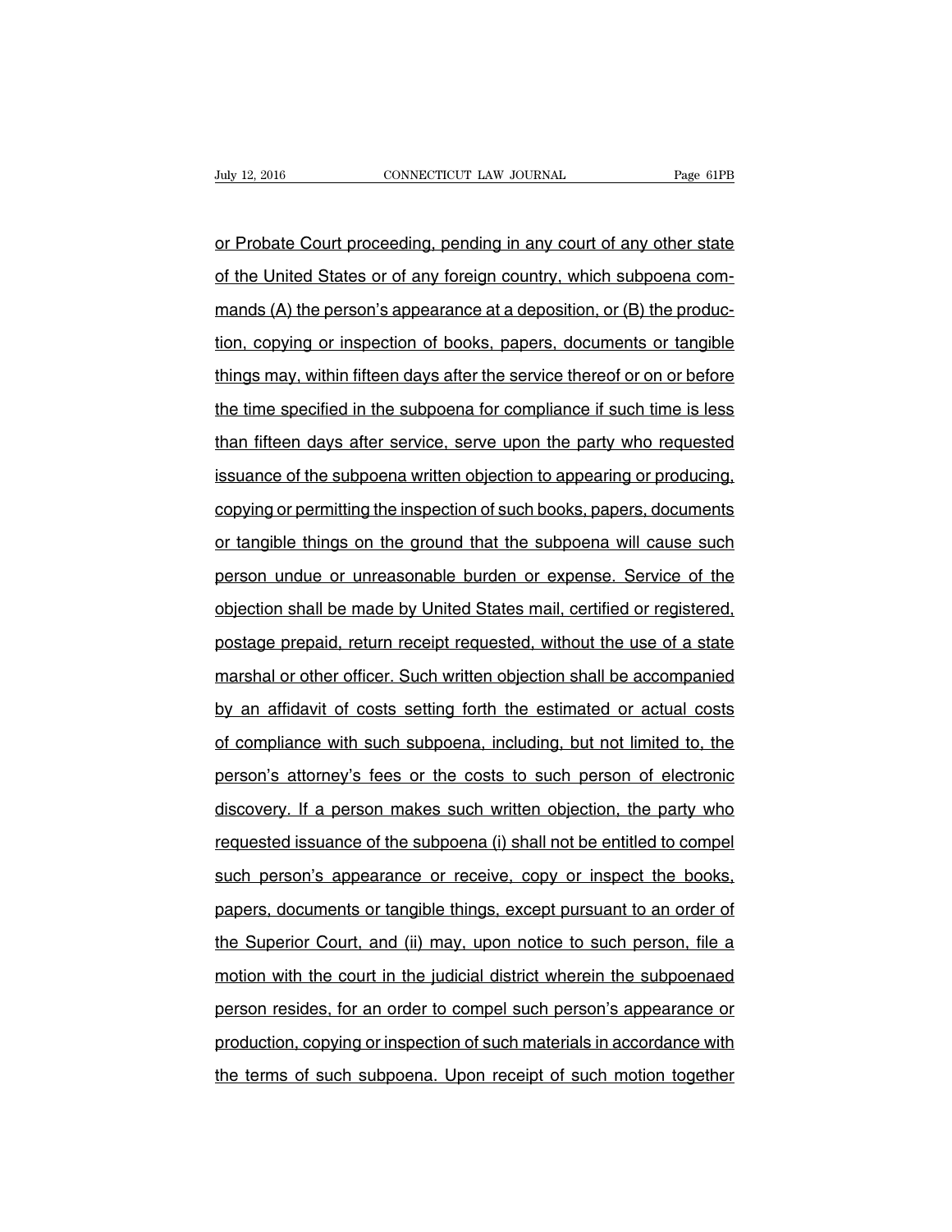or Probate Court proceeding, pending in any court of any other state of the United States or of any foreign country, which subpoena commands (A) the person's appearance at a deposition, or (B) the production, copying or inspection of books, papers, documents or tangible things may, within fifteen days after the service thereof or on or before the time specified in the subpoena for compliance if such time is less than fifteen days after service, serve upon the party who requested issuance of the subpoena written objection to appearing or producing, copying or permitting the inspection of such books, papers, documents or tangible things on the ground that the subpoena will cause such person undue or unreasonable burden or expense. Service of the objection shall be made by United States mail, certified or registered, postage prepaid, return receipt requested, without the use of a state marshal or other officer. Such written objection shall be accompanied by an affidavit of costs setting forth the estimated or actual costs of compliance with such subpoena, including, but not limited to, the person's attorney's fees or the costs to such person of electronic discovery. If a person makes such written objection, the party who requested issuance of the subpoena (i) shall not be entitled to compel such person's appearance or receive, copy or inspect the books, papers, documents or tangible things, except pursuant to an order of the Superior Court, and (ii) may, upon notice to such person, file a motion with the court in the judicial district wherein the subpoenaed person resides, for an order to compel such person's appearance or production, copying or inspection of such materials in accordance with the terms of such subpoena. Upon receipt of such motion together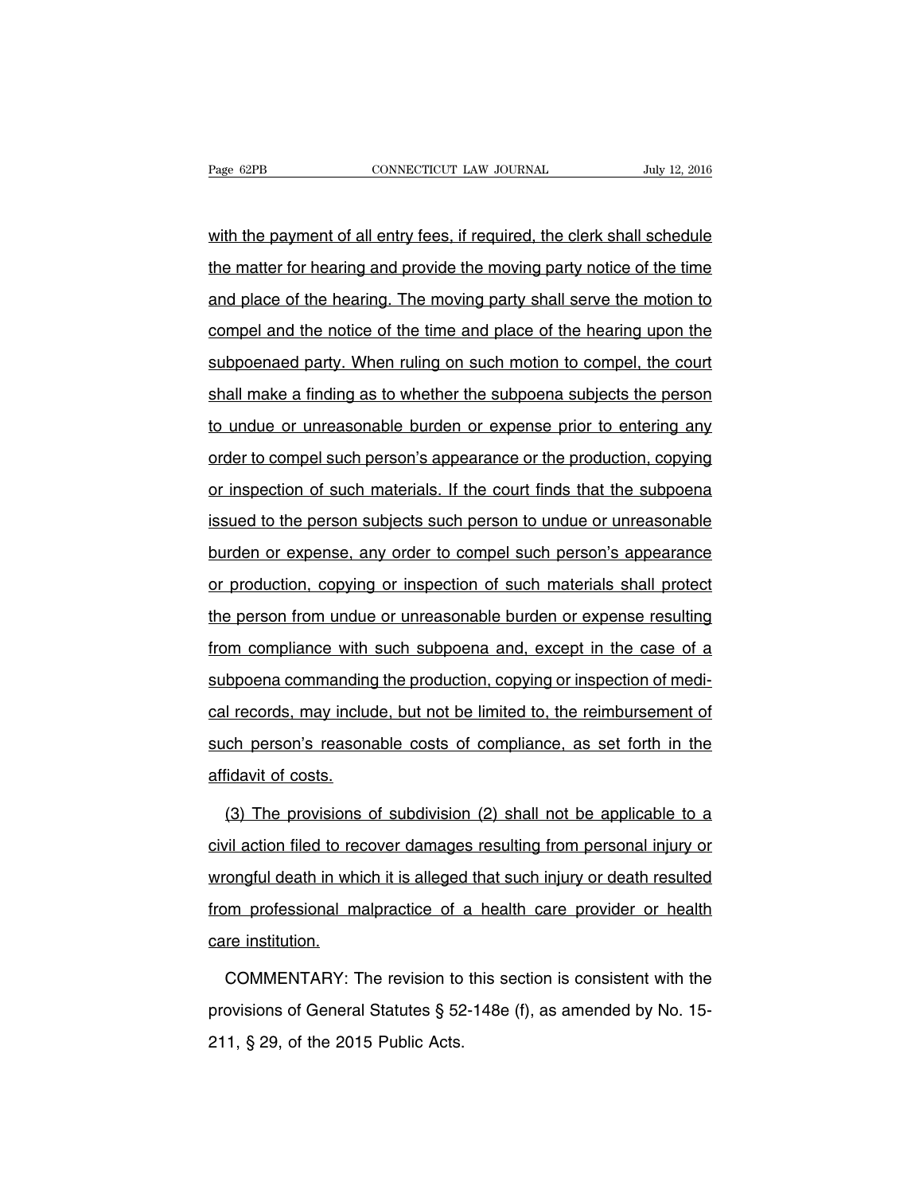with the payment of all entry fees, if required, the clerk shall schedule the matter for hearing and provide the moving party notice of the time and place of the hearing. The moving party shall serve the motion to compel and the notice of the time and place of the hearing upon the subpoenaed party. When ruling on such motion to compel, the court shall make a finding as to whether the subpoena subjects the person to undue or unreasonable burden or expense prior to entering any order to compel such person's appearance or the production, copying or inspection of such materials. If the court finds that the subpoena issued to the person subjects such person to undue or unreasonable burden or expense, any order to compel such person's appearance or production, copying or inspection of such materials shall protect the person from undue or unreasonable burden or expense resulting from compliance with such subpoena and, except in the case of a subpoena commanding the production, copying or inspection of medical records, may include, but not be limited to, the reimbursement of such person's reasonable costs of compliance, as set forth in the affidavit of costs.

(3) The provisions of subdivision (2) shall not be applicable to a civil action filed to recover damages resulting from personal injury or wrongful death in which it is alleged that such injury or death resulted from professional malpractice of a health care provider or health care institution.

COMMENTARY: The revision to this section is consistent with the provisions of General Statutes § 52-148e (f), as amended by No. 15-211, § 29, of the 2015 Public Acts.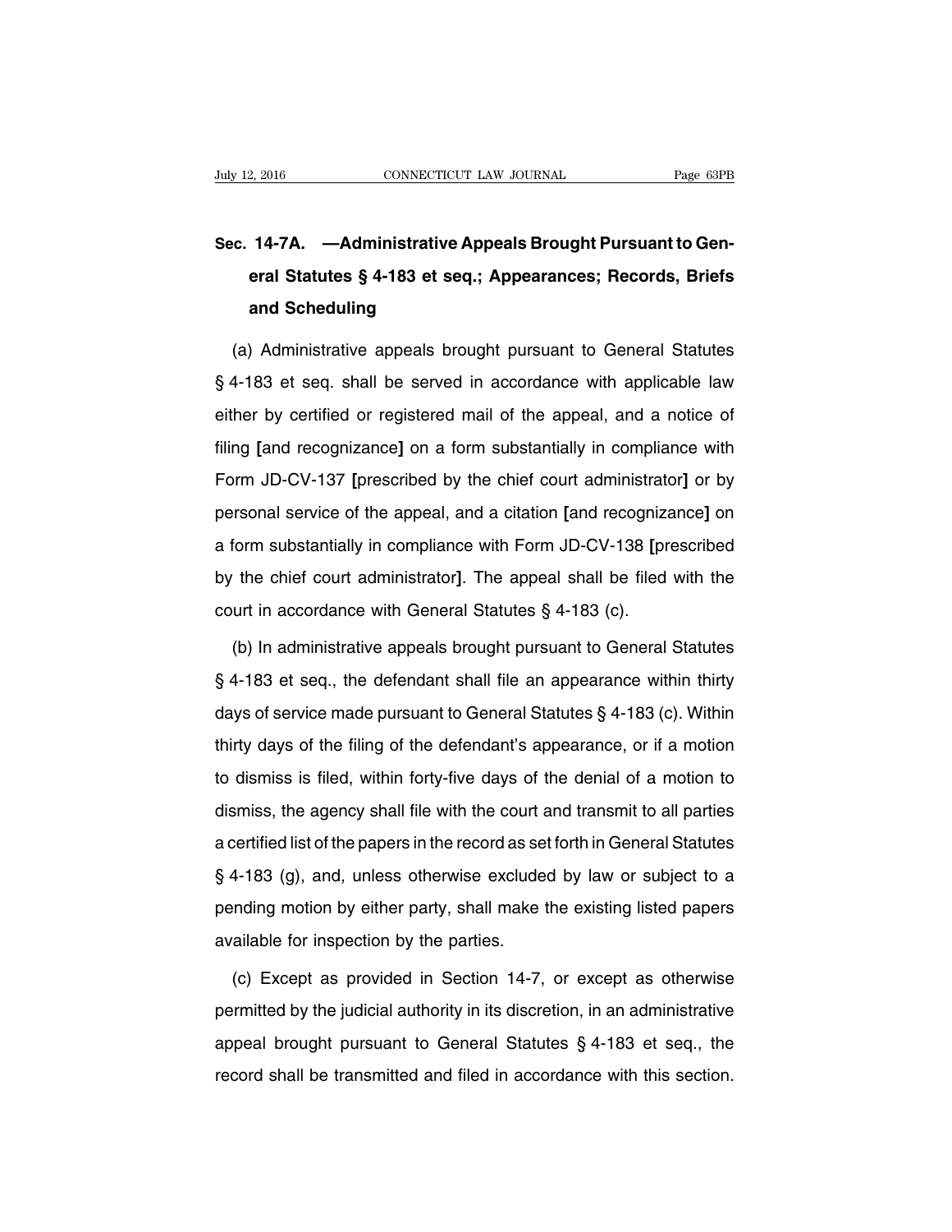## Sec. 14-7A. —Administrative Appeals Brought Pursuant to General Statutes § 4-183 et seq.; Appearances; Records, Briefs and Scheduling

(a) Administrative appeals brought pursuant to General Statutes § 4-183 et seq. shall be served in accordance with applicable law either by certified or registered mail of the appeal, and a notice of filing [and recognizance] on a form substantially in compliance with Form JD-CV-137 [prescribed by the chief court administrator] or by personal service of the appeal, and a citation [and recognizance] on a form substantially in compliance with Form JD-CV-138 [prescribed by the chief court administrator]. The appeal shall be filed with the court in accordance with General Statutes § 4-183 (c).

(b) In administrative appeals brought pursuant to General Statutes § 4-183 et seq., the defendant shall file an appearance within thirty days of service made pursuant to General Statutes § 4-183 (c). Within thirty days of the filing of the defendant's appearance, or if a motion to dismiss is filed, within forty-five days of the denial of a motion to dismiss, the agency shall file with the court and transmit to all parties a certified list of the papers in the record as set forth in General Statutes § 4-183 (g), and, unless otherwise excluded by law or subject to a pending motion by either party, shall make the existing listed papers available for inspection by the parties.

(c) Except as provided in Section 14-7, or except as otherwise permitted by the judicial authority in its discretion, in an administrative appeal brought pursuant to General Statutes § 4-183 et seq., the record shall be transmitted and filed in accordance with this section.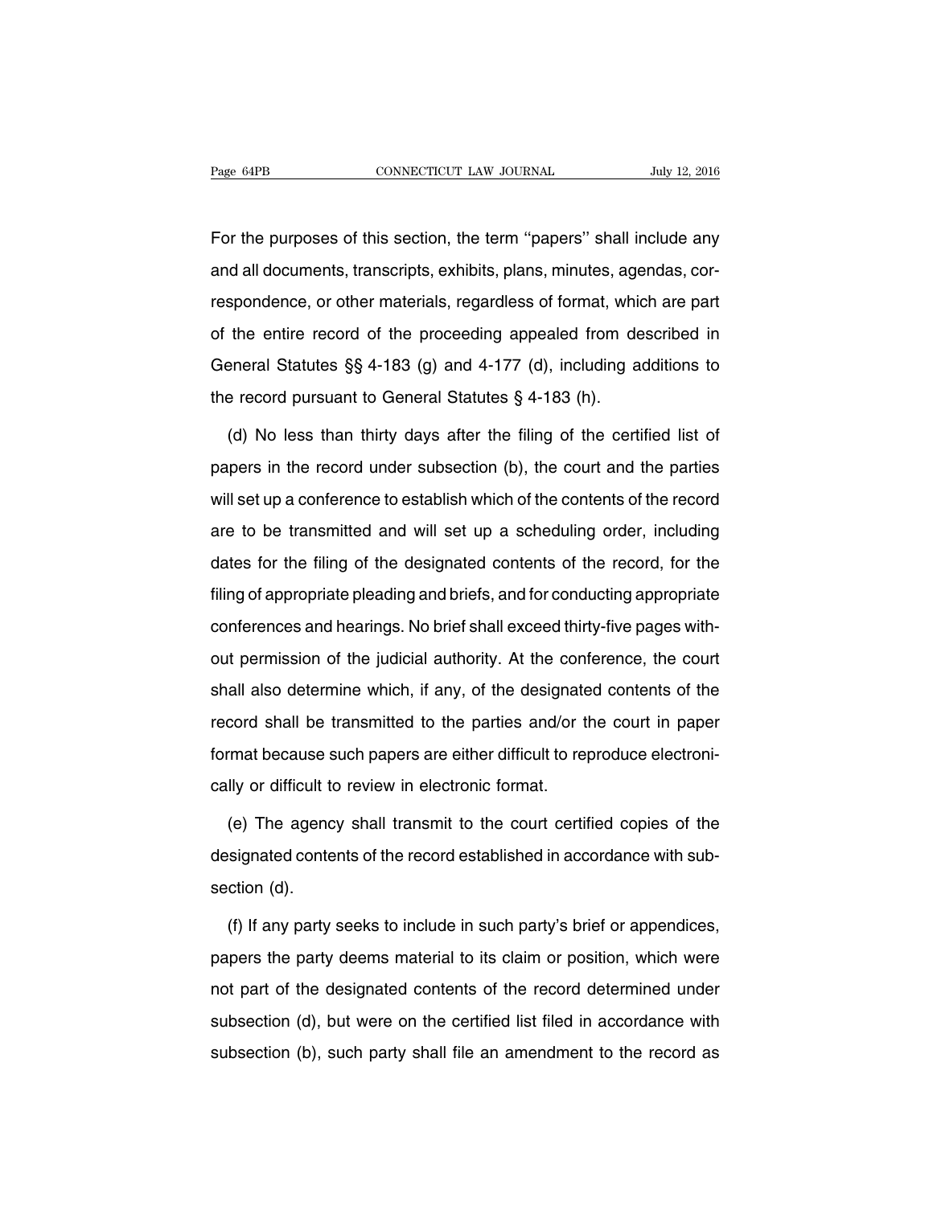For the purposes of this section, the term ''papers'' shall include any and all documents, transcripts, exhibits, plans, minutes, agendas, correspondence, or other materials, regardless of format, which are part of the entire record of the proceeding appealed from described in General Statutes §§ 4-183 (g) and 4-177 (d), including additions to the record pursuant to General Statutes § 4-183 (h).

(d) No less than thirty days after the filing of the certified list of papers in the record under subsection (b), the court and the parties will set up a conference to establish which of the contents of the record are to be transmitted and will set up a scheduling order, including dates for the filing of the designated contents of the record, for the filing of appropriate pleading and briefs, and for conducting appropriate conferences and hearings. No brief shall exceed thirty-five pages without permission of the judicial authority. At the conference, the court shall also determine which, if any, of the designated contents of the record shall be transmitted to the parties and/or the court in paper format because such papers are either difficult to reproduce electronically or difficult to review in electronic format.

(e) The agency shall transmit to the court certified copies of the designated contents of the record established in accordance with subsection (d).

(f) If any party seeks to include in such party's brief or appendices, papers the party deems material to its claim or position, which were not part of the designated contents of the record determined under subsection (d), but were on the certified list filed in accordance with subsection (b), such party shall file an amendment to the record as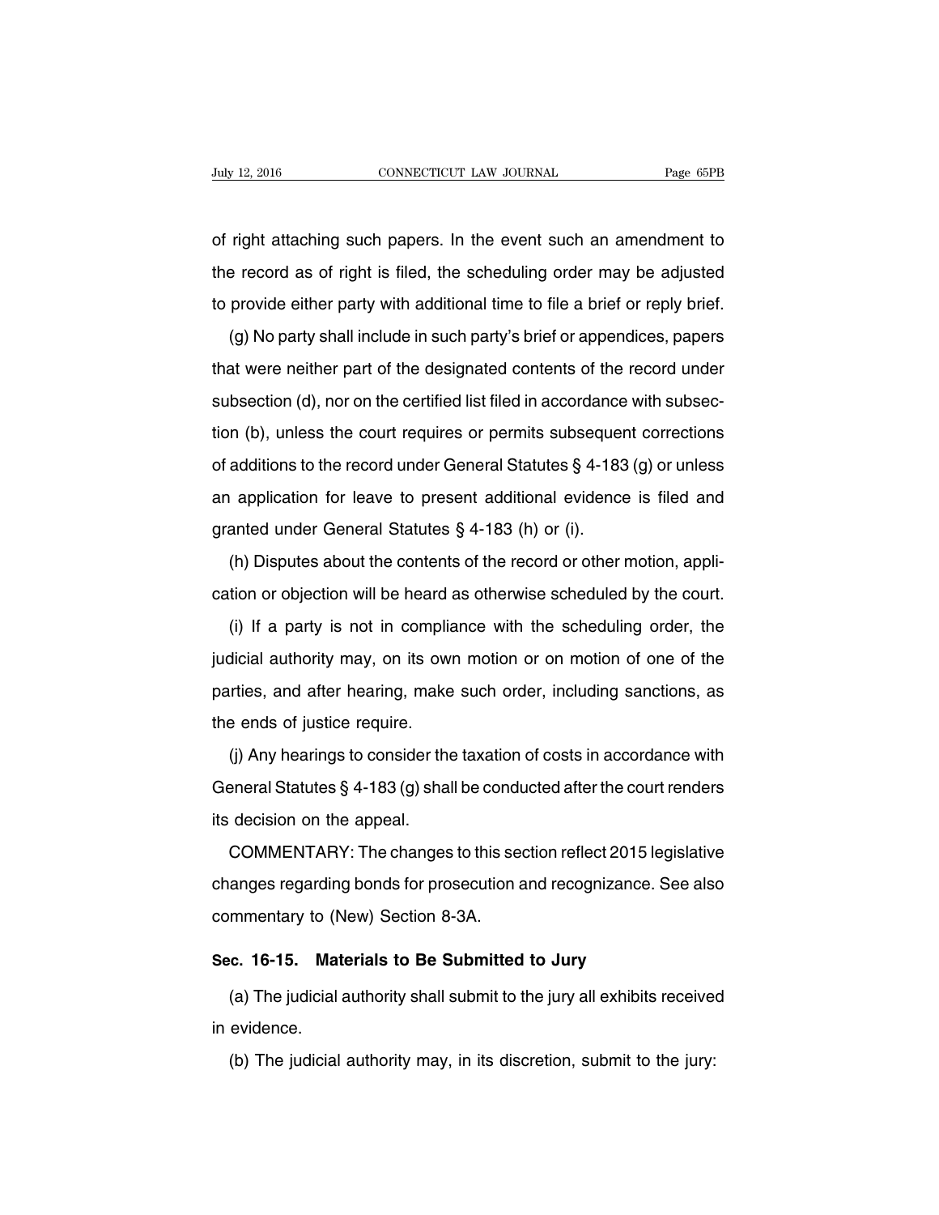of right attaching such papers. In the event such an amendment to the record as of right is filed, the scheduling order may be adjusted to provide either party with additional time to file a brief or reply brief.

(g) No party shall include in such party's brief or appendices, papers that were neither part of the designated contents of the record under subsection (d), nor on the certified list filed in accordance with subsection (b), unless the court requires or permits subsequent corrections of additions to the record under General Statutes § 4-183 (g) or unless an application for leave to present additional evidence is filed and granted under General Statutes § 4-183 (h) or (i).

(h) Disputes about the contents of the record or other motion, application or objection will be heard as otherwise scheduled by the court.

(i) If a party is not in compliance with the scheduling order, the judicial authority may, on its own motion or on motion of one of the parties, and after hearing, make such order, including sanctions, as the ends of justice require.

(j) Any hearings to consider the taxation of costs in accordance with General Statutes § 4-183 (g) shall be conducted after the court renders its decision on the appeal.

COMMENTARY: The changes to this section reflect 2015 legislative changes regarding bonds for prosecution and recognizance. See also commentary to (New) Section 8-3A.

**Sec. 16-15. Materials to Be Submitted to Jury**

(a) The judicial authority shall submit to the jury all exhibits received in evidence.

(b) The judicial authority may, in its discretion, submit to the jury: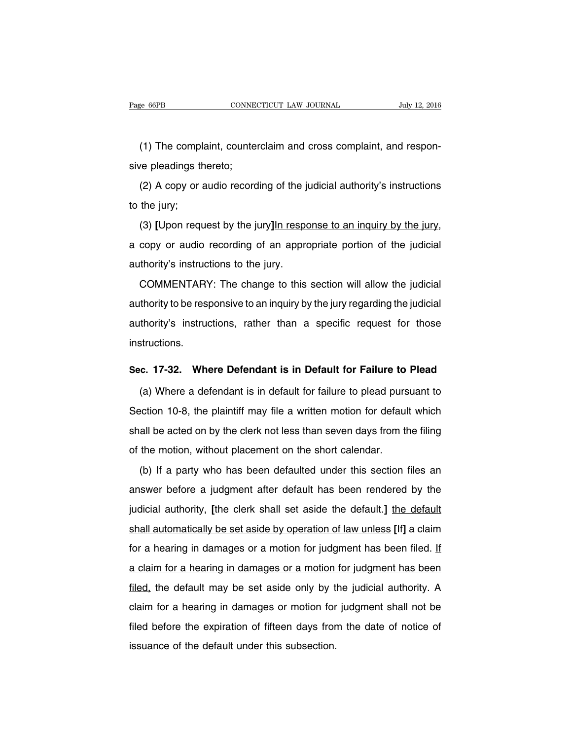(1) The complaint, counterclaim and cross complaint, and responsive pleadings thereto;

(2) A copy or audio recording of the judicial authority's instructions to the jury;

(3) **[**Upon request by the jury**]**<u>In response to an inquiry by the jury</u>, a copy or audio recording of an appropriate portion of the judicial authority's instructions to the jury.

COMMENTARY: The change to this section will allow the judicial authority to be responsive to an inquiry by the jury regarding the judicial authority's instructions, rather than a specific request for those instructions.

### Sec. 17-32. Where Defendant is in Default for Failure to Plead

(a) Where a defendant is in default for failure to plead pursuant to Section 10-8, the plaintiff may file a written motion for default which shall be acted on by the clerk not less than seven days from the filing of the motion, without placement on the short calendar.

(b) If a party who has been defaulted under this section files an answer before a judgment after default has been rendered by the judicial authority, **[**the clerk shall set aside the default.**]** <u>the default shall automatically be set aside by operation of law unless</u> **[**If**]** a claim for a hearing in damages or a motion for judgment has been filed. <u>If a claim for a hearing in damages or a motion for judgment has been filed,</u> the default may be set aside only by the judicial authority. A claim for a hearing in damages or motion for judgment shall not be filed before the expiration of fifteen days from the date of notice of issuance of the default under this subsection.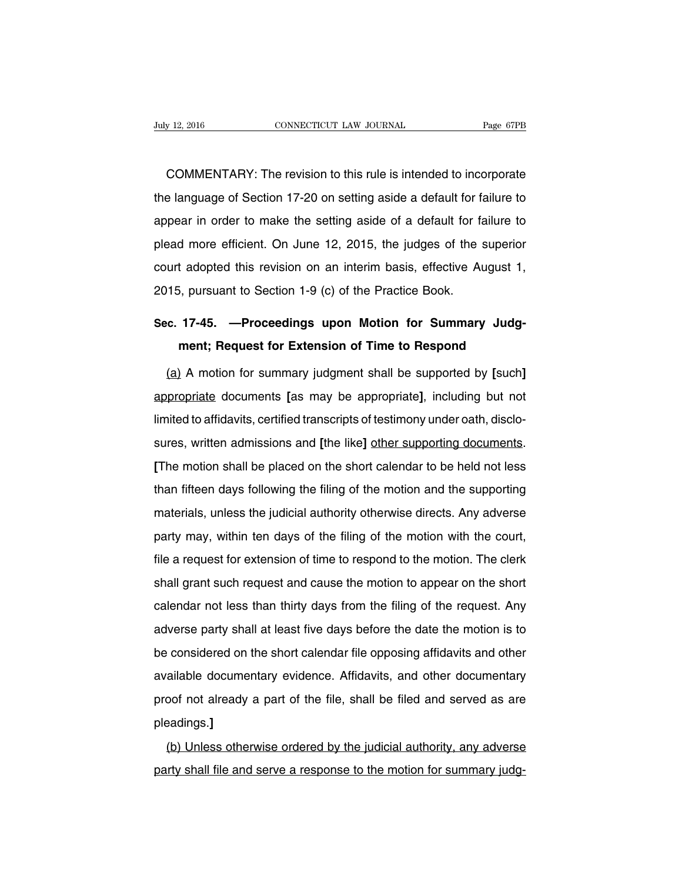COMMENTARY: The revision to this rule is intended to incorporate the language of Section 17-20 on setting aside a default for failure to appear in order to make the setting aside of a default for failure to plead more efficient. On June 12, 2015, the judges of the superior court adopted this revision on an interim basis, effective August 1, 2015, pursuant to Section 1-9 (c) of the Practice Book.

## Sec. 17-45. —Proceedings upon Motion for Summary Judgment; Request for Extension of Time to Respond

<u>(a)</u> A motion for summary judgment shall be supported by **[**such**]** <u>appropriate</u> documents **[**as may be appropriate**]**, including but not limited to affidavits, certified transcripts of testimony under oath, disclosures, written admissions and **[**the like**]** <u>other supporting documents</u>. **[**The motion shall be placed on the short calendar to be held not less than fifteen days following the filing of the motion and the supporting materials, unless the judicial authority otherwise directs. Any adverse party may, within ten days of the filing of the motion with the court, file a request for extension of time to respond to the motion. The clerk shall grant such request and cause the motion to appear on the short calendar not less than thirty days from the filing of the request. Any adverse party shall at least five days before the date the motion is to be considered on the short calendar file opposing affidavits and other available documentary evidence. Affidavits, and other documentary proof not already a part of the file, shall be filed and served as are pleadings.**]**

<u>(b) Unless otherwise ordered by the judicial authority, any adverse party shall file and serve a response to the motion for summary judg-</u>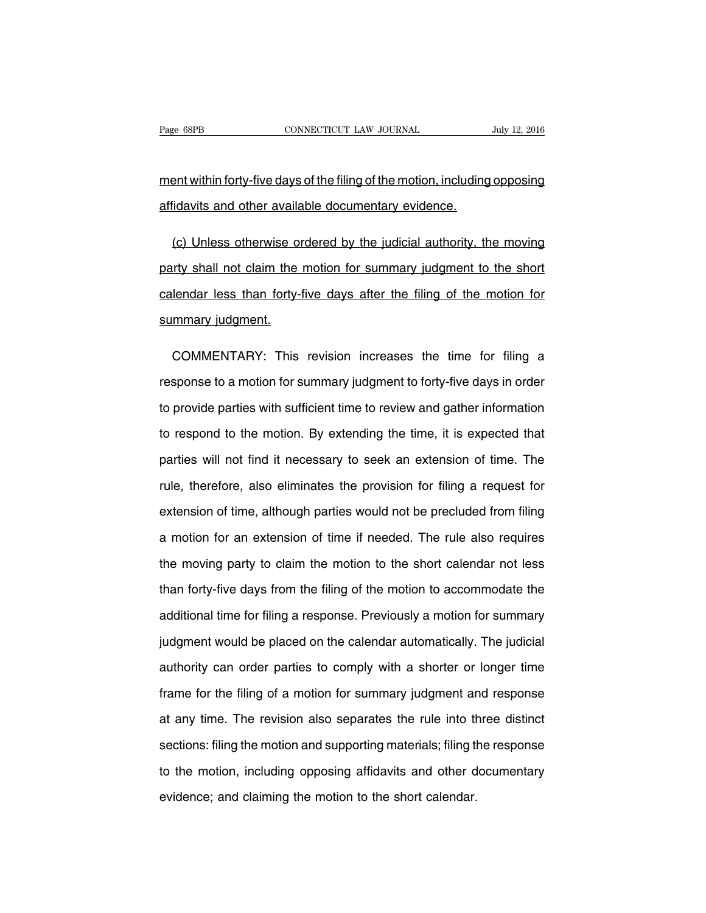ment within forty-five days of the filing of the motion, including opposing affidavits and other available documentary evidence.

(c) Unless otherwise ordered by the judicial authority, the moving party shall not claim the motion for summary judgment to the short calendar less than forty-five days after the filing of the motion for summary judgment.

COMMENTARY: This revision increases the time for filing a response to a motion for summary judgment to forty-five days in order to provide parties with sufficient time to review and gather information to respond to the motion. By extending the time, it is expected that parties will not find it necessary to seek an extension of time. The rule, therefore, also eliminates the provision for filing a request for extension of time, although parties would not be precluded from filing a motion for an extension of time if needed. The rule also requires the moving party to claim the motion to the short calendar not less than forty-five days from the filing of the motion to accommodate the additional time for filing a response. Previously a motion for summary judgment would be placed on the calendar automatically. The judicial authority can order parties to comply with a shorter or longer time frame for the filing of a motion for summary judgment and response at any time. The revision also separates the rule into three distinct sections: filing the motion and supporting materials; filing the response to the motion, including opposing affidavits and other documentary evidence; and claiming the motion to the short calendar.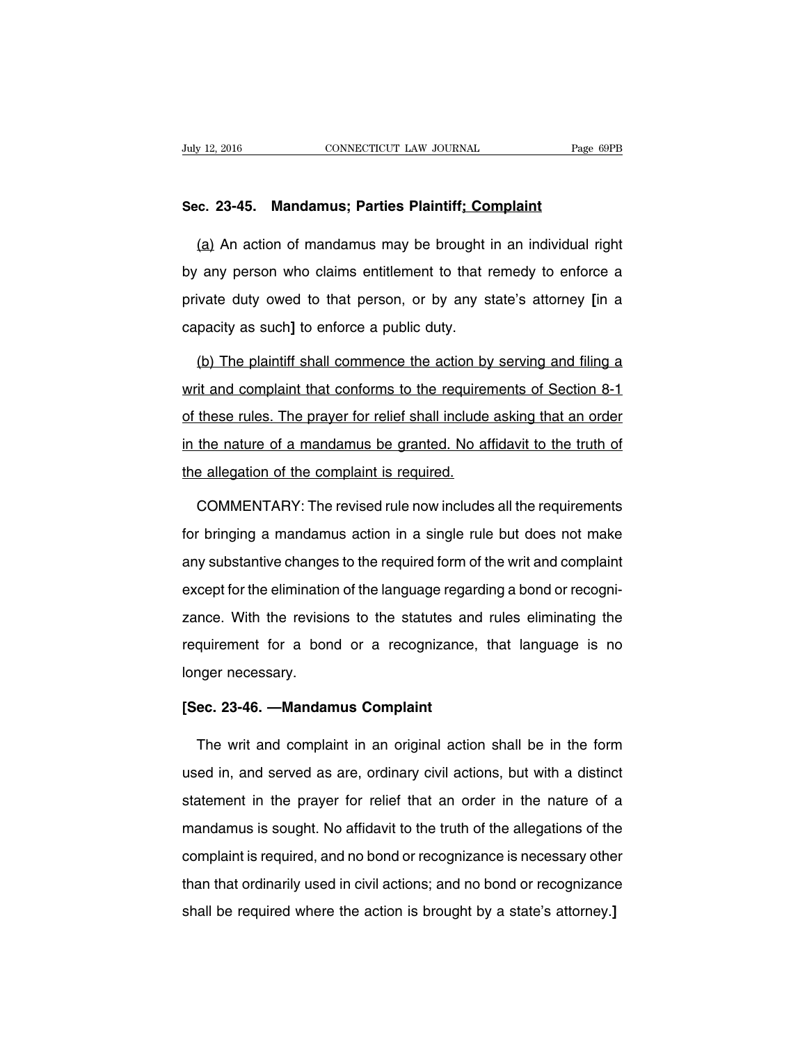**Sec. 23-45. Mandamus; Parties Plaintiff; Complaint**

(a) An action of mandamus may be brought in an individual right by any person who claims entitlement to that remedy to enforce a private duty owed to that person, or by any state's attorney [in a capacity as such] to enforce a public duty.

(b) The plaintiff shall commence the action by serving and filing a writ and complaint that conforms to the requirements of Section 8-1 of these rules. The prayer for relief shall include asking that an order in the nature of a mandamus be granted. No affidavit to the truth of the allegation of the complaint is required.

COMMENTARY: The revised rule now includes all the requirements for bringing a mandamus action in a single rule but does not make any substantive changes to the required form of the writ and complaint except for the elimination of the language regarding a bond or recognizance. With the revisions to the statutes and rules eliminating the requirement for a bond or a recognizance, that language is no longer necessary.

**[Sec. 23-46. —Mandamus Complaint**

The writ and complaint in an original action shall be in the form used in, and served as are, ordinary civil actions, but with a distinct statement in the prayer for relief that an order in the nature of a mandamus is sought. No affidavit to the truth of the allegations of the complaint is required, and no bond or recognizance is necessary other than that ordinarily used in civil actions; and no bond or recognizance shall be required where the action is brought by a state's attorney.]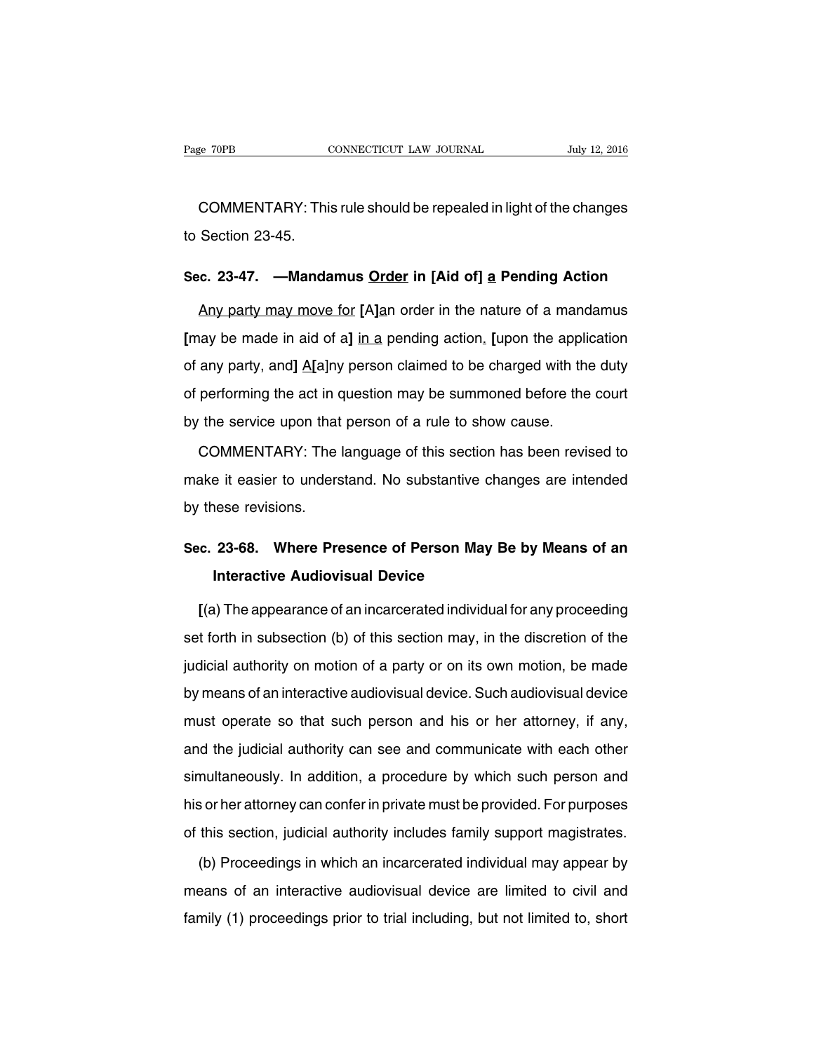COMMENTARY: This rule should be repealed in light of the changes to Section 23-45.

## Sec. 23-47. —Mandamus Order in [Aid of] a Pending Action

Any party may move for [A]an order in the nature of a mandamus [may be made in aid of a] in a pending action. [upon the application of any party, and] A[a]ny person claimed to be charged with the duty of performing the act in question may be summoned before the court by the service upon that person of a rule to show cause.

COMMENTARY: The language of this section has been revised to make it easier to understand. No substantive changes are intended by these revisions.

## Sec. 23-68. Where Presence of Person May Be by Means of an Interactive Audiovisual Device

[(a) The appearance of an incarcerated individual for any proceeding set forth in subsection (b) of this section may, in the discretion of the judicial authority on motion of a party or on its own motion, be made by means of an interactive audiovisual device. Such audiovisual device must operate so that such person and his or her attorney, if any, and the judicial authority can see and communicate with each other simultaneously. In addition, a procedure by which such person and his or her attorney can confer in private must be provided. For purposes of this section, judicial authority includes family support magistrates.

(b) Proceedings in which an incarcerated individual may appear by means of an interactive audiovisual device are limited to civil and family (1) proceedings prior to trial including, but not limited to, short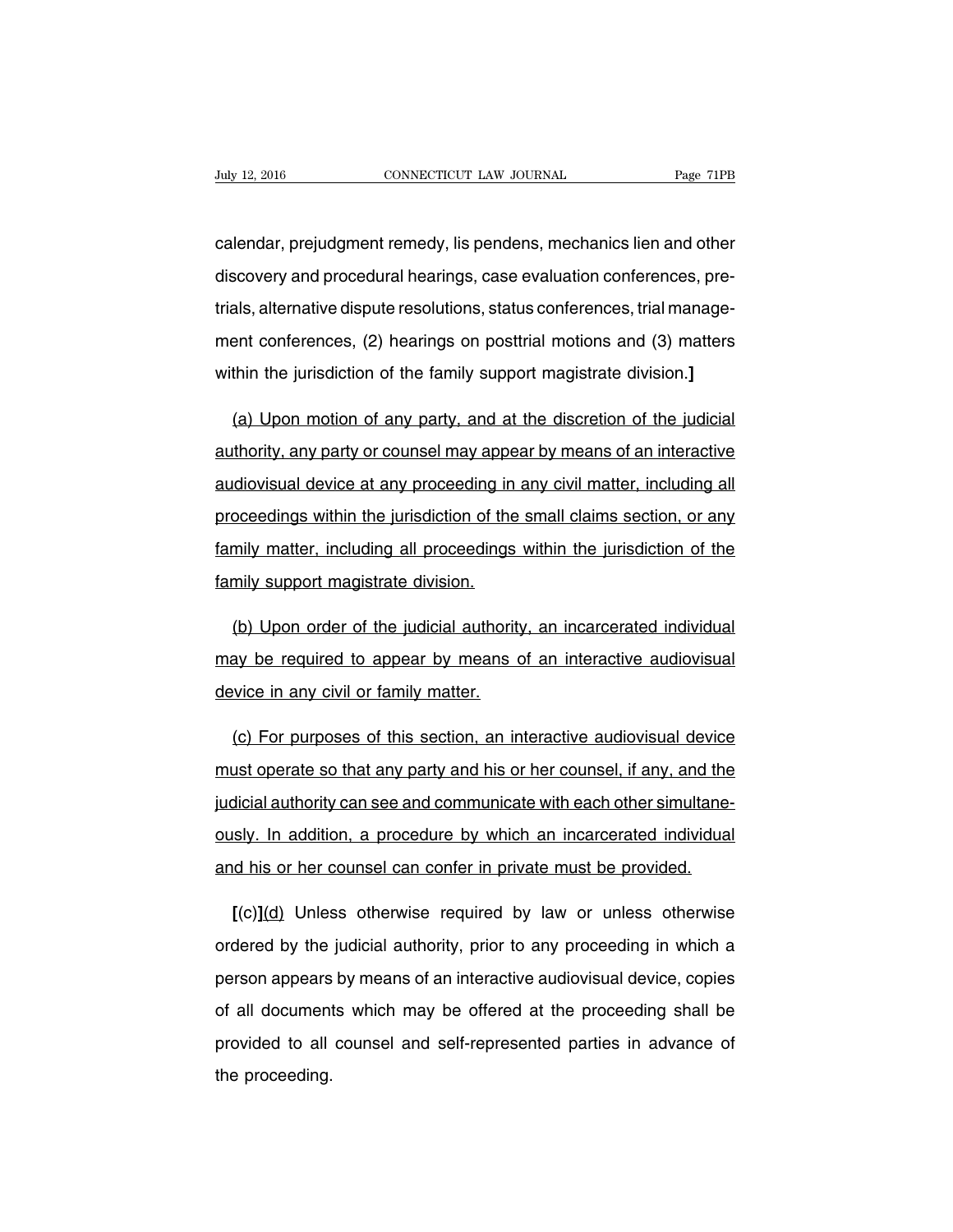calendar, prejudgment remedy, lis pendens, mechanics lien and other discovery and procedural hearings, case evaluation conferences, pretrials, alternative dispute resolutions, status conferences, trial management conferences, (2) hearings on posttrial motions and (3) matters within the jurisdiction of the family support magistrate division.]

<u>(a) Upon motion of any party, and at the discretion of the judicial authority, any party or counsel may appear by means of an interactive audiovisual device at any proceeding in any civil matter, including all proceedings within the jurisdiction of the small claims section, or any family matter, including all proceedings within the jurisdiction of the family support magistrate division.</u>

<u>(b) Upon order of the judicial authority, an incarcerated individual may be required to appear by means of an interactive audiovisual device in any civil or family matter.</u>

<u>(c) For purposes of this section, an interactive audiovisual device must operate so that any party and his or her counsel, if any, and the judicial authority can see and communicate with each other simultaneously. In addition, a procedure by which an incarcerated individual and his or her counsel can confer in private must be provided.</u>

**[**(c)**]**<u>(d)</u> Unless otherwise required by law or unless otherwise ordered by the judicial authority, prior to any proceeding in which a person appears by means of an interactive audiovisual device, copies of all documents which may be offered at the proceeding shall be provided to all counsel and self-represented parties in advance of the proceeding.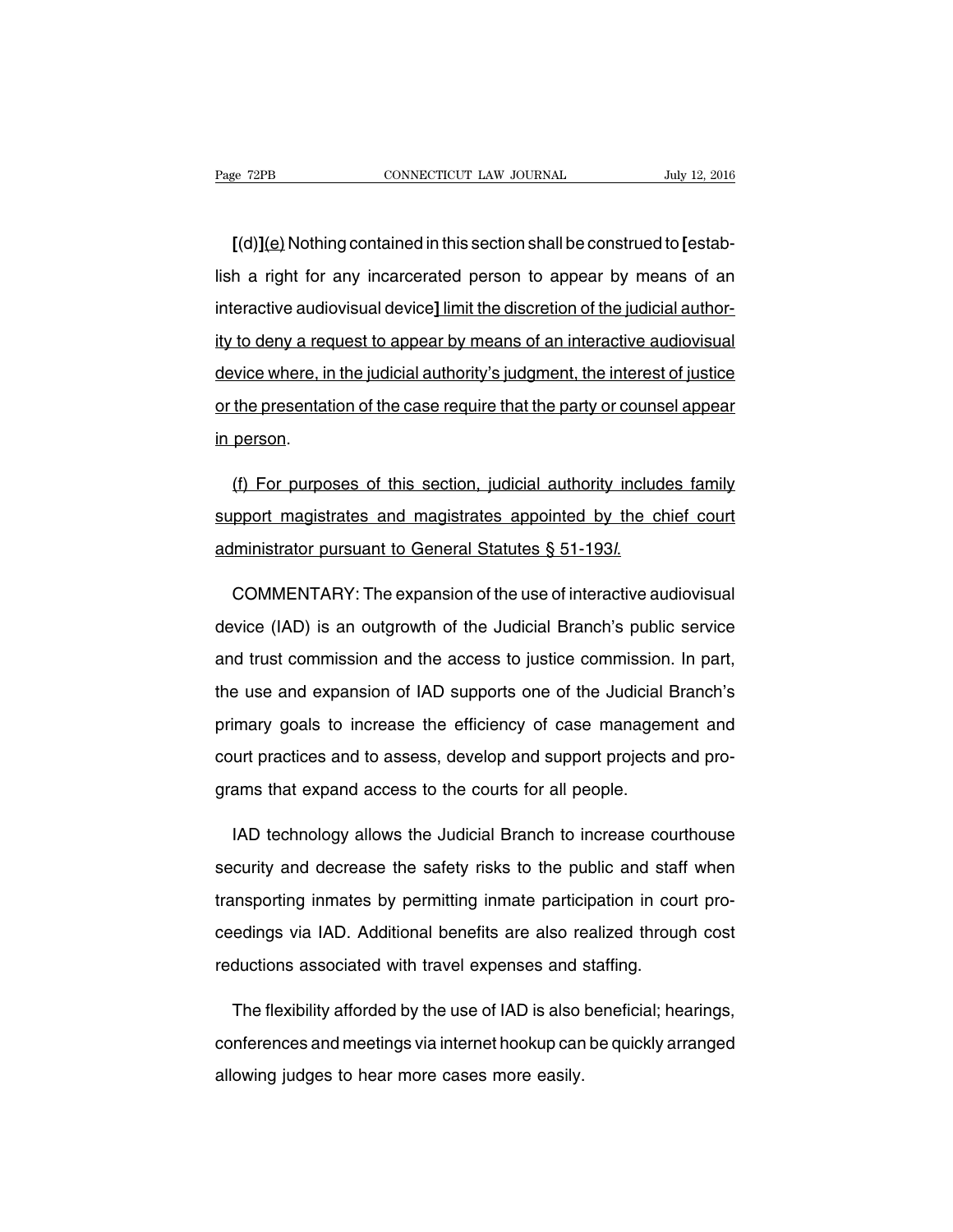[(d)](e) Nothing contained in this section shall be construed to [establish a right for any incarcerated person to appear by means of an interactive audiovisual device] limit the discretion of the judicial authority to deny a request to appear by means of an interactive audiovisual device where, in the judicial authority's judgment, the interest of justice or the presentation of the case require that the party or counsel appear in person.

(f) For purposes of this section, judicial authority includes family support magistrates and magistrates appointed by the chief court administrator pursuant to General Statutes § 51-193*l*.

COMMENTARY: The expansion of the use of interactive audiovisual device (IAD) is an outgrowth of the Judicial Branch's public service and trust commission and the access to justice commission. In part, the use and expansion of IAD supports one of the Judicial Branch's primary goals to increase the efficiency of case management and court practices and to assess, develop and support projects and programs that expand access to the courts for all people.

IAD technology allows the Judicial Branch to increase courthouse security and decrease the safety risks to the public and staff when transporting inmates by permitting inmate participation in court proceedings via IAD. Additional benefits are also realized through cost reductions associated with travel expenses and staffing.

The flexibility afforded by the use of IAD is also beneficial; hearings, conferences and meetings via internet hookup can be quickly arranged allowing judges to hear more cases more easily.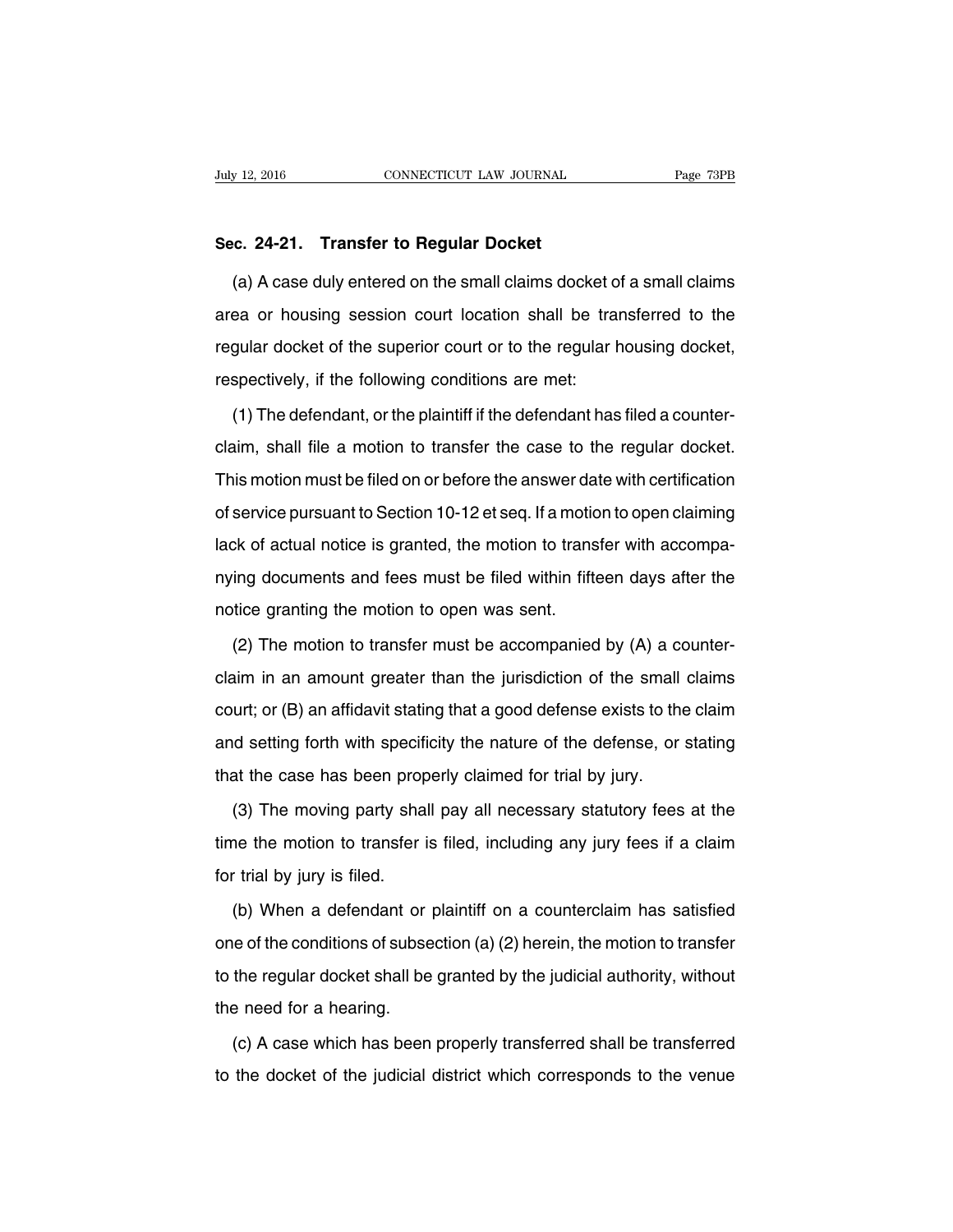## Sec. 24-21. Transfer to Regular Docket

(a) A case duly entered on the small claims docket of a small claims area or housing session court location shall be transferred to the regular docket of the superior court or to the regular housing docket, respectively, if the following conditions are met:

(1) The defendant, or the plaintiff if the defendant has filed a counterclaim, shall file a motion to transfer the case to the regular docket. This motion must be filed on or before the answer date with certification of service pursuant to Section 10-12 et seq. If a motion to open claiming lack of actual notice is granted, the motion to transfer with accompanying documents and fees must be filed within fifteen days after the notice granting the motion to open was sent.

(2) The motion to transfer must be accompanied by (A) a counterclaim in an amount greater than the jurisdiction of the small claims court; or (B) an affidavit stating that a good defense exists to the claim and setting forth with specificity the nature of the defense, or stating that the case has been properly claimed for trial by jury.

(3) The moving party shall pay all necessary statutory fees at the time the motion to transfer is filed, including any jury fees if a claim for trial by jury is filed.

(b) When a defendant or plaintiff on a counterclaim has satisfied one of the conditions of subsection (a) (2) herein, the motion to transfer to the regular docket shall be granted by the judicial authority, without the need for a hearing.

(c) A case which has been properly transferred shall be transferred to the docket of the judicial district which corresponds to the venue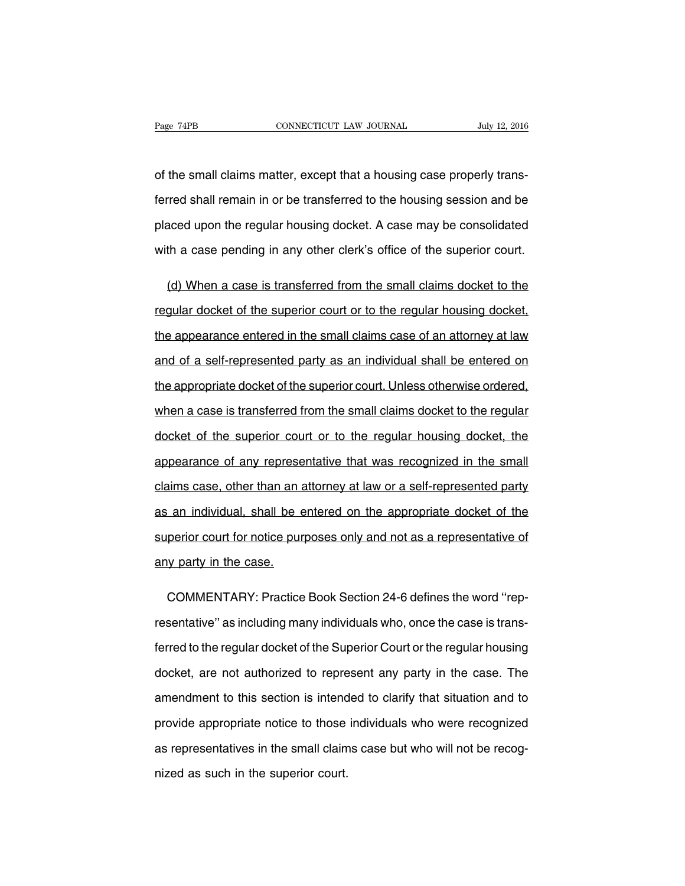of the small claims matter, except that a housing case properly transferred shall remain in or be transferred to the housing session and be placed upon the regular housing docket. A case may be consolidated with a case pending in any other clerk's office of the superior court.

<u>(d) When a case is transferred from the small claims docket to the regular docket of the superior court or to the regular housing docket, the appearance entered in the small claims case of an attorney at law and of a self-represented party as an individual shall be entered on the appropriate docket of the superior court. Unless otherwise ordered, when a case is transferred from the small claims docket to the regular docket of the superior court or to the regular housing docket, the appearance of any representative that was recognized in the small claims case, other than an attorney at law or a self-represented party as an individual, shall be entered on the appropriate docket of the superior court for notice purposes only and not as a representative of any party in the case.</u>

COMMENTARY: Practice Book Section 24-6 defines the word ''representative'' as including many individuals who, once the case is transferred to the regular docket of the Superior Court or the regular housing docket, are not authorized to represent any party in the case. The amendment to this section is intended to clarify that situation and to provide appropriate notice to those individuals who were recognized as representatives in the small claims case but who will not be recognized as such in the superior court.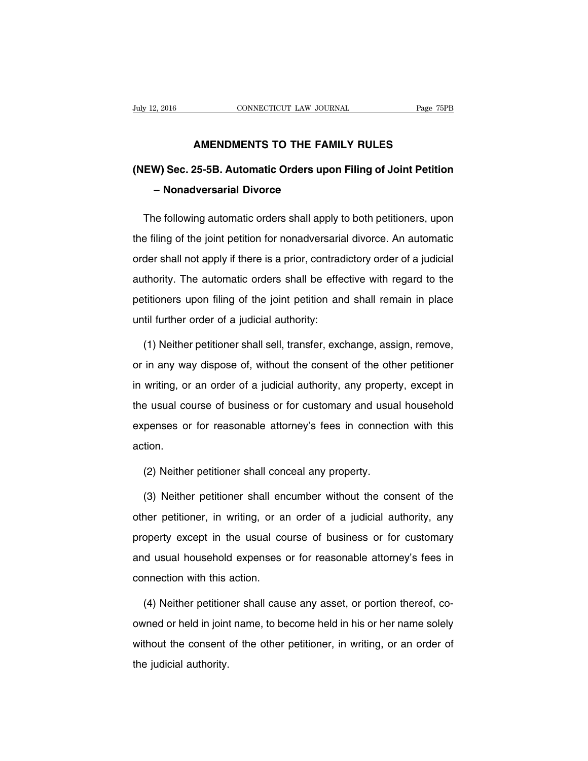## AMENDMENTS TO THE FAMILY RULES

### (NEW) Sec. 25-5B. Automatic Orders upon Filing of Joint Petition – Nonadversarial Divorce

The following automatic orders shall apply to both petitioners, upon the filing of the joint petition for nonadversarial divorce. An automatic order shall not apply if there is a prior, contradictory order of a judicial authority. The automatic orders shall be effective with regard to the petitioners upon filing of the joint petition and shall remain in place until further order of a judicial authority:

(1) Neither petitioner shall sell, transfer, exchange, assign, remove, or in any way dispose of, without the consent of the other petitioner in writing, or an order of a judicial authority, any property, except in the usual course of business or for customary and usual household expenses or for reasonable attorney's fees in connection with this action.

(2) Neither petitioner shall conceal any property.

(3) Neither petitioner shall encumber without the consent of the other petitioner, in writing, or an order of a judicial authority, any property except in the usual course of business or for customary and usual household expenses or for reasonable attorney's fees in connection with this action.

(4) Neither petitioner shall cause any asset, or portion thereof, co-owned or held in joint name, to become held in his or her name solely without the consent of the other petitioner, in writing, or an order of the judicial authority.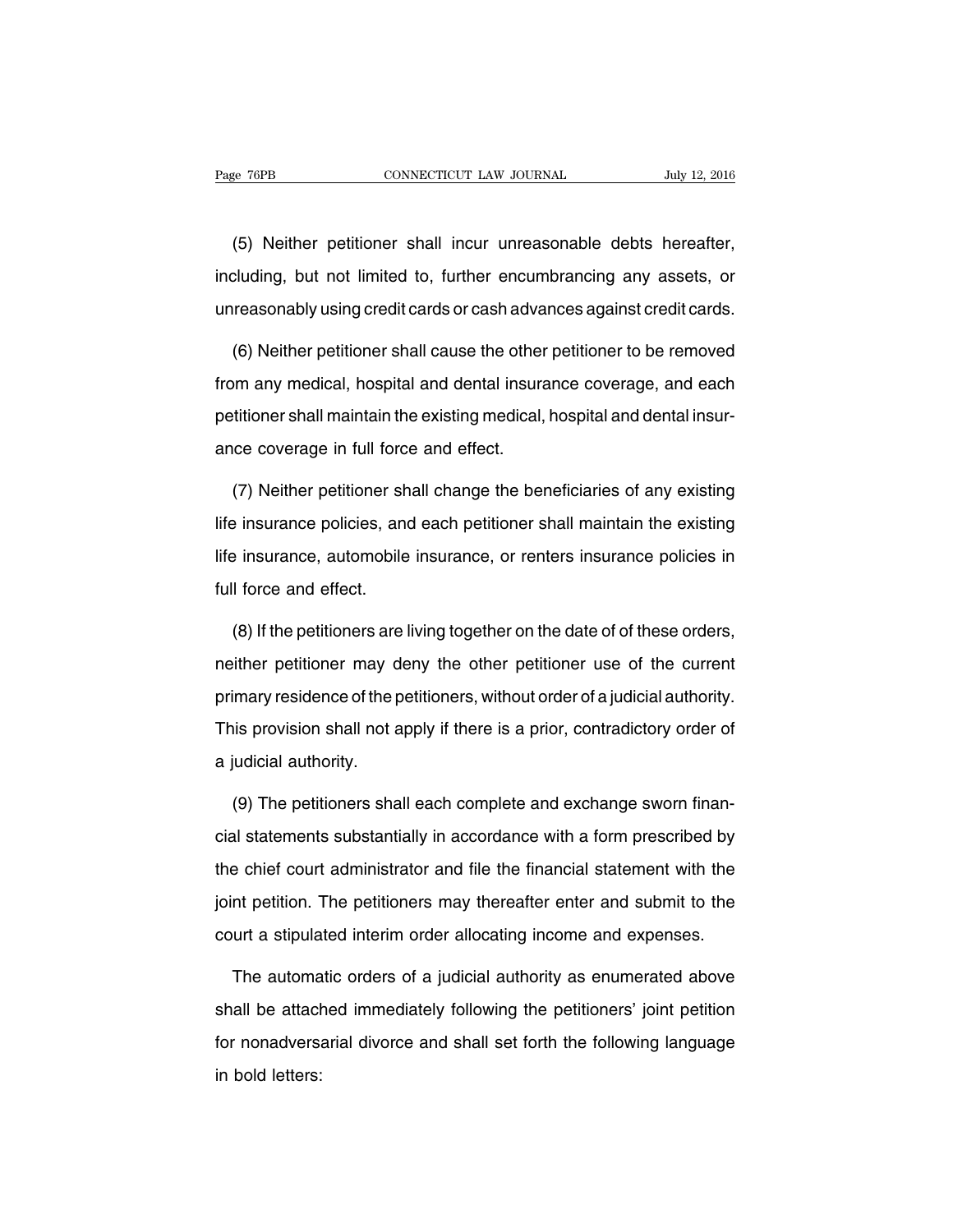(5) Neither petitioner shall incur unreasonable debts hereafter, including, but not limited to, further encumbrancing any assets, or unreasonably using credit cards or cash advances against credit cards.

(6) Neither petitioner shall cause the other petitioner to be removed from any medical, hospital and dental insurance coverage, and each petitioner shall maintain the existing medical, hospital and dental insurance coverage in full force and effect.

(7) Neither petitioner shall change the beneficiaries of any existing life insurance policies, and each petitioner shall maintain the existing life insurance, automobile insurance, or renters insurance policies in full force and effect.

(8) If the petitioners are living together on the date of of these orders, neither petitioner may deny the other petitioner use of the current primary residence of the petitioners, without order of a judicial authority. This provision shall not apply if there is a prior, contradictory order of a judicial authority.

(9) The petitioners shall each complete and exchange sworn financial statements substantially in accordance with a form prescribed by the chief court administrator and file the financial statement with the joint petition. The petitioners may thereafter enter and submit to the court a stipulated interim order allocating income and expenses.

The automatic orders of a judicial authority as enumerated above shall be attached immediately following the petitioners' joint petition for nonadversarial divorce and shall set forth the following language in bold letters: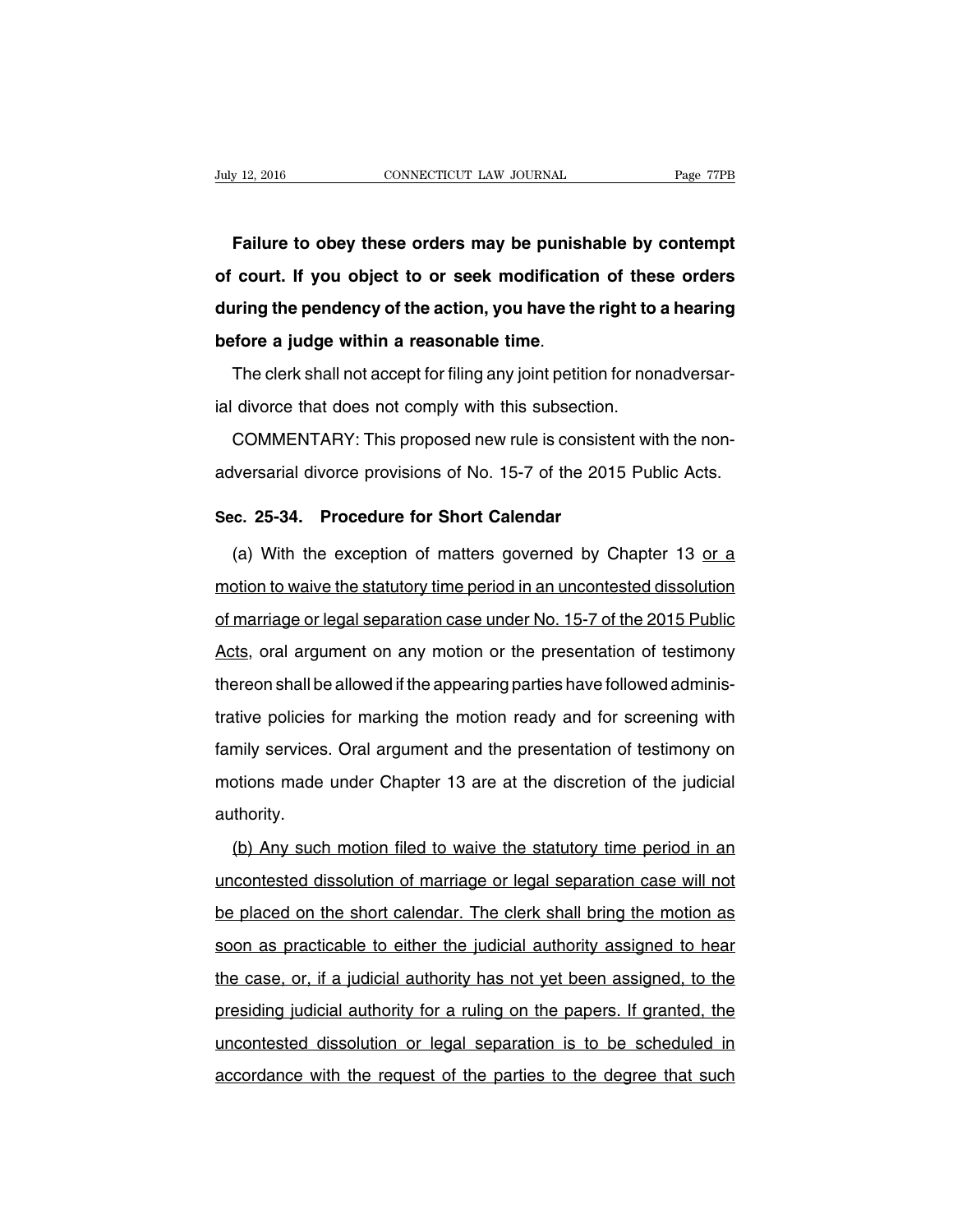**Failure to obey these orders may be punishable by contempt of court. If you object to or seek modification of these orders during the pendency of the action, you have the right to a hearing before a judge within a reasonable time**.

The clerk shall not accept for filing any joint petition for nonadversarial divorce that does not comply with this subsection.

COMMENTARY: This proposed new rule is consistent with the nonadversarial divorce provisions of No. 15-7 of the 2015 Public Acts.

**Sec. 25-34. Procedure for Short Calendar**

(a) With the exception of matters governed by Chapter 13 <u>or a motion to waive the statutory time period in an uncontested dissolution of marriage or legal separation case under No. 15-7 of the 2015 Public Acts</u>, oral argument on any motion or the presentation of testimony thereon shall be allowed if the appearing parties have followed administrative policies for marking the motion ready and for screening with family services. Oral argument and the presentation of testimony on motions made under Chapter 13 are at the discretion of the judicial authority.

<u>(b) Any such motion filed to waive the statutory time period in an uncontested dissolution of marriage or legal separation case will not be placed on the short calendar. The clerk shall bring the motion as soon as practicable to either the judicial authority assigned to hear the case, or, if a judicial authority has not yet been assigned, to the presiding judicial authority for a ruling on the papers. If granted, the uncontested dissolution or legal separation is to be scheduled in accordance with the request of the parties to the degree that such</u>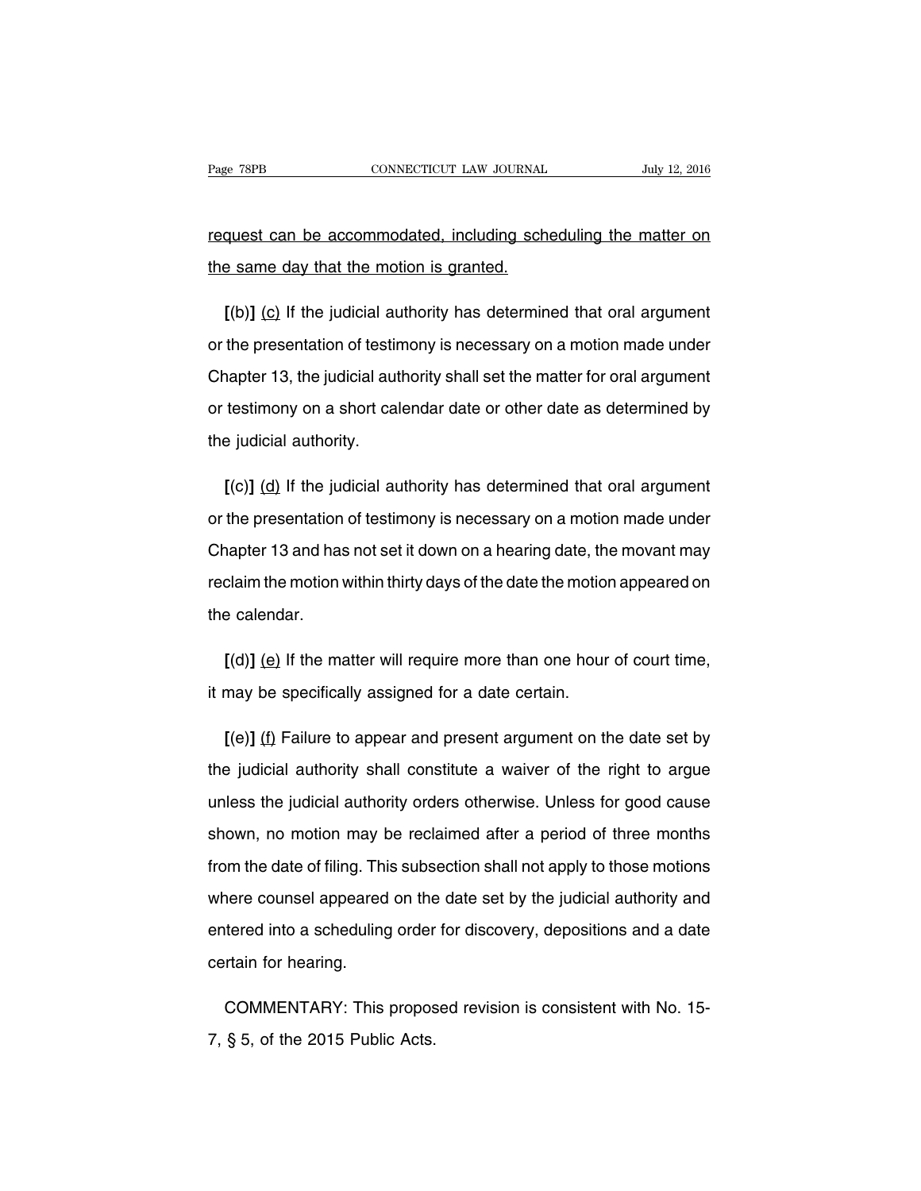request can be accommodated, including scheduling the matter on the same day that the motion is granted.

**[**(b)**]** (c) If the judicial authority has determined that oral argument or the presentation of testimony is necessary on a motion made under Chapter 13, the judicial authority shall set the matter for oral argument or testimony on a short calendar date or other date as determined by the judicial authority.

**[**(c)**]** (d) If the judicial authority has determined that oral argument or the presentation of testimony is necessary on a motion made under Chapter 13 and has not set it down on a hearing date, the movant may reclaim the motion within thirty days of the date the motion appeared on the calendar.

**[**(d)**]** (e) If the matter will require more than one hour of court time, it may be specifically assigned for a date certain.

**[**(e)**]** (f) Failure to appear and present argument on the date set by the judicial authority shall constitute a waiver of the right to argue unless the judicial authority orders otherwise. Unless for good cause shown, no motion may be reclaimed after a period of three months from the date of filing. This subsection shall not apply to those motions where counsel appeared on the date set by the judicial authority and entered into a scheduling order for discovery, depositions and a date certain for hearing.

COMMENTARY: This proposed revision is consistent with No. 15-7, § 5, of the 2015 Public Acts.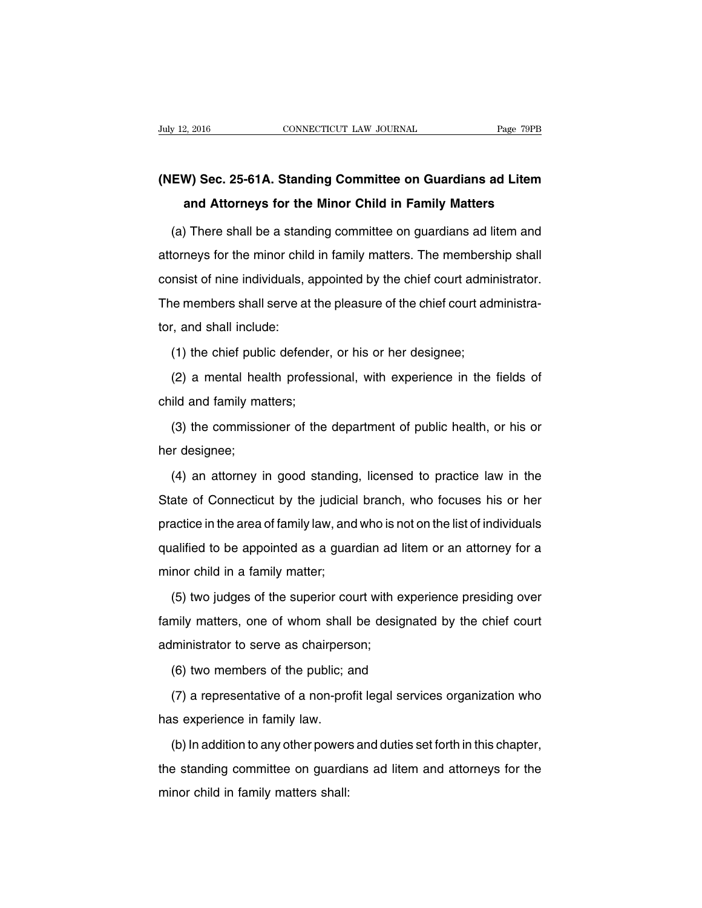## (NEW) Sec. 25-61A. Standing Committee on Guardians ad Litem and Attorneys for the Minor Child in Family Matters

(a) There shall be a standing committee on guardians ad litem and attorneys for the minor child in family matters. The membership shall consist of nine individuals, appointed by the chief court administrator. The members shall serve at the pleasure of the chief court administrator, and shall include:

(1) the chief public defender, or his or her designee;

(2) a mental health professional, with experience in the fields of child and family matters;

(3) the commissioner of the department of public health, or his or her designee;

(4) an attorney in good standing, licensed to practice law in the State of Connecticut by the judicial branch, who focuses his or her practice in the area of family law, and who is not on the list of individuals qualified to be appointed as a guardian ad litem or an attorney for a minor child in a family matter;

(5) two judges of the superior court with experience presiding over family matters, one of whom shall be designated by the chief court administrator to serve as chairperson;

(6) two members of the public; and

(7) a representative of a non-profit legal services organization who has experience in family law.

(b) In addition to any other powers and duties set forth in this chapter, the standing committee on guardians ad litem and attorneys for the minor child in family matters shall: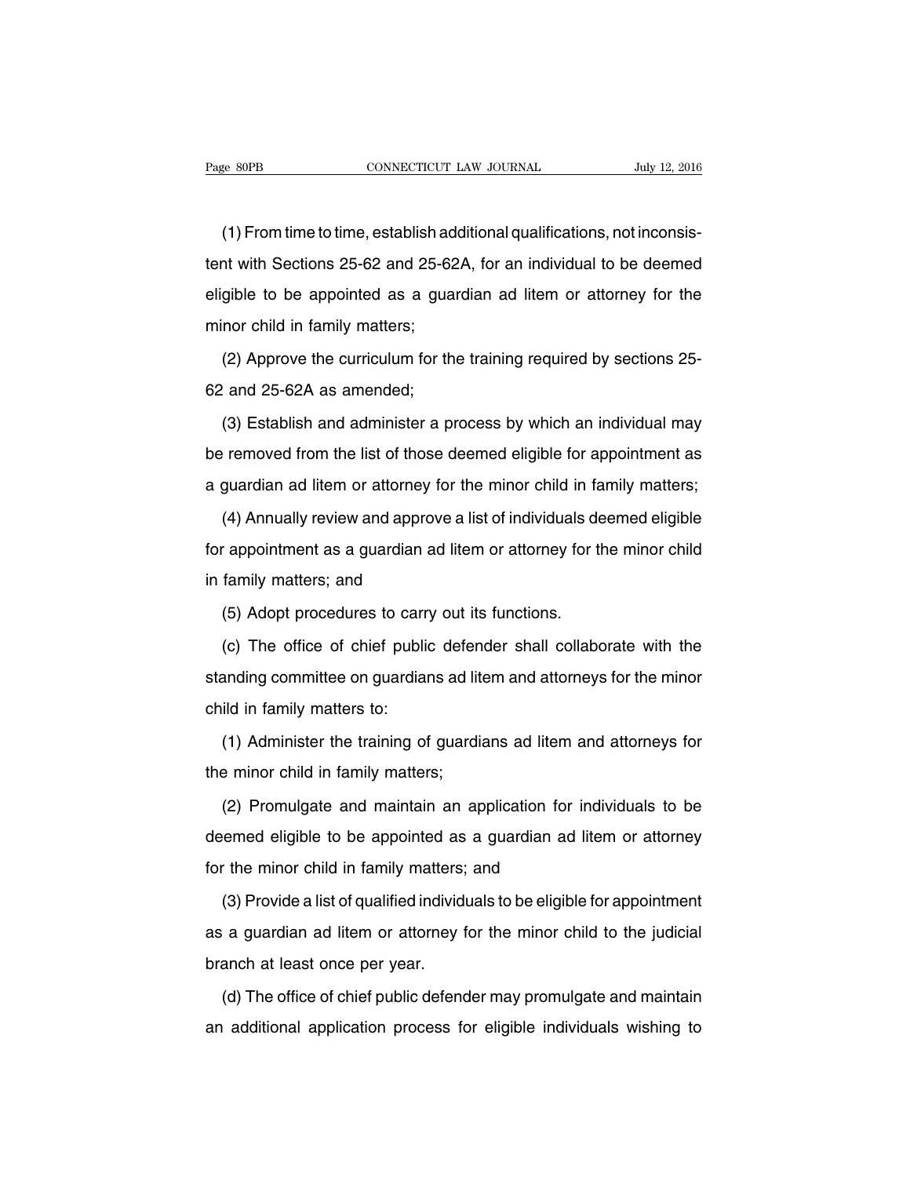(1) From time to time, establish additional qualifications, not inconsistent with Sections 25-62 and 25-62A, for an individual to be deemed eligible to be appointed as a guardian ad litem or attorney for the minor child in family matters;

(2) Approve the curriculum for the training required by sections 25-62 and 25-62A as amended;

(3) Establish and administer a process by which an individual may be removed from the list of those deemed eligible for appointment as a guardian ad litem or attorney for the minor child in family matters;

(4) Annually review and approve a list of individuals deemed eligible for appointment as a guardian ad litem or attorney for the minor child in family matters; and

(5) Adopt procedures to carry out its functions.

(c) The office of chief public defender shall collaborate with the standing committee on guardians ad litem and attorneys for the minor child in family matters to:

(1) Administer the training of guardians ad litem and attorneys for the minor child in family matters;

(2) Promulgate and maintain an application for individuals to be deemed eligible to be appointed as a guardian ad litem or attorney for the minor child in family matters; and

(3) Provide a list of qualified individuals to be eligible for appointment as a guardian ad litem or attorney for the minor child to the judicial branch at least once per year.

(d) The office of chief public defender may promulgate and maintain an additional application process for eligible individuals wishing to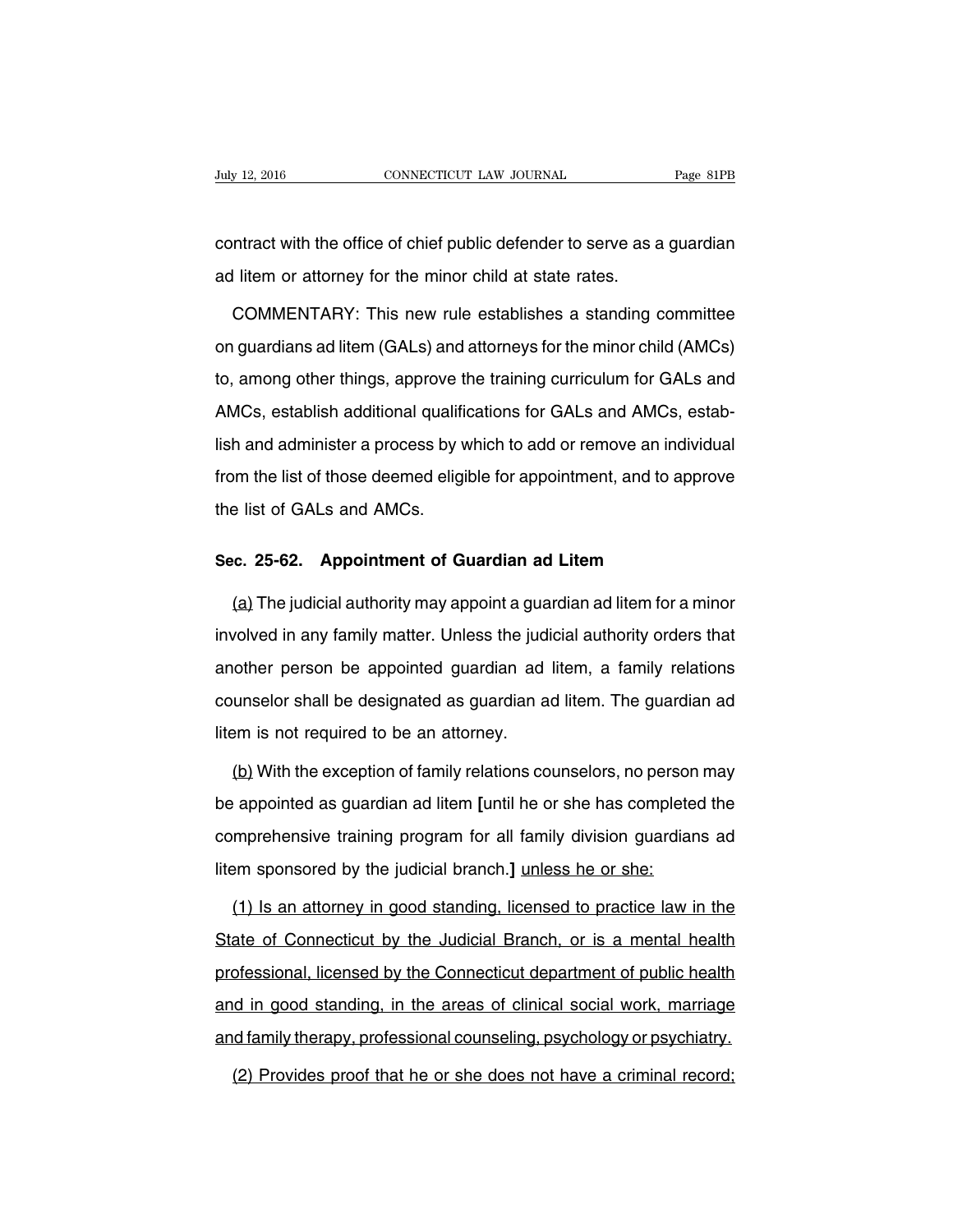contract with the office of chief public defender to serve as a guardian ad litem or attorney for the minor child at state rates.

COMMENTARY: This new rule establishes a standing committee on guardians ad litem (GALs) and attorneys for the minor child (AMCs) to, among other things, approve the training curriculum for GALs and AMCs, establish additional qualifications for GALs and AMCs, establish and administer a process by which to add or remove an individual from the list of those deemed eligible for appointment, and to approve the list of GALs and AMCs.

### Sec. 25-62. Appointment of Guardian ad Litem

<u>(a)</u> The judicial authority may appoint a guardian ad litem for a minor involved in any family matter. Unless the judicial authority orders that another person be appointed guardian ad litem, a family relations counselor shall be designated as guardian ad litem. The guardian ad litem is not required to be an attorney.

<u>(b)</u> With the exception of family relations counselors, no person may be appointed as guardian ad litem **[**until he or she has completed the comprehensive training program for all family division guardians ad litem sponsored by the judicial branch.**]** <u>unless he or she:</u>

<u>(1) Is an attorney in good standing, licensed to practice law in the State of Connecticut by the Judicial Branch, or is a mental health professional, licensed by the Connecticut department of public health and in good standing, in the areas of clinical social work, marriage and family therapy, professional counseling, psychology or psychiatry.</u>

<u>(2) Provides proof that he or she does not have a criminal record;</u>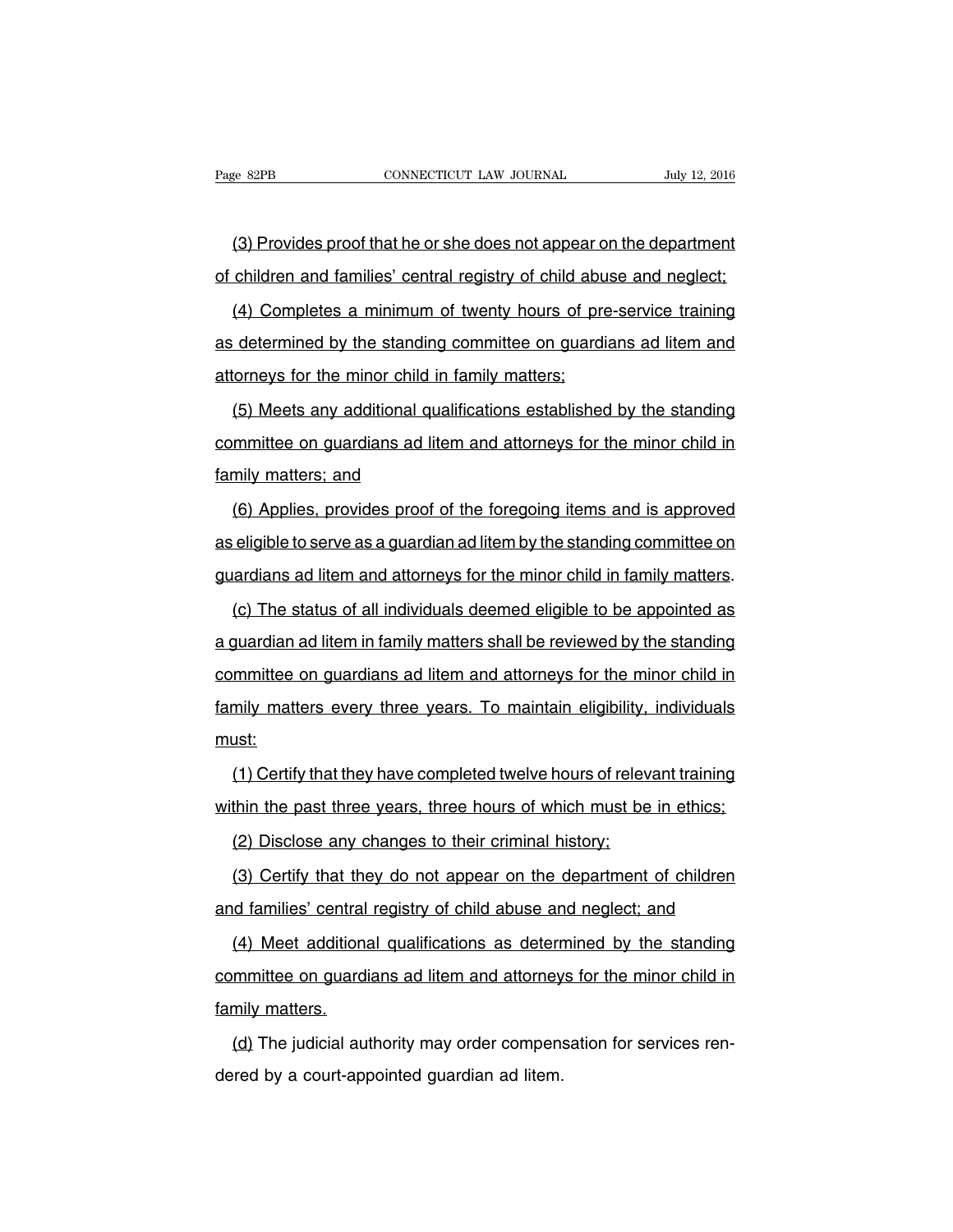(3) Provides proof that he or she does not appear on the department of children and families' central registry of child abuse and neglect;

(4) Completes a minimum of twenty hours of pre-service training as determined by the standing committee on guardians ad litem and attorneys for the minor child in family matters;

(5) Meets any additional qualifications established by the standing committee on guardians ad litem and attorneys for the minor child in family matters; and

(6) Applies, provides proof of the foregoing items and is approved as eligible to serve as a guardian ad litem by the standing committee on guardians ad litem and attorneys for the minor child in family matters.

(c) The status of all individuals deemed eligible to be appointed as a guardian ad litem in family matters shall be reviewed by the standing committee on guardians ad litem and attorneys for the minor child in family matters every three years. To maintain eligibility, individuals must:

(1) Certify that they have completed twelve hours of relevant training within the past three years, three hours of which must be in ethics;

(2) Disclose any changes to their criminal history;

(3) Certify that they do not appear on the department of children and families' central registry of child abuse and neglect; and

(4) Meet additional qualifications as determined by the standing committee on guardians ad litem and attorneys for the minor child in family matters.

(d) The judicial authority may order compensation for services rendered by a court-appointed guardian ad litem.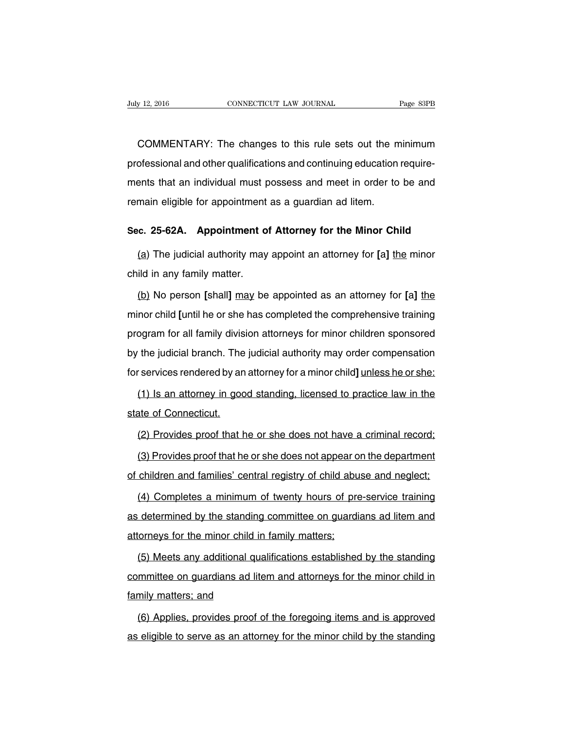COMMENTARY: The changes to this rule sets out the minimum professional and other qualifications and continuing education requirements that an individual must possess and meet in order to be and remain eligible for appointment as a guardian ad litem.

## Sec. 25-62A. Appointment of Attorney for the Minor Child

<u>(a)</u> The judicial authority may appoint an attorney for **[**a**]** <u>the</u> minor child in any family matter.

<u>(b)</u> No person **[**shall**]** <u>may</u> be appointed as an attorney for **[**a**]** <u>the</u> minor child **[**until he or she has completed the comprehensive training program for all family division attorneys for minor children sponsored by the judicial branch. The judicial authority may order compensation for services rendered by an attorney for a minor child**]** <u>unless he or she:</u>

<u>(1) Is an attorney in good standing, licensed to practice law in the state of Connecticut.</u>

<u>(2) Provides proof that he or she does not have a criminal record;</u>

<u>(3) Provides proof that he or she does not appear on the department of children and families' central registry of child abuse and neglect;</u>

<u>(4) Completes a minimum of twenty hours of pre-service training as determined by the standing committee on guardians ad litem and attorneys for the minor child in family matters;</u>

<u>(5) Meets any additional qualifications established by the standing committee on guardians ad litem and attorneys for the minor child in family matters; and</u>

<u>(6) Applies, provides proof of the foregoing items and is approved as eligible to serve as an attorney for the minor child by the standing</u>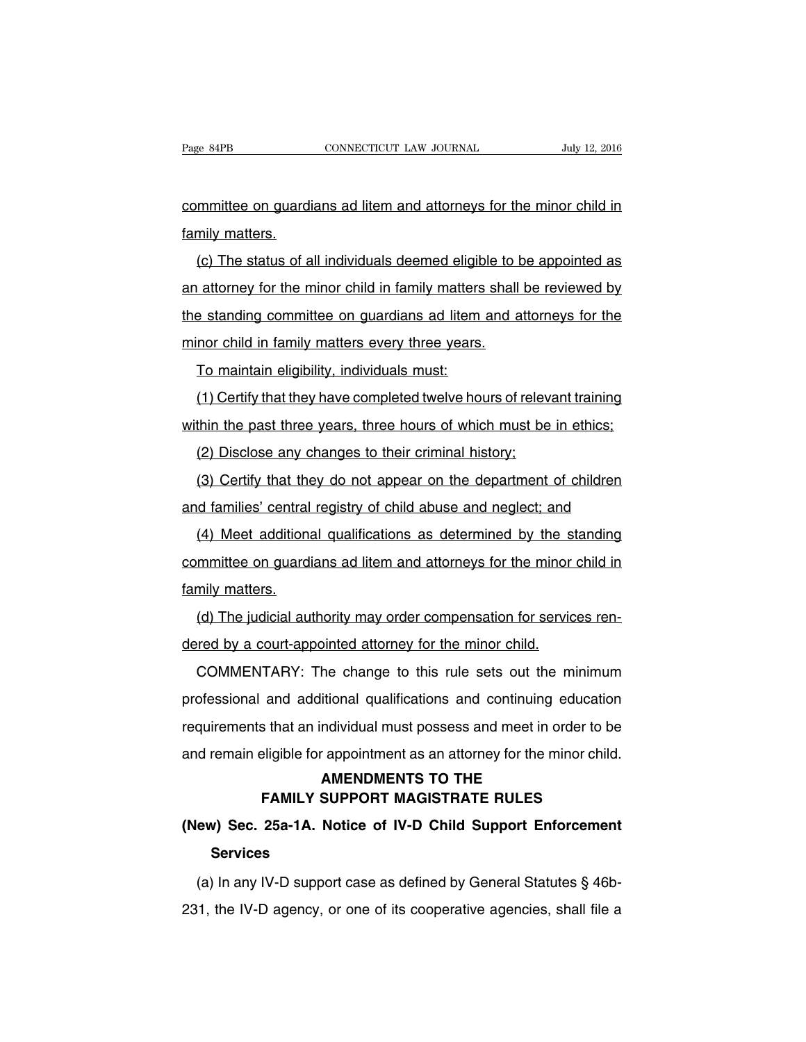committee on guardians ad litem and attorneys for the minor child in family matters.

(c) The status of all individuals deemed eligible to be appointed as an attorney for the minor child in family matters shall be reviewed by the standing committee on guardians ad litem and attorneys for the minor child in family matters every three years.

To maintain eligibility, individuals must:

(1) Certify that they have completed twelve hours of relevant training within the past three years, three hours of which must be in ethics;

(2) Disclose any changes to their criminal history;

(3) Certify that they do not appear on the department of children and families' central registry of child abuse and neglect; and

(4) Meet additional qualifications as determined by the standing committee on guardians ad litem and attorneys for the minor child in family matters.

(d) The judicial authority may order compensation for services rendered by a court-appointed attorney for the minor child.

COMMENTARY: The change to this rule sets out the minimum professional and additional qualifications and continuing education requirements that an individual must possess and meet in order to be and remain eligible for appointment as an attorney for the minor child.

## AMENDMENTS TO THE FAMILY SUPPORT MAGISTRATE RULES

### (New) Sec. 25a-1A. Notice of IV-D Child Support Enforcement Services

(a) In any IV-D support case as defined by General Statutes § 46b-231, the IV-D agency, or one of its cooperative agencies, shall file a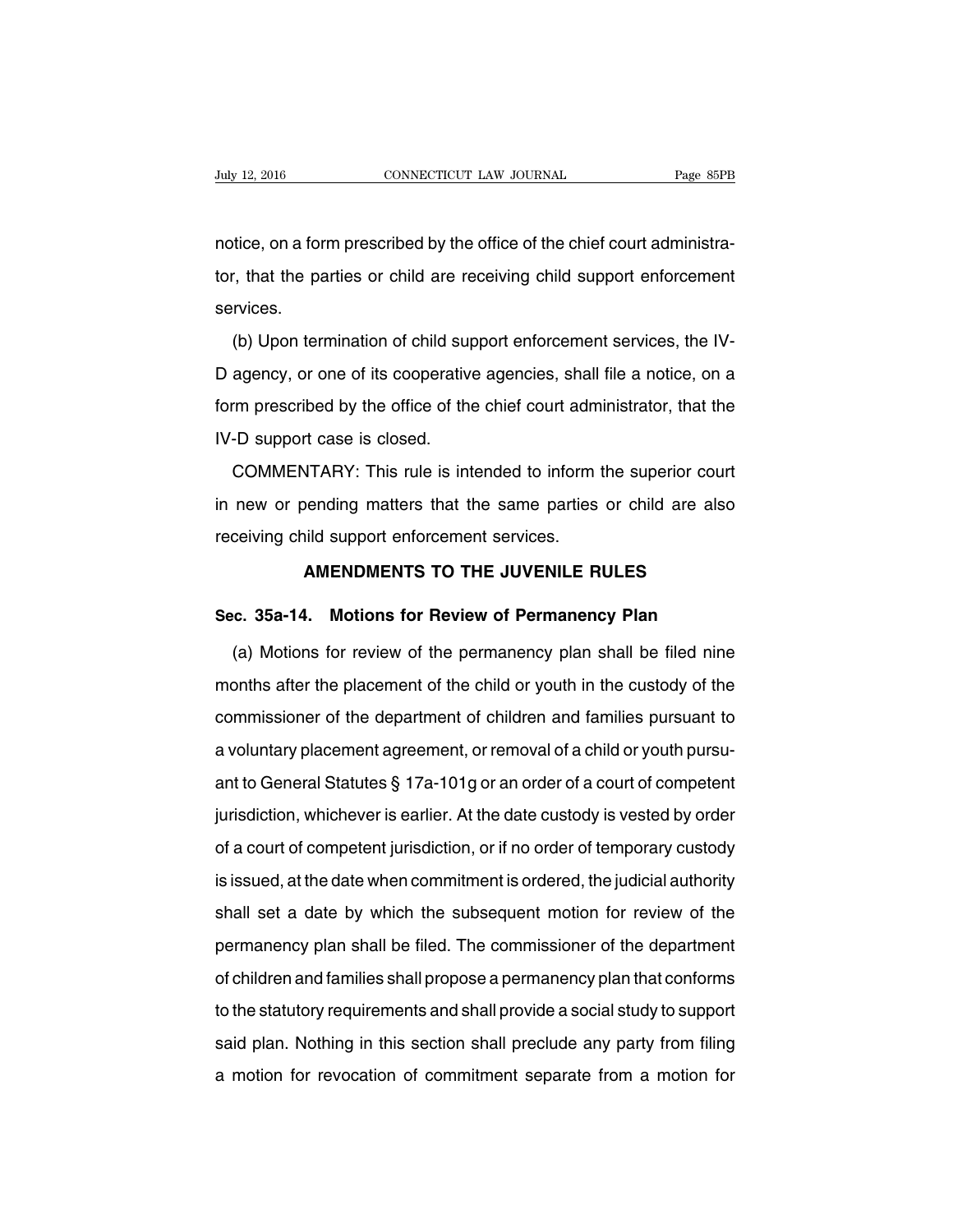notice, on a form prescribed by the office of the chief court administrator, that the parties or child are receiving child support enforcement services.

(b) Upon termination of child support enforcement services, the IV-D agency, or one of its cooperative agencies, shall file a notice, on a form prescribed by the office of the chief court administrator, that the IV-D support case is closed.

COMMENTARY: This rule is intended to inform the superior court in new or pending matters that the same parties or child are also receiving child support enforcement services.

## AMENDMENTS TO THE JUVENILE RULES

### Sec. 35a-14. Motions for Review of Permanency Plan

(a) Motions for review of the permanency plan shall be filed nine months after the placement of the child or youth in the custody of the commissioner of the department of children and families pursuant to a voluntary placement agreement, or removal of a child or youth pursuant to General Statutes § 17a-101g or an order of a court of competent jurisdiction, whichever is earlier. At the date custody is vested by order of a court of competent jurisdiction, or if no order of temporary custody is issued, at the date when commitment is ordered, the judicial authority shall set a date by which the subsequent motion for review of the permanency plan shall be filed. The commissioner of the department of children and families shall propose a permanency plan that conforms to the statutory requirements and shall provide a social study to support said plan. Nothing in this section shall preclude any party from filing a motion for revocation of commitment separate from a motion for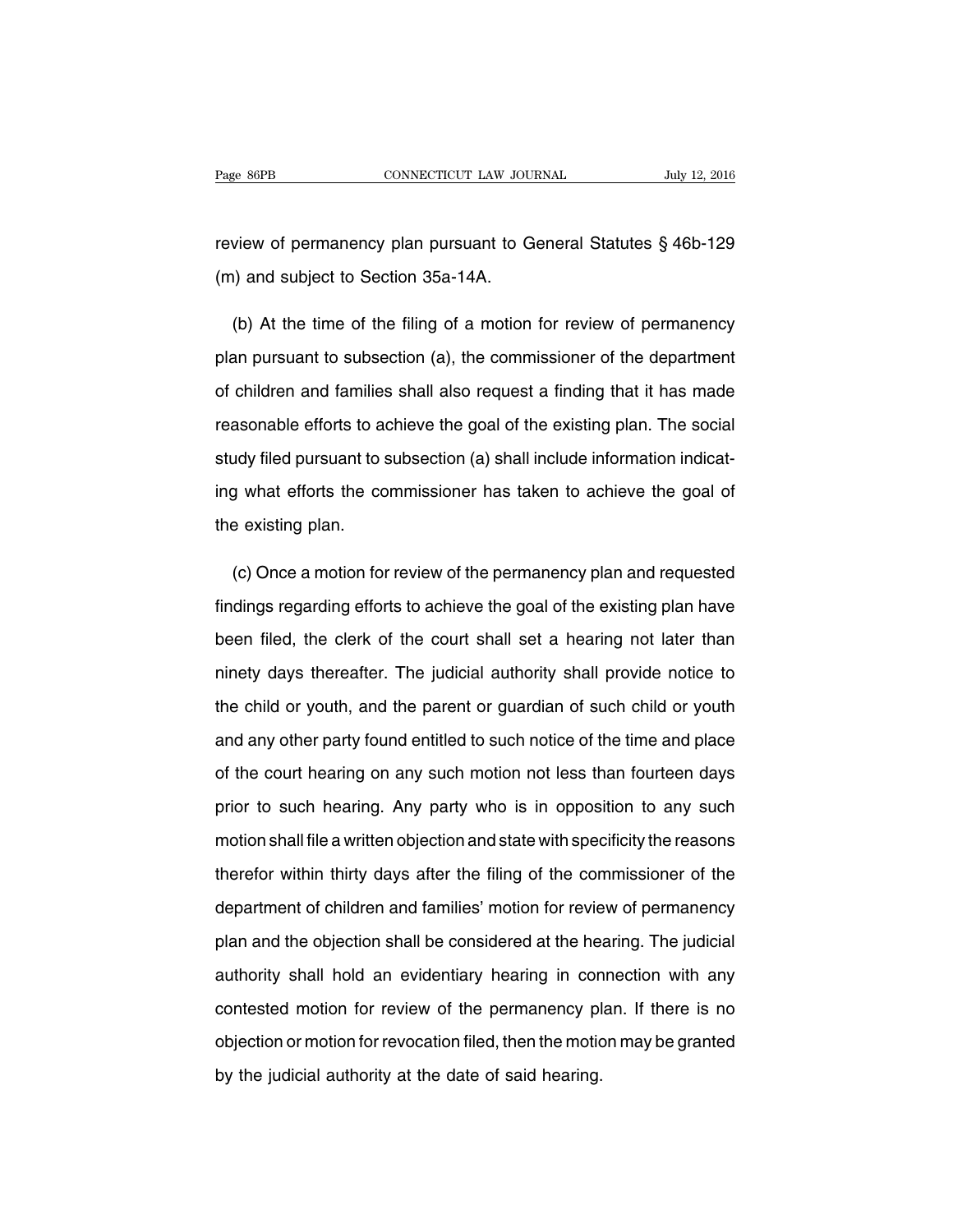review of permanency plan pursuant to General Statutes § 46b-129 (m) and subject to Section 35a-14A.

(b) At the time of the filing of a motion for review of permanency plan pursuant to subsection (a), the commissioner of the department of children and families shall also request a finding that it has made reasonable efforts to achieve the goal of the existing plan. The social study filed pursuant to subsection (a) shall include information indicating what efforts the commissioner has taken to achieve the goal of the existing plan.

(c) Once a motion for review of the permanency plan and requested findings regarding efforts to achieve the goal of the existing plan have been filed, the clerk of the court shall set a hearing not later than ninety days thereafter. The judicial authority shall provide notice to the child or youth, and the parent or guardian of such child or youth and any other party found entitled to such notice of the time and place of the court hearing on any such motion not less than fourteen days prior to such hearing. Any party who is in opposition to any such motion shall file a written objection and state with specificity the reasons therefor within thirty days after the filing of the commissioner of the department of children and families' motion for review of permanency plan and the objection shall be considered at the hearing. The judicial authority shall hold an evidentiary hearing in connection with any contested motion for review of the permanency plan. If there is no objection or motion for revocation filed, then the motion may be granted by the judicial authority at the date of said hearing.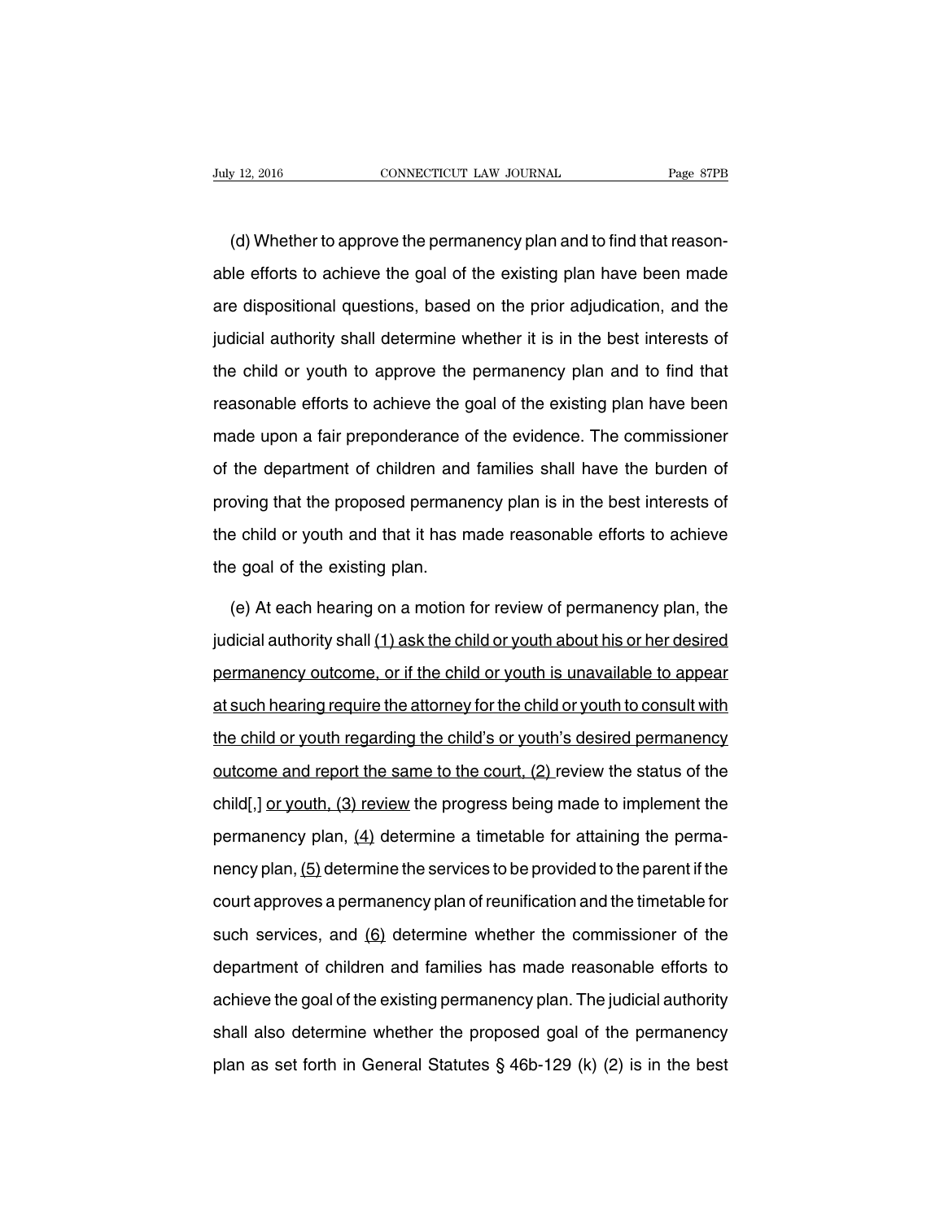(d) Whether to approve the permanency plan and to find that reasonable efforts to achieve the goal of the existing plan have been made are dispositional questions, based on the prior adjudication, and the judicial authority shall determine whether it is in the best interests of the child or youth to approve the permanency plan and to find that reasonable efforts to achieve the goal of the existing plan have been made upon a fair preponderance of the evidence. The commissioner of the department of children and families shall have the burden of proving that the proposed permanency plan is in the best interests of the child or youth and that it has made reasonable efforts to achieve the goal of the existing plan.

(e) At each hearing on a motion for review of permanency plan, the judicial authority shall <u>(1) ask the child or youth about his or her desired permanency outcome, or if the child or youth is unavailable to appear at such hearing require the attorney for the child or youth to consult with the child or youth regarding the child's or youth's desired permanency outcome and report the same to the court, (2)</u> review the status of the child[,] <u>or youth, (3) review</u> the progress being made to implement the permanency plan, <u>(4)</u> determine a timetable for attaining the permanency plan, <u>(5)</u> determine the services to be provided to the parent if the court approves a permanency plan of reunification and the timetable for such services, and <u>(6)</u> determine whether the commissioner of the department of children and families has made reasonable efforts to achieve the goal of the existing permanency plan. The judicial authority shall also determine whether the proposed goal of the permanency plan as set forth in General Statutes § 46b-129 (k) (2) is in the best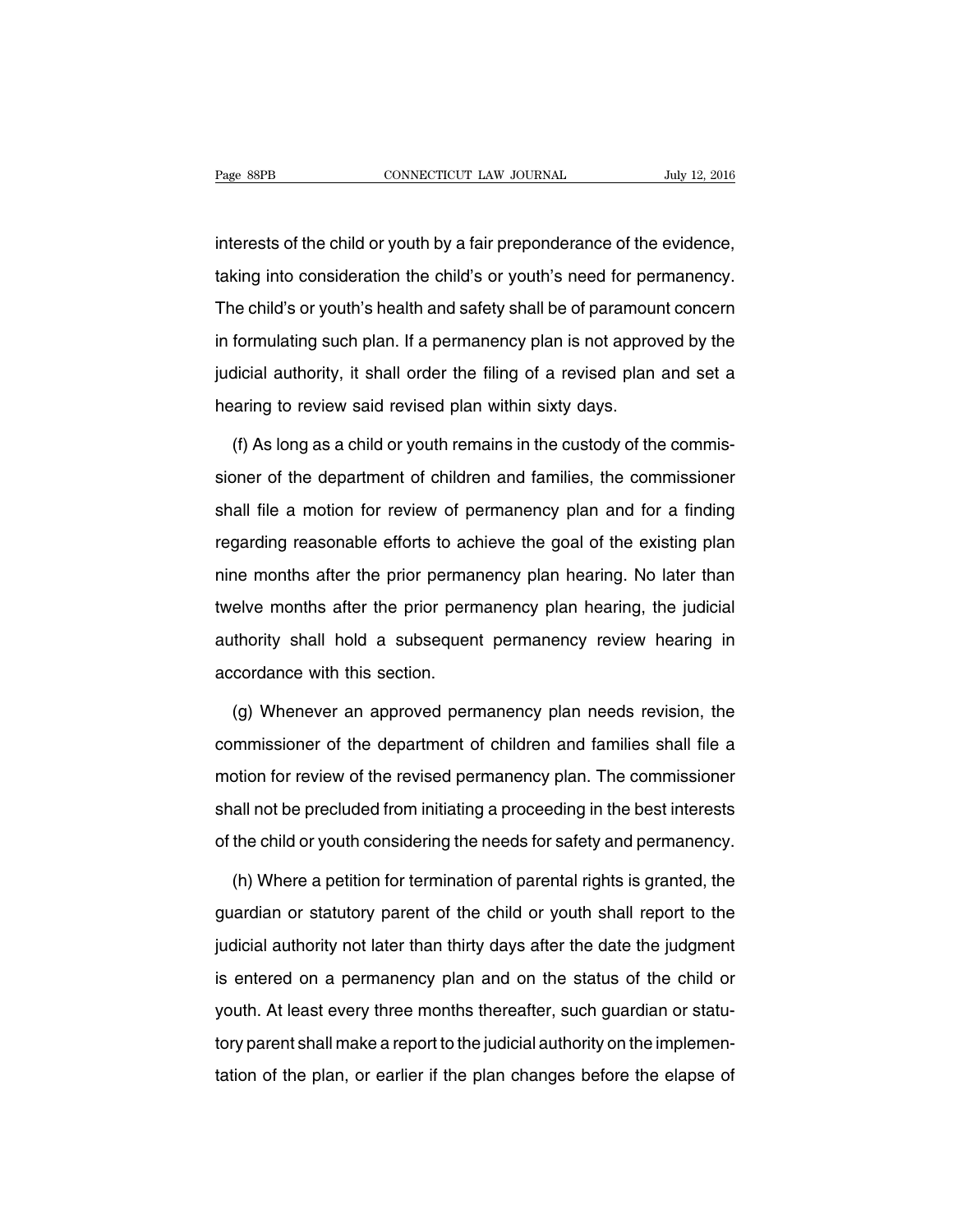interests of the child or youth by a fair preponderance of the evidence, taking into consideration the child's or youth's need for permanency. The child's or youth's health and safety shall be of paramount concern in formulating such plan. If a permanency plan is not approved by the judicial authority, it shall order the filing of a revised plan and set a hearing to review said revised plan within sixty days.

(f) As long as a child or youth remains in the custody of the commissioner of the department of children and families, the commissioner shall file a motion for review of permanency plan and for a finding regarding reasonable efforts to achieve the goal of the existing plan nine months after the prior permanency plan hearing. No later than twelve months after the prior permanency plan hearing, the judicial authority shall hold a subsequent permanency review hearing in accordance with this section.

(g) Whenever an approved permanency plan needs revision, the commissioner of the department of children and families shall file a motion for review of the revised permanency plan. The commissioner shall not be precluded from initiating a proceeding in the best interests of the child or youth considering the needs for safety and permanency.

(h) Where a petition for termination of parental rights is granted, the guardian or statutory parent of the child or youth shall report to the judicial authority not later than thirty days after the date the judgment is entered on a permanency plan and on the status of the child or youth. At least every three months thereafter, such guardian or statutory parent shall make a report to the judicial authority on the implementation of the plan, or earlier if the plan changes before the elapse of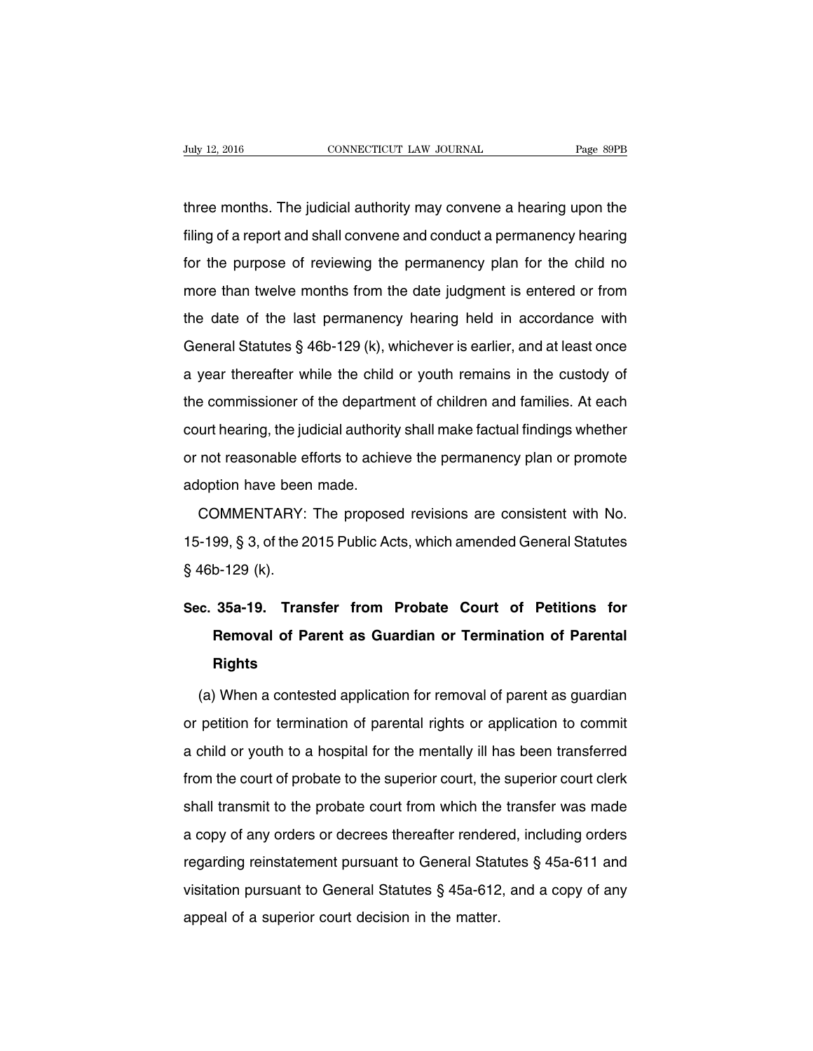three months. The judicial authority may convene a hearing upon the filing of a report and shall convene and conduct a permanency hearing for the purpose of reviewing the permanency plan for the child no more than twelve months from the date judgment is entered or from the date of the last permanency hearing held in accordance with General Statutes § 46b-129 (k), whichever is earlier, and at least once a year thereafter while the child or youth remains in the custody of the commissioner of the department of children and families. At each court hearing, the judicial authority shall make factual findings whether or not reasonable efforts to achieve the permanency plan or promote adoption have been made.

COMMENTARY: The proposed revisions are consistent with No. 15-199, § 3, of the 2015 Public Acts, which amended General Statutes § 46b-129 (k).

## Sec. 35a-19. Transfer from Probate Court of Petitions for Removal of Parent as Guardian or Termination of Parental Rights

(a) When a contested application for removal of parent as guardian or petition for termination of parental rights or application to commit a child or youth to a hospital for the mentally ill has been transferred from the court of probate to the superior court, the superior court clerk shall transmit to the probate court from which the transfer was made a copy of any orders or decrees thereafter rendered, including orders regarding reinstatement pursuant to General Statutes § 45a-611 and visitation pursuant to General Statutes § 45a-612, and a copy of any appeal of a superior court decision in the matter.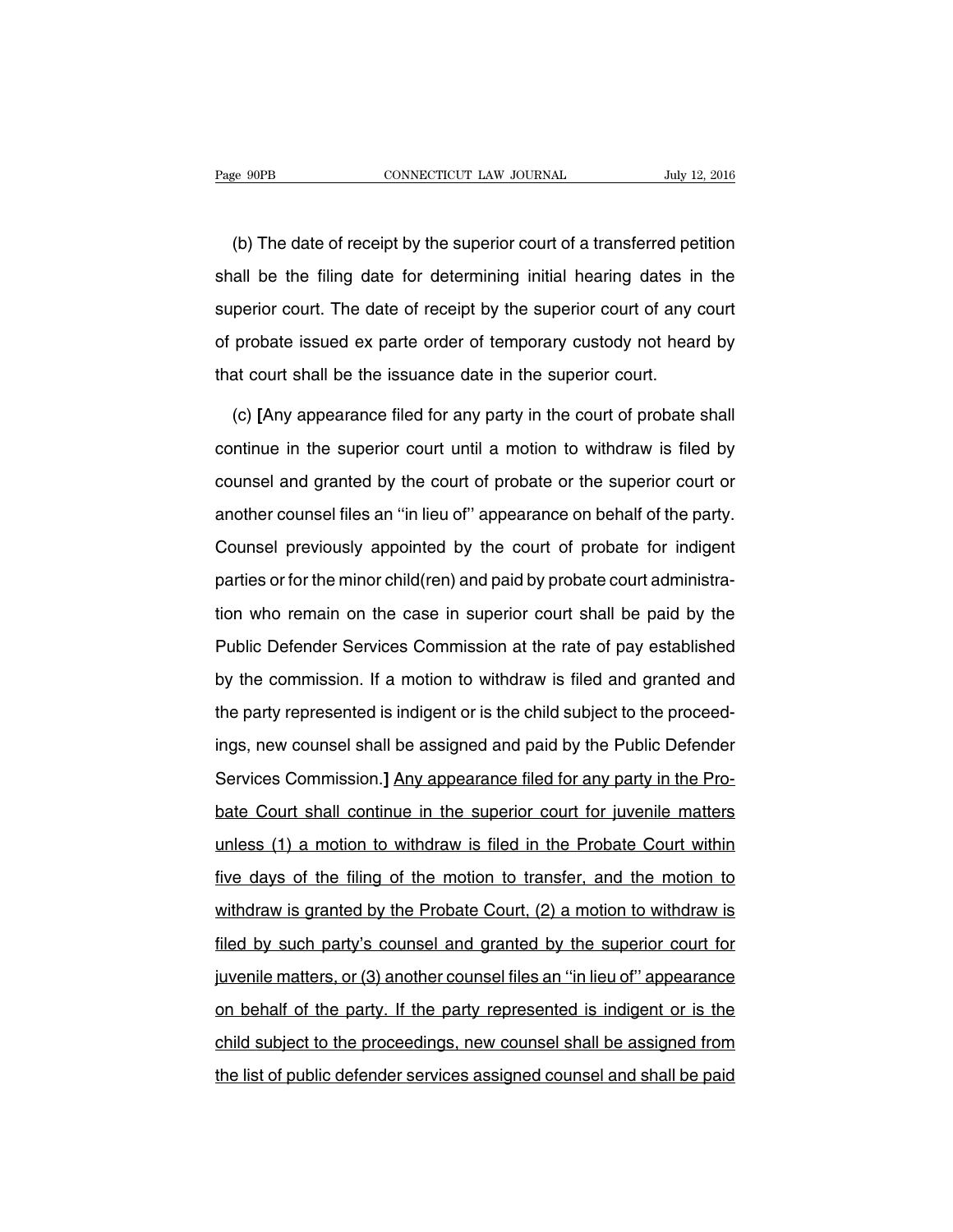(b) The date of receipt by the superior court of a transferred petition shall be the filing date for determining initial hearing dates in the superior court. The date of receipt by the superior court of any court of probate issued ex parte order of temporary custody not heard by that court shall be the issuance date in the superior court.

(c) **[**Any appearance filed for any party in the court of probate shall continue in the superior court until a motion to withdraw is filed by counsel and granted by the court of probate or the superior court or another counsel files an ''in lieu of'' appearance on behalf of the party. Counsel previously appointed by the court of probate for indigent parties or for the minor child(ren) and paid by probate court administration who remain on the case in superior court shall be paid by the Public Defender Services Commission at the rate of pay established by the commission. If a motion to withdraw is filed and granted and the party represented is indigent or is the child subject to the proceedings, new counsel shall be assigned and paid by the Public Defender Services Commission.**]** <u>Any appearance filed for any party in the Probate Court shall continue in the superior court for juvenile matters unless (1) a motion to withdraw is filed in the Probate Court within five days of the filing of the motion to transfer, and the motion to withdraw is granted by the Probate Court, (2) a motion to withdraw is filed by such party's counsel and granted by the superior court for juvenile matters, or (3) another counsel files an ''in lieu of'' appearance on behalf of the party. If the party represented is indigent or is the child subject to the proceedings, new counsel shall be assigned from the list of public defender services assigned counsel and shall be paid</u>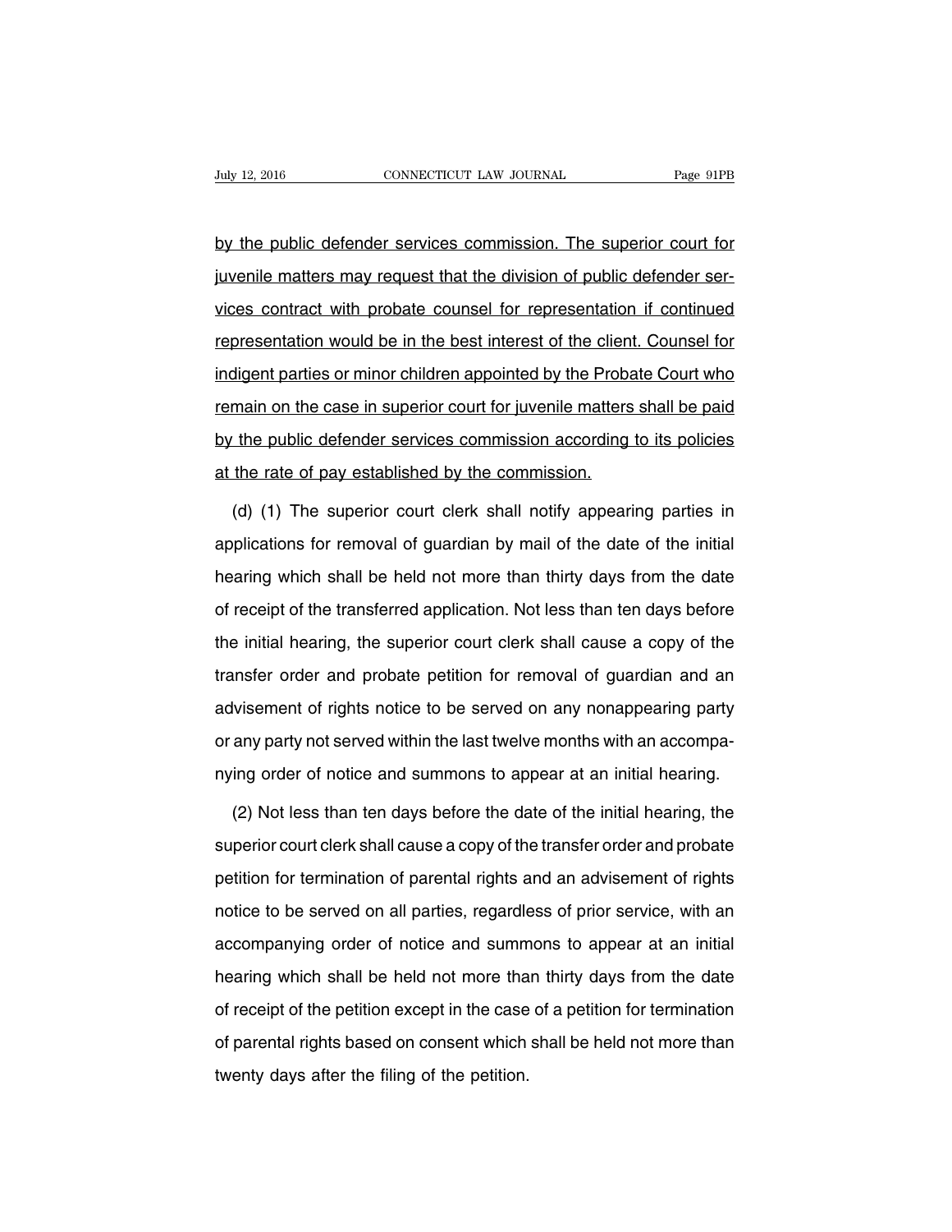by the public defender services commission. The superior court for juvenile matters may request that the division of public defender services contract with probate counsel for representation if continued representation would be in the best interest of the client. Counsel for indigent parties or minor children appointed by the Probate Court who remain on the case in superior court for juvenile matters shall be paid by the public defender services commission according to its policies at the rate of pay established by the commission.

(d) (1) The superior court clerk shall notify appearing parties in applications for removal of guardian by mail of the date of the initial hearing which shall be held not more than thirty days from the date of receipt of the transferred application. Not less than ten days before the initial hearing, the superior court clerk shall cause a copy of the transfer order and probate petition for removal of guardian and an advisement of rights notice to be served on any nonappearing party or any party not served within the last twelve months with an accompanying order of notice and summons to appear at an initial hearing.

(2) Not less than ten days before the date of the initial hearing, the superior court clerk shall cause a copy of the transfer order and probate petition for termination of parental rights and an advisement of rights notice to be served on all parties, regardless of prior service, with an accompanying order of notice and summons to appear at an initial hearing which shall be held not more than thirty days from the date of receipt of the petition except in the case of a petition for termination of parental rights based on consent which shall be held not more than twenty days after the filing of the petition.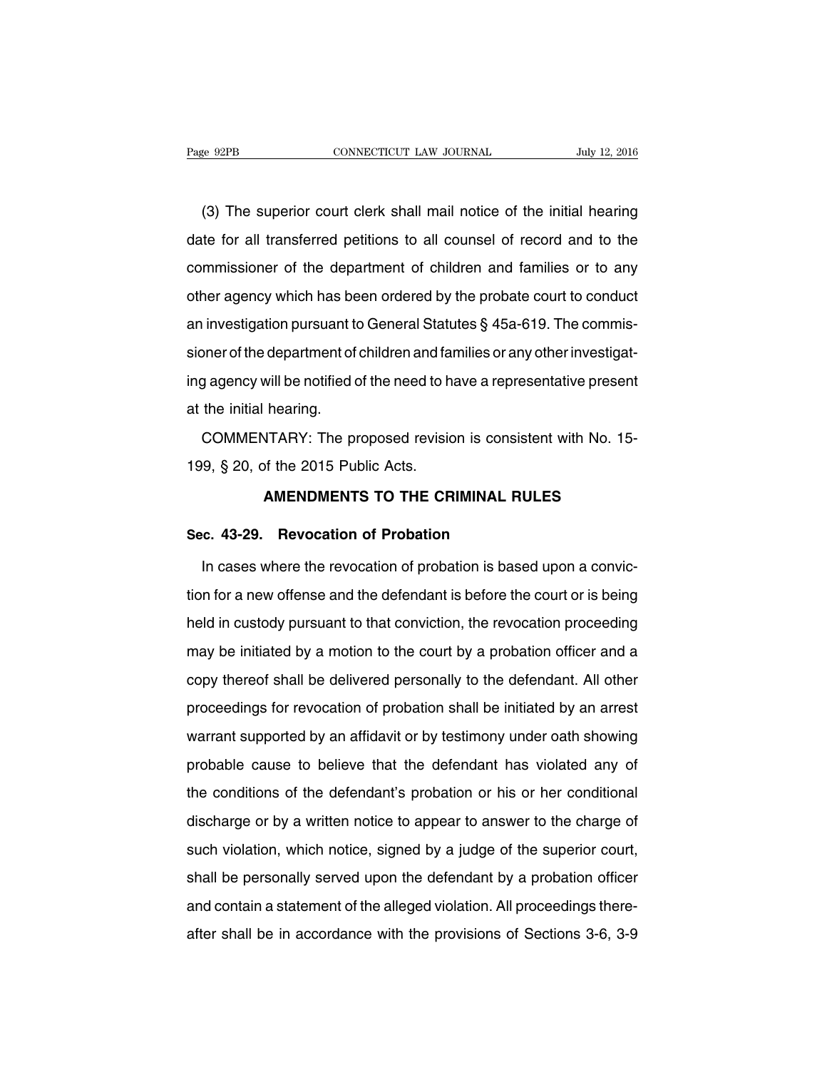(3) The superior court clerk shall mail notice of the initial hearing date for all transferred petitions to all counsel of record and to the commissioner of the department of children and families or to any other agency which has been ordered by the probate court to conduct an investigation pursuant to General Statutes § 45a-619. The commissioner of the department of children and families or any other investigating agency will be notified of the need to have a representative present at the initial hearing.

COMMENTARY: The proposed revision is consistent with No. 15-199, § 20, of the 2015 Public Acts.

## AMENDMENTS TO THE CRIMINAL RULES

### Sec. 43-29. Revocation of Probation

In cases where the revocation of probation is based upon a conviction for a new offense and the defendant is before the court or is being held in custody pursuant to that conviction, the revocation proceeding may be initiated by a motion to the court by a probation officer and a copy thereof shall be delivered personally to the defendant. All other proceedings for revocation of probation shall be initiated by an arrest warrant supported by an affidavit or by testimony under oath showing probable cause to believe that the defendant has violated any of the conditions of the defendant's probation or his or her conditional discharge or by a written notice to appear to answer to the charge of such violation, which notice, signed by a judge of the superior court, shall be personally served upon the defendant by a probation officer and contain a statement of the alleged violation. All proceedings thereafter shall be in accordance with the provisions of Sections 3-6, 3-9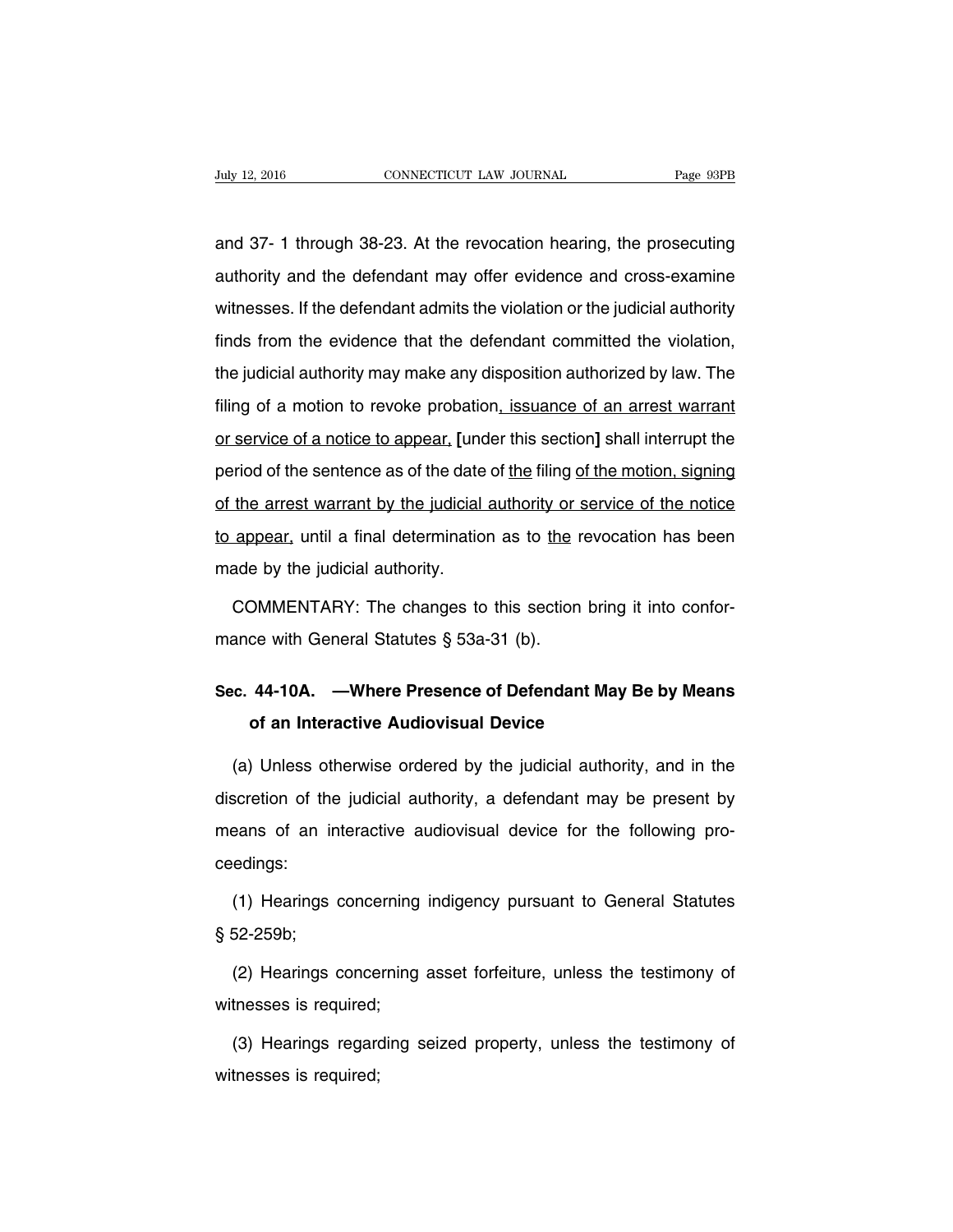and 37- 1 through 38-23. At the revocation hearing, the prosecuting authority and the defendant may offer evidence and cross-examine witnesses. If the defendant admits the violation or the judicial authority finds from the evidence that the defendant committed the violation, the judicial authority may make any disposition authorized by law. The filing of a motion to revoke probation<u>, issuance of an arrest warrant or service of a notice to appear,</u> [under this section] shall interrupt the period of the sentence as of the date of <u>the</u> filing <u>of the motion, signing of the arrest warrant by the judicial authority or service of the notice to appear,</u> until a final determination as to <u>the</u> revocation has been made by the judicial authority.

COMMENTARY: The changes to this section bring it into conformance with General Statutes § 53a-31 (b).

## Sec. 44-10A. —Where Presence of Defendant May Be by Means of an Interactive Audiovisual Device

(a) Unless otherwise ordered by the judicial authority, and in the discretion of the judicial authority, a defendant may be present by means of an interactive audiovisual device for the following proceedings:

(1) Hearings concerning indigency pursuant to General Statutes § 52-259b;

(2) Hearings concerning asset forfeiture, unless the testimony of witnesses is required;

(3) Hearings regarding seized property, unless the testimony of witnesses is required;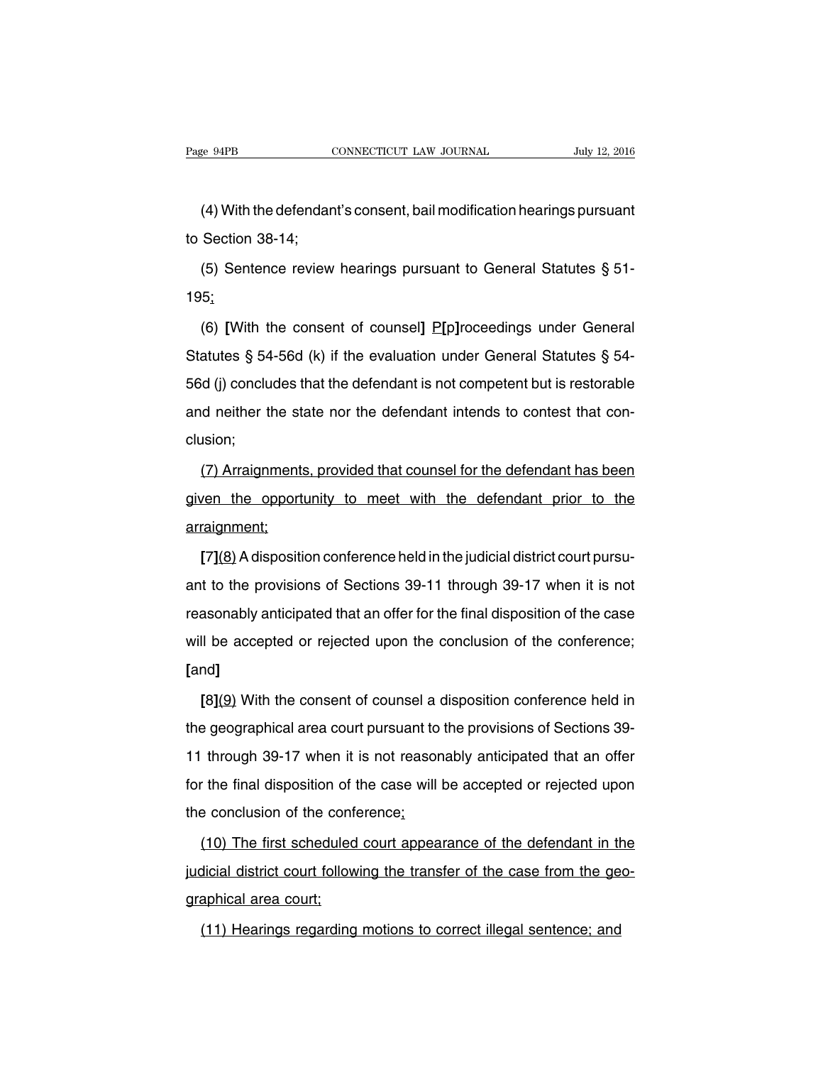(4) With the defendant's consent, bail modification hearings pursuant to Section 38-14;

(5) Sentence review hearings pursuant to General Statutes § 51-195;

(6) [With the consent of counsel] P[p]roceedings under General Statutes § 54-56d (k) if the evaluation under General Statutes § 54-56d (j) concludes that the defendant is not competent but is restorable and neither the state nor the defendant intends to contest that conclusion;

(7) Arraignments, provided that counsel for the defendant has been given the opportunity to meet with the defendant prior to the arraignment;

[7](8) A disposition conference held in the judicial district court pursuant to the provisions of Sections 39-11 through 39-17 when it is not reasonably anticipated that an offer for the final disposition of the case will be accepted or rejected upon the conclusion of the conference; [and]

[8](9) With the consent of counsel a disposition conference held in the geographical area court pursuant to the provisions of Sections 39-11 through 39-17 when it is not reasonably anticipated that an offer for the final disposition of the case will be accepted or rejected upon the conclusion of the conference;

(10) The first scheduled court appearance of the defendant in the judicial district court following the transfer of the case from the geographical area court;

(11) Hearings regarding motions to correct illegal sentence; and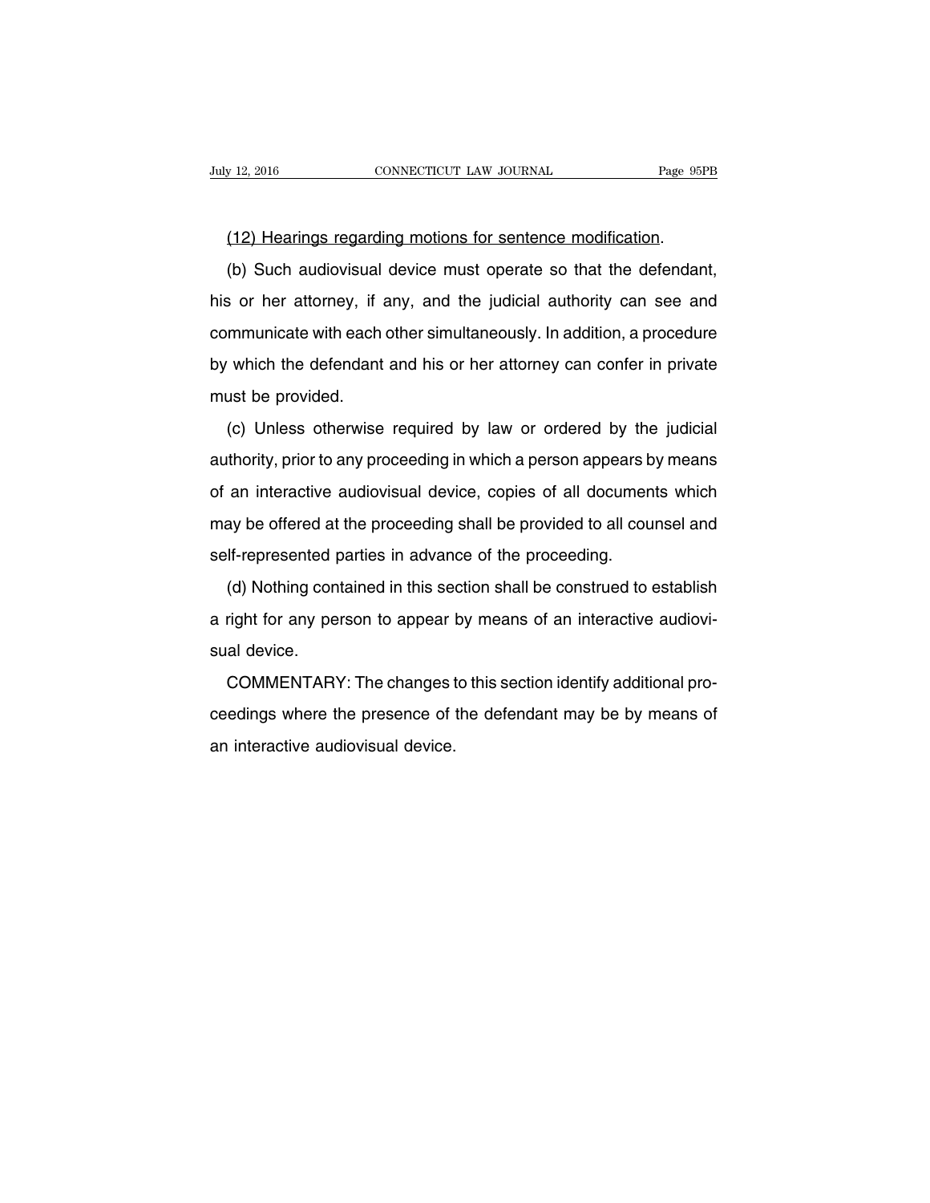(12) Hearings regarding motions for sentence modification.

(b) Such audiovisual device must operate so that the defendant, his or her attorney, if any, and the judicial authority can see and communicate with each other simultaneously. In addition, a procedure by which the defendant and his or her attorney can confer in private must be provided.

(c) Unless otherwise required by law or ordered by the judicial authority, prior to any proceeding in which a person appears by means of an interactive audiovisual device, copies of all documents which may be offered at the proceeding shall be provided to all counsel and self-represented parties in advance of the proceeding.

(d) Nothing contained in this section shall be construed to establish a right for any person to appear by means of an interactive audiovisual device.

COMMENTARY: The changes to this section identify additional proceedings where the presence of the defendant may be by means of an interactive audiovisual device.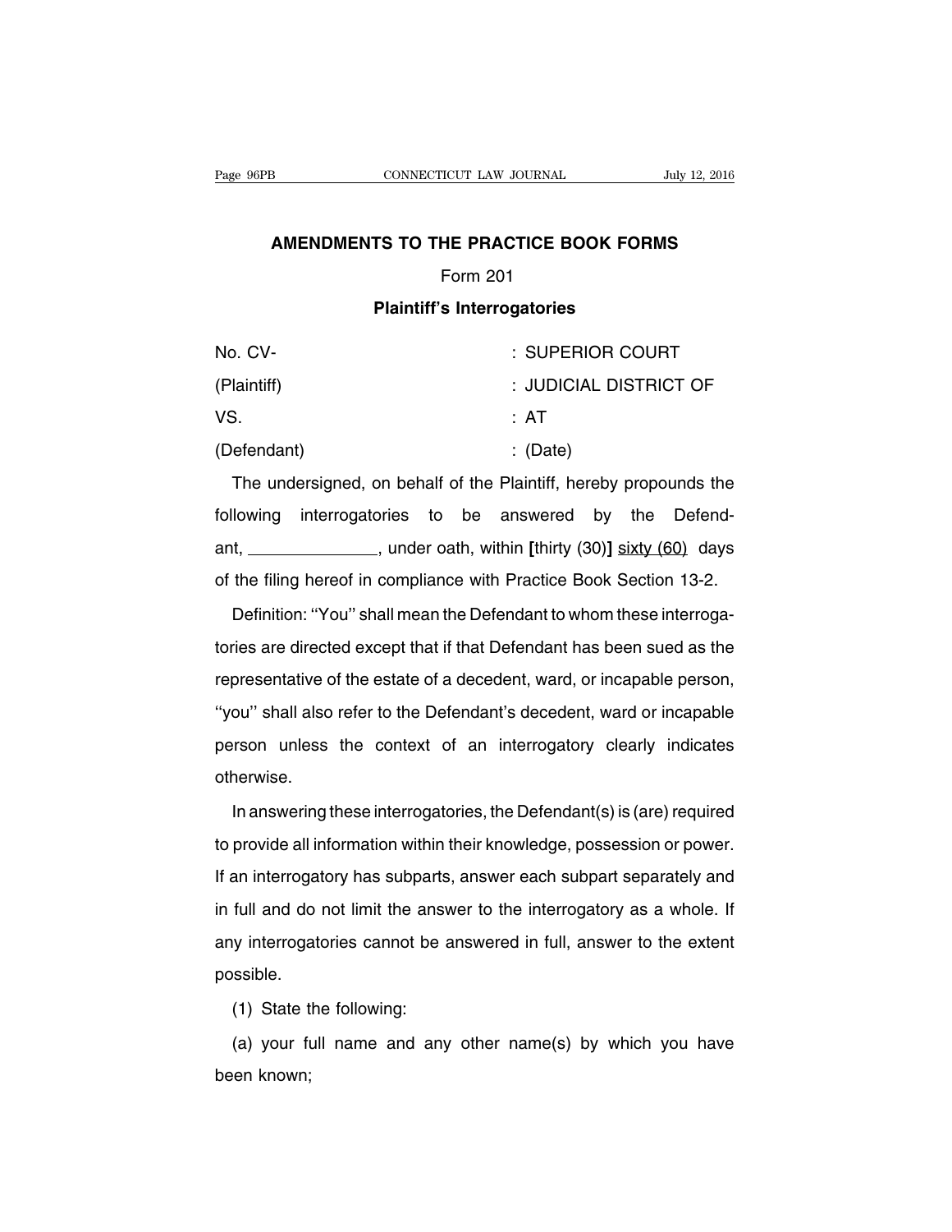# AMENDMENTS TO THE PRACTICE BOOK FORMS

## Form 201

### Plaintiff's Interrogatories

| | |
|---|---|
| No. CV- | : SUPERIOR COURT |
| (Plaintiff) | : JUDICIAL DISTRICT OF |
| VS. | : AT |
| (Defendant) | : (Date) |

The undersigned, on behalf of the Plaintiff, hereby propounds the following interrogatories to be answered by the Defendant, ______________, under oath, within [thirty (30)] <u>sixty (60)</u> days of the filing hereof in compliance with Practice Book Section 13-2.

Definition: ''You'' shall mean the Defendant to whom these interrogatories are directed except that if that Defendant has been sued as the representative of the estate of a decedent, ward, or incapable person, ''you'' shall also refer to the Defendant's decedent, ward or incapable person unless the context of an interrogatory clearly indicates otherwise.

In answering these interrogatories, the Defendant(s) is (are) required to provide all information within their knowledge, possession or power. If an interrogatory has subparts, answer each subpart separately and in full and do not limit the answer to the interrogatory as a whole. If any interrogatories cannot be answered in full, answer to the extent possible.

(1) State the following:

(a) your full name and any other name(s) by which you have been known;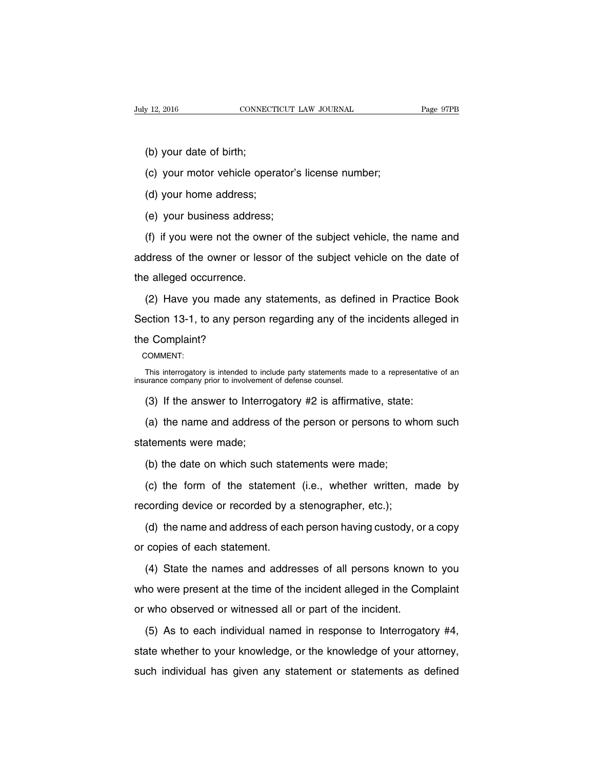(b) your date of birth;

(c) your motor vehicle operator's license number;

(d) your home address;

(e) your business address;

(f) if you were not the owner of the subject vehicle, the name and address of the owner or lessor of the subject vehicle on the date of the alleged occurrence.

(2) Have you made any statements, as defined in Practice Book Section 13-1, to any person regarding any of the incidents alleged in the Complaint?

COMMENT:

This interrogatory is intended to include party statements made to a representative of an insurance company prior to involvement of defense counsel.

(3) If the answer to Interrogatory #2 is affirmative, state:

(a) the name and address of the person or persons to whom such statements were made;

(b) the date on which such statements were made;

(c) the form of the statement (i.e., whether written, made by recording device or recorded by a stenographer, etc.);

(d) the name and address of each person having custody, or a copy or copies of each statement.

(4) State the names and addresses of all persons known to you who were present at the time of the incident alleged in the Complaint or who observed or witnessed all or part of the incident.

(5) As to each individual named in response to Interrogatory #4, state whether to your knowledge, or the knowledge of your attorney, such individual has given any statement or statements as defined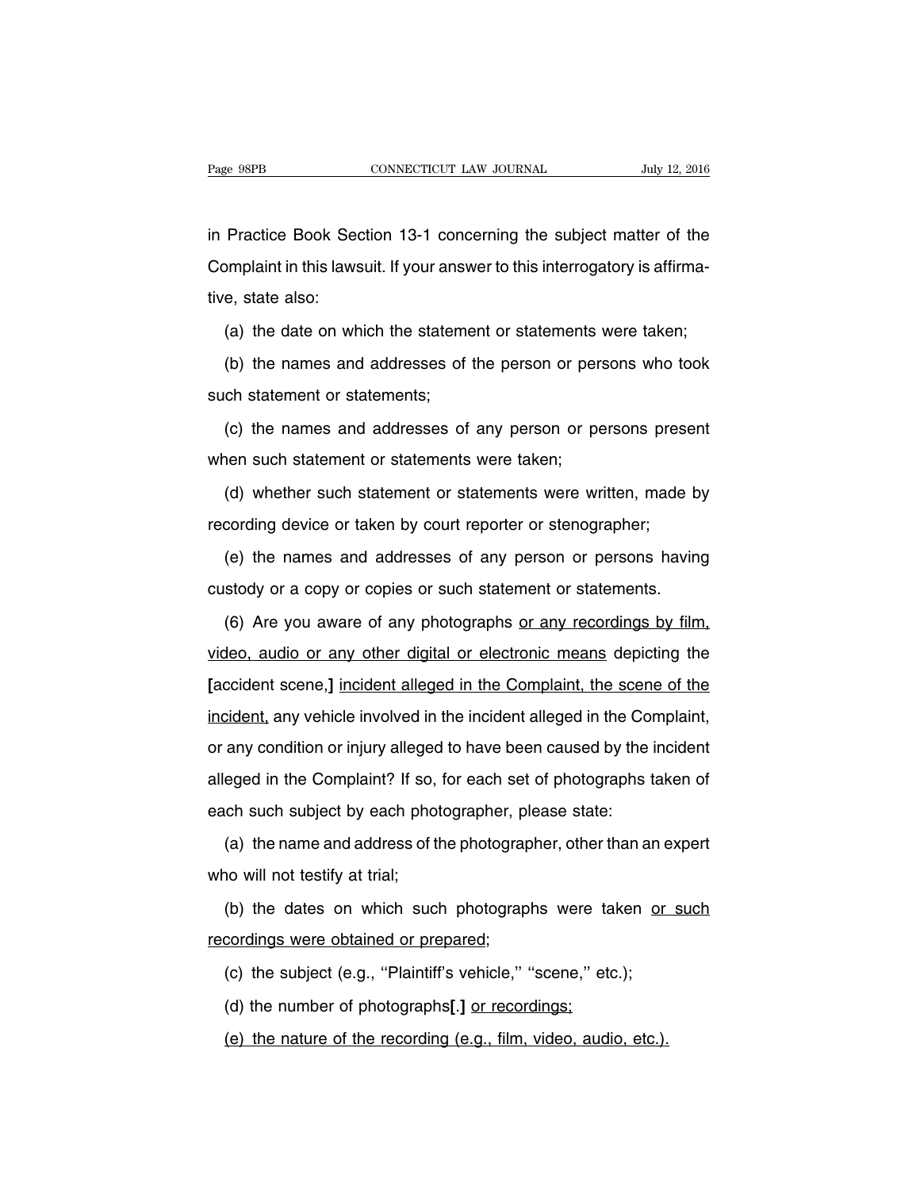in Practice Book Section 13-1 concerning the subject matter of the Complaint in this lawsuit. If your answer to this interrogatory is affirmative, state also:

(a) the date on which the statement or statements were taken;

(b) the names and addresses of the person or persons who took such statement or statements;

(c) the names and addresses of any person or persons present when such statement or statements were taken;

(d) whether such statement or statements were written, made by recording device or taken by court reporter or stenographer;

(e) the names and addresses of any person or persons having custody or a copy or copies or such statement or statements.

(6) Are you aware of any photographs <u>or any recordings by film, video, audio or any other digital or electronic means</u> depicting the **[**accident scene,**]** <u>incident alleged in the Complaint, the scene of the incident,</u> any vehicle involved in the incident alleged in the Complaint, or any condition or injury alleged to have been caused by the incident alleged in the Complaint? If so, for each set of photographs taken of each such subject by each photographer, please state:

(a) the name and address of the photographer, other than an expert who will not testify at trial;

(b) the dates on which such photographs were taken <u>or such recordings were obtained or prepared</u>;

(c) the subject (e.g., ''Plaintiff's vehicle,'' ''scene,'' etc.);

(d) the number of photographs**[**.**]** <u>or recordings;</u>

<u>(e) the nature of the recording (e.g., film, video, audio, etc.).</u>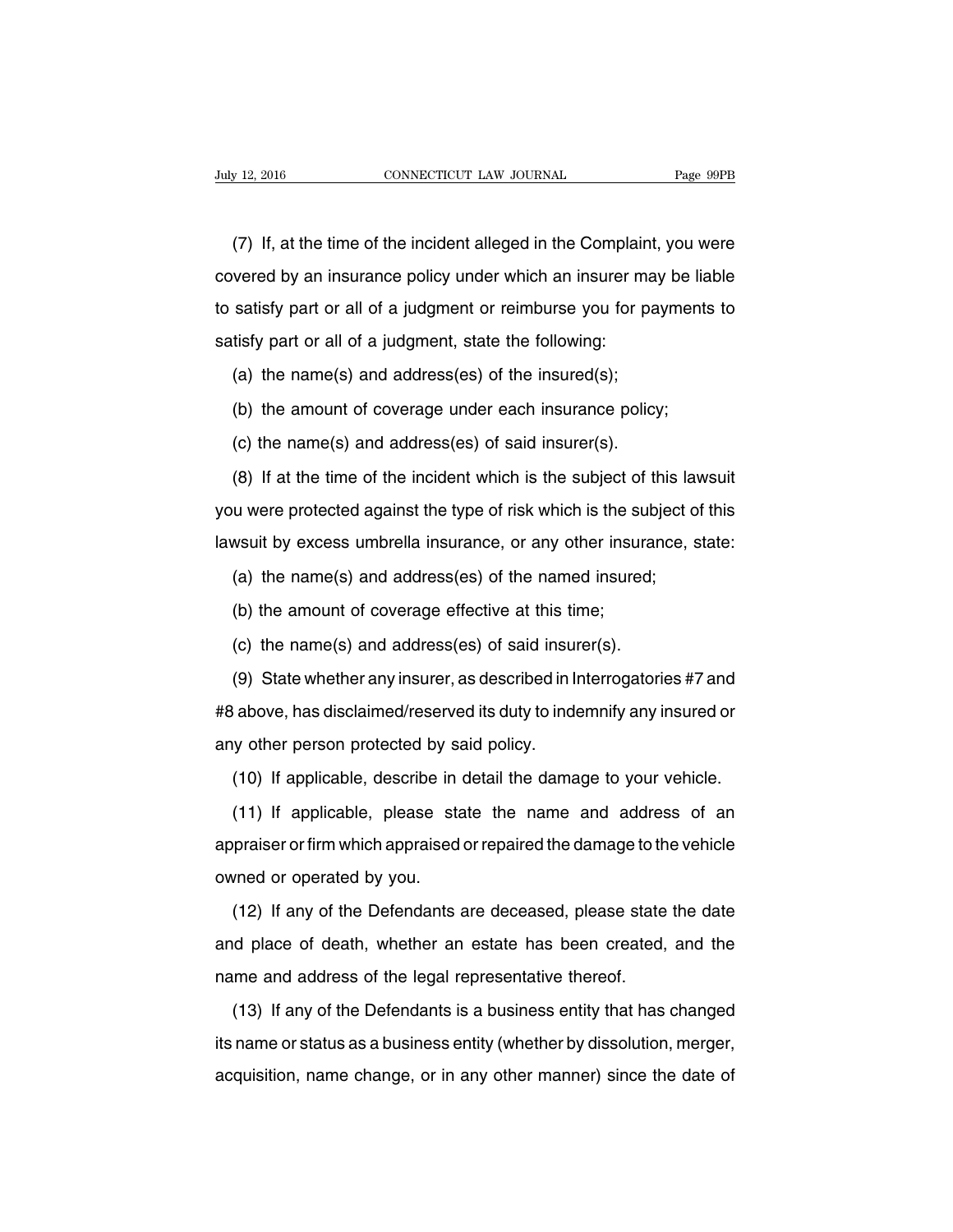(7) If, at the time of the incident alleged in the Complaint, you were covered by an insurance policy under which an insurer may be liable to satisfy part or all of a judgment or reimburse you for payments to satisfy part or all of a judgment, state the following:

(a) the name(s) and address(es) of the insured(s);

(b) the amount of coverage under each insurance policy;

(c) the name(s) and address(es) of said insurer(s).

(8) If at the time of the incident which is the subject of this lawsuit you were protected against the type of risk which is the subject of this lawsuit by excess umbrella insurance, or any other insurance, state:

(a) the name(s) and address(es) of the named insured;

(b) the amount of coverage effective at this time;

(c) the name(s) and address(es) of said insurer(s).

(9) State whether any insurer, as described in Interrogatories #7 and #8 above, has disclaimed/reserved its duty to indemnify any insured or any other person protected by said policy.

(10) If applicable, describe in detail the damage to your vehicle.

(11) If applicable, please state the name and address of an appraiser or firm which appraised or repaired the damage to the vehicle owned or operated by you.

(12) If any of the Defendants are deceased, please state the date and place of death, whether an estate has been created, and the name and address of the legal representative thereof.

(13) If any of the Defendants is a business entity that has changed its name or status as a business entity (whether by dissolution, merger, acquisition, name change, or in any other manner) since the date of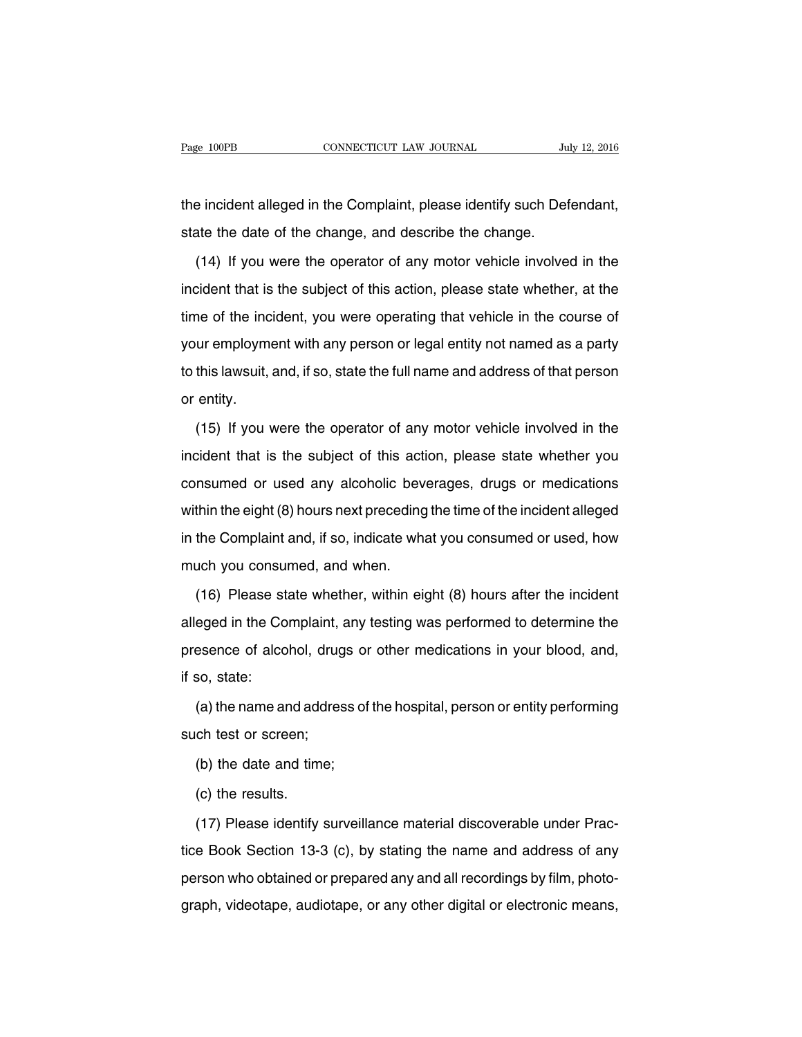the incident alleged in the Complaint, please identify such Defendant, state the date of the change, and describe the change.

(14) If you were the operator of any motor vehicle involved in the incident that is the subject of this action, please state whether, at the time of the incident, you were operating that vehicle in the course of your employment with any person or legal entity not named as a party to this lawsuit, and, if so, state the full name and address of that person or entity.

(15) If you were the operator of any motor vehicle involved in the incident that is the subject of this action, please state whether you consumed or used any alcoholic beverages, drugs or medications within the eight (8) hours next preceding the time of the incident alleged in the Complaint and, if so, indicate what you consumed or used, how much you consumed, and when.

(16) Please state whether, within eight (8) hours after the incident alleged in the Complaint, any testing was performed to determine the presence of alcohol, drugs or other medications in your blood, and, if so, state:

(a) the name and address of the hospital, person or entity performing such test or screen;

(b) the date and time;

(c) the results.

(17) Please identify surveillance material discoverable under Practice Book Section 13-3 (c), by stating the name and address of any person who obtained or prepared any and all recordings by film, photograph, videotape, audiotape, or any other digital or electronic means,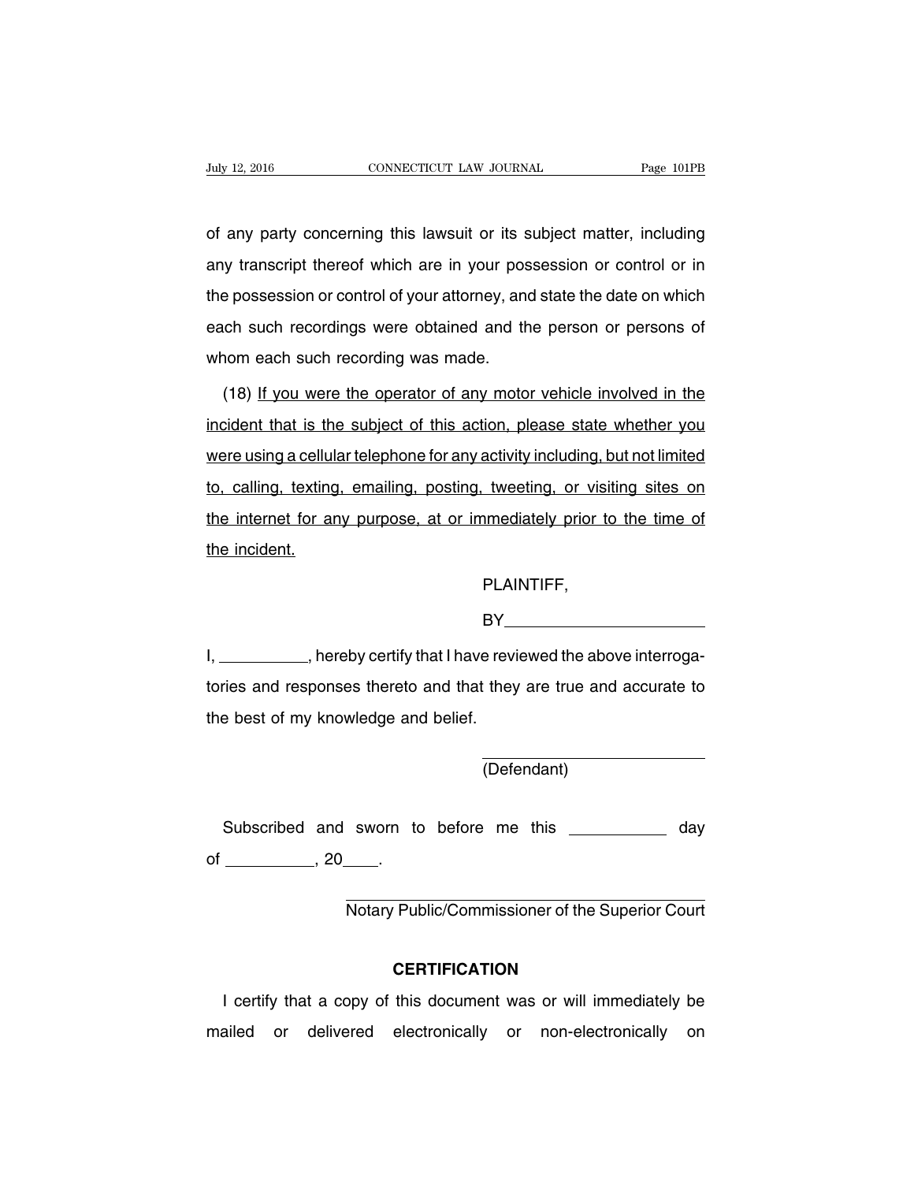of any party concerning this lawsuit or its subject matter, including any transcript thereof which are in your possession or control or in the possession or control of your attorney, and state the date on which each such recordings were obtained and the person or persons of whom each such recording was made.

(18) <u>If you were the operator of any motor vehicle involved in the incident that is the subject of this action, please state whether you were using a cellular telephone for any activity including, but not limited to, calling, texting, emailing, posting, tweeting, or visiting sites on the internet for any purpose, at or immediately prior to the time of the incident.</u>

PLAINTIFF,

BY\_\_\_\_\_\_\_\_\_\_\_\_\_\_\_\_\_\_\_\_\_\_

I, \_\_\_\_\_\_\_\_\_\_, hereby certify that I have reviewed the above interrogatories and responses thereto and that they are true and accurate to the best of my knowledge and belief.

\_\_\_\_\_\_\_\_\_\_\_\_\_\_\_\_\_\_\_\_\_\_\_\_
(Defendant)

Subscribed and sworn to before me this \_\_\_\_\_\_\_\_\_\_\_ day of \_\_\_\_\_\_\_\_\_\_, 20\_\_\_\_.

\_\_\_\_\_\_\_\_\_\_\_\_\_\_\_\_\_\_\_\_\_\_\_\_\_\_\_\_\_\_\_\_\_\_\_\_\_\_\_\_
Notary Public/Commissioner of the Superior Court

## CERTIFICATION

I certify that a copy of this document was or will immediately be mailed or delivered electronically or non-electronically on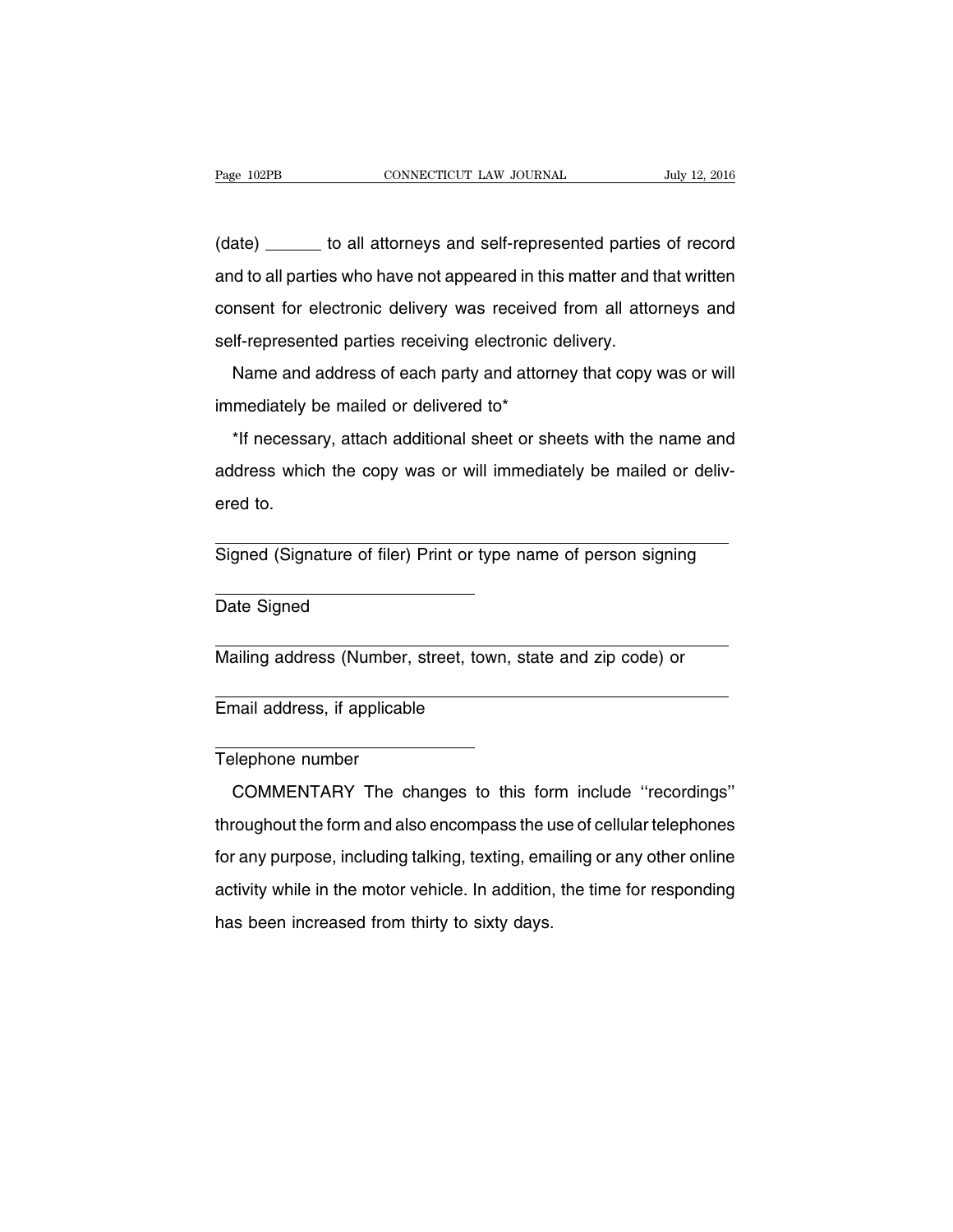(date) ______ to all attorneys and self-represented parties of record and to all parties who have not appeared in this matter and that written consent for electronic delivery was received from all attorneys and self-represented parties receiving electronic delivery.

Name and address of each party and attorney that copy was or will immediately be mailed or delivered to*

*If necessary, attach additional sheet or sheets with the name and address which the copy was or will immediately be mailed or delivered to.

______________________________________________
Signed (Signature of filer) Print or type name of person signing

______________________
Date Signed

______________________________________________
Mailing address (Number, street, town, state and zip code) or

______________________________________________
Email address, if applicable

______________________
Telephone number

COMMENTARY The changes to this form include ''recordings'' throughout the form and also encompass the use of cellular telephones for any purpose, including talking, texting, emailing or any other online activity while in the motor vehicle. In addition, the time for responding has been increased from thirty to sixty days.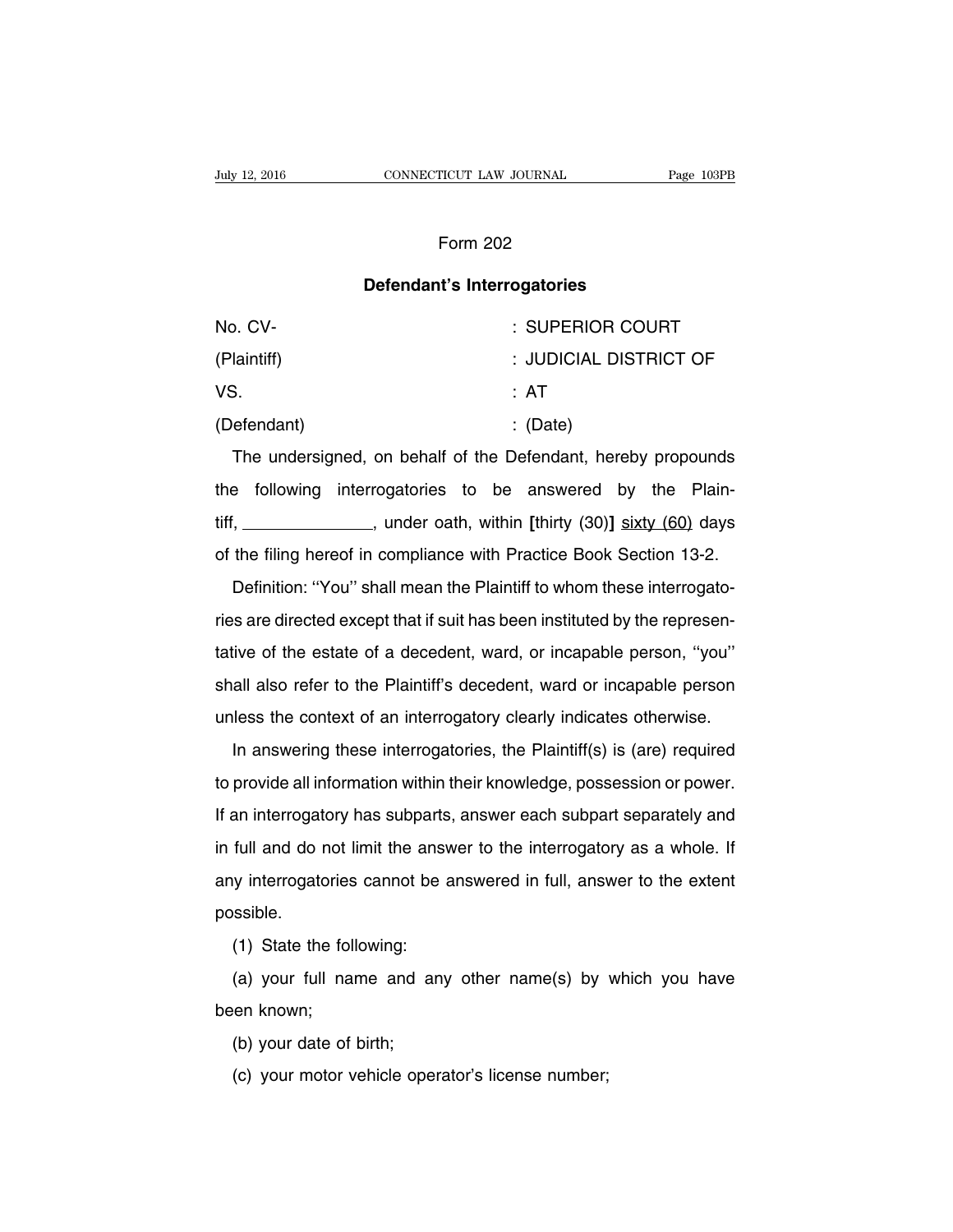Form 202

**Defendant's Interrogatories**

| | |
|---|---|
| No. CV- | : SUPERIOR COURT |
| (Plaintiff) | : JUDICIAL DISTRICT OF |
| VS. | : AT |
| (Defendant) | : (Date) |

The undersigned, on behalf of the Defendant, hereby propounds the following interrogatories to be answered by the Plaintiff, ______________, under oath, within **[**thirty (30)**]** sixty (60) days of the filing hereof in compliance with Practice Book Section 13-2.

Definition: ''You'' shall mean the Plaintiff to whom these interrogatories are directed except that if suit has been instituted by the representative of the estate of a decedent, ward, or incapable person, ''you'' shall also refer to the Plaintiff's decedent, ward or incapable person unless the context of an interrogatory clearly indicates otherwise.

In answering these interrogatories, the Plaintiff(s) is (are) required to provide all information within their knowledge, possession or power. If an interrogatory has subparts, answer each subpart separately and in full and do not limit the answer to the interrogatory as a whole. If any interrogatories cannot be answered in full, answer to the extent possible.

(1) State the following:

(a) your full name and any other name(s) by which you have been known;

(b) your date of birth;

(c) your motor vehicle operator's license number;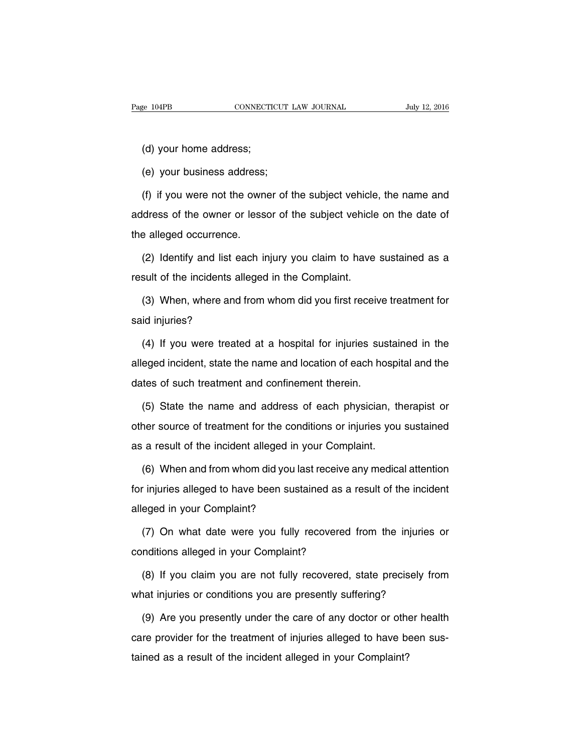(d) your home address;

(e) your business address;

(f) if you were not the owner of the subject vehicle, the name and address of the owner or lessor of the subject vehicle on the date of the alleged occurrence.

(2) Identify and list each injury you claim to have sustained as a result of the incidents alleged in the Complaint.

(3) When, where and from whom did you first receive treatment for said injuries?

(4) If you were treated at a hospital for injuries sustained in the alleged incident, state the name and location of each hospital and the dates of such treatment and confinement therein.

(5) State the name and address of each physician, therapist or other source of treatment for the conditions or injuries you sustained as a result of the incident alleged in your Complaint.

(6) When and from whom did you last receive any medical attention for injuries alleged to have been sustained as a result of the incident alleged in your Complaint?

(7) On what date were you fully recovered from the injuries or conditions alleged in your Complaint?

(8) If you claim you are not fully recovered, state precisely from what injuries or conditions you are presently suffering?

(9) Are you presently under the care of any doctor or other health care provider for the treatment of injuries alleged to have been sustained as a result of the incident alleged in your Complaint?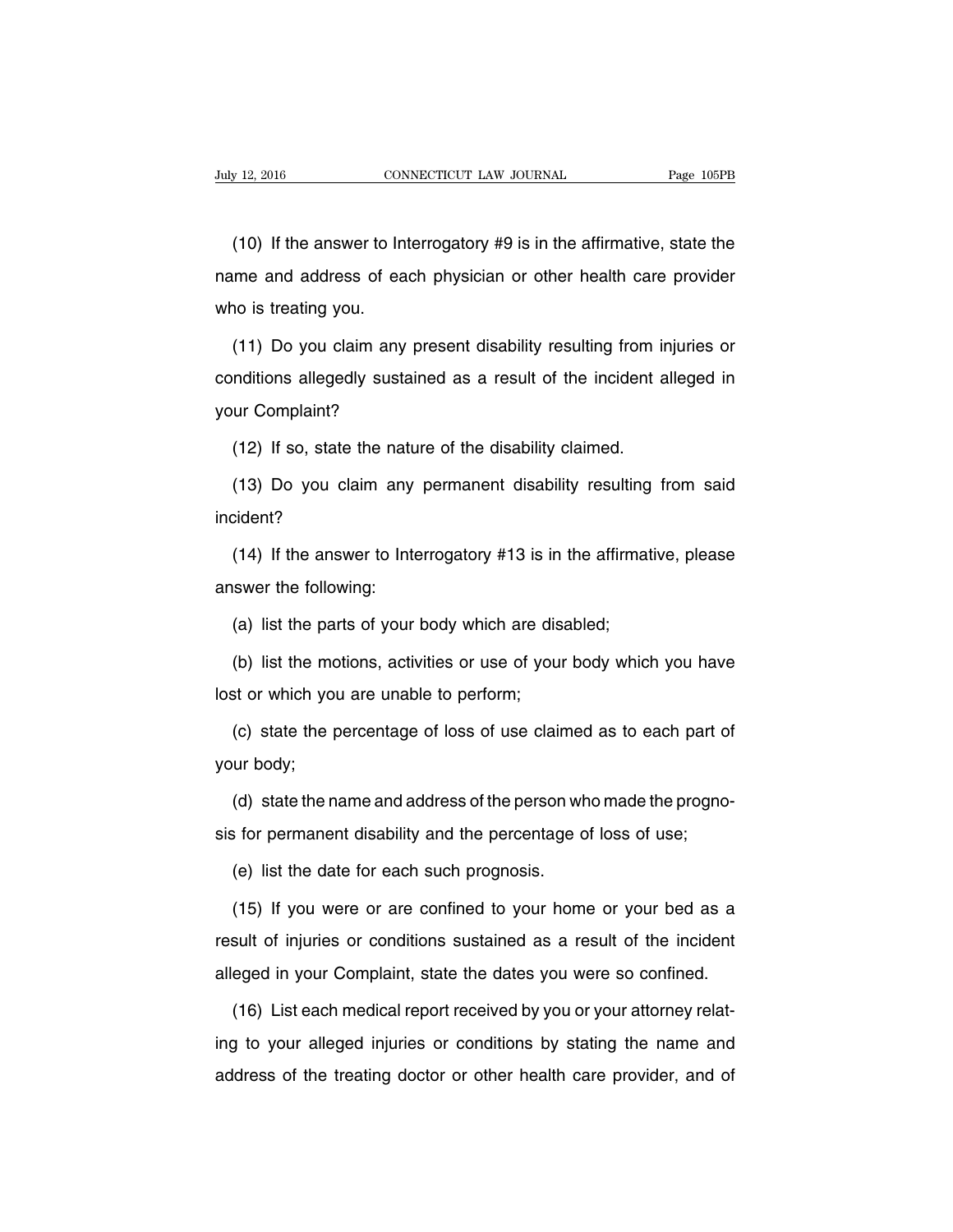(10) If the answer to Interrogatory #9 is in the affirmative, state the name and address of each physician or other health care provider who is treating you.

(11) Do you claim any present disability resulting from injuries or conditions allegedly sustained as a result of the incident alleged in your Complaint?

(12) If so, state the nature of the disability claimed.

(13) Do you claim any permanent disability resulting from said incident?

(14) If the answer to Interrogatory #13 is in the affirmative, please answer the following:

(a) list the parts of your body which are disabled;

(b) list the motions, activities or use of your body which you have lost or which you are unable to perform;

(c) state the percentage of loss of use claimed as to each part of your body;

(d) state the name and address of the person who made the prognosis for permanent disability and the percentage of loss of use;

(e) list the date for each such prognosis.

(15) If you were or are confined to your home or your bed as a result of injuries or conditions sustained as a result of the incident alleged in your Complaint, state the dates you were so confined.

(16) List each medical report received by you or your attorney relating to your alleged injuries or conditions by stating the name and address of the treating doctor or other health care provider, and of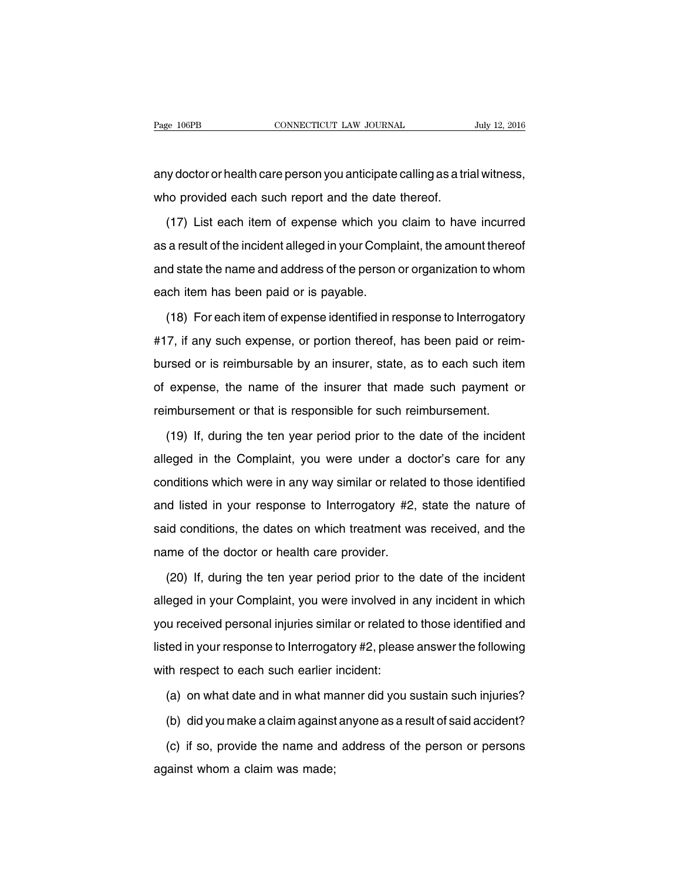any doctor or health care person you anticipate calling as a trial witness, who provided each such report and the date thereof.

(17) List each item of expense which you claim to have incurred as a result of the incident alleged in your Complaint, the amount thereof and state the name and address of the person or organization to whom each item has been paid or is payable.

(18) For each item of expense identified in response to Interrogatory #17, if any such expense, or portion thereof, has been paid or reimbursed or is reimbursable by an insurer, state, as to each such item of expense, the name of the insurer that made such payment or reimbursement or that is responsible for such reimbursement.

(19) If, during the ten year period prior to the date of the incident alleged in the Complaint, you were under a doctor's care for any conditions which were in any way similar or related to those identified and listed in your response to Interrogatory #2, state the nature of said conditions, the dates on which treatment was received, and the name of the doctor or health care provider.

(20) If, during the ten year period prior to the date of the incident alleged in your Complaint, you were involved in any incident in which you received personal injuries similar or related to those identified and listed in your response to Interrogatory #2, please answer the following with respect to each such earlier incident:

(a) on what date and in what manner did you sustain such injuries?

(b) did you make a claim against anyone as a result of said accident?

(c) if so, provide the name and address of the person or persons against whom a claim was made;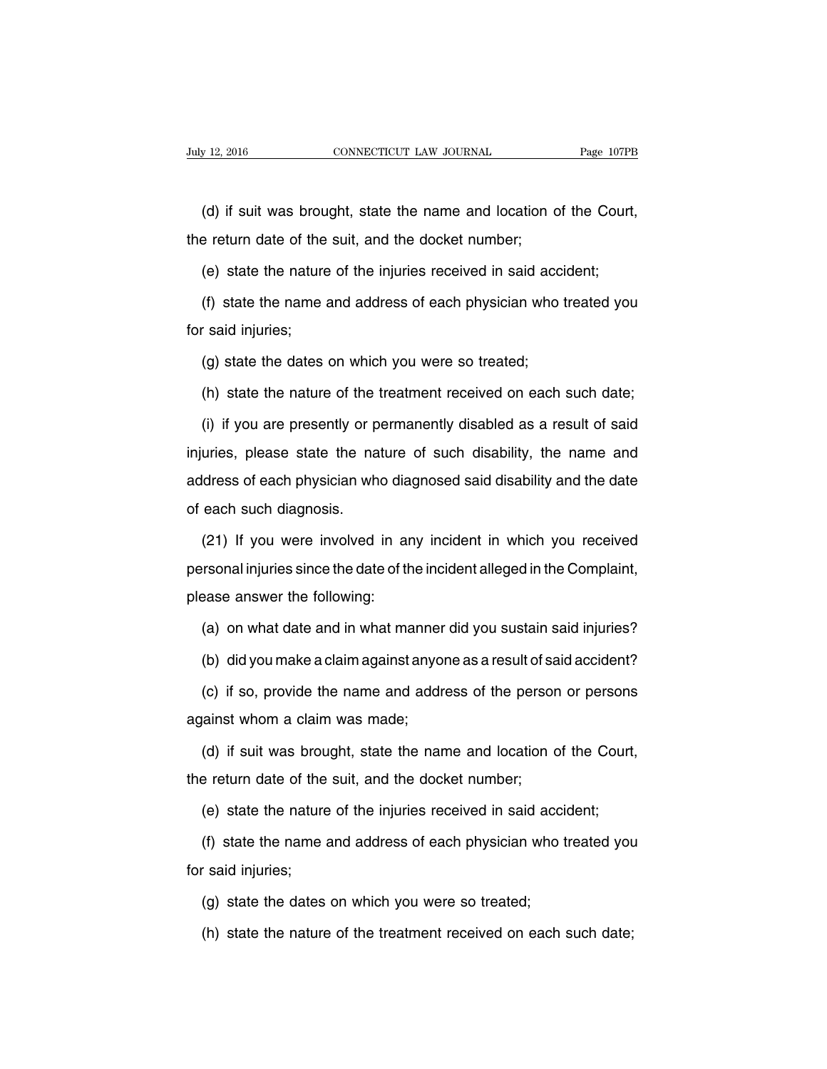(d) if suit was brought, state the name and location of the Court, the return date of the suit, and the docket number;

(e) state the nature of the injuries received in said accident;

(f) state the name and address of each physician who treated you for said injuries;

(g) state the dates on which you were so treated;

(h) state the nature of the treatment received on each such date;

(i) if you are presently or permanently disabled as a result of said injuries, please state the nature of such disability, the name and address of each physician who diagnosed said disability and the date of each such diagnosis.

(21) If you were involved in any incident in which you received personal injuries since the date of the incident alleged in the Complaint, please answer the following:

(a) on what date and in what manner did you sustain said injuries?

(b) did you make a claim against anyone as a result of said accident?

(c) if so, provide the name and address of the person or persons against whom a claim was made;

(d) if suit was brought, state the name and location of the Court, the return date of the suit, and the docket number;

(e) state the nature of the injuries received in said accident;

(f) state the name and address of each physician who treated you for said injuries;

(g) state the dates on which you were so treated;

(h) state the nature of the treatment received on each such date;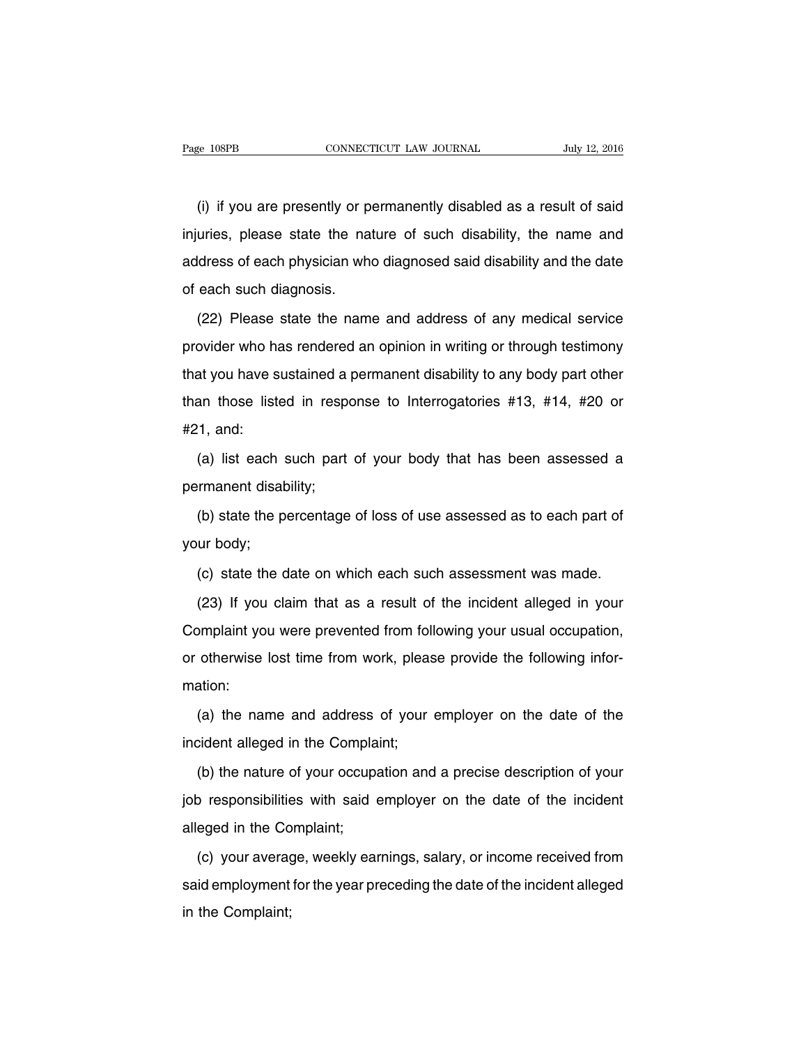(i) if you are presently or permanently disabled as a result of said injuries, please state the nature of such disability, the name and address of each physician who diagnosed said disability and the date of each such diagnosis.

(22) Please state the name and address of any medical service provider who has rendered an opinion in writing or through testimony that you have sustained a permanent disability to any body part other than those listed in response to Interrogatories #13, #14, #20 or #21, and:

(a) list each such part of your body that has been assessed a permanent disability;

(b) state the percentage of loss of use assessed as to each part of your body;

(c) state the date on which each such assessment was made.

(23) If you claim that as a result of the incident alleged in your Complaint you were prevented from following your usual occupation, or otherwise lost time from work, please provide the following information:

(a) the name and address of your employer on the date of the incident alleged in the Complaint;

(b) the nature of your occupation and a precise description of your job responsibilities with said employer on the date of the incident alleged in the Complaint;

(c) your average, weekly earnings, salary, or income received from said employment for the year preceding the date of the incident alleged in the Complaint;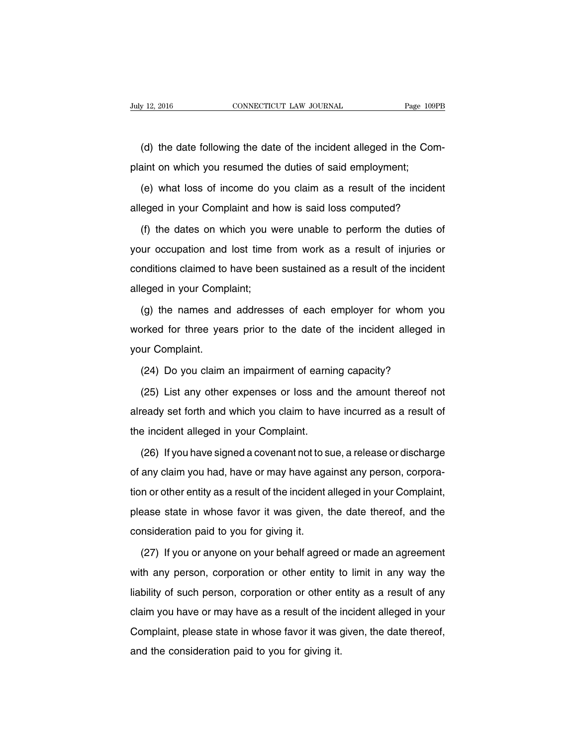(d) the date following the date of the incident alleged in the Complaint on which you resumed the duties of said employment;

(e) what loss of income do you claim as a result of the incident alleged in your Complaint and how is said loss computed?

(f) the dates on which you were unable to perform the duties of your occupation and lost time from work as a result of injuries or conditions claimed to have been sustained as a result of the incident alleged in your Complaint;

(g) the names and addresses of each employer for whom you worked for three years prior to the date of the incident alleged in your Complaint.

(24) Do you claim an impairment of earning capacity?

(25) List any other expenses or loss and the amount thereof not already set forth and which you claim to have incurred as a result of the incident alleged in your Complaint.

(26) If you have signed a covenant not to sue, a release or discharge of any claim you had, have or may have against any person, corporation or other entity as a result of the incident alleged in your Complaint, please state in whose favor it was given, the date thereof, and the consideration paid to you for giving it.

(27) If you or anyone on your behalf agreed or made an agreement with any person, corporation or other entity to limit in any way the liability of such person, corporation or other entity as a result of any claim you have or may have as a result of the incident alleged in your Complaint, please state in whose favor it was given, the date thereof, and the consideration paid to you for giving it.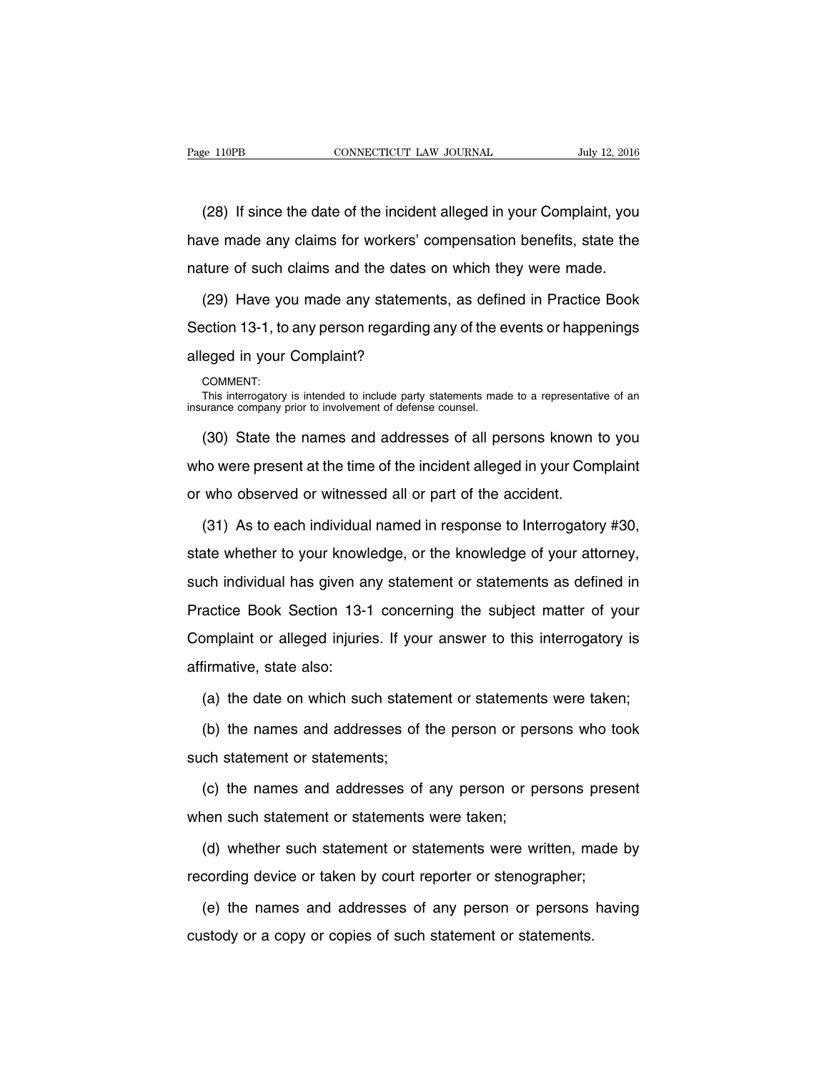(28) If since the date of the incident alleged in your Complaint, you have made any claims for workers' compensation benefits, state the nature of such claims and the dates on which they were made.

(29) Have you made any statements, as defined in Practice Book Section 13-1, to any person regarding any of the events or happenings alleged in your Complaint?

COMMENT:
This interrogatory is intended to include party statements made to a representative of an insurance company prior to involvement of defense counsel.

(30) State the names and addresses of all persons known to you who were present at the time of the incident alleged in your Complaint or who observed or witnessed all or part of the accident.

(31) As to each individual named in response to Interrogatory #30, state whether to your knowledge, or the knowledge of your attorney, such individual has given any statement or statements as defined in Practice Book Section 13-1 concerning the subject matter of your Complaint or alleged injuries. If your answer to this interrogatory is affirmative, state also:

(a) the date on which such statement or statements were taken;

(b) the names and addresses of the person or persons who took such statement or statements;

(c) the names and addresses of any person or persons present when such statement or statements were taken;

(d) whether such statement or statements were written, made by recording device or taken by court reporter or stenographer;

(e) the names and addresses of any person or persons having custody or a copy or copies of such statement or statements.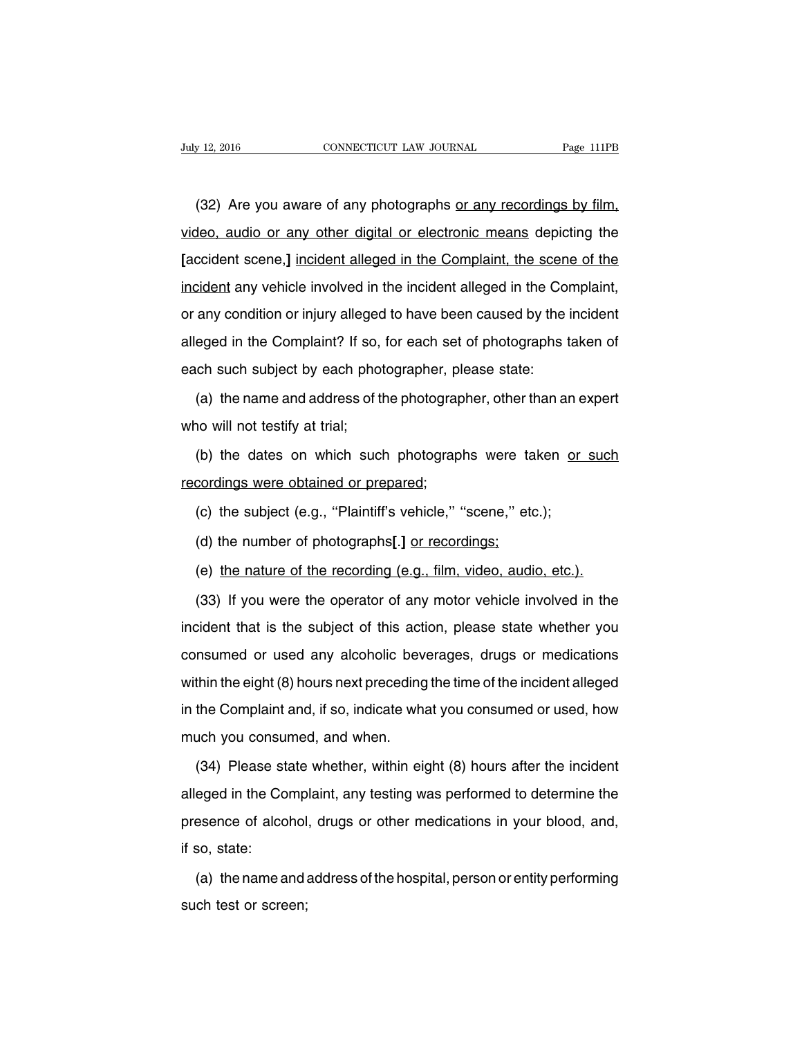(32) Are you aware of any photographs or any recordings by film, video, audio or any other digital or electronic means depicting the [accident scene,] incident alleged in the Complaint, the scene of the incident any vehicle involved in the incident alleged in the Complaint, or any condition or injury alleged to have been caused by the incident alleged in the Complaint? If so, for each set of photographs taken of each such subject by each photographer, please state:

(a) the name and address of the photographer, other than an expert who will not testify at trial;

(b) the dates on which such photographs were taken or such recordings were obtained or prepared;

(c) the subject (e.g., ''Plaintiff's vehicle,'' ''scene,'' etc.);

(d) the number of photographs[.] or recordings;

(e) the nature of the recording (e.g., film, video, audio, etc.).

(33) If you were the operator of any motor vehicle involved in the incident that is the subject of this action, please state whether you consumed or used any alcoholic beverages, drugs or medications within the eight (8) hours next preceding the time of the incident alleged in the Complaint and, if so, indicate what you consumed or used, how much you consumed, and when.

(34) Please state whether, within eight (8) hours after the incident alleged in the Complaint, any testing was performed to determine the presence of alcohol, drugs or other medications in your blood, and, if so, state:

(a) the name and address of the hospital, person or entity performing such test or screen;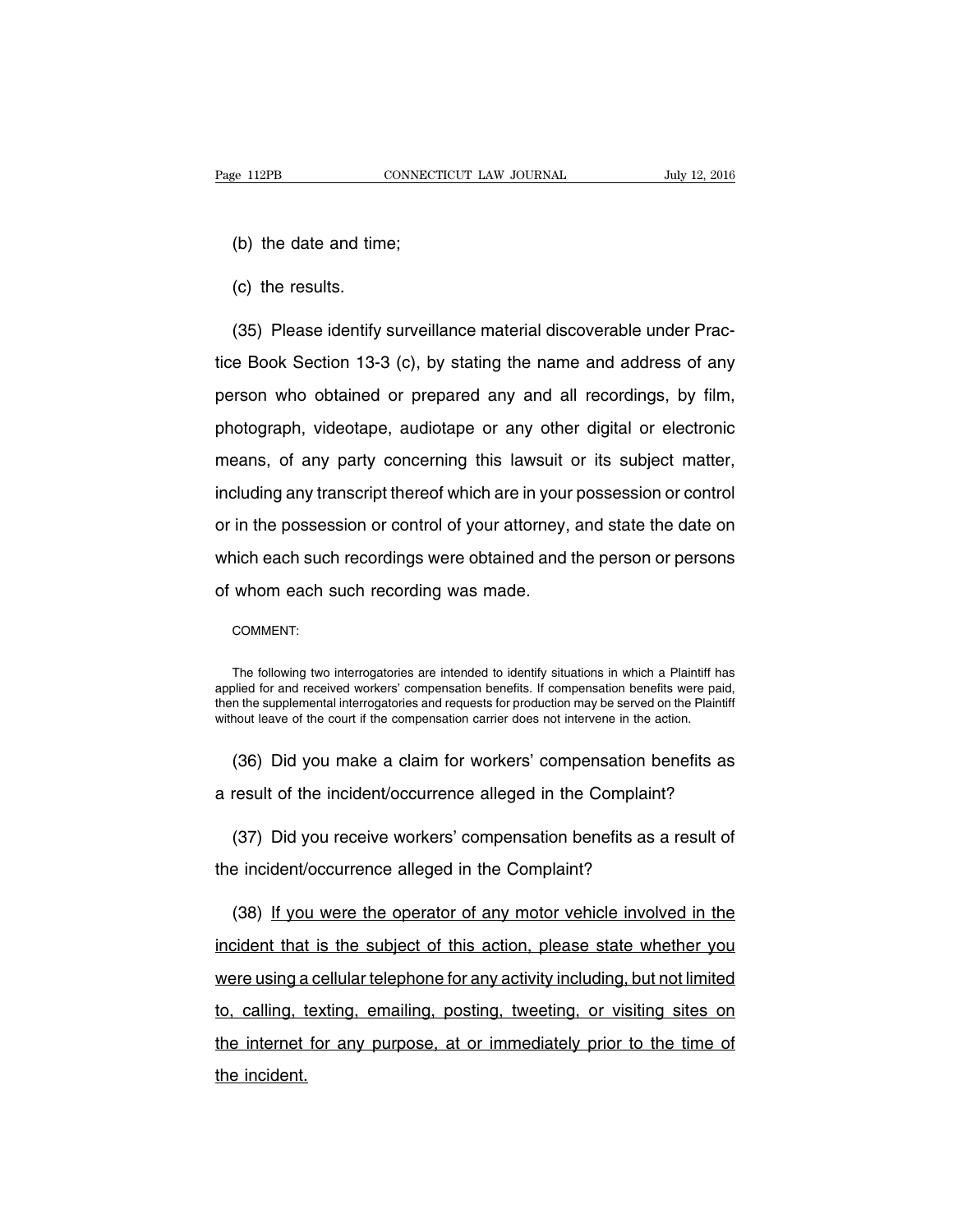(b) the date and time;

(c) the results.

(35) Please identify surveillance material discoverable under Practice Book Section 13-3 (c), by stating the name and address of any person who obtained or prepared any and all recordings, by film, photograph, videotape, audiotape or any other digital or electronic means, of any party concerning this lawsuit or its subject matter, including any transcript thereof which are in your possession or control or in the possession or control of your attorney, and state the date on which each such recordings were obtained and the person or persons of whom each such recording was made.

COMMENT:

The following two interrogatories are intended to identify situations in which a Plaintiff has applied for and received workers' compensation benefits. If compensation benefits were paid, then the supplemental interrogatories and requests for production may be served on the Plaintiff without leave of the court if the compensation carrier does not intervene in the action.

(36) Did you make a claim for workers' compensation benefits as a result of the incident/occurrence alleged in the Complaint?

(37) Did you receive workers' compensation benefits as a result of the incident/occurrence alleged in the Complaint?

(38) <u>If you were the operator of any motor vehicle involved in the incident that is the subject of this action, please state whether you were using a cellular telephone for any activity including, but not limited to, calling, texting, emailing, posting, tweeting, or visiting sites on the internet for any purpose, at or immediately prior to the time of the incident.</u>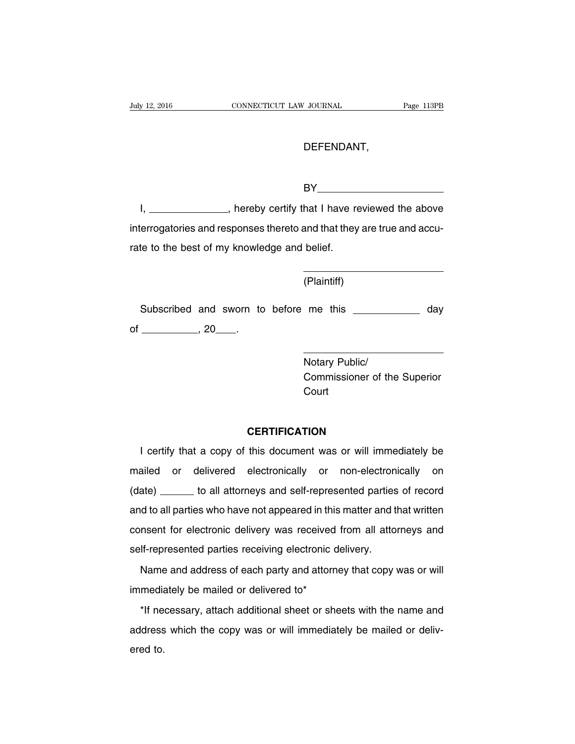DEFENDANT,

BY\_\_\_\_\_\_\_\_\_\_\_\_\_\_\_\_\_\_\_\_\_\_

I, \_\_\_\_\_\_\_\_\_\_\_\_\_\_\_, hereby certify that I have reviewed the above interrogatories and responses thereto and that they are true and accurate to the best of my knowledge and belief.

\_\_\_\_\_\_\_\_\_\_\_\_\_\_\_\_\_\_\_\_\_\_\_\_\_\_

(Plaintiff)

Subscribed and sworn to before me this \_\_\_\_\_\_\_\_\_\_\_\_ day of \_\_\_\_\_\_\_\_\_\_\_, 20\_\_\_\_.

\_\_\_\_\_\_\_\_\_\_\_\_\_\_\_\_\_\_\_\_\_\_\_\_\_\_

Notary Public/
Commissioner of the Superior Court

**CERTIFICATION**

I certify that a copy of this document was or will immediately be mailed or delivered electronically or non-electronically on (date) \_\_\_\_\_\_ to all attorneys and self-represented parties of record and to all parties who have not appeared in this matter and that written consent for electronic delivery was received from all attorneys and self-represented parties receiving electronic delivery.

Name and address of each party and attorney that copy was or will immediately be mailed or delivered to*

*If necessary, attach additional sheet or sheets with the name and address which the copy was or will immediately be mailed or delivered to.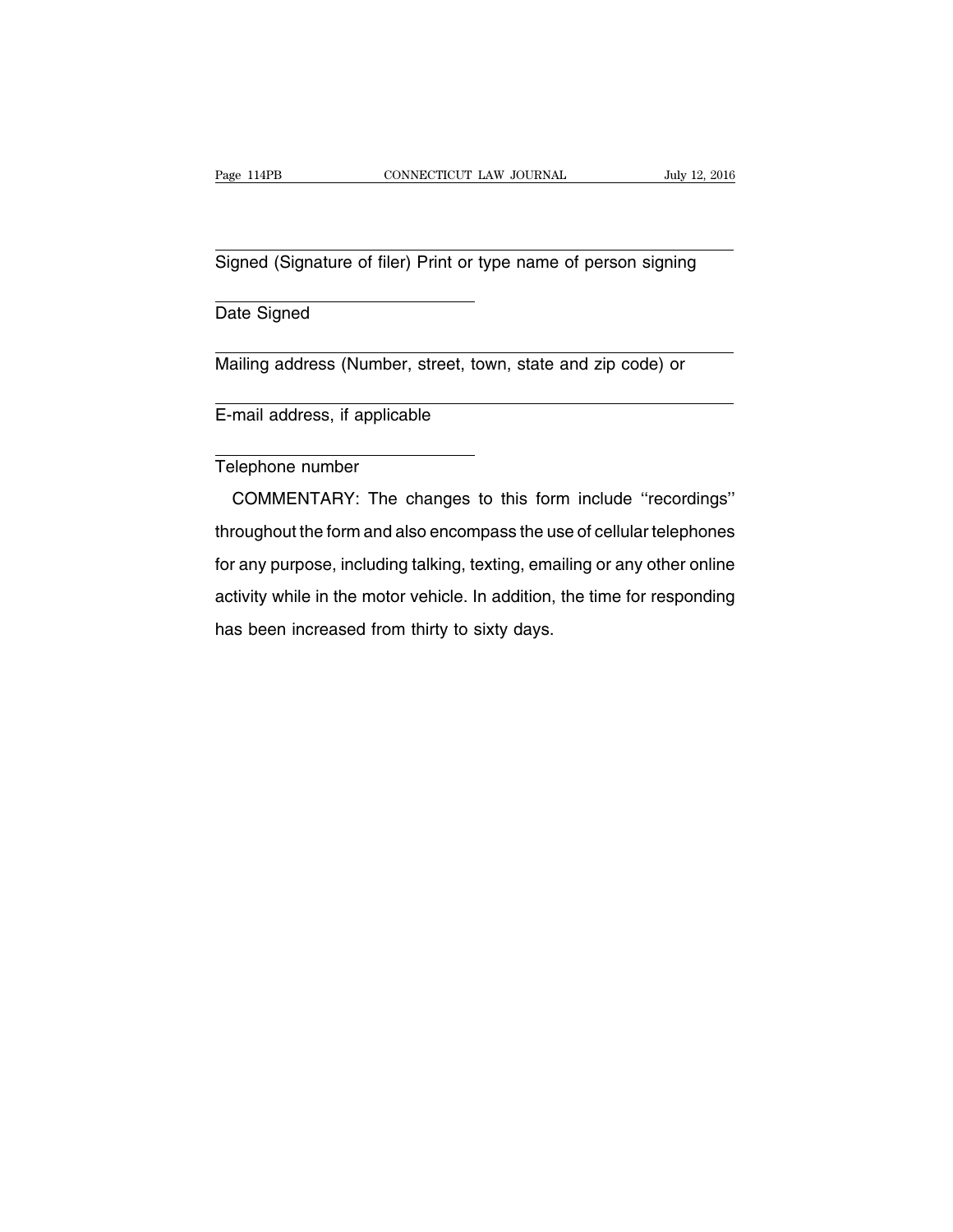\_\_\_\_\_\_\_\_\_\_\_\_\_\_\_\_\_\_\_\_\_\_\_\_\_\_\_\_\_\_\_\_\_\_\_\_\_\_\_\_\_\_\_\_\_\_\_\_\_\_\_\_\_\_\_\_\_\_\_\_

Signed (Signature of filer) Print or type name of person signing

\_\_\_\_\_\_\_\_\_\_\_\_\_\_\_\_\_\_\_\_\_\_\_\_\_\_\_\_\_\_

Date Signed

\_\_\_\_\_\_\_\_\_\_\_\_\_\_\_\_\_\_\_\_\_\_\_\_\_\_\_\_\_\_\_\_\_\_\_\_\_\_\_\_\_\_\_\_\_\_\_\_\_\_\_\_\_\_\_\_\_\_\_\_

Mailing address (Number, street, town, state and zip code) or

\_\_\_\_\_\_\_\_\_\_\_\_\_\_\_\_\_\_\_\_\_\_\_\_\_\_\_\_\_\_\_\_\_\_\_\_\_\_\_\_\_\_\_\_\_\_\_\_\_\_\_\_\_\_\_\_\_\_\_\_

E-mail address, if applicable

\_\_\_\_\_\_\_\_\_\_\_\_\_\_\_\_\_\_\_\_\_\_\_\_\_\_\_\_\_\_

Telephone number

COMMENTARY: The changes to this form include ''recordings'' throughout the form and also encompass the use of cellular telephones for any purpose, including talking, texting, emailing or any other online activity while in the motor vehicle. In addition, the time for responding has been increased from thirty to sixty days.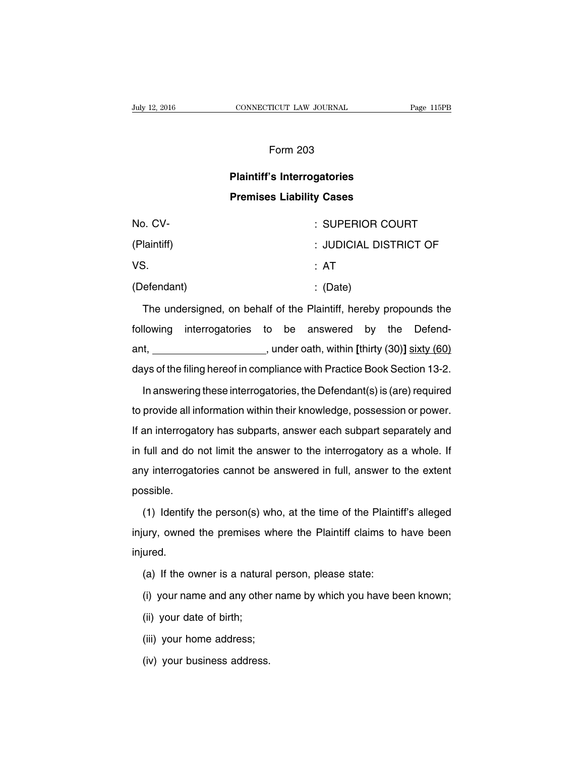Form 203

**Plaintiff's Interrogatories**

**Premises Liability Cases**

| | |
|---|---|
| No. CV- | : SUPERIOR COURT |
| (Plaintiff) | : JUDICIAL DISTRICT OF |
| VS. | : AT |
| (Defendant) | : (Date) |

The undersigned, on behalf of the Plaintiff, hereby propounds the following interrogatories to be answered by the Defendant, ____________________, under oath, within **[**thirty (30)**]** <u>sixty (60)</u> days of the filing hereof in compliance with Practice Book Section 13-2.

In answering these interrogatories, the Defendant(s) is (are) required to provide all information within their knowledge, possession or power. If an interrogatory has subparts, answer each subpart separately and in full and do not limit the answer to the interrogatory as a whole. If any interrogatories cannot be answered in full, answer to the extent possible.

(1) Identify the person(s) who, at the time of the Plaintiff's alleged injury, owned the premises where the Plaintiff claims to have been injured.

(a) If the owner is a natural person, please state:

(i) your name and any other name by which you have been known;

(ii) your date of birth;

(iii) your home address;

(iv) your business address.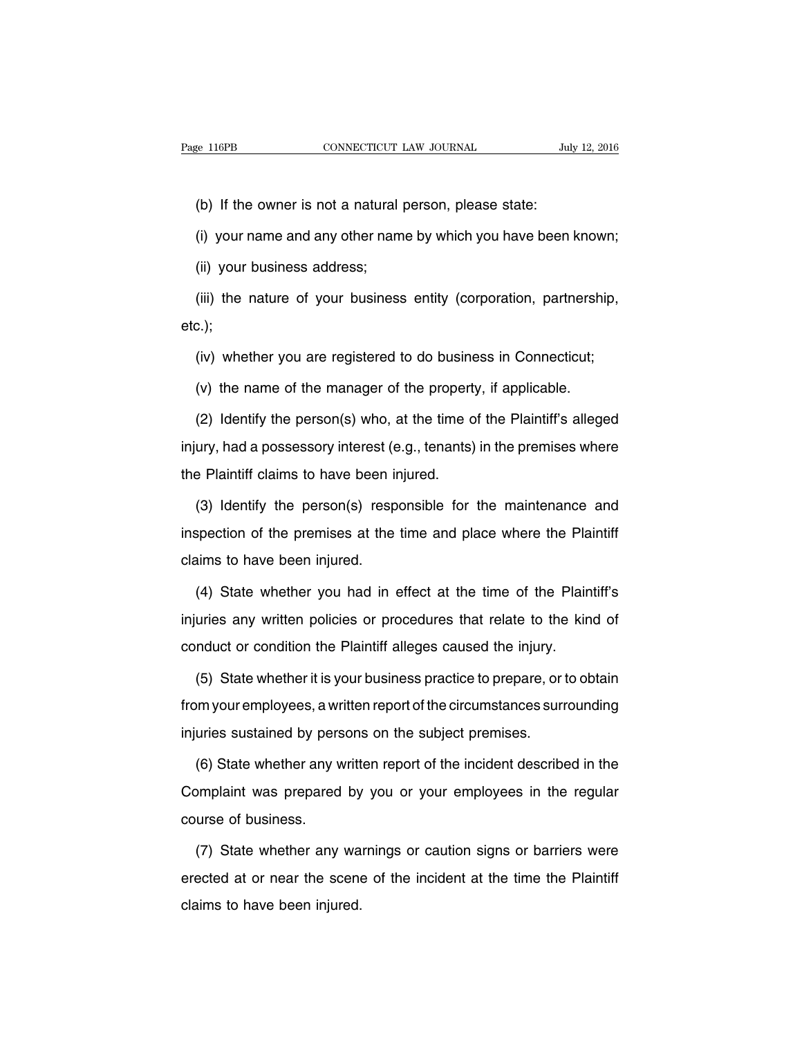(b) If the owner is not a natural person, please state:

(i) your name and any other name by which you have been known;

(ii) your business address;

(iii) the nature of your business entity (corporation, partnership, etc.);

(iv) whether you are registered to do business in Connecticut;

(v) the name of the manager of the property, if applicable.

(2) Identify the person(s) who, at the time of the Plaintiff's alleged injury, had a possessory interest (e.g., tenants) in the premises where the Plaintiff claims to have been injured.

(3) Identify the person(s) responsible for the maintenance and inspection of the premises at the time and place where the Plaintiff claims to have been injured.

(4) State whether you had in effect at the time of the Plaintiff's injuries any written policies or procedures that relate to the kind of conduct or condition the Plaintiff alleges caused the injury.

(5) State whether it is your business practice to prepare, or to obtain from your employees, a written report of the circumstances surrounding injuries sustained by persons on the subject premises.

(6) State whether any written report of the incident described in the Complaint was prepared by you or your employees in the regular course of business.

(7) State whether any warnings or caution signs or barriers were erected at or near the scene of the incident at the time the Plaintiff claims to have been injured.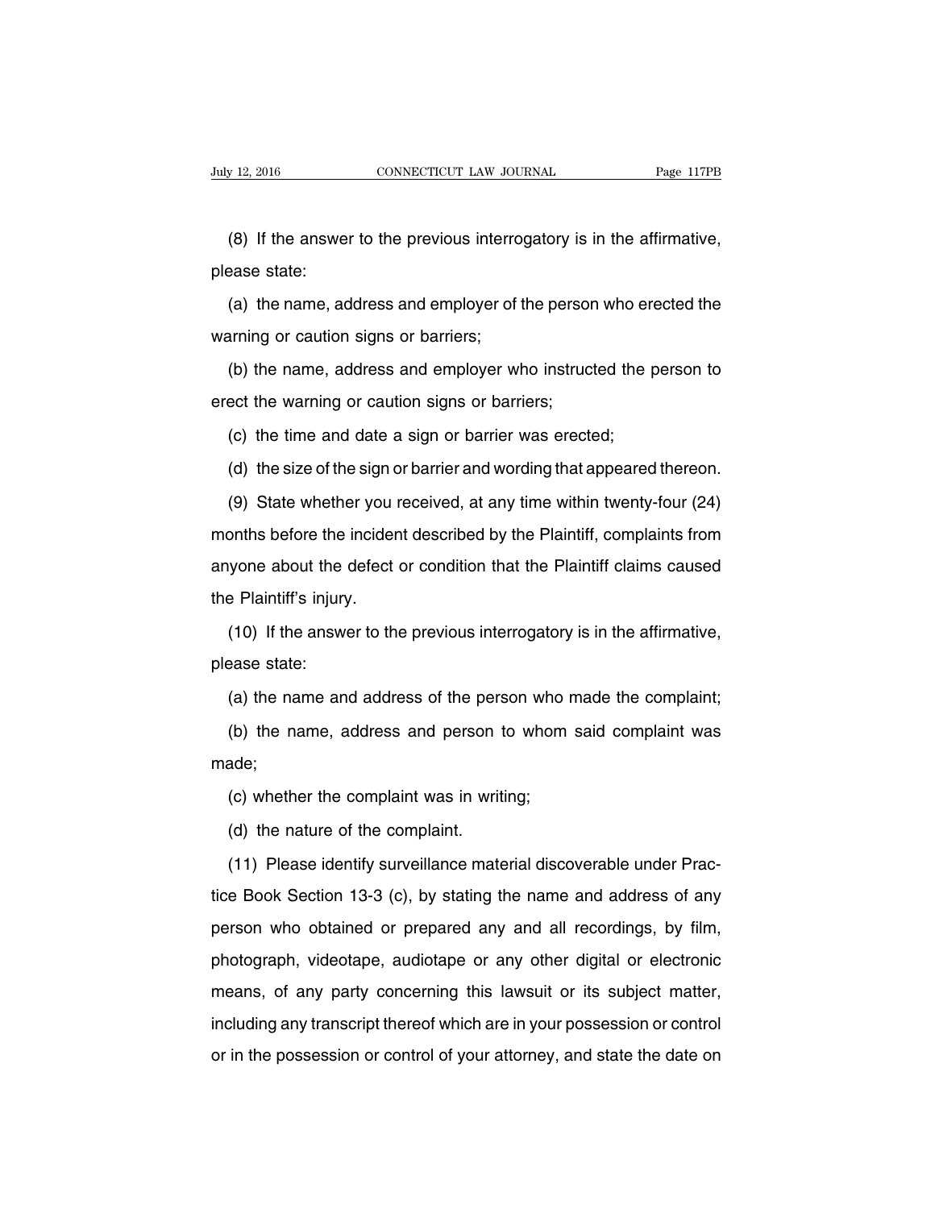(8) If the answer to the previous interrogatory is in the affirmative, please state:

(a) the name, address and employer of the person who erected the warning or caution signs or barriers;

(b) the name, address and employer who instructed the person to erect the warning or caution signs or barriers;

(c) the time and date a sign or barrier was erected;

(d) the size of the sign or barrier and wording that appeared thereon.

(9) State whether you received, at any time within twenty-four (24) months before the incident described by the Plaintiff, complaints from anyone about the defect or condition that the Plaintiff claims caused the Plaintiff's injury.

(10) If the answer to the previous interrogatory is in the affirmative, please state:

(a) the name and address of the person who made the complaint;

(b) the name, address and person to whom said complaint was made;

(c) whether the complaint was in writing;

(d) the nature of the complaint.

(11) Please identify surveillance material discoverable under Practice Book Section 13-3 (c), by stating the name and address of any person who obtained or prepared any and all recordings, by film, photograph, videotape, audiotape or any other digital or electronic means, of any party concerning this lawsuit or its subject matter, including any transcript thereof which are in your possession or control or in the possession or control of your attorney, and state the date on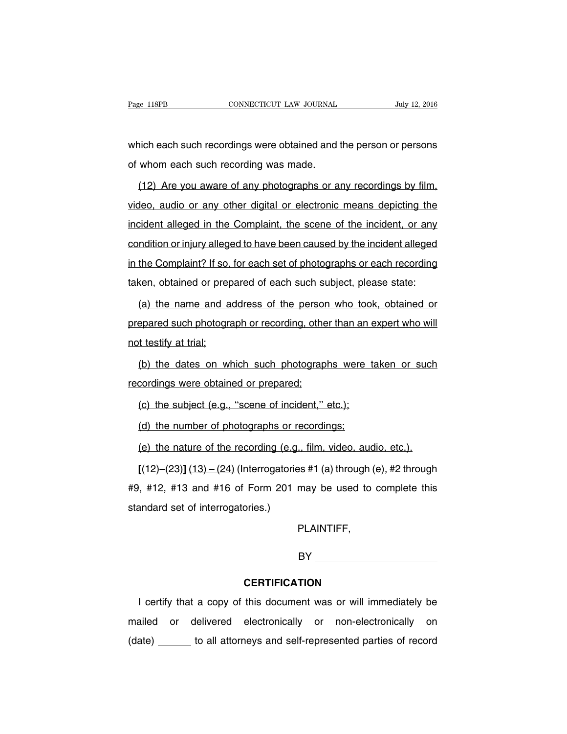which each such recordings were obtained and the person or persons of whom each such recording was made.

<u>(12) Are you aware of any photographs or any recordings by film, video, audio or any other digital or electronic means depicting the incident alleged in the Complaint, the scene of the incident, or any condition or injury alleged to have been caused by the incident alleged in the Complaint? If so, for each set of photographs or each recording taken, obtained or prepared of each such subject, please state:</u>

<u>(a) the name and address of the person who took, obtained or prepared such photograph or recording, other than an expert who will not testify at trial;</u>

<u>(b) the dates on which such photographs were taken or such recordings were obtained or prepared;</u>

<u>(c) the subject (e.g., "scene of incident," etc.);</u>

<u>(d) the number of photographs or recordings;</u>

<u>(e) the nature of the recording (e.g., film, video, audio, etc.).</u>

**[**(12)–(23)**]** <u>(13) – (24)</u> (Interrogatories #1 (a) through (e), #2 through #9, #12, #13 and #16 of Form 201 may be used to complete this standard set of interrogatories.)

PLAINTIFF,

BY ____________________

**CERTIFICATION**

I certify that a copy of this document was or will immediately be mailed or delivered electronically or non-electronically on (date) ______ to all attorneys and self-represented parties of record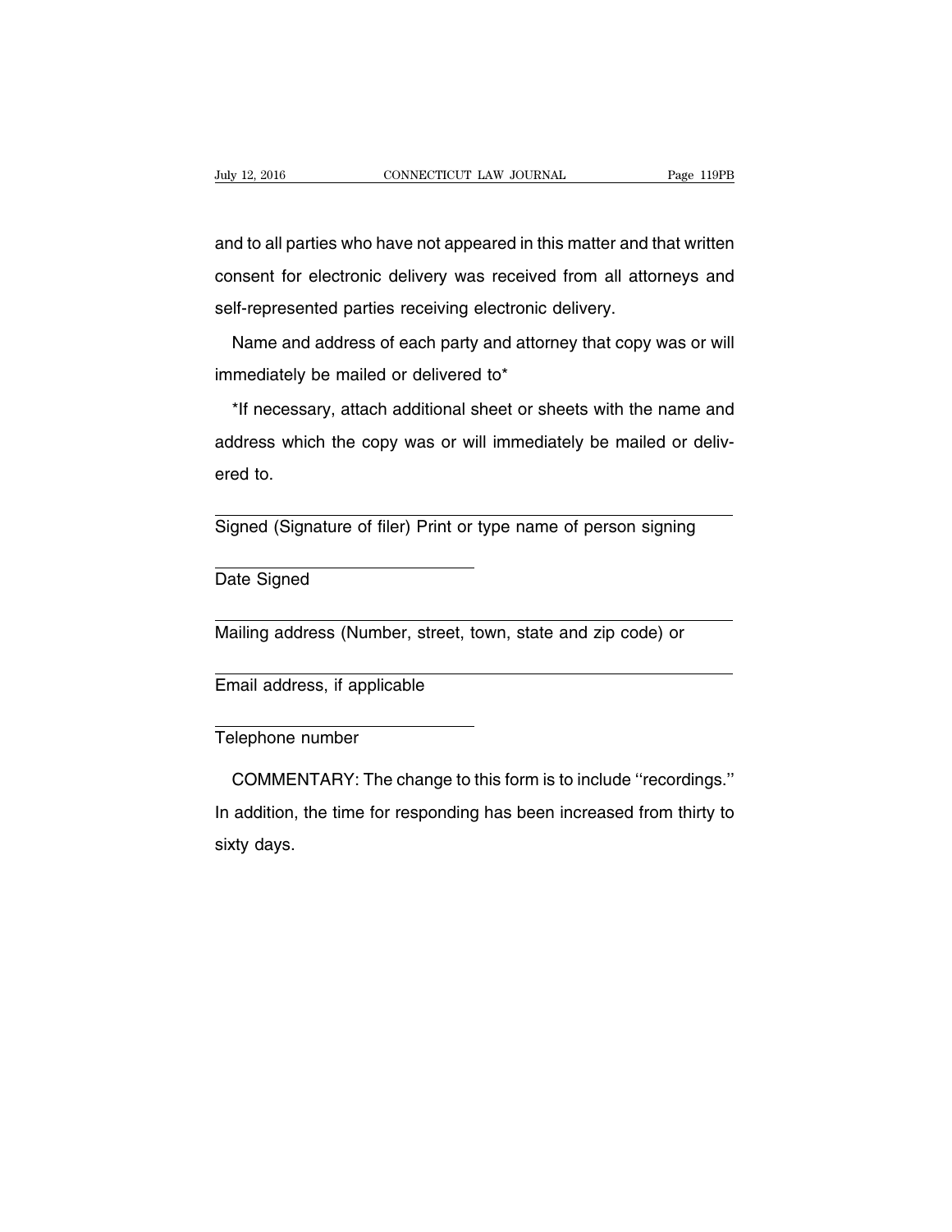and to all parties who have not appeared in this matter and that written consent for electronic delivery was received from all attorneys and self-represented parties receiving electronic delivery.

Name and address of each party and attorney that copy was or will immediately be mailed or delivered to*

*If necessary, attach additional sheet or sheets with the name and address which the copy was or will immediately be mailed or delivered to.

\_\_\_\_\_\_\_\_\_\_\_\_\_\_\_\_\_\_\_\_\_\_\_\_\_\_\_\_\_\_\_\_\_\_\_\_\_\_\_\_\_\_\_\_\_\_\_\_
Signed (Signature of filer) Print or type name of person signing

\_\_\_\_\_\_\_\_\_\_\_\_\_\_\_\_\_\_\_\_\_\_\_\_\_\_\_\_
Date Signed

\_\_\_\_\_\_\_\_\_\_\_\_\_\_\_\_\_\_\_\_\_\_\_\_\_\_\_\_\_\_\_\_\_\_\_\_\_\_\_\_\_\_\_\_\_\_\_\_
Mailing address (Number, street, town, state and zip code) or

\_\_\_\_\_\_\_\_\_\_\_\_\_\_\_\_\_\_\_\_\_\_\_\_\_\_\_\_\_\_\_\_\_\_\_\_\_\_\_\_\_\_\_\_\_\_\_\_
Email address, if applicable

\_\_\_\_\_\_\_\_\_\_\_\_\_\_\_\_\_\_\_\_\_\_\_\_\_\_\_\_
Telephone number

COMMENTARY: The change to this form is to include ''recordings.'' In addition, the time for responding has been increased from thirty to sixty days.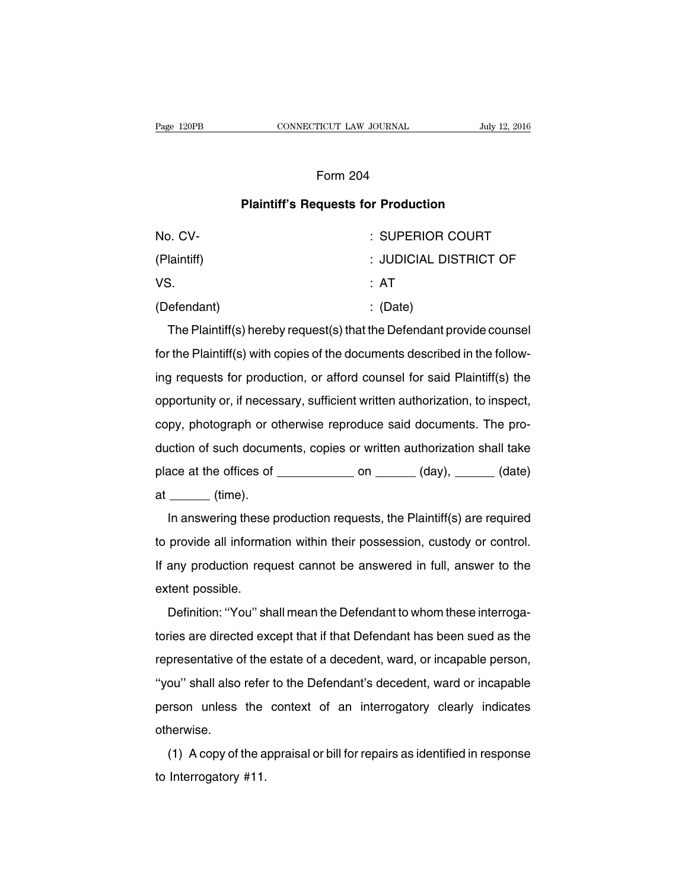Form 204

**Plaintiff's Requests for Production**

| | |
|---|---|
| No. CV- | : SUPERIOR COURT |
| (Plaintiff) | : JUDICIAL DISTRICT OF |
| VS. | : AT |
| (Defendant) | : (Date) |

The Plaintiff(s) hereby request(s) that the Defendant provide counsel for the Plaintiff(s) with copies of the documents described in the following requests for production, or afford counsel for said Plaintiff(s) the opportunity or, if necessary, sufficient written authorization, to inspect, copy, photograph or otherwise reproduce said documents. The production of such documents, copies or written authorization shall take place at the offices of \_\_\_\_\_\_\_\_\_\_\_ on \_\_\_\_\_\_ (day), \_\_\_\_\_\_ (date) at \_\_\_\_\_\_ (time).

In answering these production requests, the Plaintiff(s) are required to provide all information within their possession, custody or control. If any production request cannot be answered in full, answer to the extent possible.

Definition: ''You'' shall mean the Defendant to whom these interrogatories are directed except that if that Defendant has been sued as the representative of the estate of a decedent, ward, or incapable person, ''you'' shall also refer to the Defendant's decedent, ward or incapable person unless the context of an interrogatory clearly indicates otherwise.

(1) A copy of the appraisal or bill for repairs as identified in response to Interrogatory #11.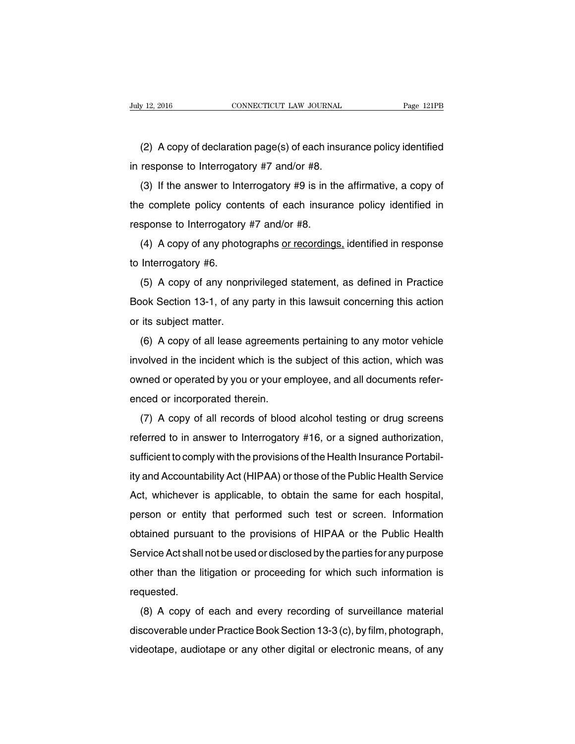(2) A copy of declaration page(s) of each insurance policy identified in response to Interrogatory #7 and/or #8.

(3) If the answer to Interrogatory #9 is in the affirmative, a copy of the complete policy contents of each insurance policy identified in response to Interrogatory #7 and/or #8.

(4) A copy of any photographs <u>or recordings,</u> identified in response to Interrogatory #6.

(5) A copy of any nonprivileged statement, as defined in Practice Book Section 13-1, of any party in this lawsuit concerning this action or its subject matter.

(6) A copy of all lease agreements pertaining to any motor vehicle involved in the incident which is the subject of this action, which was owned or operated by you or your employee, and all documents referenced or incorporated therein.

(7) A copy of all records of blood alcohol testing or drug screens referred to in answer to Interrogatory #16, or a signed authorization, sufficient to comply with the provisions of the Health Insurance Portability and Accountability Act (HIPAA) or those of the Public Health Service Act, whichever is applicable, to obtain the same for each hospital, person or entity that performed such test or screen. Information obtained pursuant to the provisions of HIPAA or the Public Health Service Act shall not be used or disclosed by the parties for any purpose other than the litigation or proceeding for which such information is requested.

(8) A copy of each and every recording of surveillance material discoverable under Practice Book Section 13-3 (c), by film, photograph, videotape, audiotape or any other digital or electronic means, of any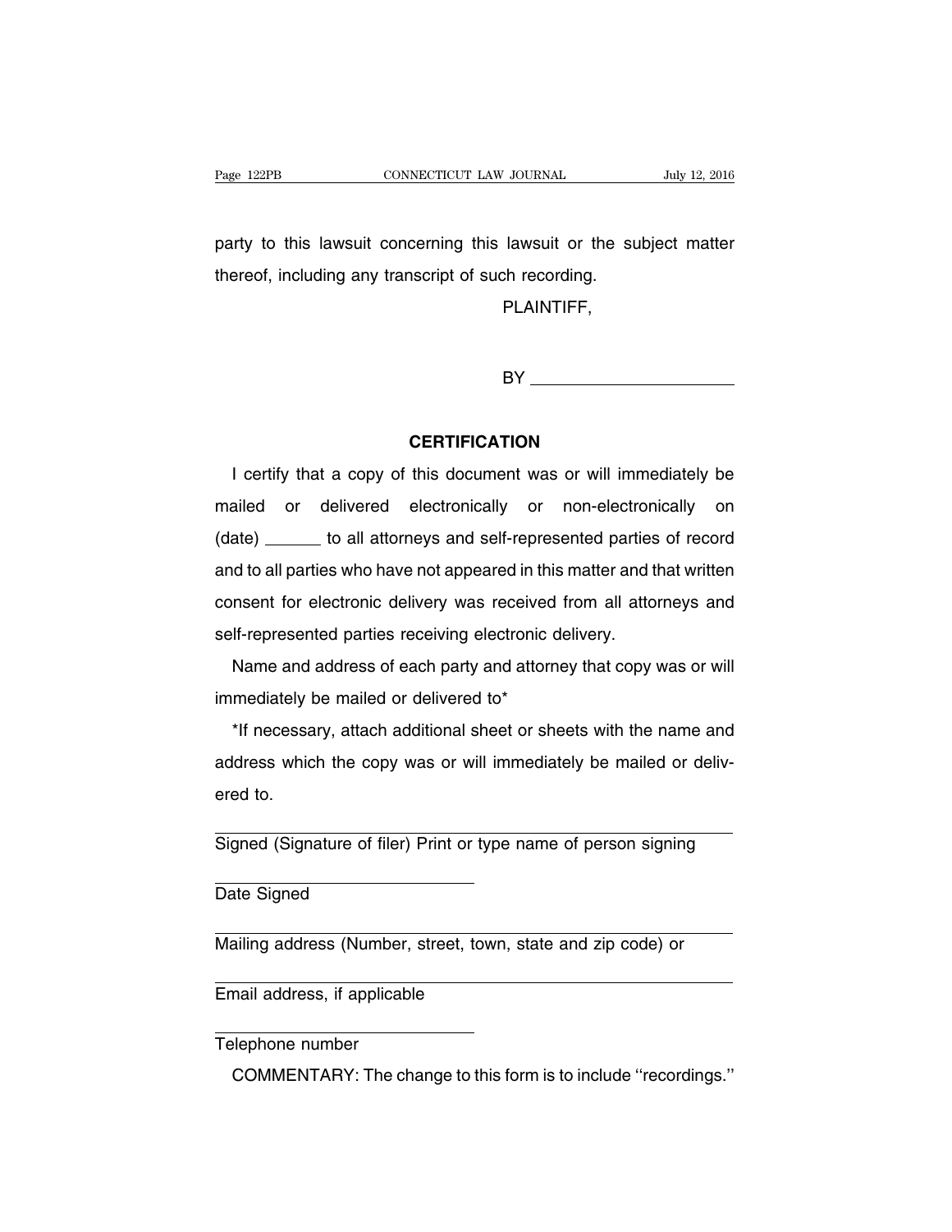party to this lawsuit concerning this lawsuit or the subject matter thereof, including any transcript of such recording.

PLAINTIFF,

BY ______________________

**CERTIFICATION**

I certify that a copy of this document was or will immediately be mailed or delivered electronically or non-electronically on (date) ______ to all attorneys and self-represented parties of record and to all parties who have not appeared in this matter and that written consent for electronic delivery was received from all attorneys and self-represented parties receiving electronic delivery.

Name and address of each party and attorney that copy was or will immediately be mailed or delivered to*

*If necessary, attach additional sheet or sheets with the name and address which the copy was or will immediately be mailed or delivered to.

______________________________________________
Signed (Signature of filer) Print or type name of person signing

______________________
Date Signed

______________________________________________
Mailing address (Number, street, town, state and zip code) or

______________________________________________
Email address, if applicable

______________________
Telephone number

COMMENTARY: The change to this form is to include ''recordings.''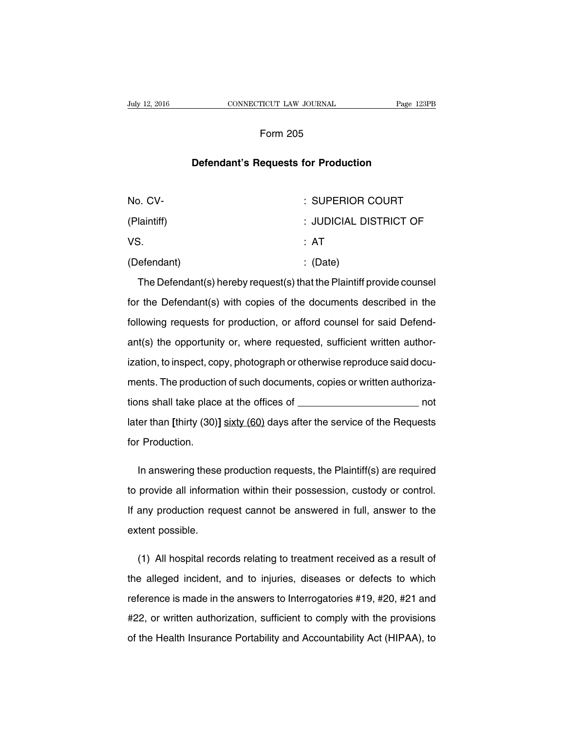Form 205

**Defendant's Requests for Production**

No. CV- : SUPERIOR COURT

(Plaintiff) : JUDICIAL DISTRICT OF

VS. : AT

(Defendant) : (Date)

The Defendant(s) hereby request(s) that the Plaintiff provide counsel for the Defendant(s) with copies of the documents described in the following requests for production, or afford counsel for said Defendant(s) the opportunity or, where requested, sufficient written authorization, to inspect, copy, photograph or otherwise reproduce said documents. The production of such documents, copies or written authorizations shall take place at the offices of \_\_\_\_\_\_\_\_\_\_\_\_\_\_\_\_\_\_\_\_\_ not later than **[**thirty (30)**]** <u>sixty (60)</u> days after the service of the Requests for Production.

In answering these production requests, the Plaintiff(s) are required to provide all information within their possession, custody or control. If any production request cannot be answered in full, answer to the extent possible.

(1) All hospital records relating to treatment received as a result of the alleged incident, and to injuries, diseases or defects to which reference is made in the answers to Interrogatories #19, #20, #21 and #22, or written authorization, sufficient to comply with the provisions of the Health Insurance Portability and Accountability Act (HIPAA), to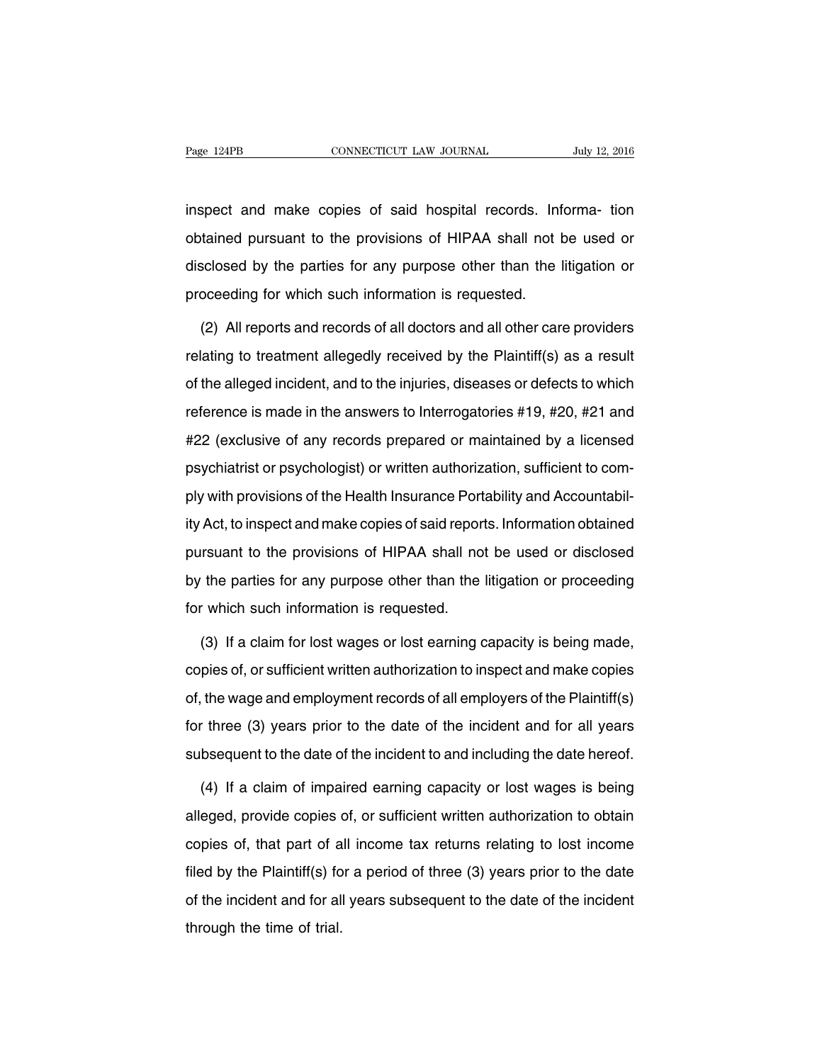inspect and make copies of said hospital records. Informa- tion obtained pursuant to the provisions of HIPAA shall not be used or disclosed by the parties for any purpose other than the litigation or proceeding for which such information is requested.

(2) All reports and records of all doctors and all other care providers relating to treatment allegedly received by the Plaintiff(s) as a result of the alleged incident, and to the injuries, diseases or defects to which reference is made in the answers to Interrogatories #19, #20, #21 and #22 (exclusive of any records prepared or maintained by a licensed psychiatrist or psychologist) or written authorization, sufficient to comply with provisions of the Health Insurance Portability and Accountability Act, to inspect and make copies of said reports. Information obtained pursuant to the provisions of HIPAA shall not be used or disclosed by the parties for any purpose other than the litigation or proceeding for which such information is requested.

(3) If a claim for lost wages or lost earning capacity is being made, copies of, or sufficient written authorization to inspect and make copies of, the wage and employment records of all employers of the Plaintiff(s) for three (3) years prior to the date of the incident and for all years subsequent to the date of the incident to and including the date hereof.

(4) If a claim of impaired earning capacity or lost wages is being alleged, provide copies of, or sufficient written authorization to obtain copies of, that part of all income tax returns relating to lost income filed by the Plaintiff(s) for a period of three (3) years prior to the date of the incident and for all years subsequent to the date of the incident through the time of trial.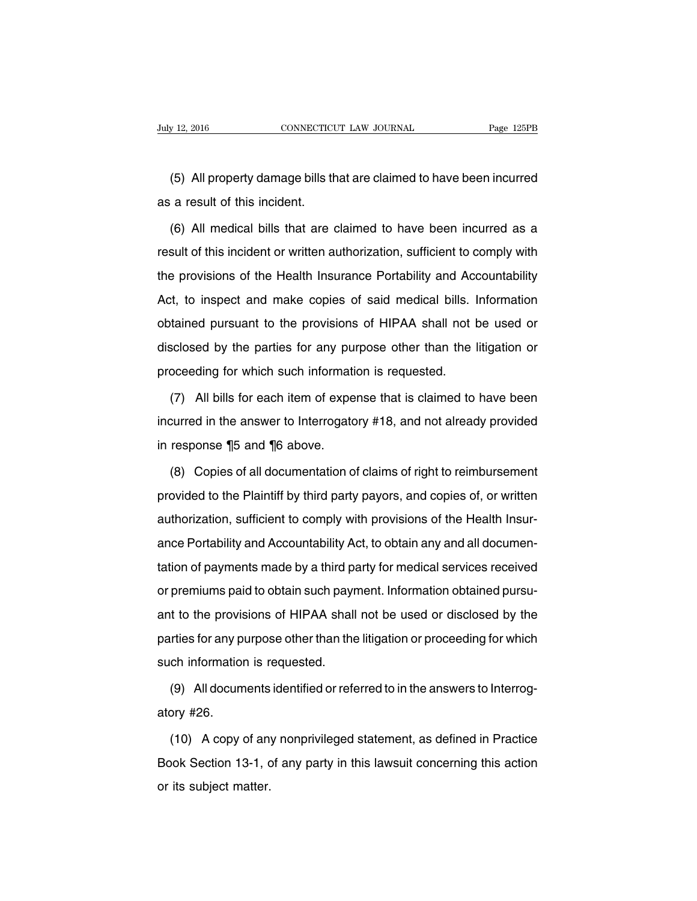(5) All property damage bills that are claimed to have been incurred as a result of this incident.

(6) All medical bills that are claimed to have been incurred as a result of this incident or written authorization, sufficient to comply with the provisions of the Health Insurance Portability and Accountability Act, to inspect and make copies of said medical bills. Information obtained pursuant to the provisions of HIPAA shall not be used or disclosed by the parties for any purpose other than the litigation or proceeding for which such information is requested.

(7) All bills for each item of expense that is claimed to have been incurred in the answer to Interrogatory #18, and not already provided in response ¶5 and ¶6 above.

(8) Copies of all documentation of claims of right to reimbursement provided to the Plaintiff by third party payors, and copies of, or written authorization, sufficient to comply with provisions of the Health Insurance Portability and Accountability Act, to obtain any and all documentation of payments made by a third party for medical services received or premiums paid to obtain such payment. Information obtained pursuant to the provisions of HIPAA shall not be used or disclosed by the parties for any purpose other than the litigation or proceeding for which such information is requested.

(9) All documents identified or referred to in the answers to Interrogatory #26.

(10) A copy of any nonprivileged statement, as defined in Practice Book Section 13-1, of any party in this lawsuit concerning this action or its subject matter.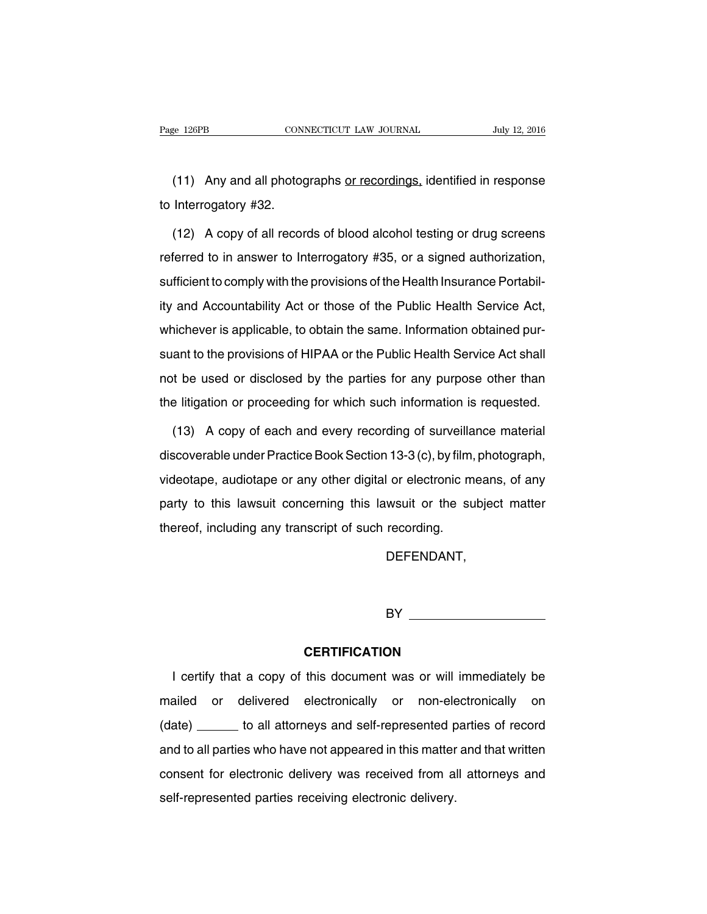(11) Any and all photographs <u>or recordings,</u> identified in response to Interrogatory #32.

(12) A copy of all records of blood alcohol testing or drug screens referred to in answer to Interrogatory #35, or a signed authorization, sufficient to comply with the provisions of the Health Insurance Portability and Accountability Act or those of the Public Health Service Act, whichever is applicable, to obtain the same. Information obtained pursuant to the provisions of HIPAA or the Public Health Service Act shall not be used or disclosed by the parties for any purpose other than the litigation or proceeding for which such information is requested.

(13) A copy of each and every recording of surveillance material discoverable under Practice Book Section 13-3 (c), by film, photograph, videotape, audiotape or any other digital or electronic means, of any party to this lawsuit concerning this lawsuit or the subject matter thereof, including any transcript of such recording.

DEFENDANT,

BY ___________________

**CERTIFICATION**

I certify that a copy of this document was or will immediately be mailed or delivered electronically or non-electronically on (date) ______ to all attorneys and self-represented parties of record and to all parties who have not appeared in this matter and that written consent for electronic delivery was received from all attorneys and self-represented parties receiving electronic delivery.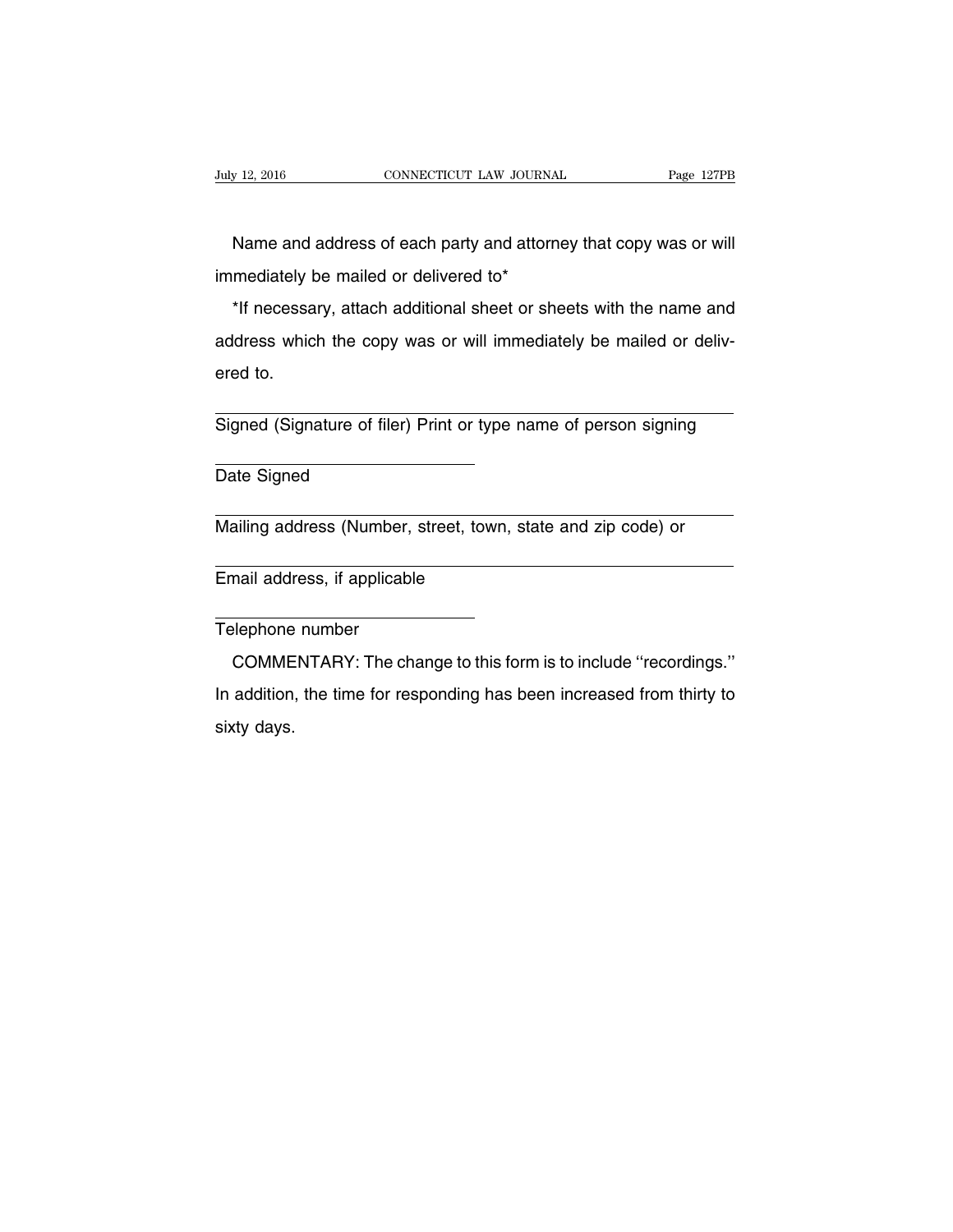Name and address of each party and attorney that copy was or will immediately be mailed or delivered to*

*If necessary, attach additional sheet or sheets with the name and address which the copy was or will immediately be mailed or delivered to.

\_\_\_\_\_\_\_\_\_\_\_\_\_\_\_\_\_\_\_\_\_\_\_\_\_\_\_\_\_\_\_\_\_\_\_\_\_\_\_\_\_\_\_\_

Signed (Signature of filer) Print or type name of person signing

\_\_\_\_\_\_\_\_\_\_\_\_\_\_\_\_\_\_\_\_\_\_

Date Signed

\_\_\_\_\_\_\_\_\_\_\_\_\_\_\_\_\_\_\_\_\_\_\_\_\_\_\_\_\_\_\_\_\_\_\_\_\_\_\_\_\_\_\_\_

Mailing address (Number, street, town, state and zip code) or

\_\_\_\_\_\_\_\_\_\_\_\_\_\_\_\_\_\_\_\_\_\_\_\_\_\_\_\_\_\_\_\_\_\_\_\_\_\_\_\_\_\_\_\_

Email address, if applicable

\_\_\_\_\_\_\_\_\_\_\_\_\_\_\_\_\_\_\_\_\_\_

Telephone number

COMMENTARY: The change to this form is to include ''recordings.'' In addition, the time for responding has been increased from thirty to sixty days.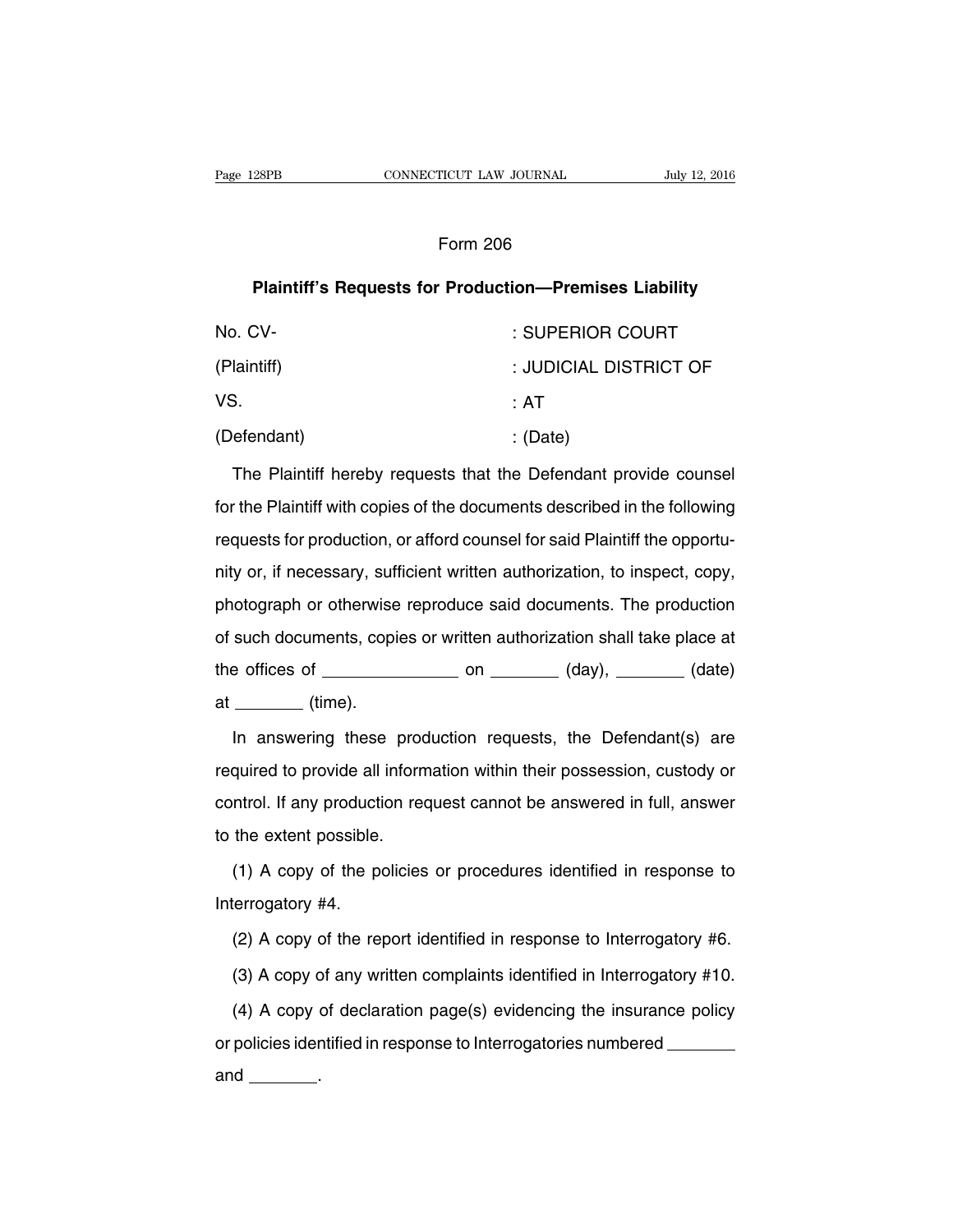Form 206

**Plaintiff's Requests for Production—Premises Liability**

| | |
|---|---|
| No. CV- | : SUPERIOR COURT |
| (Plaintiff) | : JUDICIAL DISTRICT OF |
| VS. | : AT |
| (Defendant) | : (Date) |

The Plaintiff hereby requests that the Defendant provide counsel for the Plaintiff with copies of the documents described in the following requests for production, or afford counsel for said Plaintiff the opportunity or, if necessary, sufficient written authorization, to inspect, copy, photograph or otherwise reproduce said documents. The production of such documents, copies or written authorization shall take place at the offices of ______________ on ________ (day), ________ (date) at ________ (time).

In answering these production requests, the Defendant(s) are required to provide all information within their possession, custody or control. If any production request cannot be answered in full, answer to the extent possible.

(1) A copy of the policies or procedures identified in response to Interrogatory #4.

(2) A copy of the report identified in response to Interrogatory #6.

(3) A copy of any written complaints identified in Interrogatory #10.

(4) A copy of declaration page(s) evidencing the insurance policy or policies identified in response to Interrogatories numbered ________ and ________.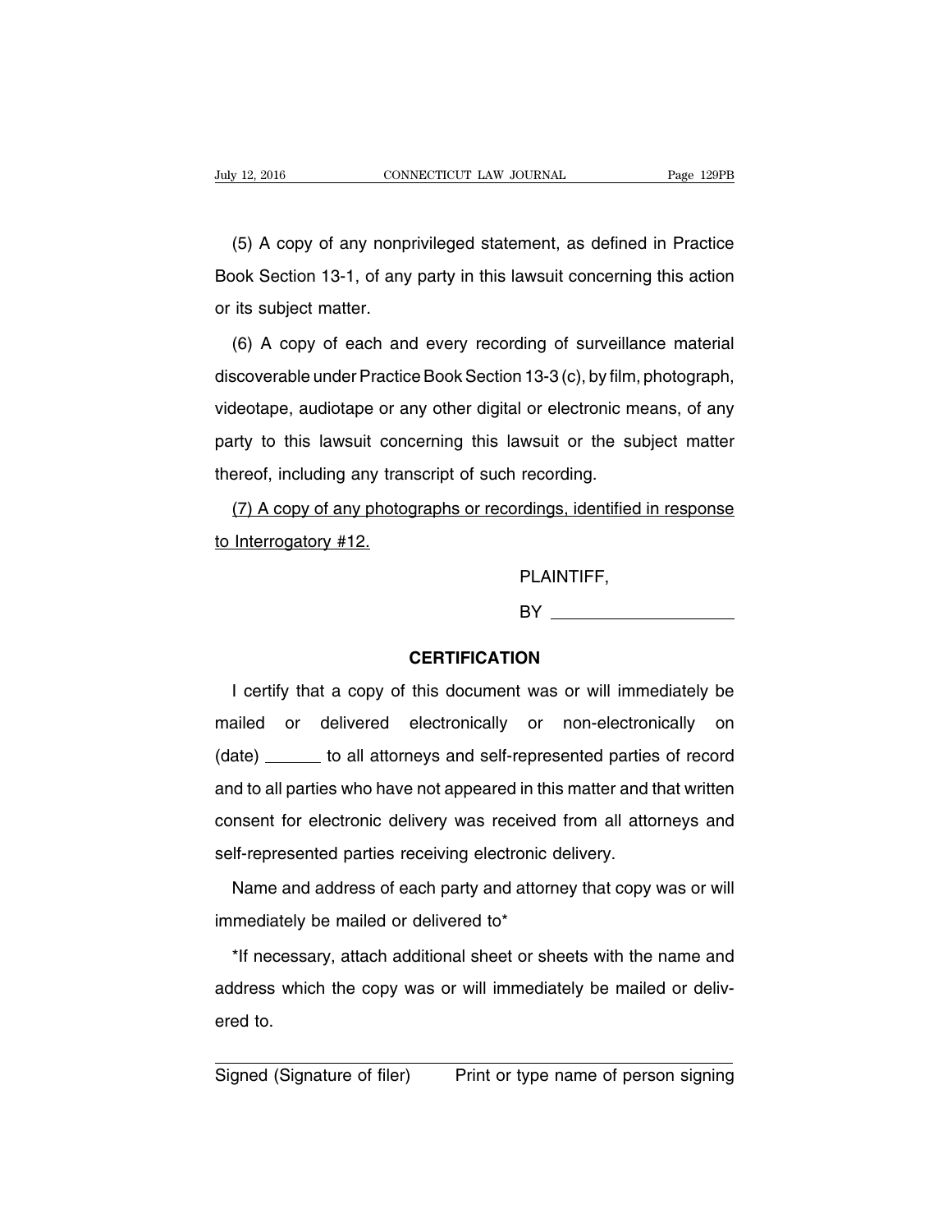(5) A copy of any nonprivileged statement, as defined in Practice Book Section 13-1, of any party in this lawsuit concerning this action or its subject matter.

(6) A copy of each and every recording of surveillance material discoverable under Practice Book Section 13-3 (c), by film, photograph, videotape, audiotape or any other digital or electronic means, of any party to this lawsuit concerning this lawsuit or the subject matter thereof, including any transcript of such recording.

<u>(7) A copy of any photographs or recordings, identified in response to Interrogatory #12.</u>

PLAINTIFF,

BY ____________________

**CERTIFICATION**

I certify that a copy of this document was or will immediately be mailed or delivered electronically or non-electronically on (date) ______ to all attorneys and self-represented parties of record and to all parties who have not appeared in this matter and that written consent for electronic delivery was received from all attorneys and self-represented parties receiving electronic delivery.

Name and address of each party and attorney that copy was or will immediately be mailed or delivered to*

*If necessary, attach additional sheet or sheets with the name and address which the copy was or will immediately be mailed or delivered to.

Signed (Signature of filer) Print or type name of person signing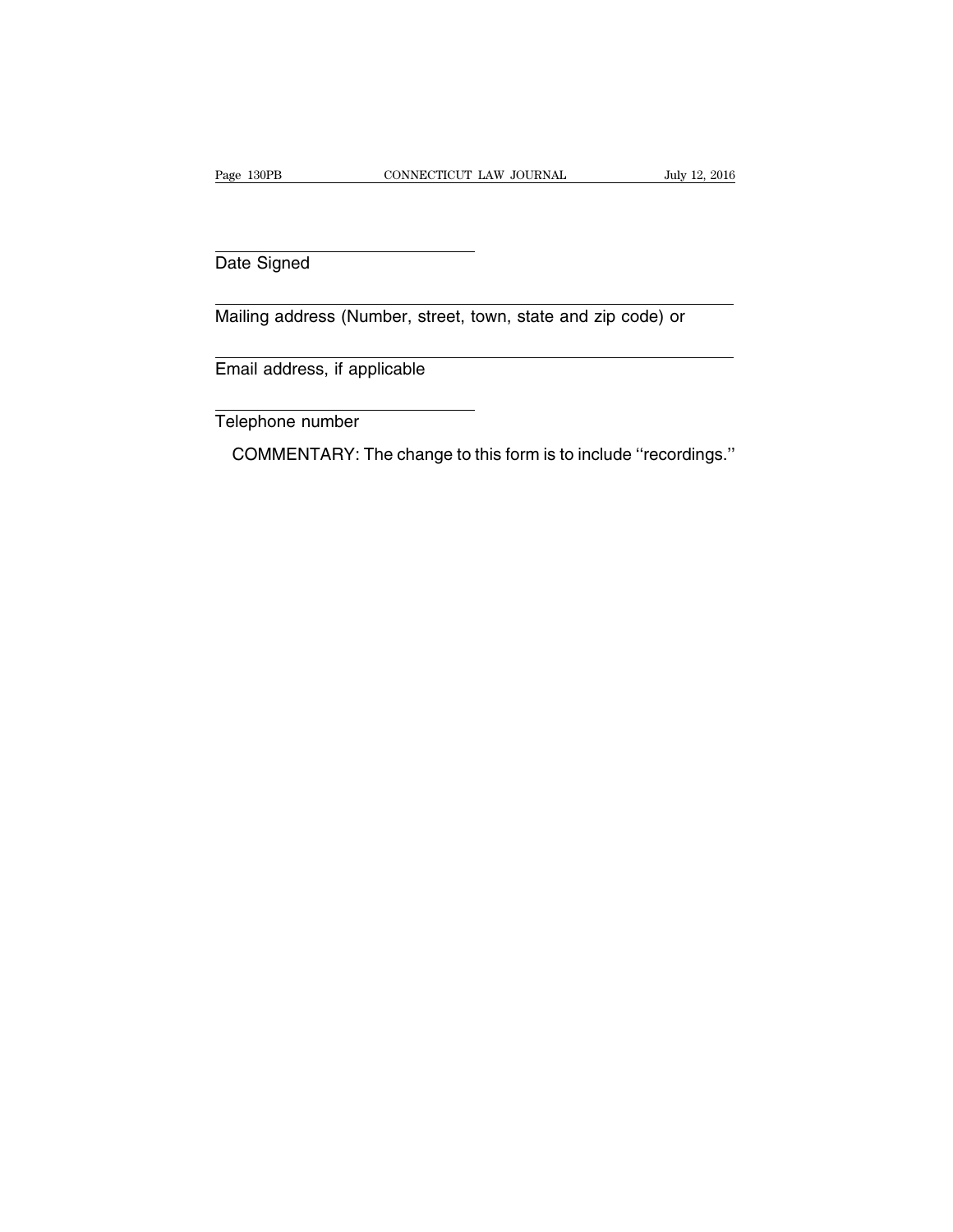\_\_\_\_\_\_\_\_\_\_\_\_\_\_\_\_\_\_\_\_\_\_\_\_\_\_\_\_\_\_

Date Signed

\_\_\_\_\_\_\_\_\_\_\_\_\_\_\_\_\_\_\_\_\_\_\_\_\_\_\_\_\_\_\_\_\_\_\_\_\_\_\_\_\_\_\_\_\_\_\_\_\_\_\_\_\_\_\_\_\_\_

Mailing address (Number, street, town, state and zip code) or

\_\_\_\_\_\_\_\_\_\_\_\_\_\_\_\_\_\_\_\_\_\_\_\_\_\_\_\_\_\_\_\_\_\_\_\_\_\_\_\_\_\_\_\_\_\_\_\_\_\_\_\_\_\_\_\_\_\_

Email address, if applicable

\_\_\_\_\_\_\_\_\_\_\_\_\_\_\_\_\_\_\_\_\_\_\_\_\_\_\_\_\_\_

Telephone number

COMMENTARY: The change to this form is to include ''recordings.''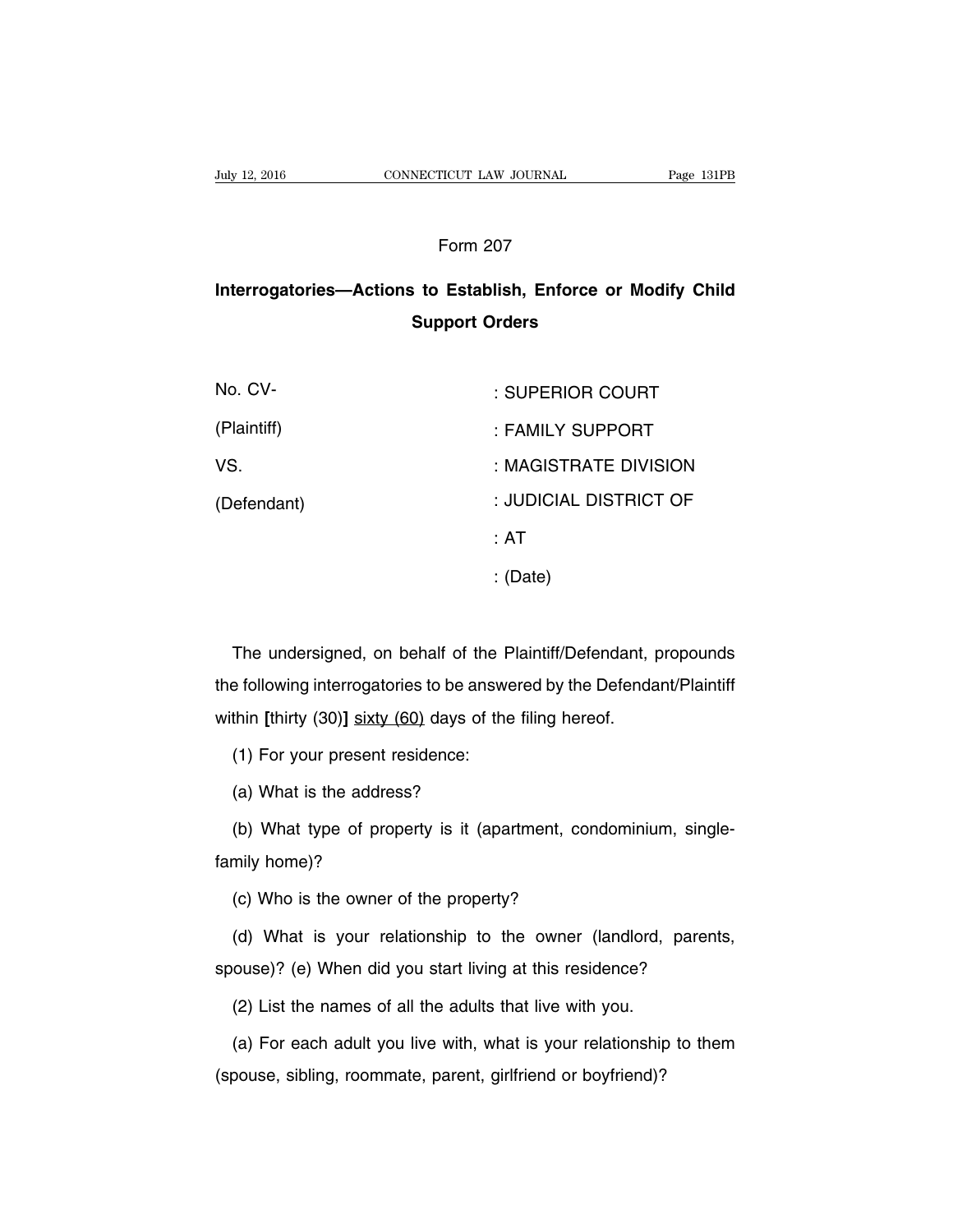Form 207

## Interrogatories—Actions to Establish, Enforce or Modify Child Support Orders

| | |
|---|---|
| No. CV- | : SUPERIOR COURT |
| (Plaintiff) | : FAMILY SUPPORT |
| VS. | : MAGISTRATE DIVISION |
| (Defendant) | : JUDICIAL DISTRICT OF |
| | : AT |
| | : (Date) |

The undersigned, on behalf of the Plaintiff/Defendant, propounds the following interrogatories to be answered by the Defendant/Plaintiff within **[**thirty (30)**]** <u>sixty (60)</u> days of the filing hereof.

(1) For your present residence:

(a) What is the address?

(b) What type of property is it (apartment, condominium, single-family home)?

(c) Who is the owner of the property?

(d) What is your relationship to the owner (landlord, parents, spouse)? (e) When did you start living at this residence?

(2) List the names of all the adults that live with you.

(a) For each adult you live with, what is your relationship to them (spouse, sibling, roommate, parent, girlfriend or boyfriend)?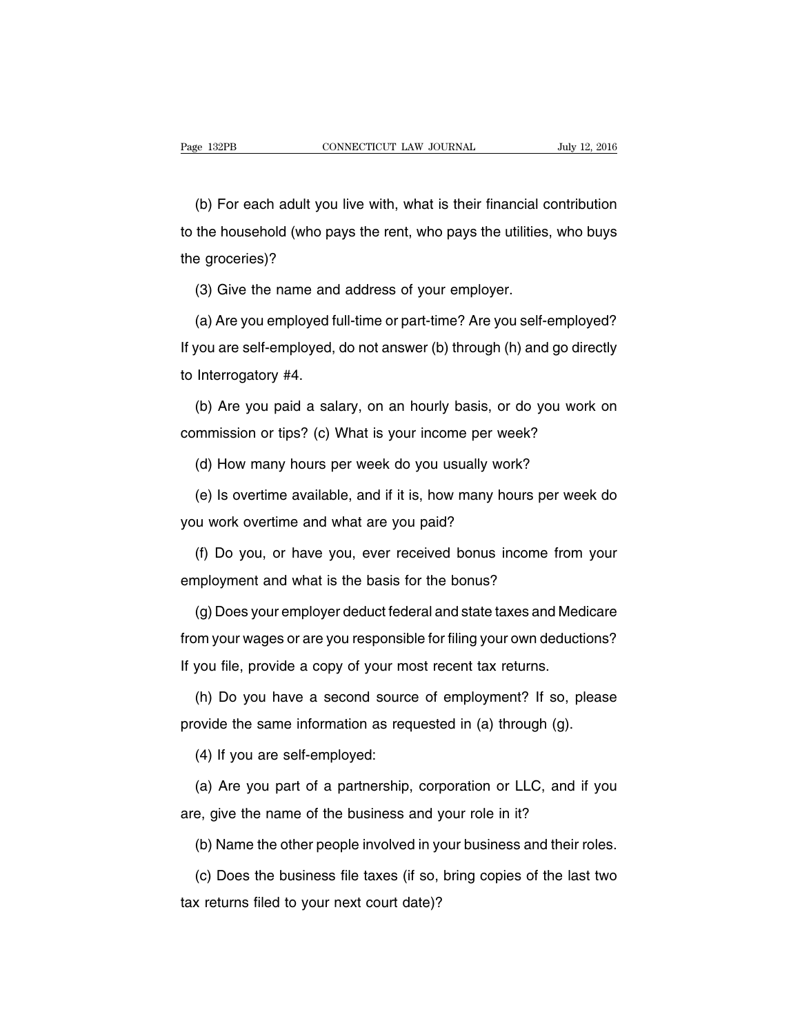(b) For each adult you live with, what is their financial contribution to the household (who pays the rent, who pays the utilities, who buys the groceries)?

(3) Give the name and address of your employer.

(a) Are you employed full-time or part-time? Are you self-employed? If you are self-employed, do not answer (b) through (h) and go directly to Interrogatory #4.

(b) Are you paid a salary, on an hourly basis, or do you work on commission or tips? (c) What is your income per week?

(d) How many hours per week do you usually work?

(e) Is overtime available, and if it is, how many hours per week do you work overtime and what are you paid?

(f) Do you, or have you, ever received bonus income from your employment and what is the basis for the bonus?

(g) Does your employer deduct federal and state taxes and Medicare from your wages or are you responsible for filing your own deductions? If you file, provide a copy of your most recent tax returns.

(h) Do you have a second source of employment? If so, please provide the same information as requested in (a) through (g).

(4) If you are self-employed:

(a) Are you part of a partnership, corporation or LLC, and if you are, give the name of the business and your role in it?

(b) Name the other people involved in your business and their roles.

(c) Does the business file taxes (if so, bring copies of the last two tax returns filed to your next court date)?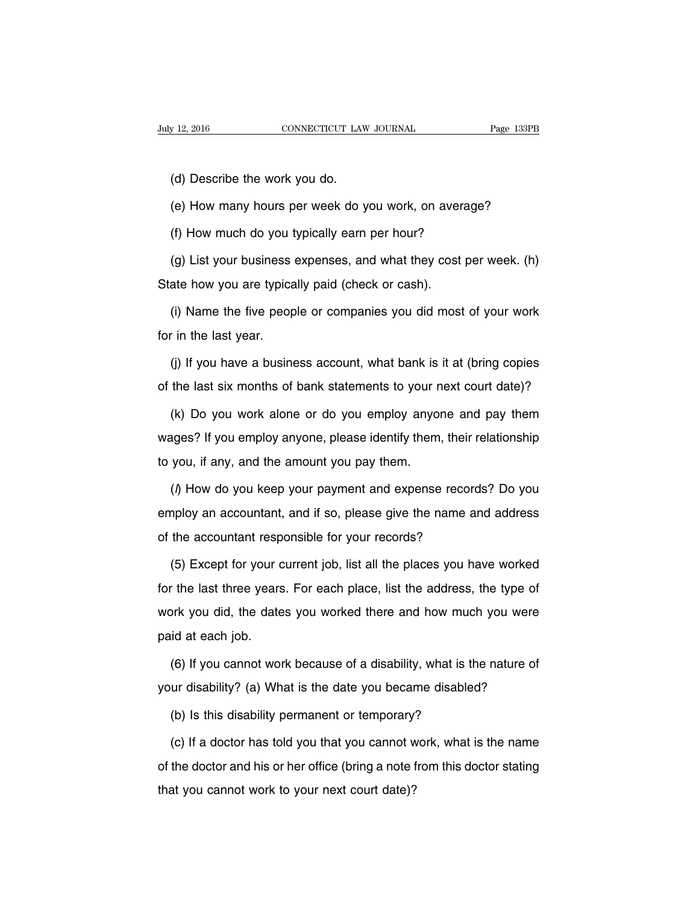(d) Describe the work you do.

(e) How many hours per week do you work, on average?

(f) How much do you typically earn per hour?

(g) List your business expenses, and what they cost per week. (h) State how you are typically paid (check or cash).

(i) Name the five people or companies you did most of your work for in the last year.

(j) If you have a business account, what bank is it at (bring copies of the last six months of bank statements to your next court date)?

(k) Do you work alone or do you employ anyone and pay them wages? If you employ anyone, please identify them, their relationship to you, if any, and the amount you pay them.

(*l*) How do you keep your payment and expense records? Do you employ an accountant, and if so, please give the name and address of the accountant responsible for your records?

(5) Except for your current job, list all the places you have worked for the last three years. For each place, list the address, the type of work you did, the dates you worked there and how much you were paid at each job.

(6) If you cannot work because of a disability, what is the nature of your disability? (a) What is the date you became disabled?

(b) Is this disability permanent or temporary?

(c) If a doctor has told you that you cannot work, what is the name of the doctor and his or her office (bring a note from this doctor stating that you cannot work to your next court date)?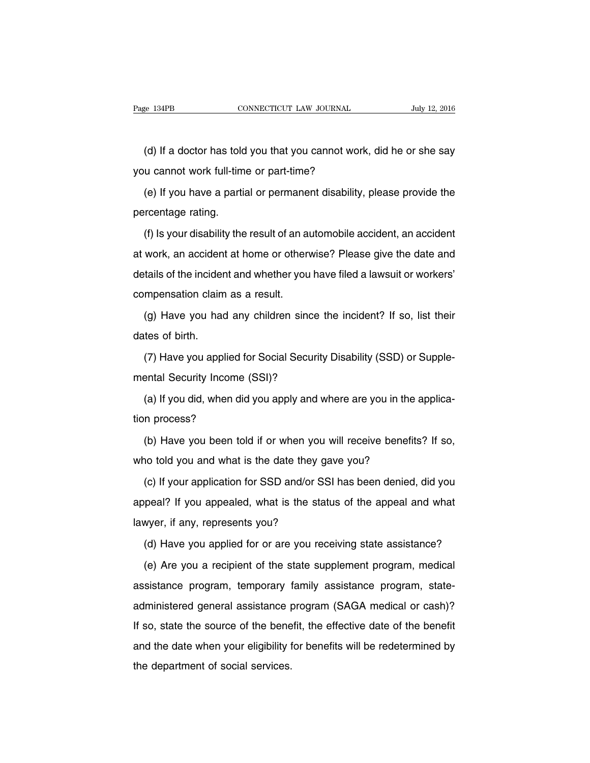(d) If a doctor has told you that you cannot work, did he or she say you cannot work full-time or part-time?

(e) If you have a partial or permanent disability, please provide the percentage rating.

(f) Is your disability the result of an automobile accident, an accident at work, an accident at home or otherwise? Please give the date and details of the incident and whether you have filed a lawsuit or workers' compensation claim as a result.

(g) Have you had any children since the incident? If so, list their dates of birth.

(7) Have you applied for Social Security Disability (SSD) or Supplemental Security Income (SSI)?

(a) If you did, when did you apply and where are you in the application process?

(b) Have you been told if or when you will receive benefits? If so, who told you and what is the date they gave you?

(c) If your application for SSD and/or SSI has been denied, did you appeal? If you appealed, what is the status of the appeal and what lawyer, if any, represents you?

(d) Have you applied for or are you receiving state assistance?

(e) Are you a recipient of the state supplement program, medical assistance program, temporary family assistance program, state-administered general assistance program (SAGA medical or cash)? If so, state the source of the benefit, the effective date of the benefit and the date when your eligibility for benefits will be redetermined by the department of social services.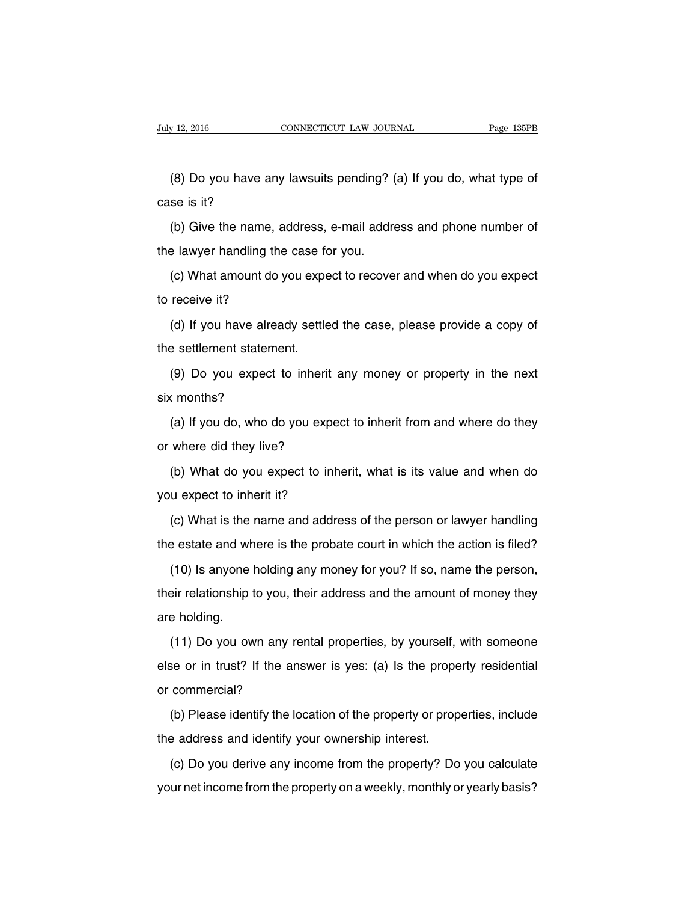(8) Do you have any lawsuits pending? (a) If you do, what type of case is it?

(b) Give the name, address, e-mail address and phone number of the lawyer handling the case for you.

(c) What amount do you expect to recover and when do you expect to receive it?

(d) If you have already settled the case, please provide a copy of the settlement statement.

(9) Do you expect to inherit any money or property in the next six months?

(a) If you do, who do you expect to inherit from and where do they or where did they live?

(b) What do you expect to inherit, what is its value and when do you expect to inherit it?

(c) What is the name and address of the person or lawyer handling the estate and where is the probate court in which the action is filed?

(10) Is anyone holding any money for you? If so, name the person, their relationship to you, their address and the amount of money they are holding.

(11) Do you own any rental properties, by yourself, with someone else or in trust? If the answer is yes: (a) Is the property residential or commercial?

(b) Please identify the location of the property or properties, include the address and identify your ownership interest.

(c) Do you derive any income from the property? Do you calculate your net income from the property on a weekly, monthly or yearly basis?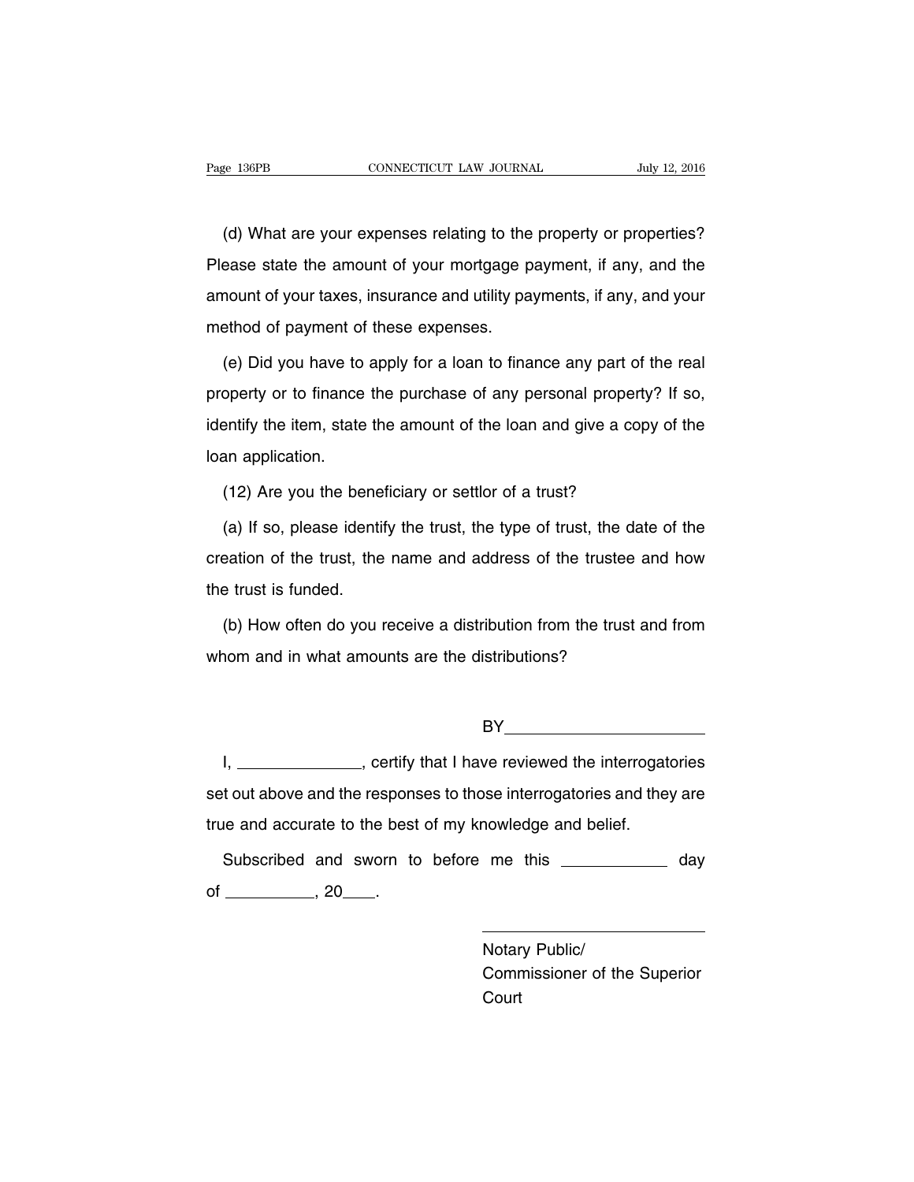(d) What are your expenses relating to the property or properties? Please state the amount of your mortgage payment, if any, and the amount of your taxes, insurance and utility payments, if any, and your method of payment of these expenses.

(e) Did you have to apply for a loan to finance any part of the real property or to finance the purchase of any personal property? If so, identify the item, state the amount of the loan and give a copy of the loan application.

(12) Are you the beneficiary or settlor of a trust?

(a) If so, please identify the trust, the type of trust, the date of the creation of the trust, the name and address of the trustee and how the trust is funded.

(b) How often do you receive a distribution from the trust and from whom and in what amounts are the distributions?

BY______________________

I, ______________, certify that I have reviewed the interrogatories set out above and the responses to those interrogatories and they are true and accurate to the best of my knowledge and belief.

Subscribed and sworn to before me this ___________ day of __________, 20____.

______________________

Notary Public/
Commissioner of the Superior Court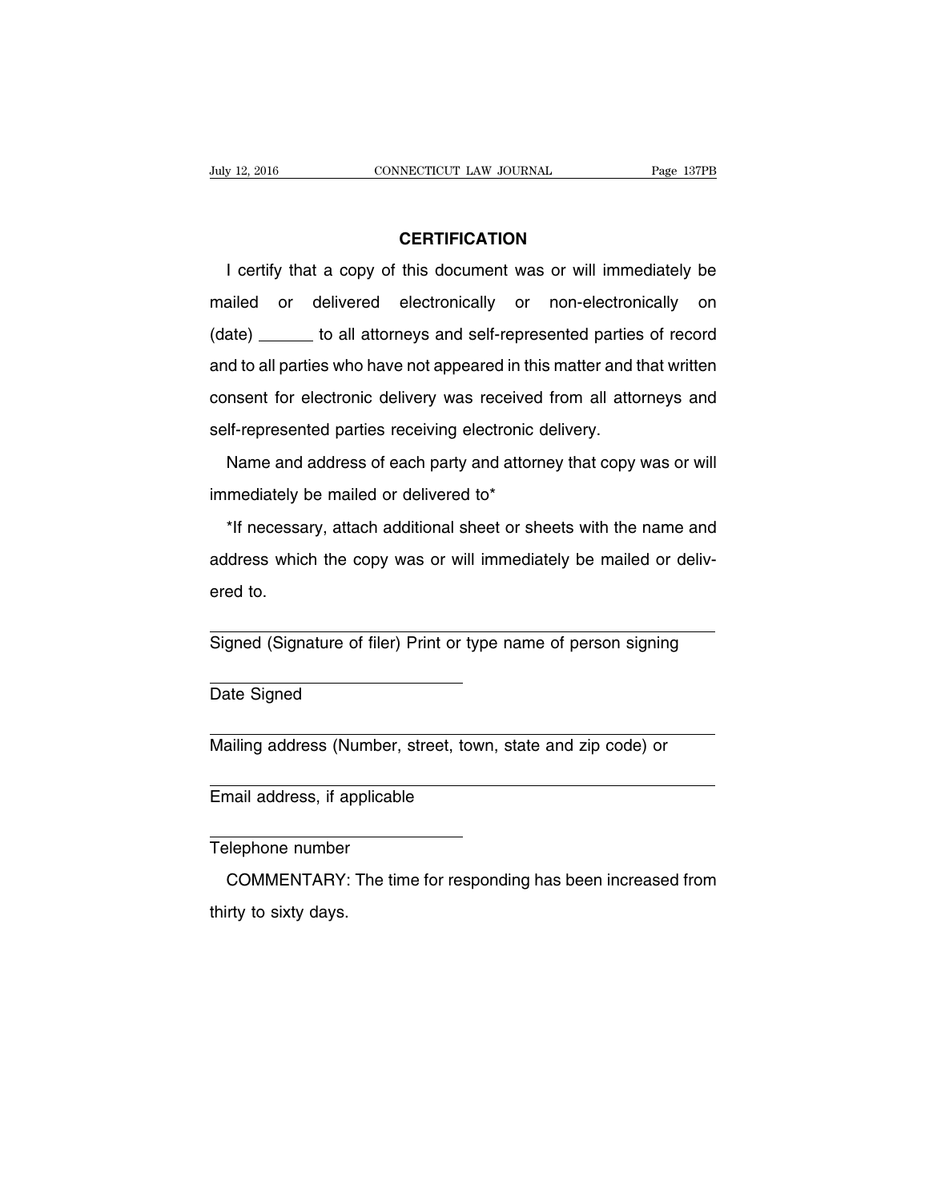## CERTIFICATION

I certify that a copy of this document was or will immediately be mailed or delivered electronically or non-electronically on (date) ______ to all attorneys and self-represented parties of record and to all parties who have not appeared in this matter and that written consent for electronic delivery was received from all attorneys and self-represented parties receiving electronic delivery.

Name and address of each party and attorney that copy was or will immediately be mailed or delivered to*

*If necessary, attach additional sheet or sheets with the name and address which the copy was or will immediately be mailed or delivered to.

______________________________

Signed (Signature of filer) Print or type name of person signing

______________________________

Date Signed

______________________________

Mailing address (Number, street, town, state and zip code) or

______________________________

Email address, if applicable

______________________________

Telephone number

COMMENTARY: The time for responding has been increased from thirty to sixty days.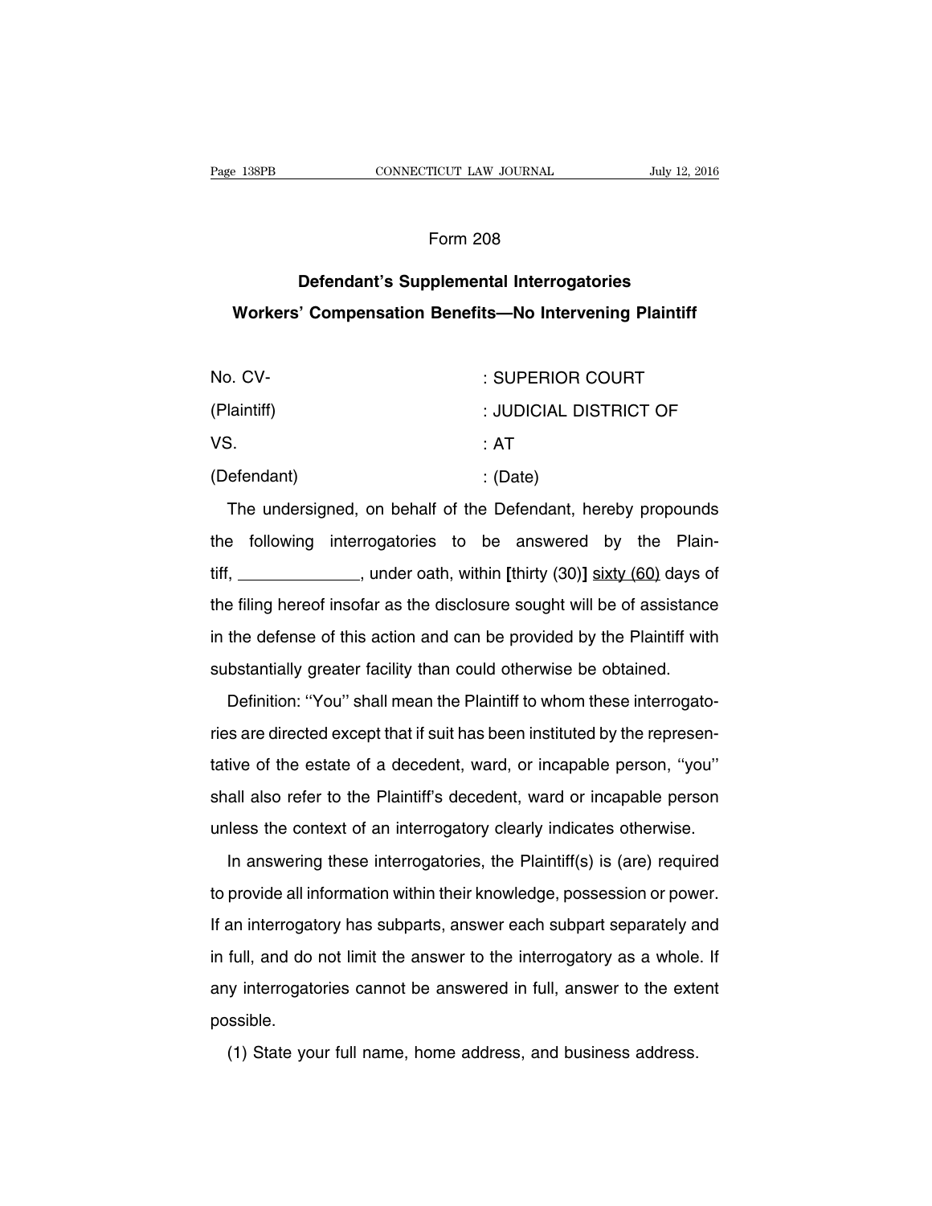Form 208

## Defendant's Supplemental Interrogatories

## Workers' Compensation Benefits—No Intervening Plaintiff

| | |
|---|---|
| No. CV- | : SUPERIOR COURT |
| (Plaintiff) | : JUDICIAL DISTRICT OF |
| VS. | : AT |
| (Defendant) | : (Date) |

The undersigned, on behalf of the Defendant, hereby propounds the following interrogatories to be answered by the Plaintiff, \_\_\_\_\_\_\_\_\_\_\_\_\_\_, under oath, within **[**thirty (30)**]** <u>sixty (60)</u> days of the filing hereof insofar as the disclosure sought will be of assistance in the defense of this action and can be provided by the Plaintiff with substantially greater facility than could otherwise be obtained.

Definition: ''You'' shall mean the Plaintiff to whom these interrogatories are directed except that if suit has been instituted by the representative of the estate of a decedent, ward, or incapable person, ''you'' shall also refer to the Plaintiff's decedent, ward or incapable person unless the context of an interrogatory clearly indicates otherwise.

In answering these interrogatories, the Plaintiff(s) is (are) required to provide all information within their knowledge, possession or power. If an interrogatory has subparts, answer each subpart separately and in full, and do not limit the answer to the interrogatory as a whole. If any interrogatories cannot be answered in full, answer to the extent possible.

(1) State your full name, home address, and business address.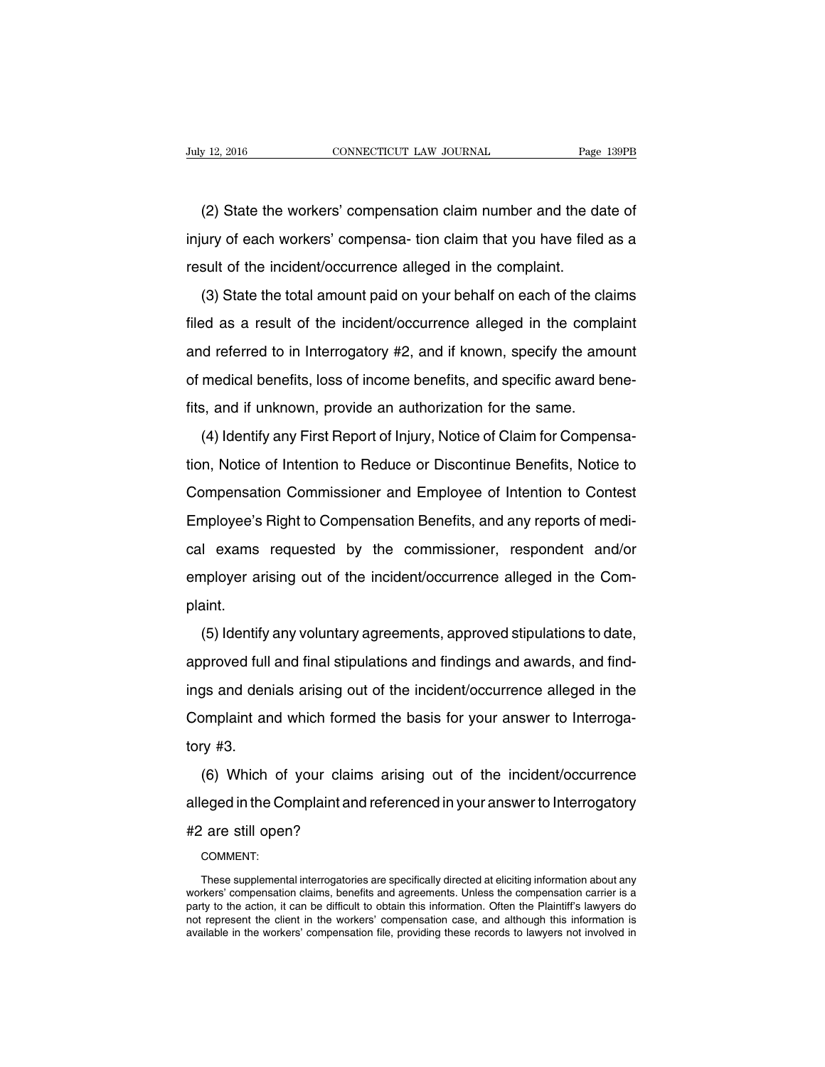(2) State the workers' compensation claim number and the date of injury of each workers' compensa- tion claim that you have filed as a result of the incident/occurrence alleged in the complaint.

(3) State the total amount paid on your behalf on each of the claims filed as a result of the incident/occurrence alleged in the complaint and referred to in Interrogatory #2, and if known, specify the amount of medical benefits, loss of income benefits, and specific award benefits, and if unknown, provide an authorization for the same.

(4) Identify any First Report of Injury, Notice of Claim for Compensation, Notice of Intention to Reduce or Discontinue Benefits, Notice to Compensation Commissioner and Employee of Intention to Contest Employee's Right to Compensation Benefits, and any reports of medical exams requested by the commissioner, respondent and/or employer arising out of the incident/occurrence alleged in the Complaint.

(5) Identify any voluntary agreements, approved stipulations to date, approved full and final stipulations and findings and awards, and findings and denials arising out of the incident/occurrence alleged in the Complaint and which formed the basis for your answer to Interrogatory #3.

(6) Which of your claims arising out of the incident/occurrence alleged in the Complaint and referenced in your answer to Interrogatory #2 are still open?

COMMENT:

These supplemental interrogatories are specifically directed at eliciting information about any workers' compensation claims, benefits and agreements. Unless the compensation carrier is a party to the action, it can be difficult to obtain this information. Often the Plaintiff's lawyers do not represent the client in the workers' compensation case, and although this information is available in the workers' compensation file, providing these records to lawyers not involved in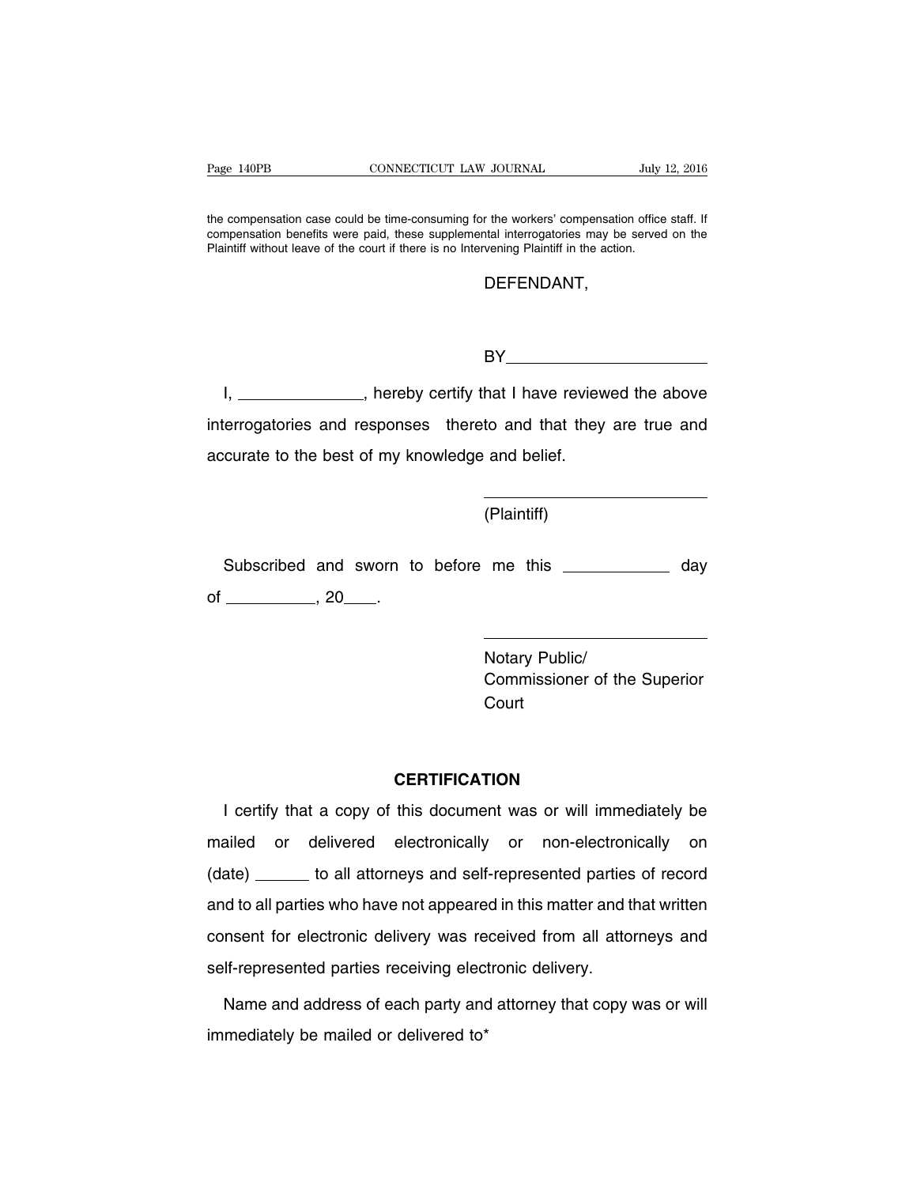the compensation case could be time-consuming for the workers' compensation office staff. If compensation benefits were paid, these supplemental interrogatories may be served on the Plaintiff without leave of the court if there is no Intervening Plaintiff in the action.

DEFENDANT,

BY______________________

I, ______________, hereby certify that I have reviewed the above interrogatories and responses thereto and that they are true and accurate to the best of my knowledge and belief.

__________________________
(Plaintiff)

Subscribed and sworn to before me this ___________ day of __________, 20____.

__________________________
Notary Public/
Commissioner of the Superior Court

**CERTIFICATION**

I certify that a copy of this document was or will immediately be mailed or delivered electronically or non-electronically on (date) ______ to all attorneys and self-represented parties of record and to all parties who have not appeared in this matter and that written consent for electronic delivery was received from all attorneys and self-represented parties receiving electronic delivery.

Name and address of each party and attorney that copy was or will immediately be mailed or delivered to*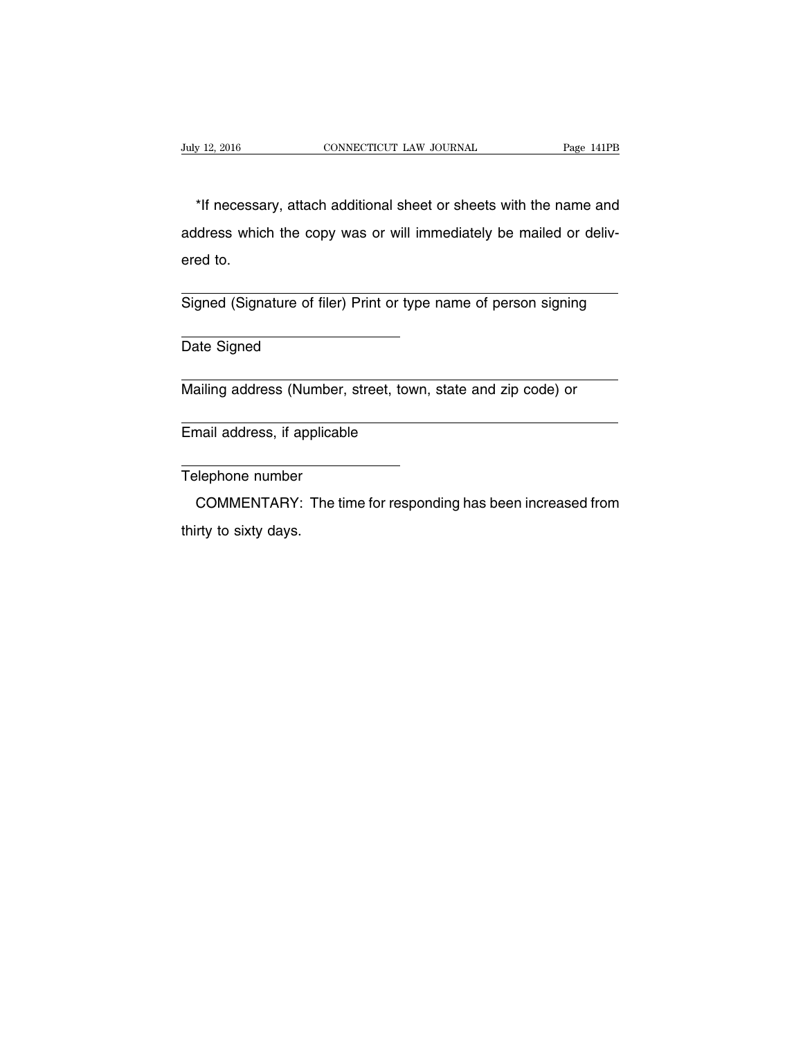*If necessary, attach additional sheet or sheets with the name and address which the copy was or will immediately be mailed or delivered to.

______________________________________________
Signed (Signature of filer) Print or type name of person signing

______________________
Date Signed

______________________________________________
Mailing address (Number, street, town, state and zip code) or

______________________________________________
Email address, if applicable

______________________
Telephone number

COMMENTARY: The time for responding has been increased from thirty to sixty days.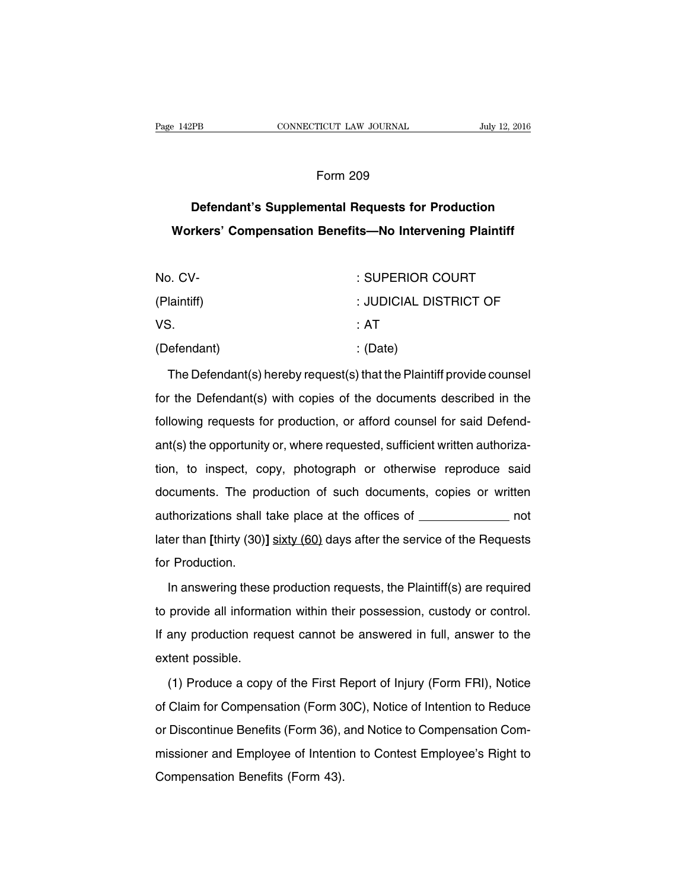Form 209

## Defendant's Supplemental Requests for Production Workers' Compensation Benefits—No Intervening Plaintiff

| | |
|---|---|
| No. CV- | : SUPERIOR COURT |
| (Plaintiff) | : JUDICIAL DISTRICT OF |
| VS. | : AT |
| (Defendant) | : (Date) |

The Defendant(s) hereby request(s) that the Plaintiff provide counsel for the Defendant(s) with copies of the documents described in the following requests for production, or afford counsel for said Defendant(s) the opportunity or, where requested, sufficient written authorization, to inspect, copy, photograph or otherwise reproduce said documents. The production of such documents, copies or written authorizations shall take place at the offices of _____________ not later than **[**thirty (30)**]** <u>sixty (60)</u> days after the service of the Requests for Production.

In answering these production requests, the Plaintiff(s) are required to provide all information within their possession, custody or control. If any production request cannot be answered in full, answer to the extent possible.

(1) Produce a copy of the First Report of Injury (Form FRI), Notice of Claim for Compensation (Form 30C), Notice of Intention to Reduce or Discontinue Benefits (Form 36), and Notice to Compensation Commissioner and Employee of Intention to Contest Employee's Right to Compensation Benefits (Form 43).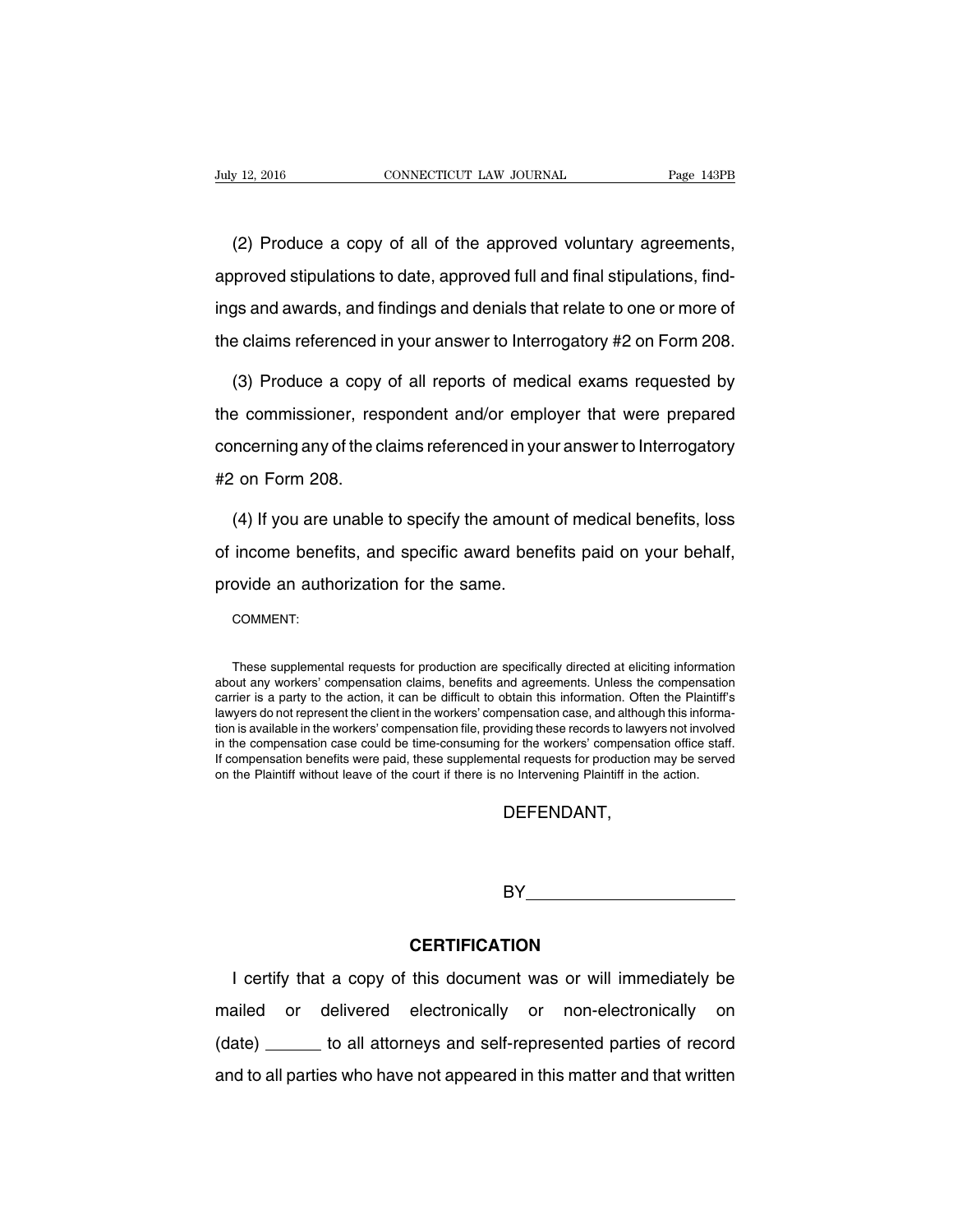(2) Produce a copy of all of the approved voluntary agreements, approved stipulations to date, approved full and final stipulations, findings and awards, and findings and denials that relate to one or more of the claims referenced in your answer to Interrogatory #2 on Form 208.

(3) Produce a copy of all reports of medical exams requested by the commissioner, respondent and/or employer that were prepared concerning any of the claims referenced in your answer to Interrogatory #2 on Form 208.

(4) If you are unable to specify the amount of medical benefits, loss of income benefits, and specific award benefits paid on your behalf, provide an authorization for the same.

COMMENT:

These supplemental requests for production are specifically directed at eliciting information about any workers' compensation claims, benefits and agreements. Unless the compensation carrier is a party to the action, it can be difficult to obtain this information. Often the Plaintiff's lawyers do not represent the client in the workers' compensation case, and although this information is available in the workers' compensation file, providing these records to lawyers not involved in the compensation case could be time-consuming for the workers' compensation office staff. If compensation benefits were paid, these supplemental requests for production may be served on the Plaintiff without leave of the court if there is no Intervening Plaintiff in the action.

DEFENDANT,

BY______________________

## CERTIFICATION

I certify that a copy of this document was or will immediately be mailed or delivered electronically or non-electronically on (date) ______ to all attorneys and self-represented parties of record and to all parties who have not appeared in this matter and that written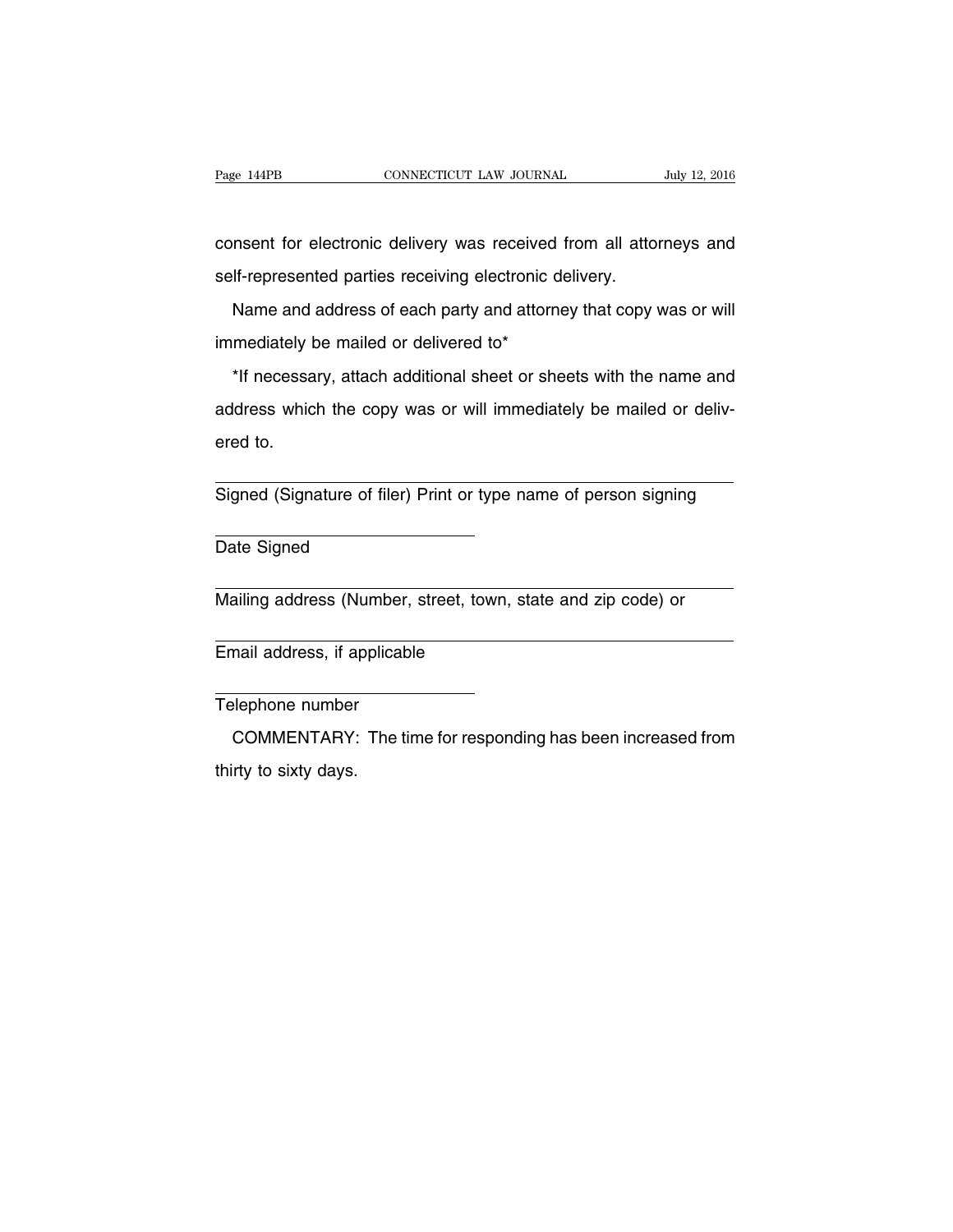consent for electronic delivery was received from all attorneys and self-represented parties receiving electronic delivery.

Name and address of each party and attorney that copy was or will immediately be mailed or delivered to*

*If necessary, attach additional sheet or sheets with the name and address which the copy was or will immediately be mailed or delivered to.

______________________________________________
Signed (Signature of filer) Print or type name of person signing

______________________
Date Signed

______________________________________________
Mailing address (Number, street, town, state and zip code) or

______________________________________________
Email address, if applicable

______________________
Telephone number

COMMENTARY: The time for responding has been increased from thirty to sixty days.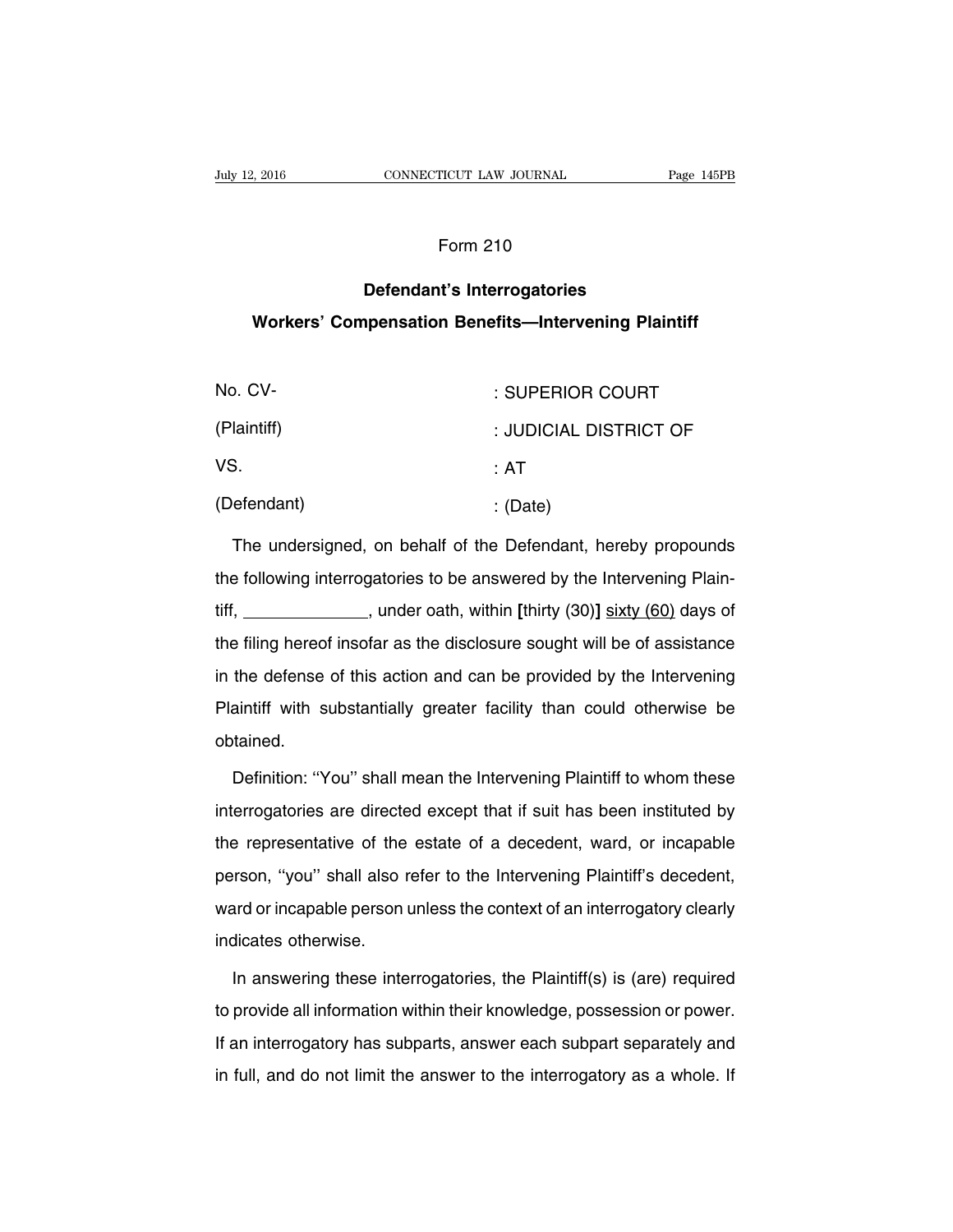Form 210

**Defendant's Interrogatories**

**Workers' Compensation Benefits—Intervening Plaintiff**

| | |
|---|---|
| No. CV- | : SUPERIOR COURT |
| (Plaintiff) | : JUDICIAL DISTRICT OF |
| VS. | : AT |
| (Defendant) | : (Date) |

The undersigned, on behalf of the Defendant, hereby propounds the following interrogatories to be answered by the Intervening Plaintiff, _____________, under oath, within **[**thirty (30)**]** <u>sixty (60)</u> days of the filing hereof insofar as the disclosure sought will be of assistance in the defense of this action and can be provided by the Intervening Plaintiff with substantially greater facility than could otherwise be obtained.

Definition: ''You'' shall mean the Intervening Plaintiff to whom these interrogatories are directed except that if suit has been instituted by the representative of the estate of a decedent, ward, or incapable person, ''you'' shall also refer to the Intervening Plaintiff's decedent, ward or incapable person unless the context of an interrogatory clearly indicates otherwise.

In answering these interrogatories, the Plaintiff(s) is (are) required to provide all information within their knowledge, possession or power. If an interrogatory has subparts, answer each subpart separately and in full, and do not limit the answer to the interrogatory as a whole. If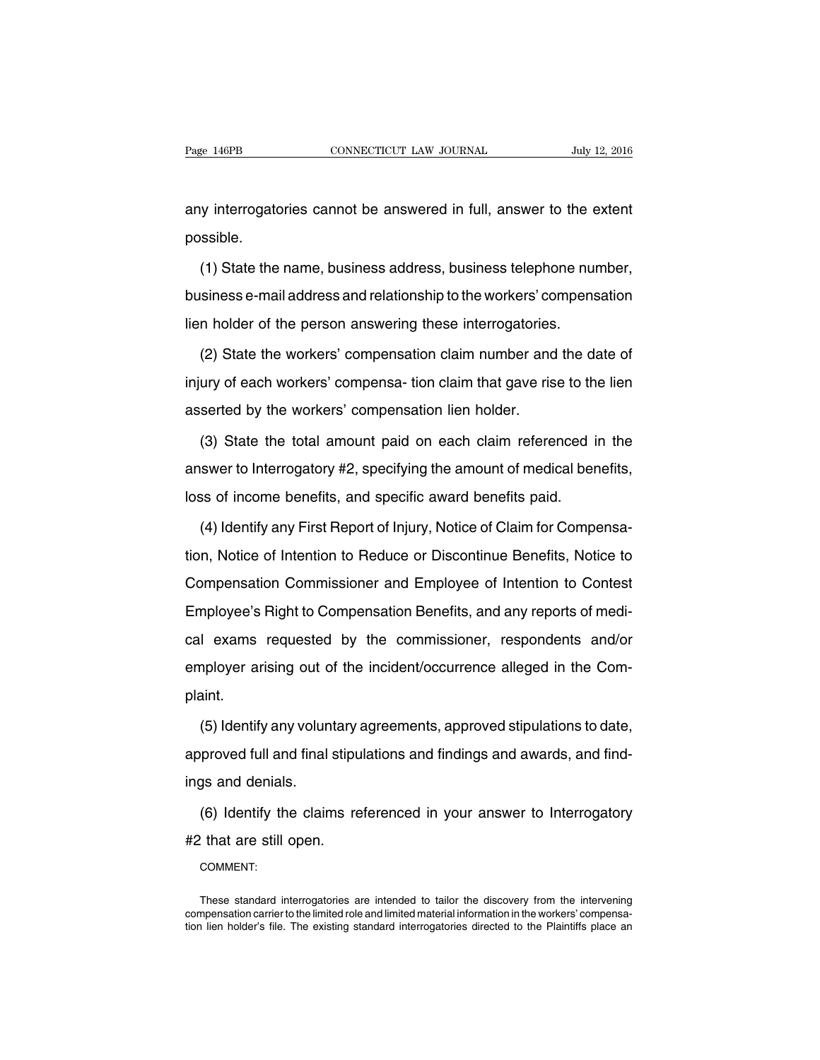any interrogatories cannot be answered in full, answer to the extent possible.

(1) State the name, business address, business telephone number, business e-mail address and relationship to the workers' compensation lien holder of the person answering these interrogatories.

(2) State the workers' compensation claim number and the date of injury of each workers' compensa- tion claim that gave rise to the lien asserted by the workers' compensation lien holder.

(3) State the total amount paid on each claim referenced in the answer to Interrogatory #2, specifying the amount of medical benefits, loss of income benefits, and specific award benefits paid.

(4) Identify any First Report of Injury, Notice of Claim for Compensation, Notice of Intention to Reduce or Discontinue Benefits, Notice to Compensation Commissioner and Employee of Intention to Contest Employee's Right to Compensation Benefits, and any reports of medical exams requested by the commissioner, respondents and/or employer arising out of the incident/occurrence alleged in the Complaint.

(5) Identify any voluntary agreements, approved stipulations to date, approved full and final stipulations and findings and awards, and findings and denials.

(6) Identify the claims referenced in your answer to Interrogatory #2 that are still open.

COMMENT:

These standard interrogatories are intended to tailor the discovery from the intervening compensation carrier to the limited role and limited material information in the workers' compensation lien holder's file. The existing standard interrogatories directed to the Plaintiffs place an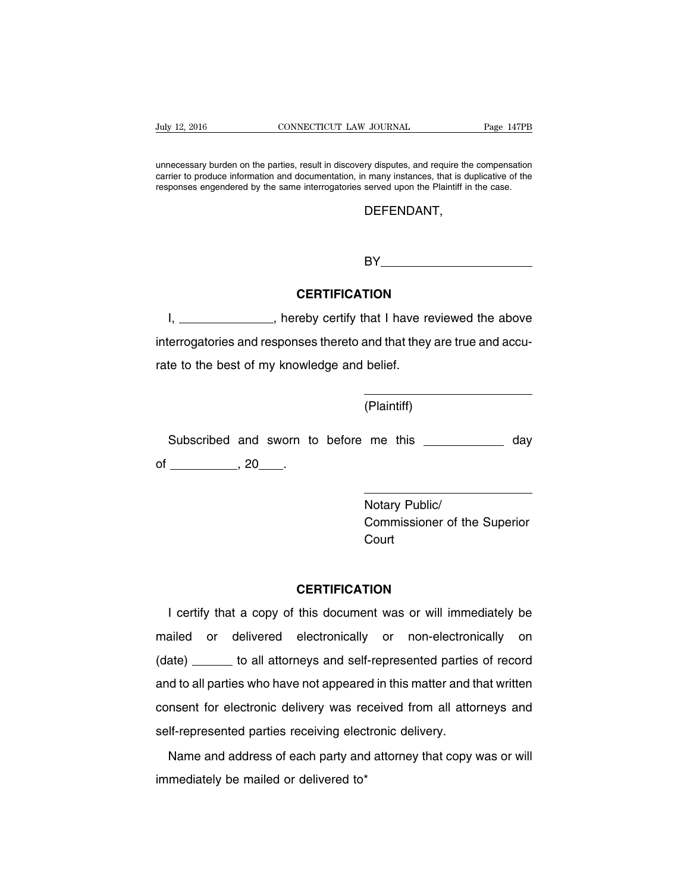unnecessary burden on the parties, result in discovery disputes, and require the compensation carrier to produce information and documentation, in many instances, that is duplicative of the responses engendered by the same interrogatories served upon the Plaintiff in the case.

DEFENDANT,

BY\_\_\_\_\_\_\_\_\_\_\_\_\_\_\_\_\_\_\_\_\_\_

**CERTIFICATION**

I, \_\_\_\_\_\_\_\_\_\_\_\_\_\_, hereby certify that I have reviewed the above interrogatories and responses thereto and that they are true and accurate to the best of my knowledge and belief.

\_\_\_\_\_\_\_\_\_\_\_\_\_\_\_\_\_\_\_\_\_\_\_\_\_\_

(Plaintiff)

Subscribed and sworn to before me this \_\_\_\_\_\_\_\_\_\_\_ day of \_\_\_\_\_\_\_\_\_\_, 20\_\_\_\_.

\_\_\_\_\_\_\_\_\_\_\_\_\_\_\_\_\_\_\_\_\_\_\_\_\_\_

Notary Public/
Commissioner of the Superior Court

**CERTIFICATION**

I certify that a copy of this document was or will immediately be mailed or delivered electronically or non-electronically on (date) \_\_\_\_\_\_ to all attorneys and self-represented parties of record and to all parties who have not appeared in this matter and that written consent for electronic delivery was received from all attorneys and self-represented parties receiving electronic delivery.

Name and address of each party and attorney that copy was or will immediately be mailed or delivered to*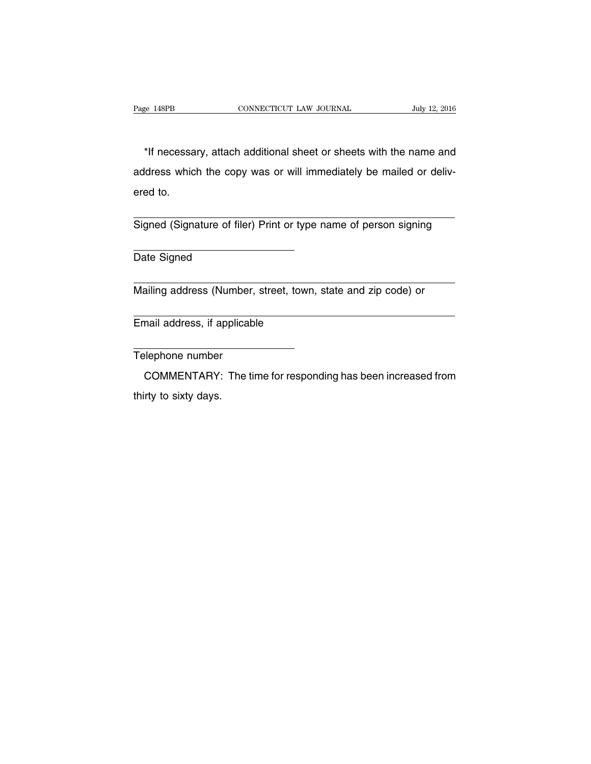*If necessary, attach additional sheet or sheets with the name and address which the copy was or will immediately be mailed or delivered to.

___________________________________________________________
Signed (Signature of filer) Print or type name of person signing

______________________________
Date Signed

___________________________________________________________
Mailing address (Number, street, town, state and zip code) or

___________________________________________________________
Email address, if applicable

______________________________
Telephone number

COMMENTARY: The time for responding has been increased from thirty to sixty days.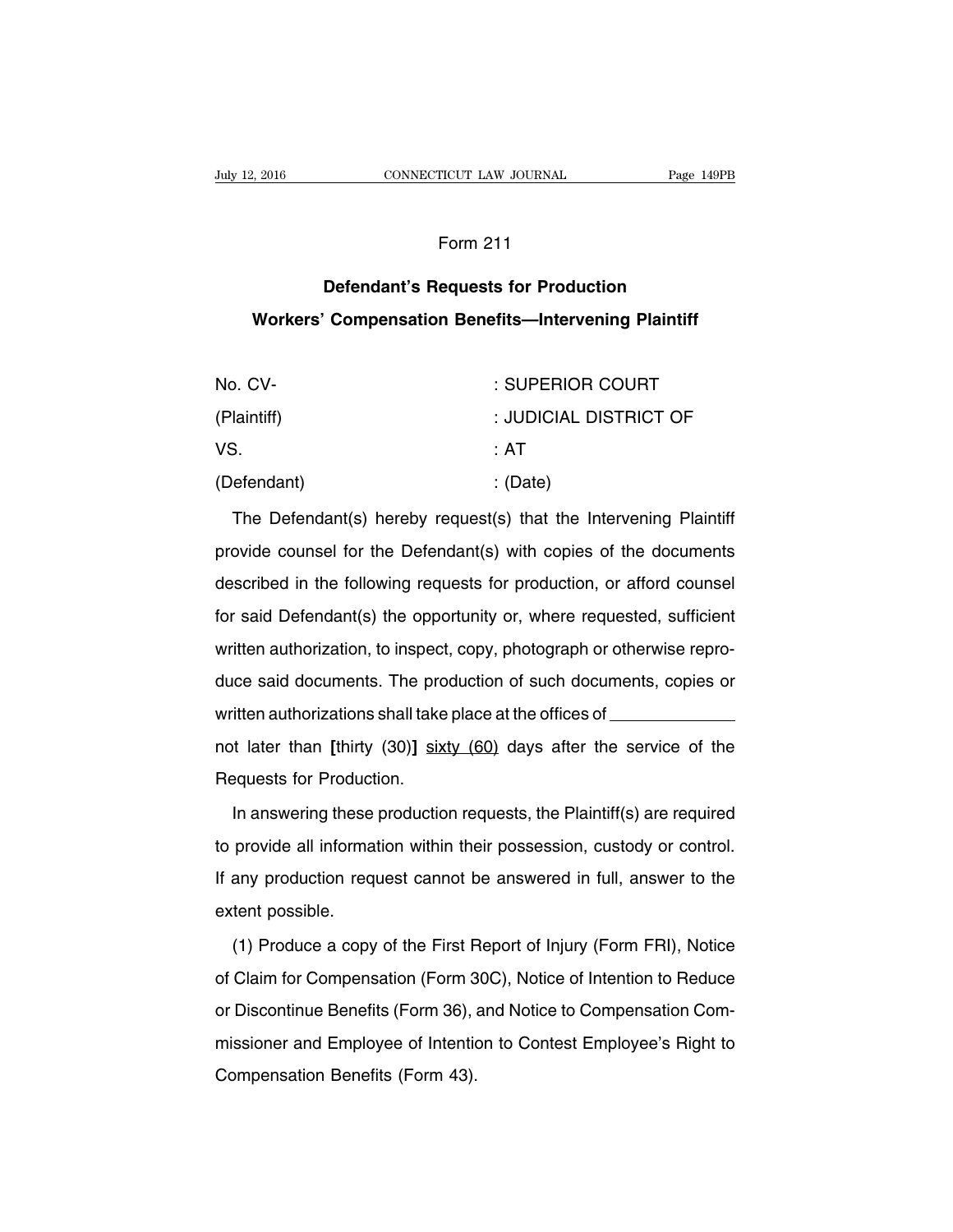Form 211

## Defendant's Requests for Production

## Workers' Compensation Benefits—Intervening Plaintiff

| | |
|---|---|
| No. CV- | : SUPERIOR COURT |
| (Plaintiff) | : JUDICIAL DISTRICT OF |
| VS. | : AT |
| (Defendant) | : (Date) |

The Defendant(s) hereby request(s) that the Intervening Plaintiff provide counsel for the Defendant(s) with copies of the documents described in the following requests for production, or afford counsel for said Defendant(s) the opportunity or, where requested, sufficient written authorization, to inspect, copy, photograph or otherwise reproduce said documents. The production of such documents, copies or written authorizations shall take place at the offices of \_\_\_\_\_\_\_\_\_\_\_\_\_ not later than **[**thirty (30)**]** <u>sixty (60)</u> days after the service of the Requests for Production.

In answering these production requests, the Plaintiff(s) are required to provide all information within their possession, custody or control. If any production request cannot be answered in full, answer to the extent possible.

(1) Produce a copy of the First Report of Injury (Form FRI), Notice of Claim for Compensation (Form 30C), Notice of Intention to Reduce or Discontinue Benefits (Form 36), and Notice to Compensation Commissioner and Employee of Intention to Contest Employee's Right to Compensation Benefits (Form 43).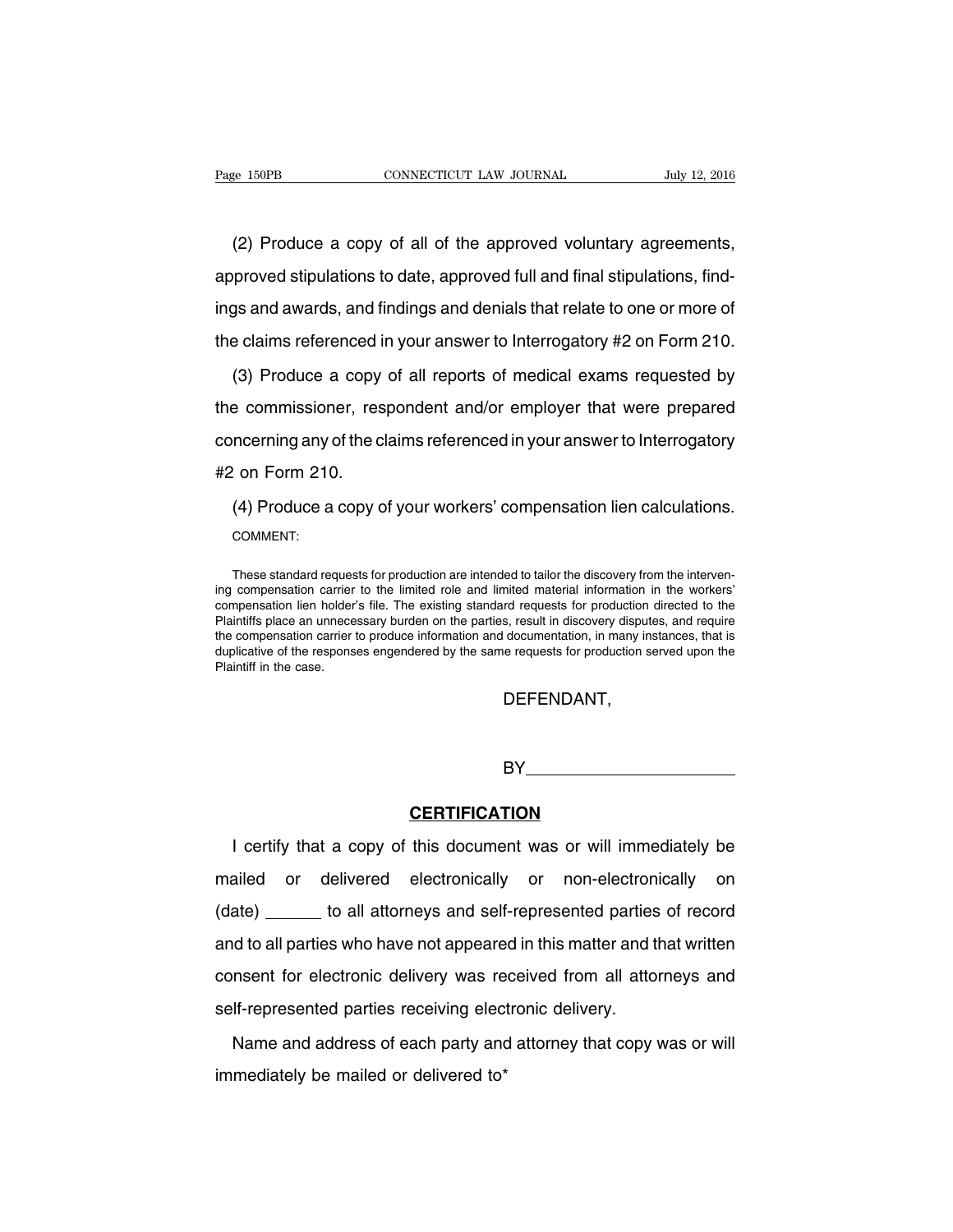(2) Produce a copy of all of the approved voluntary agreements, approved stipulations to date, approved full and final stipulations, findings and awards, and findings and denials that relate to one or more of the claims referenced in your answer to Interrogatory #2 on Form 210.

(3) Produce a copy of all reports of medical exams requested by the commissioner, respondent and/or employer that were prepared concerning any of the claims referenced in your answer to Interrogatory #2 on Form 210.

(4) Produce a copy of your workers' compensation lien calculations.

COMMENT:

These standard requests for production are intended to tailor the discovery from the intervening compensation carrier to the limited role and limited material information in the workers' compensation lien holder's file. The existing standard requests for production directed to the Plaintiffs place an unnecessary burden on the parties, result in discovery disputes, and require the compensation carrier to produce information and documentation, in many instances, that is duplicative of the responses engendered by the same requests for production served upon the Plaintiff in the case.

DEFENDANT,

BY______________________

**CERTIFICATION**

I certify that a copy of this document was or will immediately be mailed or delivered electronically or non-electronically on (date) ______ to all attorneys and self-represented parties of record and to all parties who have not appeared in this matter and that written consent for electronic delivery was received from all attorneys and self-represented parties receiving electronic delivery.

Name and address of each party and attorney that copy was or will immediately be mailed or delivered to*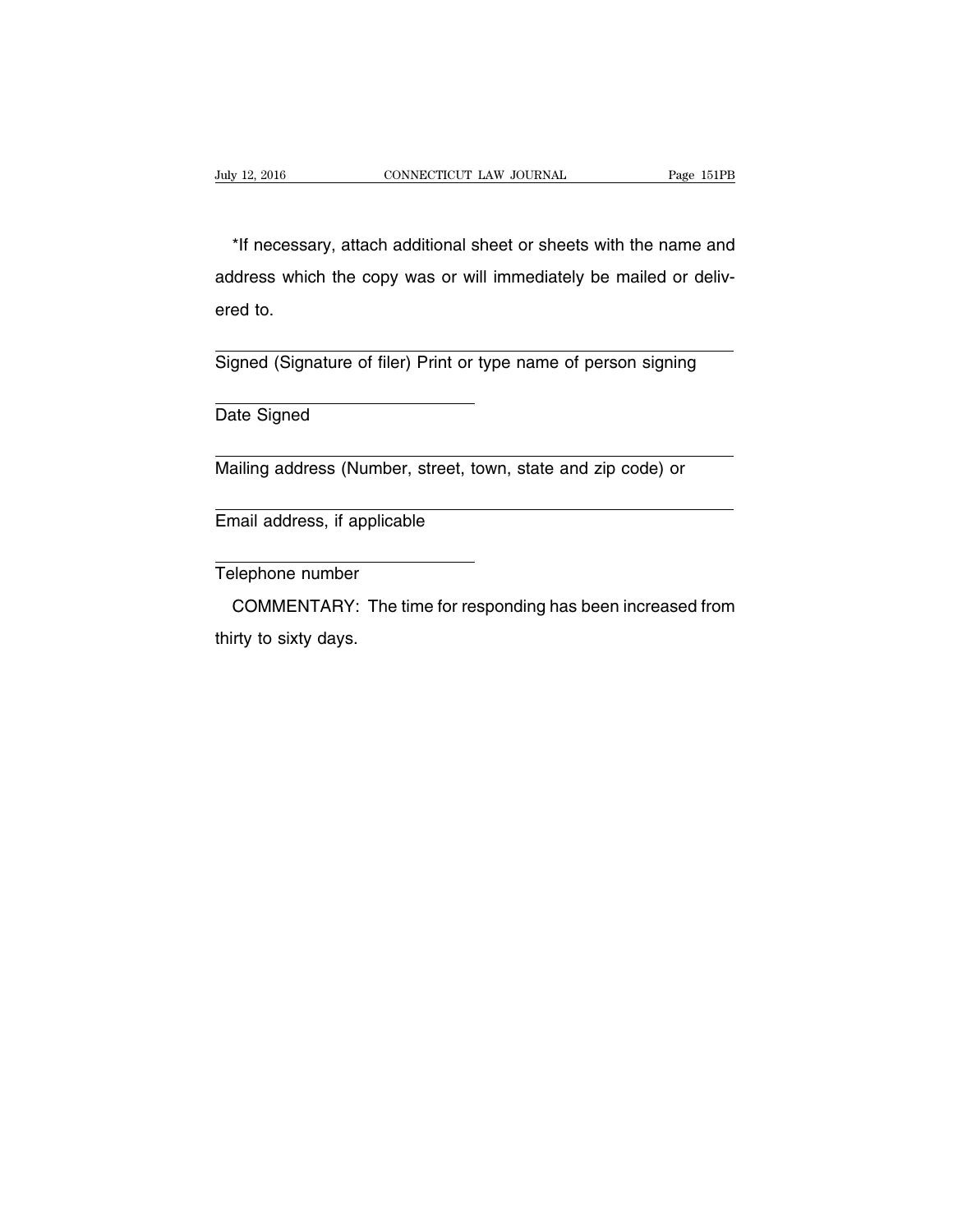*If necessary, attach additional sheet or sheets with the name and address which the copy was or will immediately be mailed or delivered to.

\_\_\_\_\_\_\_\_\_\_\_\_\_\_\_\_\_\_\_\_\_\_\_\_\_\_\_\_\_\_\_\_\_\_\_\_\_\_\_\_\_\_\_\_\_\_\_\_\_\_\_\_\_\_\_\_

Signed (Signature of filer) Print or type name of person signing

\_\_\_\_\_\_\_\_\_\_\_\_\_\_\_\_\_\_\_\_\_\_\_\_\_\_\_\_

Date Signed

\_\_\_\_\_\_\_\_\_\_\_\_\_\_\_\_\_\_\_\_\_\_\_\_\_\_\_\_\_\_\_\_\_\_\_\_\_\_\_\_\_\_\_\_\_\_\_\_\_\_\_\_\_\_\_\_

Mailing address (Number, street, town, state and zip code) or

\_\_\_\_\_\_\_\_\_\_\_\_\_\_\_\_\_\_\_\_\_\_\_\_\_\_\_\_\_\_\_\_\_\_\_\_\_\_\_\_\_\_\_\_\_\_\_\_\_\_\_\_\_\_\_\_

Email address, if applicable

\_\_\_\_\_\_\_\_\_\_\_\_\_\_\_\_\_\_\_\_\_\_\_\_\_\_\_\_

Telephone number

COMMENTARY: The time for responding has been increased from thirty to sixty days.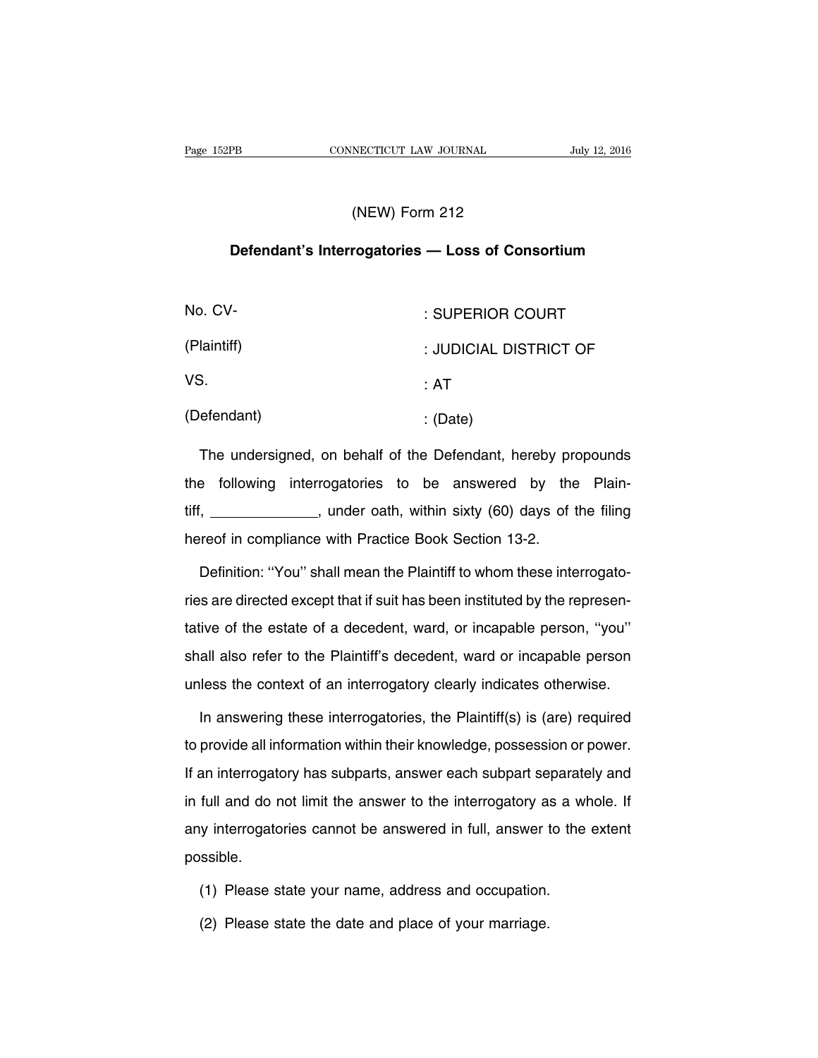(NEW) Form 212

## Defendant's Interrogatories — Loss of Consortium

| | |
|---|---|
| No. CV- | : SUPERIOR COURT |
| (Plaintiff) | : JUDICIAL DISTRICT OF |
| VS. | : AT |
| (Defendant) | : (Date) |

The undersigned, on behalf of the Defendant, hereby propounds the following interrogatories to be answered by the Plaintiff, \_\_\_\_\_\_\_\_\_\_\_\_\_, under oath, within sixty (60) days of the filing hereof in compliance with Practice Book Section 13-2.

Definition: ''You'' shall mean the Plaintiff to whom these interrogatories are directed except that if suit has been instituted by the representative of the estate of a decedent, ward, or incapable person, ''you'' shall also refer to the Plaintiff's decedent, ward or incapable person unless the context of an interrogatory clearly indicates otherwise.

In answering these interrogatories, the Plaintiff(s) is (are) required to provide all information within their knowledge, possession or power. If an interrogatory has subparts, answer each subpart separately and in full and do not limit the answer to the interrogatory as a whole. If any interrogatories cannot be answered in full, answer to the extent possible.

(1) Please state your name, address and occupation.

(2) Please state the date and place of your marriage.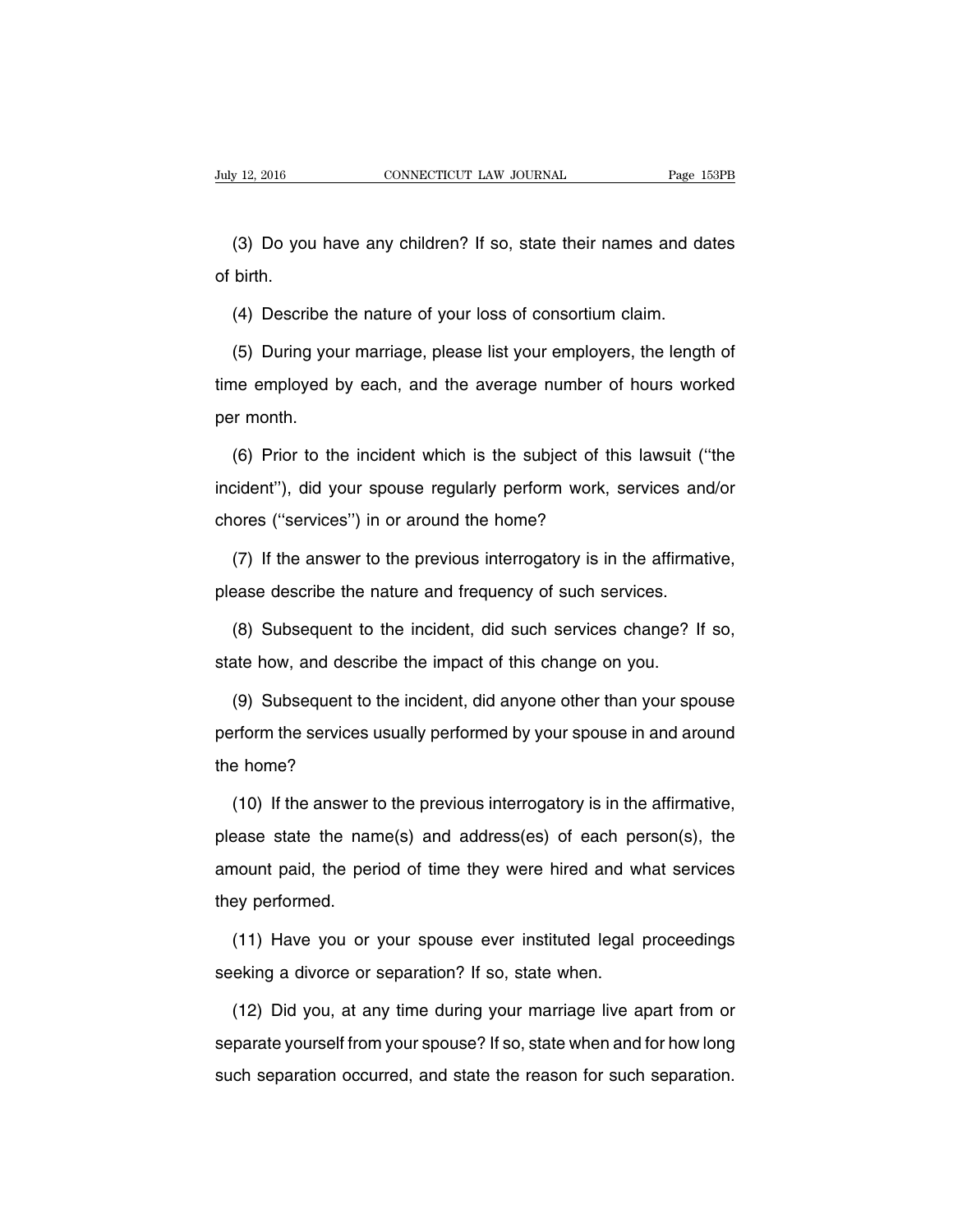(3) Do you have any children? If so, state their names and dates of birth.

(4) Describe the nature of your loss of consortium claim.

(5) During your marriage, please list your employers, the length of time employed by each, and the average number of hours worked per month.

(6) Prior to the incident which is the subject of this lawsuit (''the incident''), did your spouse regularly perform work, services and/or chores (''services'') in or around the home?

(7) If the answer to the previous interrogatory is in the affirmative, please describe the nature and frequency of such services.

(8) Subsequent to the incident, did such services change? If so, state how, and describe the impact of this change on you.

(9) Subsequent to the incident, did anyone other than your spouse perform the services usually performed by your spouse in and around the home?

(10) If the answer to the previous interrogatory is in the affirmative, please state the name(s) and address(es) of each person(s), the amount paid, the period of time they were hired and what services they performed.

(11) Have you or your spouse ever instituted legal proceedings seeking a divorce or separation? If so, state when.

(12) Did you, at any time during your marriage live apart from or separate yourself from your spouse? If so, state when and for how long such separation occurred, and state the reason for such separation.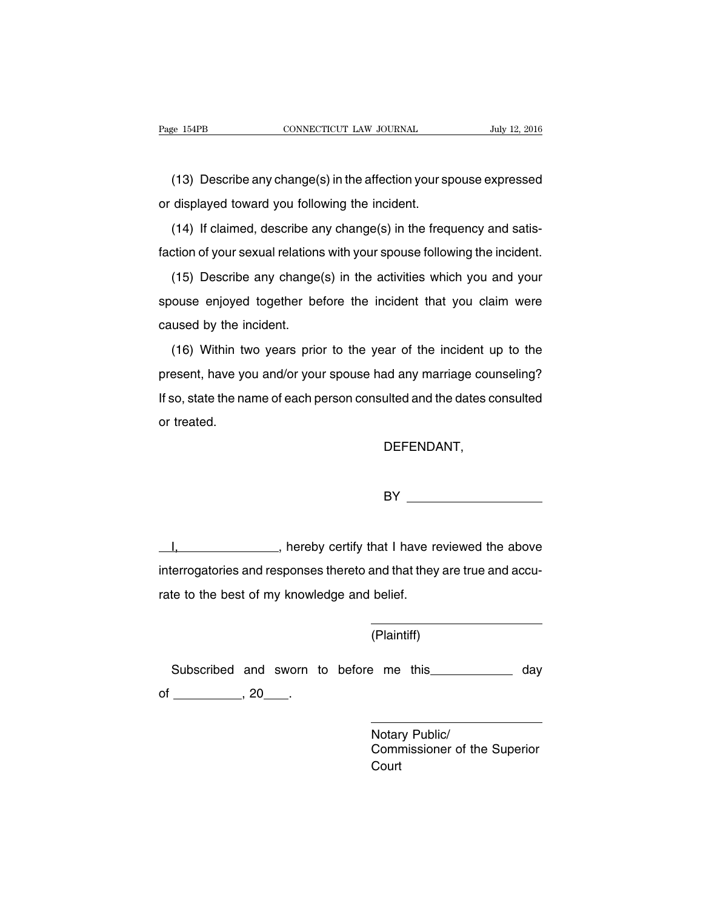(13) Describe any change(s) in the affection your spouse expressed or displayed toward you following the incident.

(14) If claimed, describe any change(s) in the frequency and satisfaction of your sexual relations with your spouse following the incident.

(15) Describe any change(s) in the activities which you and your spouse enjoyed together before the incident that you claim were caused by the incident.

(16) Within two years prior to the year of the incident up to the present, have you and/or your spouse had any marriage counseling? If so, state the name of each person consulted and the dates consulted or treated.

DEFENDANT,

BY ____________________

I, ________________, hereby certify that I have reviewed the above interrogatories and responses thereto and that they are true and accurate to the best of my knowledge and belief.

__________________________
(Plaintiff)

Subscribed and sworn to before me this____________ day of __________, 20____.

__________________________
Notary Public/
Commissioner of the Superior Court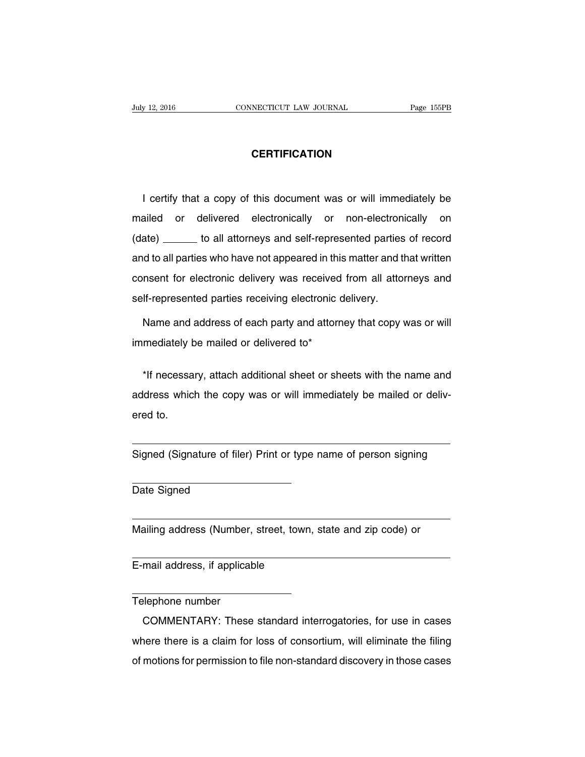## CERTIFICATION

I certify that a copy of this document was or will immediately be mailed or delivered electronically or non-electronically on (date) ______ to all attorneys and self-represented parties of record and to all parties who have not appeared in this matter and that written consent for electronic delivery was received from all attorneys and self-represented parties receiving electronic delivery.

Name and address of each party and attorney that copy was or will immediately be mailed or delivered to*

*If necessary, attach additional sheet or sheets with the name and address which the copy was or will immediately be mailed or delivered to.

______________________________________________
Signed (Signature of filer) Print or type name of person signing

______________________
Date Signed

______________________________________________
Mailing address (Number, street, town, state and zip code) or

______________________________________________
E-mail address, if applicable

______________________
Telephone number

COMMENTARY: These standard interrogatories, for use in cases where there is a claim for loss of consortium, will eliminate the filing of motions for permission to file non-standard discovery in those cases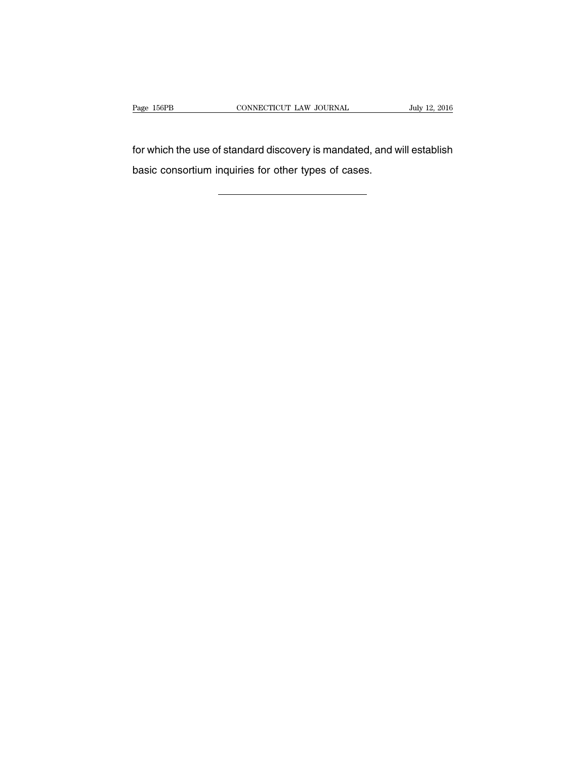for which the use of standard discovery is mandated, and will establish basic consortium inquiries for other types of cases.

---